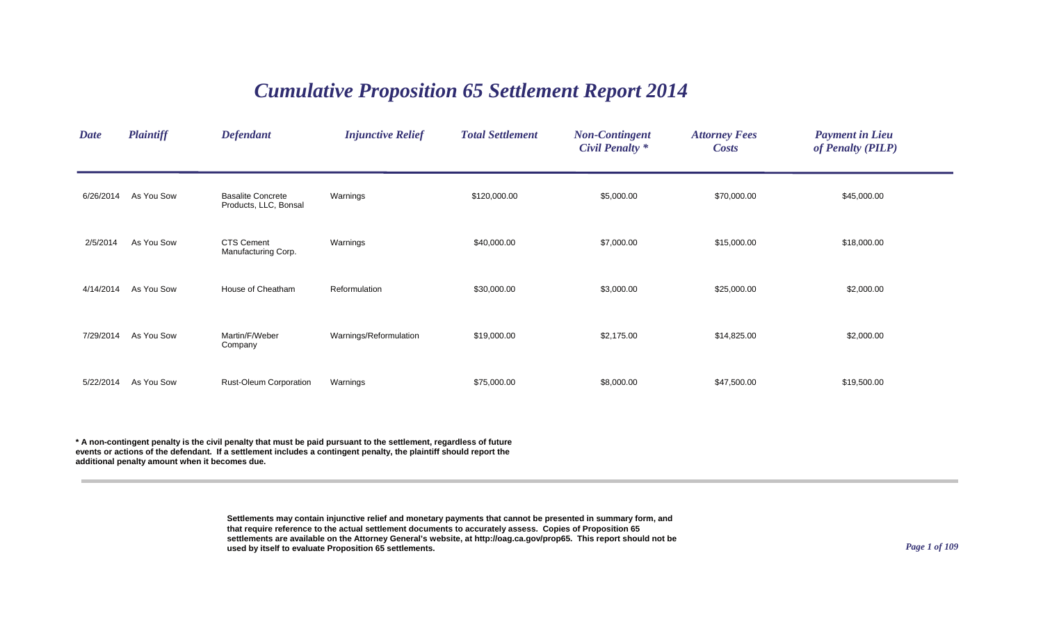# Cumulative Proposition 65 Settlement Report 2014

| Date | Plaintiff | Defendant | Injunctive Relief | Total Settlement | Non-Contingent Civil Penalty * | Attorney Fees Costs | Payment in Lieu of Penalty (PILP) |
|---|---|---|---|---|---|---|---|
| 6/26/2014 | As You Sow | Basalite Concrete Products, LLC, Bonsal | Warnings | $120,000.00 | $5,000.00 | $70,000.00 | $45,000.00 |
| 2/5/2014 | As You Sow | CTS Cement Manufacturing Corp. | Warnings | $40,000.00 | $7,000.00 | $15,000.00 | $18,000.00 |
| 4/14/2014 | As You Sow | House of Cheatham | Reformulation | $30,000.00 | $3,000.00 | $25,000.00 | $2,000.00 |
| 7/29/2014 | As You Sow | Martin/F/Weber Company | Warnings/Reformulation | $19,000.00 | $2,175.00 | $14,825.00 | $2,000.00 |
| 5/22/2014 | As You Sow | Rust-Oleum Corporation | Warnings | $75,000.00 | $8,000.00 | $47,500.00 | $19,500.00 |

**\* A non-contingent penalty is the civil penalty that must be paid pursuant to the settlement, regardless of future events or actions of the defendant. If a settlement includes a contingent penalty, the plaintiff should report the additional penalty amount when it becomes due.**

**Settlements may contain injunctive relief and monetary payments that cannot be presented in summary form, and that require reference to the actual settlement documents to accurately assess. Copies of Proposition 65 settlements are available on the Attorney General's website, at http://oag.ca.gov/prop65. This report should not be used by itself to evaluate Proposition 65 settlements.**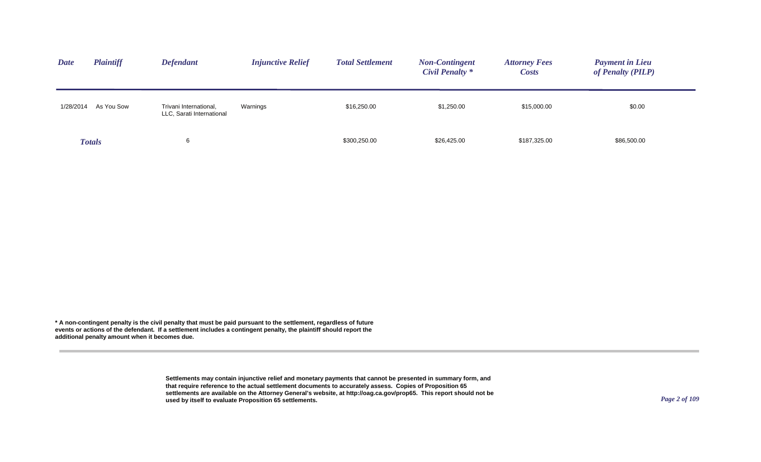| Date | Plaintiff | Defendant | Injunctive Relief | Total Settlement | Non-Contingent Civil Penalty * | Attorney Fees Costs | Payment in Lieu of Penalty (PILP) |
|---|---|---|---|---|---|---|---|
| 1/28/2014 | As You Sow | Trivani International, LLC, Sarati International | Warnings | $16,250.00 | $1,250.00 | $15,000.00 | $0.00 |
| **Totals** | | 6 | | $300,250.00 | $26,425.00 | $187,325.00 | $86,500.00 |

**\* A non-contingent penalty is the civil penalty that must be paid pursuant to the settlement, regardless of future events or actions of the defendant. If a settlement includes a contingent penalty, the plaintiff should report the additional penalty amount when it becomes due.**

**Settlements may contain injunctive relief and monetary payments that cannot be presented in summary form, and that require reference to the actual settlement documents to accurately assess. Copies of Proposition 65 settlements are available on the Attorney General's website, at http://oag.ca.gov/prop65. This report should not be used by itself to evaluate Proposition 65 settlements.**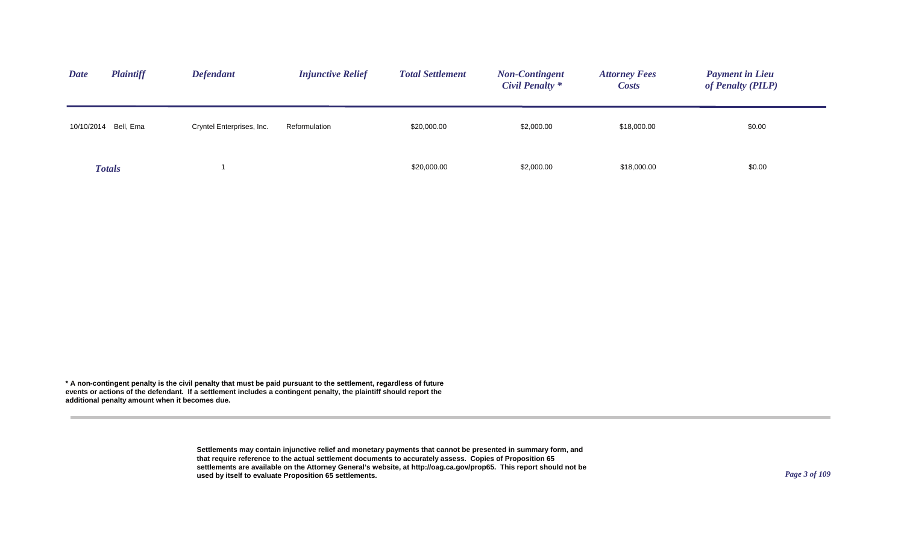| *Date* | *Plaintiff* | *Defendant* | *Injunctive Relief* | *Total Settlement* | *Non-Contingent Civil Penalty ** | *Attorney Fees Costs* | *Payment in Lieu of Penalty (PILP)* |
|---|---|---|---|---|---|---|---|
| 10/10/2014 | Bell, Ema | Cryntel Enterprises, Inc. | Reformulation | $20,000.00 | $2,000.00 | $18,000.00 | $0.00 |
| ***Totals*** | | 1 | | $20,000.00 | $2,000.00 | $18,000.00 | $0.00 |

**\* A non-contingent penalty is the civil penalty that must be paid pursuant to the settlement, regardless of future events or actions of the defendant. If a settlement includes a contingent penalty, the plaintiff should report the additional penalty amount when it becomes due.**

**Settlements may contain injunctive relief and monetary payments that cannot be presented in summary form, and that require reference to the actual settlement documents to accurately assess. Copies of Proposition 65 settlements are available on the Attorney General's website, at http://oag.ca.gov/prop65. This report should not be used by itself to evaluate Proposition 65 settlements.**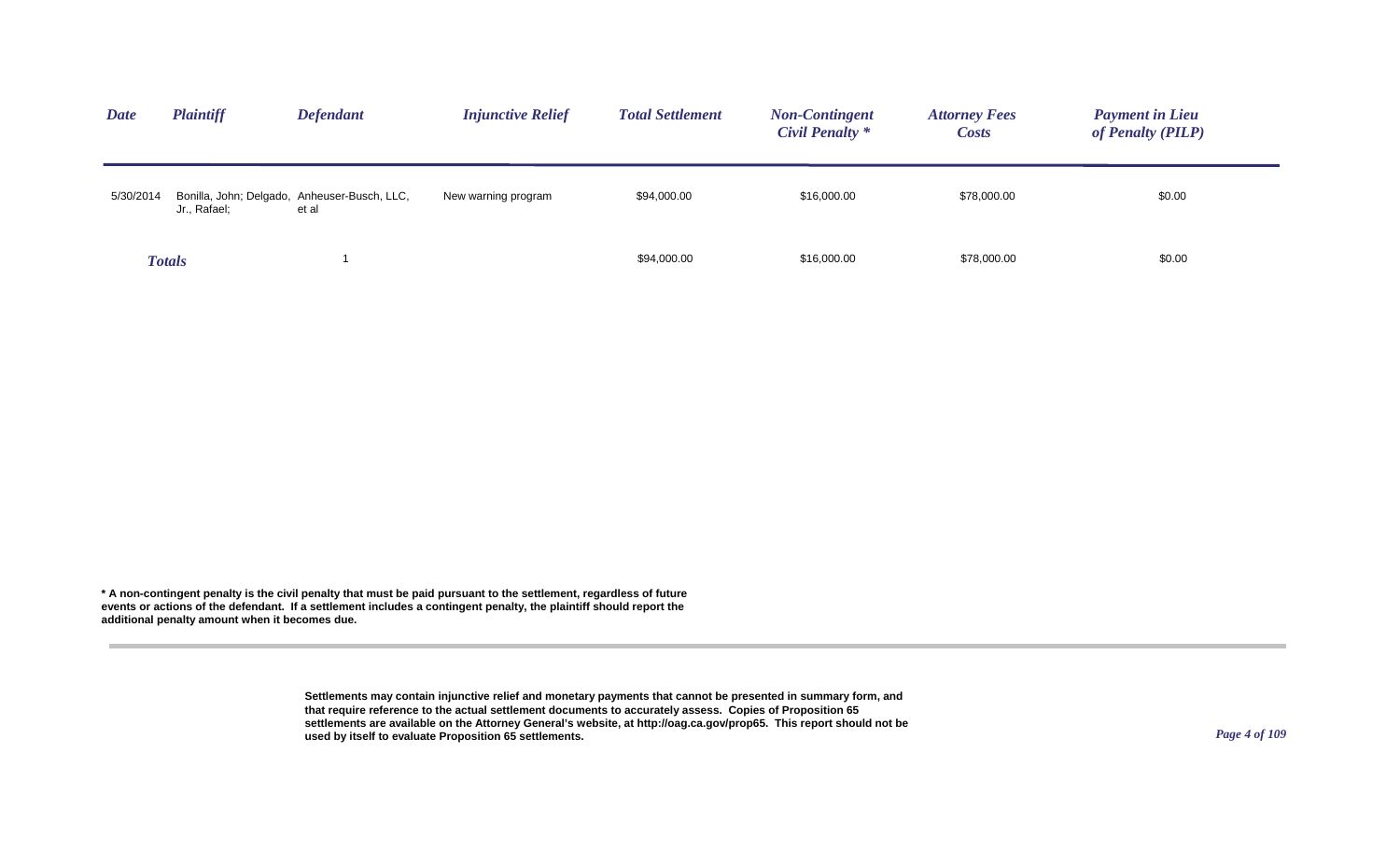| Date | Plaintiff | Defendant | Injunctive Relief | Total Settlement | Non-Contingent Civil Penalty * | Attorney Fees Costs | Payment in Lieu of Penalty (PILP) |
|---|---|---|---|---|---|---|---|
| 5/30/2014 | Bonilla, John; Delgado, Jr., Rafael; | Anheuser-Busch, LLC, et al | New warning program | $94,000.00 | $16,000.00 | $78,000.00 | $0.00 |
| **Totals** | | 1 | | $94,000.00 | $16,000.00 | $78,000.00 | $0.00 |

**\* A non-contingent penalty is the civil penalty that must be paid pursuant to the settlement, regardless of future events or actions of the defendant. If a settlement includes a contingent penalty, the plaintiff should report the additional penalty amount when it becomes due.**

**Settlements may contain injunctive relief and monetary payments that cannot be presented in summary form, and that require reference to the actual settlement documents to accurately assess. Copies of Proposition 65 settlements are available on the Attorney General's website, at http://oag.ca.gov/prop65. This report should not be used by itself to evaluate Proposition 65 settlements.**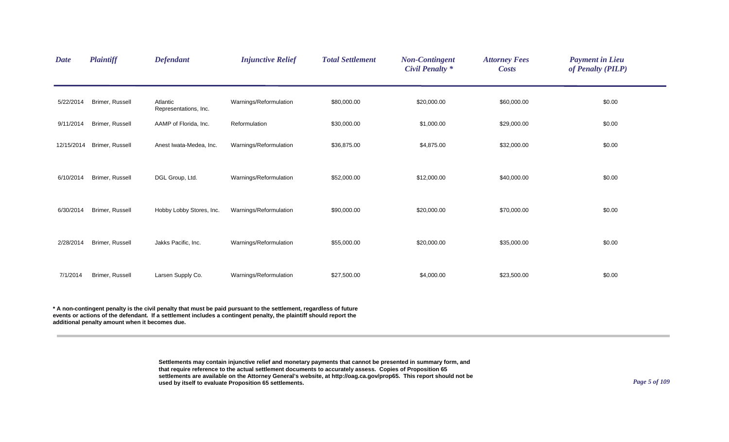| Date | Plaintiff | Defendant | Injunctive Relief | Total Settlement | Non-Contingent Civil Penalty * | Attorney Fees Costs | Payment in Lieu of Penalty (PILP) |
|---|---|---|---|---|---|---|---|
| 5/22/2014 | Brimer, Russell | Atlantic Representations, Inc. | Warnings/Reformulation | $80,000.00 | $20,000.00 | $60,000.00 | $0.00 |
| 9/11/2014 | Brimer, Russell | AAMP of Florida, Inc. | Reformulation | $30,000.00 | $1,000.00 | $29,000.00 | $0.00 |
| 12/15/2014 | Brimer, Russell | Anest Iwata-Medea, Inc. | Warnings/Reformulation | $36,875.00 | $4,875.00 | $32,000.00 | $0.00 |
| 6/10/2014 | Brimer, Russell | DGL Group, Ltd. | Warnings/Reformulation | $52,000.00 | $12,000.00 | $40,000.00 | $0.00 |
| 6/30/2014 | Brimer, Russell | Hobby Lobby Stores, Inc. | Warnings/Reformulation | $90,000.00 | $20,000.00 | $70,000.00 | $0.00 |
| 2/28/2014 | Brimer, Russell | Jakks Pacific, Inc. | Warnings/Reformulation | $55,000.00 | $20,000.00 | $35,000.00 | $0.00 |
| 7/1/2014 | Brimer, Russell | Larsen Supply Co. | Warnings/Reformulation | $27,500.00 | $4,000.00 | $23,500.00 | $0.00 |

**\* A non-contingent penalty is the civil penalty that must be paid pursuant to the settlement, regardless of future events or actions of the defendant. If a settlement includes a contingent penalty, the plaintiff should report the additional penalty amount when it becomes due.**

**Settlements may contain injunctive relief and monetary payments that cannot be presented in summary form, and that require reference to the actual settlement documents to accurately assess. Copies of Proposition 65 settlements are available on the Attorney General's website, at http://oag.ca.gov/prop65. This report should not be used by itself to evaluate Proposition 65 settlements.**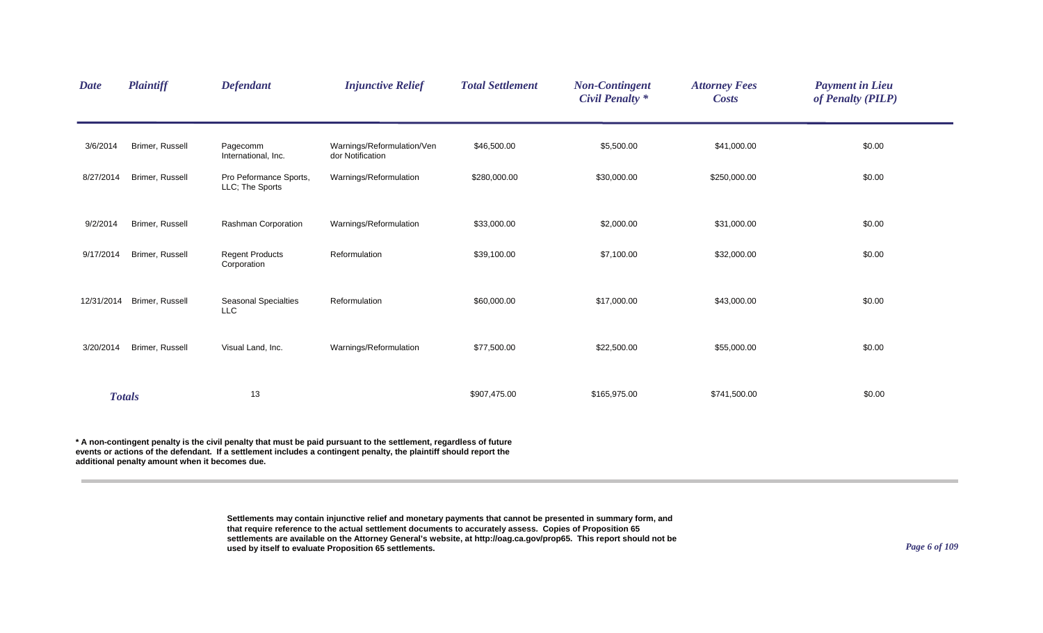| Date | Plaintiff | Defendant | Injunctive Relief | Total Settlement | Non-Contingent Civil Penalty * | Attorney Fees Costs | Payment in Lieu of Penalty (PILP) |
|---|---|---|---|---|---|---|---|
| 3/6/2014 | Brimer, Russell | Pagecomm International, Inc. | Warnings/Reformulation/Vendor Notification | $46,500.00 | $5,500.00 | $41,000.00 | $0.00 |
| 8/27/2014 | Brimer, Russell | Pro Peformance Sports, LLC; The Sports | Warnings/Reformulation | $280,000.00 | $30,000.00 | $250,000.00 | $0.00 |
| 9/2/2014 | Brimer, Russell | Rashman Corporation | Warnings/Reformulation | $33,000.00 | $2,000.00 | $31,000.00 | $0.00 |
| 9/17/2014 | Brimer, Russell | Regent Products Corporation | Reformulation | $39,100.00 | $7,100.00 | $32,000.00 | $0.00 |
| 12/31/2014 | Brimer, Russell | Seasonal Specialties LLC | Reformulation | $60,000.00 | $17,000.00 | $43,000.00 | $0.00 |
| 3/20/2014 | Brimer, Russell | Visual Land, Inc. | Warnings/Reformulation | $77,500.00 | $22,500.00 | $55,000.00 | $0.00 |
| **Totals** | | 13 | | $907,475.00 | $165,975.00 | $741,500.00 | $0.00 |

**\* A non-contingent penalty is the civil penalty that must be paid pursuant to the settlement, regardless of future events or actions of the defendant. If a settlement includes a contingent penalty, the plaintiff should report the additional penalty amount when it becomes due.**

**Settlements may contain injunctive relief and monetary payments that cannot be presented in summary form, and that require reference to the actual settlement documents to accurately assess. Copies of Proposition 65 settlements are available on the Attorney General's website, at http://oag.ca.gov/prop65. This report should not be used by itself to evaluate Proposition 65 settlements.**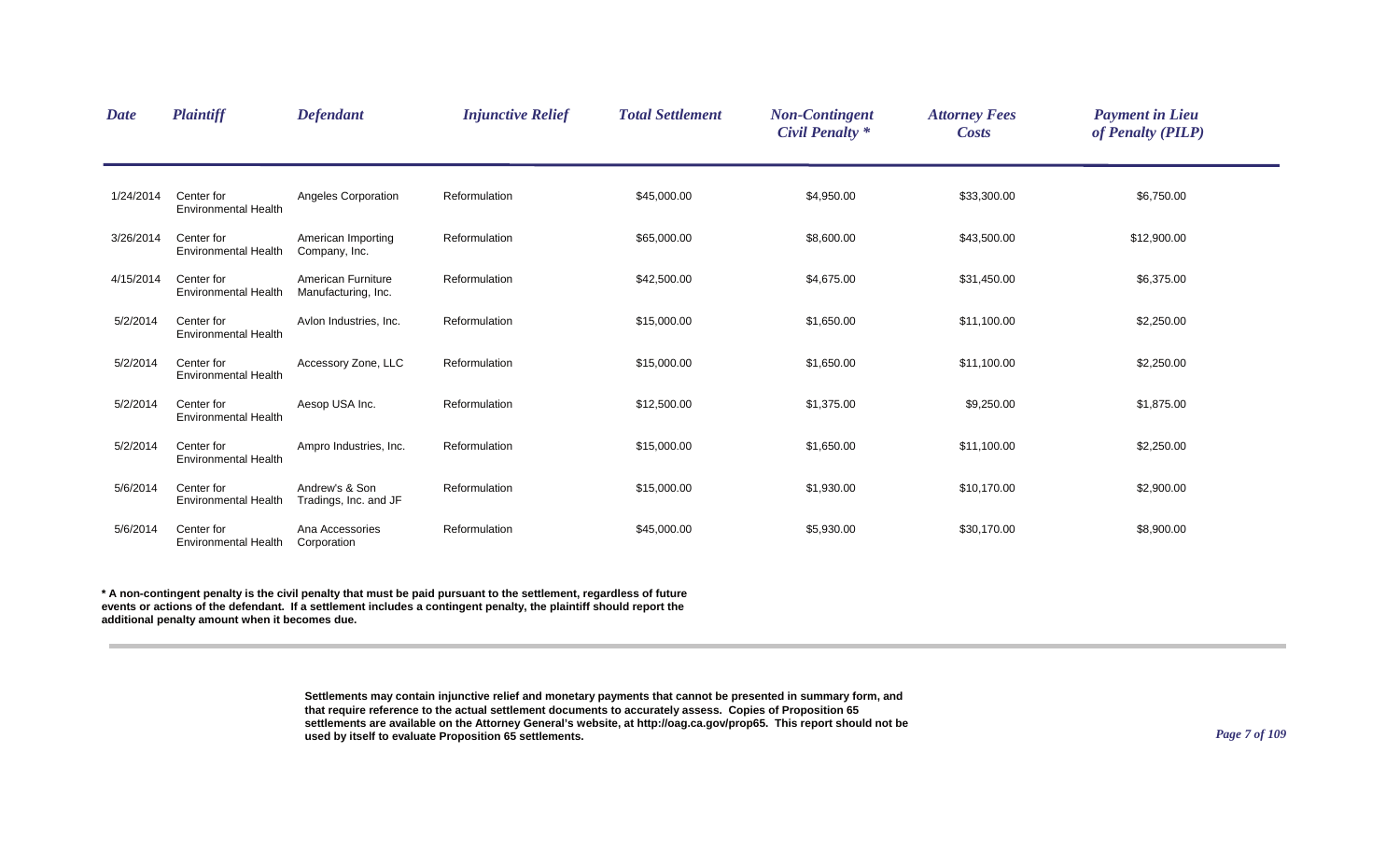| *Date* | *Plaintiff* | *Defendant* | *Injunctive Relief* | *Total Settlement* | *Non-Contingent Civil Penalty ** | *Attorney Fees Costs* | *Payment in Lieu of Penalty (PILP)* |
|---|---|---|---|---|---|---|---|
| 1/24/2014 | Center for Environmental Health | Angeles Corporation | Reformulation | $45,000.00 | $4,950.00 | $33,300.00 | $6,750.00 |
| 3/26/2014 | Center for Environmental Health | American Importing Company, Inc. | Reformulation | $65,000.00 | $8,600.00 | $43,500.00 | $12,900.00 |
| 4/15/2014 | Center for Environmental Health | American Furniture Manufacturing, Inc. | Reformulation | $42,500.00 | $4,675.00 | $31,450.00 | $6,375.00 |
| 5/2/2014 | Center for Environmental Health | Avlon Industries, Inc. | Reformulation | $15,000.00 | $1,650.00 | $11,100.00 | $2,250.00 |
| 5/2/2014 | Center for Environmental Health | Accessory Zone, LLC | Reformulation | $15,000.00 | $1,650.00 | $11,100.00 | $2,250.00 |
| 5/2/2014 | Center for Environmental Health | Aesop USA Inc. | Reformulation | $12,500.00 | $1,375.00 | $9,250.00 | $1,875.00 |
| 5/2/2014 | Center for Environmental Health | Ampro Industries, Inc. | Reformulation | $15,000.00 | $1,650.00 | $11,100.00 | $2,250.00 |
| 5/6/2014 | Center for Environmental Health | Andrew's & Son Tradings, Inc. and JF | Reformulation | $15,000.00 | $1,930.00 | $10,170.00 | $2,900.00 |
| 5/6/2014 | Center for Environmental Health | Ana Accessories Corporation | Reformulation | $45,000.00 | $5,930.00 | $30,170.00 | $8,900.00 |

**\* A non-contingent penalty is the civil penalty that must be paid pursuant to the settlement, regardless of future events or actions of the defendant. If a settlement includes a contingent penalty, the plaintiff should report the additional penalty amount when it becomes due.**

**Settlements may contain injunctive relief and monetary payments that cannot be presented in summary form, and that require reference to the actual settlement documents to accurately assess. Copies of Proposition 65 settlements are available on the Attorney General's website, at http://oag.ca.gov/prop65. This report should not be used by itself to evaluate Proposition 65 settlements.**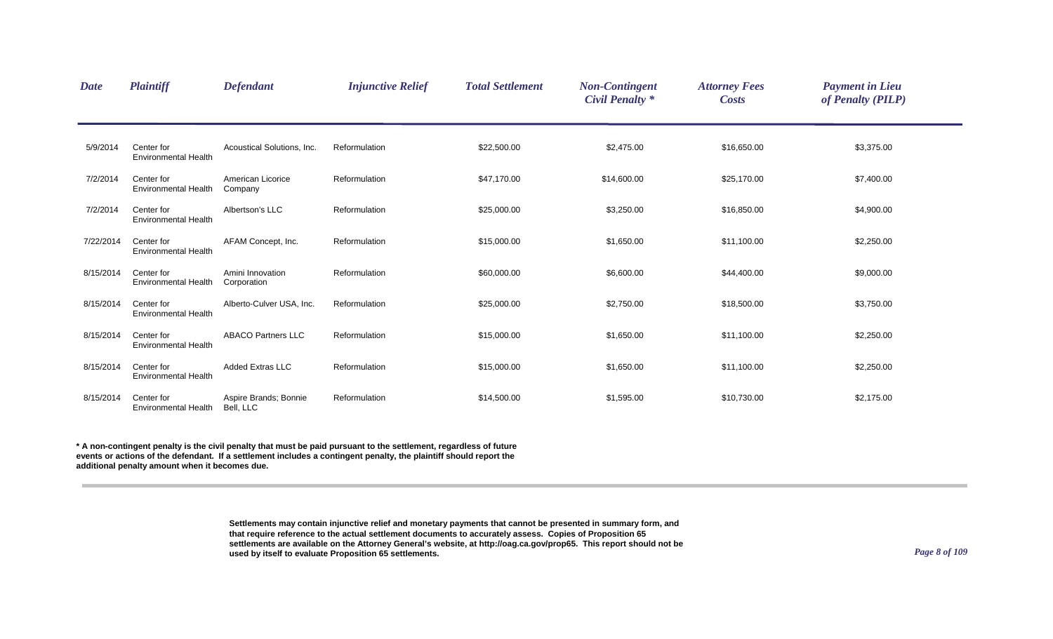| *Date* | *Plaintiff* | *Defendant* | *Injunctive Relief* | *Total Settlement* | *Non-Contingent Civil Penalty \** | *Attorney Fees Costs* | *Payment in Lieu of Penalty (PILP)* |
|---|---|---|---|---|---|---|---|
| 5/9/2014 | Center for Environmental Health | Acoustical Solutions, Inc. | Reformulation | $22,500.00 | $2,475.00 | $16,650.00 | $3,375.00 |
| 7/2/2014 | Center for Environmental Health | American Licorice Company | Reformulation | $47,170.00 | $14,600.00 | $25,170.00 | $7,400.00 |
| 7/2/2014 | Center for Environmental Health | Albertson's LLC | Reformulation | $25,000.00 | $3,250.00 | $16,850.00 | $4,900.00 |
| 7/22/2014 | Center for Environmental Health | AFAM Concept, Inc. | Reformulation | $15,000.00 | $1,650.00 | $11,100.00 | $2,250.00 |
| 8/15/2014 | Center for Environmental Health | Amini Innovation Corporation | Reformulation | $60,000.00 | $6,600.00 | $44,400.00 | $9,000.00 |
| 8/15/2014 | Center for Environmental Health | Alberto-Culver USA, Inc. | Reformulation | $25,000.00 | $2,750.00 | $18,500.00 | $3,750.00 |
| 8/15/2014 | Center for Environmental Health | ABACO Partners LLC | Reformulation | $15,000.00 | $1,650.00 | $11,100.00 | $2,250.00 |
| 8/15/2014 | Center for Environmental Health | Added Extras LLC | Reformulation | $15,000.00 | $1,650.00 | $11,100.00 | $2,250.00 |
| 8/15/2014 | Center for Environmental Health | Aspire Brands; Bonnie Bell, LLC | Reformulation | $14,500.00 | $1,595.00 | $10,730.00 | $2,175.00 |

**\* A non-contingent penalty is the civil penalty that must be paid pursuant to the settlement, regardless of future events or actions of the defendant. If a settlement includes a contingent penalty, the plaintiff should report the additional penalty amount when it becomes due.**

**Settlements may contain injunctive relief and monetary payments that cannot be presented in summary form, and that require reference to the actual settlement documents to accurately assess. Copies of Proposition 65 settlements are available on the Attorney General's website, at http://oag.ca.gov/prop65. This report should not be used by itself to evaluate Proposition 65 settlements.**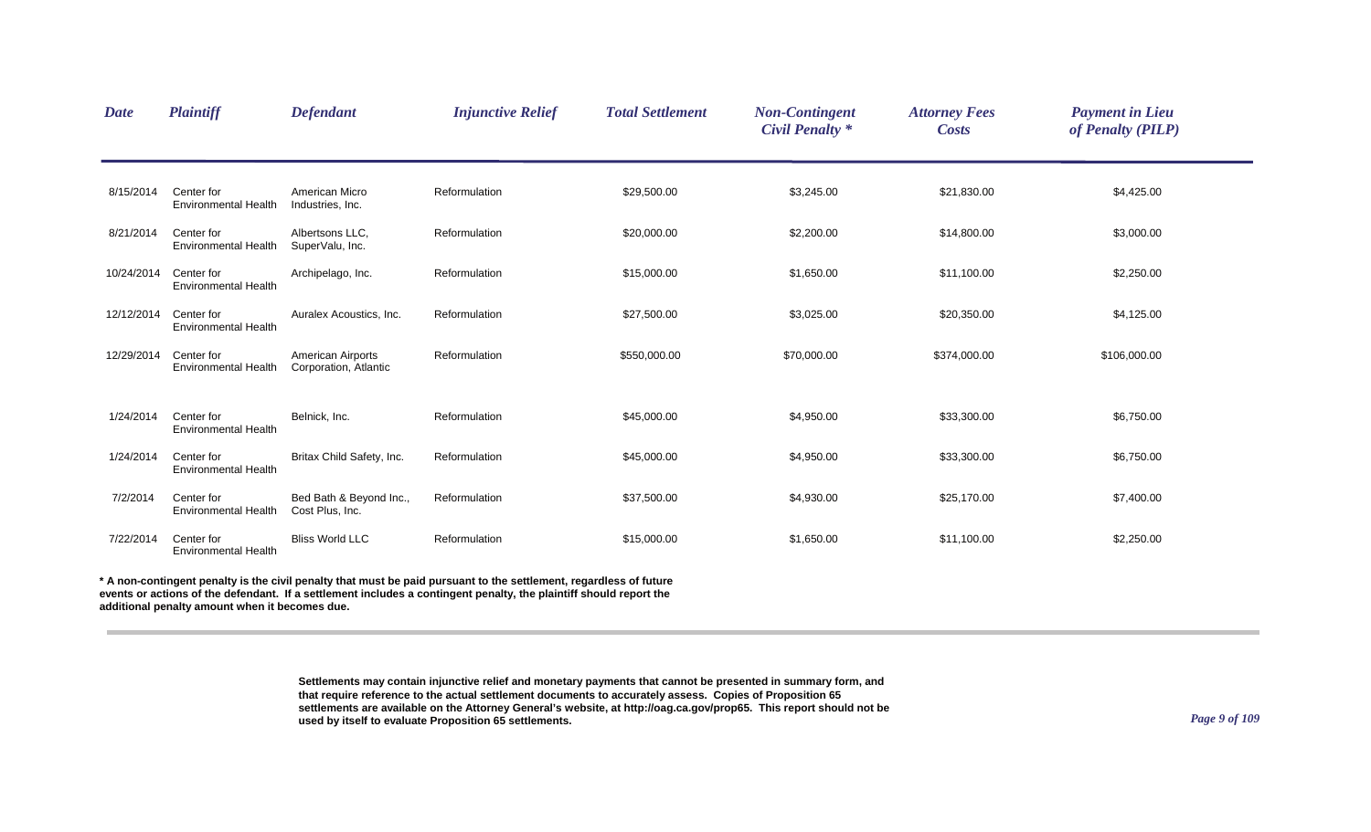| *Date* | *Plaintiff* | *Defendant* | *Injunctive Relief* | *Total Settlement* | *Non-Contingent Civil Penalty \** | *Attorney Fees Costs* | *Payment in Lieu of Penalty (PILP)* |
|---|---|---|---|---|---|---|---|
| 8/15/2014 | Center for Environmental Health | American Micro Industries, Inc. | Reformulation | $29,500.00 | $3,245.00 | $21,830.00 | $4,425.00 |
| 8/21/2014 | Center for Environmental Health | Albertsons LLC, SuperValu, Inc. | Reformulation | $20,000.00 | $2,200.00 | $14,800.00 | $3,000.00 |
| 10/24/2014 | Center for Environmental Health | Archipelago, Inc. | Reformulation | $15,000.00 | $1,650.00 | $11,100.00 | $2,250.00 |
| 12/12/2014 | Center for Environmental Health | Auralex Acoustics, Inc. | Reformulation | $27,500.00 | $3,025.00 | $20,350.00 | $4,125.00 |
| 12/29/2014 | Center for Environmental Health | American Airports Corporation, Atlantic | Reformulation | $550,000.00 | $70,000.00 | $374,000.00 | $106,000.00 |
| 1/24/2014 | Center for Environmental Health | Belnick, Inc. | Reformulation | $45,000.00 | $4,950.00 | $33,300.00 | $6,750.00 |
| 1/24/2014 | Center for Environmental Health | Britax Child Safety, Inc. | Reformulation | $45,000.00 | $4,950.00 | $33,300.00 | $6,750.00 |
| 7/2/2014 | Center for Environmental Health | Bed Bath & Beyond Inc., Cost Plus, Inc. | Reformulation | $37,500.00 | $4,930.00 | $25,170.00 | $7,400.00 |
| 7/22/2014 | Center for Environmental Health | Bliss World LLC | Reformulation | $15,000.00 | $1,650.00 | $11,100.00 | $2,250.00 |

**\* A non-contingent penalty is the civil penalty that must be paid pursuant to the settlement, regardless of future events or actions of the defendant. If a settlement includes a contingent penalty, the plaintiff should report the additional penalty amount when it becomes due.**

**Settlements may contain injunctive relief and monetary payments that cannot be presented in summary form, and that require reference to the actual settlement documents to accurately assess. Copies of Proposition 65 settlements are available on the Attorney General's website, at http://oag.ca.gov/prop65. This report should not be used by itself to evaluate Proposition 65 settlements.**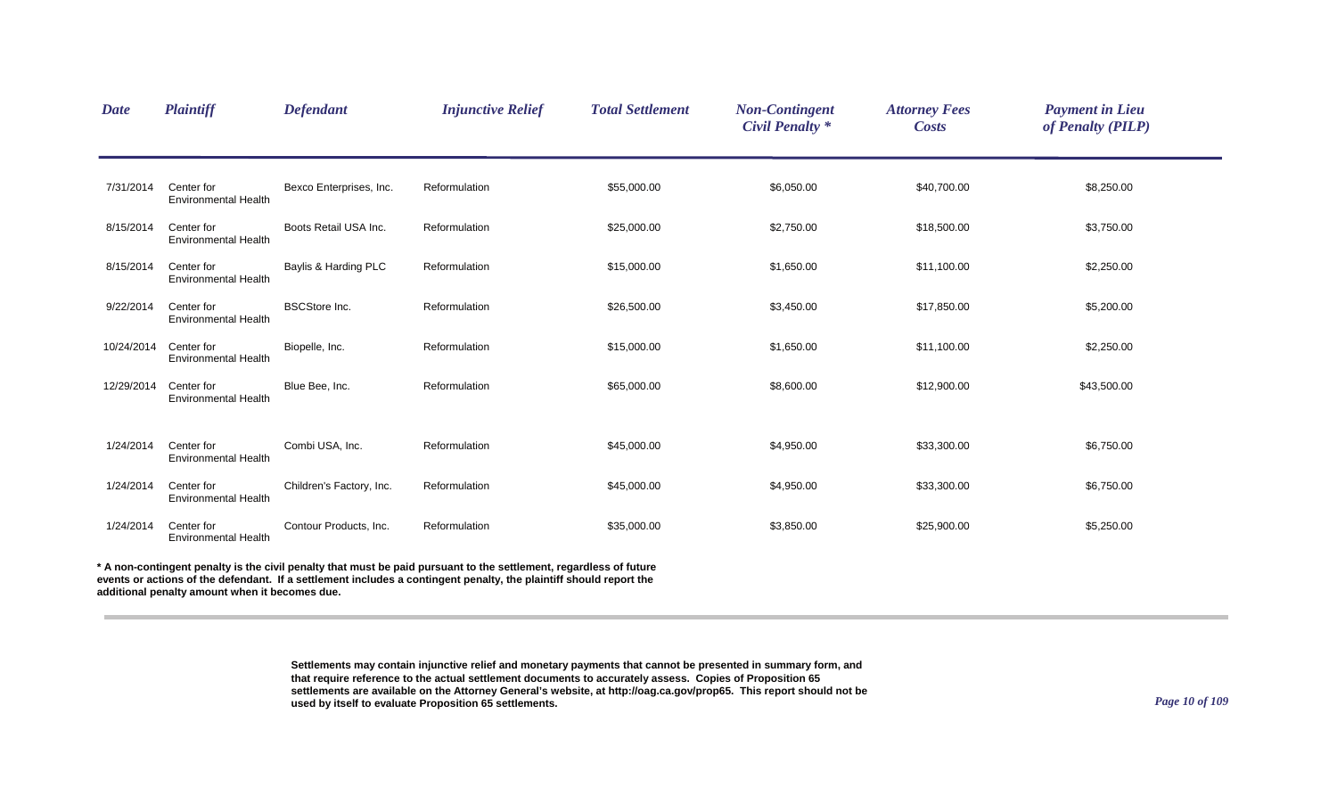| Date | Plaintiff | Defendant | Injunctive Relief | Total Settlement | Non-Contingent Civil Penalty * | Attorney Fees Costs | Payment in Lieu of Penalty (PILP) |
|---|---|---|---|---|---|---|---|
| 7/31/2014 | Center for Environmental Health | Bexco Enterprises, Inc. | Reformulation | $55,000.00 | $6,050.00 | $40,700.00 | $8,250.00 |
| 8/15/2014 | Center for Environmental Health | Boots Retail USA Inc. | Reformulation | $25,000.00 | $2,750.00 | $18,500.00 | $3,750.00 |
| 8/15/2014 | Center for Environmental Health | Baylis & Harding PLC | Reformulation | $15,000.00 | $1,650.00 | $11,100.00 | $2,250.00 |
| 9/22/2014 | Center for Environmental Health | BSCStore Inc. | Reformulation | $26,500.00 | $3,450.00 | $17,850.00 | $5,200.00 |
| 10/24/2014 | Center for Environmental Health | Biopelle, Inc. | Reformulation | $15,000.00 | $1,650.00 | $11,100.00 | $2,250.00 |
| 12/29/2014 | Center for Environmental Health | Blue Bee, Inc. | Reformulation | $65,000.00 | $8,600.00 | $12,900.00 | $43,500.00 |
| 1/24/2014 | Center for Environmental Health | Combi USA, Inc. | Reformulation | $45,000.00 | $4,950.00 | $33,300.00 | $6,750.00 |
| 1/24/2014 | Center for Environmental Health | Children's Factory, Inc. | Reformulation | $45,000.00 | $4,950.00 | $33,300.00 | $6,750.00 |
| 1/24/2014 | Center for Environmental Health | Contour Products, Inc. | Reformulation | $35,000.00 | $3,850.00 | $25,900.00 | $5,250.00 |

**\* A non-contingent penalty is the civil penalty that must be paid pursuant to the settlement, regardless of future events or actions of the defendant. If a settlement includes a contingent penalty, the plaintiff should report the additional penalty amount when it becomes due.**

**Settlements may contain injunctive relief and monetary payments that cannot be presented in summary form, and that require reference to the actual settlement documents to accurately assess. Copies of Proposition 65 settlements are available on the Attorney General's website, at http://oag.ca.gov/prop65. This report should not be used by itself to evaluate Proposition 65 settlements.**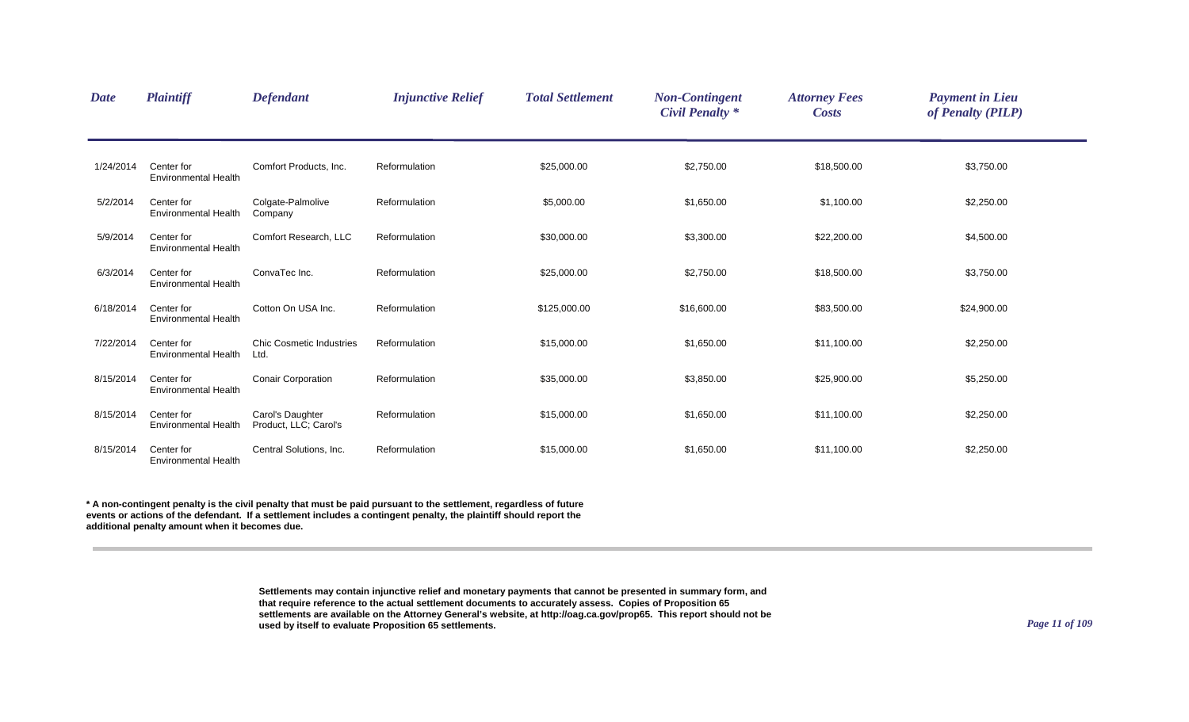| *Date* | *Plaintiff* | *Defendant* | *Injunctive Relief* | *Total Settlement* | *Non-Contingent Civil Penalty ** | *Attorney Fees Costs* | *Payment in Lieu of Penalty (PILP)* |
|---|---|---|---|---|---|---|---|
| 1/24/2014 | Center for Environmental Health | Comfort Products, Inc. | Reformulation | $25,000.00 | $2,750.00 | $18,500.00 | $3,750.00 |
| 5/2/2014 | Center for Environmental Health | Colgate-Palmolive Company | Reformulation | $5,000.00 | $1,650.00 | $1,100.00 | $2,250.00 |
| 5/9/2014 | Center for Environmental Health | Comfort Research, LLC | Reformulation | $30,000.00 | $3,300.00 | $22,200.00 | $4,500.00 |
| 6/3/2014 | Center for Environmental Health | ConvaTec Inc. | Reformulation | $25,000.00 | $2,750.00 | $18,500.00 | $3,750.00 |
| 6/18/2014 | Center for Environmental Health | Cotton On USA Inc. | Reformulation | $125,000.00 | $16,600.00 | $83,500.00 | $24,900.00 |
| 7/22/2014 | Center for Environmental Health | Chic Cosmetic Industries Ltd. | Reformulation | $15,000.00 | $1,650.00 | $11,100.00 | $2,250.00 |
| 8/15/2014 | Center for Environmental Health | Conair Corporation | Reformulation | $35,000.00 | $3,850.00 | $25,900.00 | $5,250.00 |
| 8/15/2014 | Center for Environmental Health | Carol's Daughter Product, LLC; Carol's | Reformulation | $15,000.00 | $1,650.00 | $11,100.00 | $2,250.00 |
| 8/15/2014 | Center for Environmental Health | Central Solutions, Inc. | Reformulation | $15,000.00 | $1,650.00 | $11,100.00 | $2,250.00 |

**\* A non-contingent penalty is the civil penalty that must be paid pursuant to the settlement, regardless of future events or actions of the defendant. If a settlement includes a contingent penalty, the plaintiff should report the additional penalty amount when it becomes due.**

**Settlements may contain injunctive relief and monetary payments that cannot be presented in summary form, and that require reference to the actual settlement documents to accurately assess. Copies of Proposition 65 settlements are available on the Attorney General's website, at http://oag.ca.gov/prop65. This report should not be used by itself to evaluate Proposition 65 settlements.**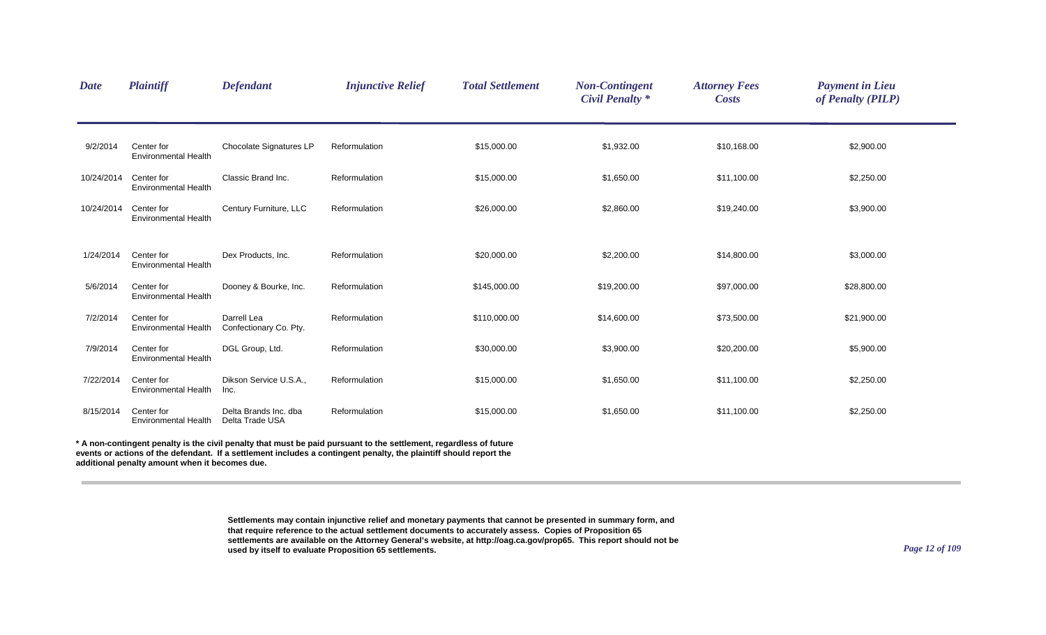| *Date* | *Plaintiff* | *Defendant* | *Injunctive Relief* | *Total Settlement* | *Non-Contingent Civil Penalty \** | *Attorney Fees Costs* | *Payment in Lieu of Penalty (PILP)* |
|---|---|---|---|---|---|---|---|
| 9/2/2014 | Center for Environmental Health | Chocolate Signatures LP | Reformulation | $15,000.00 | $1,932.00 | $10,168.00 | $2,900.00 |
| 10/24/2014 | Center for Environmental Health | Classic Brand Inc. | Reformulation | $15,000.00 | $1,650.00 | $11,100.00 | $2,250.00 |
| 10/24/2014 | Center for Environmental Health | Century Furniture, LLC | Reformulation | $26,000.00 | $2,860.00 | $19,240.00 | $3,900.00 |
| 1/24/2014 | Center for Environmental Health | Dex Products, Inc. | Reformulation | $20,000.00 | $2,200.00 | $14,800.00 | $3,000.00 |
| 5/6/2014 | Center for Environmental Health | Dooney & Bourke, Inc. | Reformulation | $145,000.00 | $19,200.00 | $97,000.00 | $28,800.00 |
| 7/2/2014 | Center for Environmental Health | Darrell Lea Confectionary Co. Pty. | Reformulation | $110,000.00 | $14,600.00 | $73,500.00 | $21,900.00 |
| 7/9/2014 | Center for Environmental Health | DGL Group, Ltd. | Reformulation | $30,000.00 | $3,900.00 | $20,200.00 | $5,900.00 |
| 7/22/2014 | Center for Environmental Health | Dikson Service U.S.A., Inc. | Reformulation | $15,000.00 | $1,650.00 | $11,100.00 | $2,250.00 |
| 8/15/2014 | Center for Environmental Health | Delta Brands Inc. dba Delta Trade USA | Reformulation | $15,000.00 | $1,650.00 | $11,100.00 | $2,250.00 |

**\* A non-contingent penalty is the civil penalty that must be paid pursuant to the settlement, regardless of future events or actions of the defendant. If a settlement includes a contingent penalty, the plaintiff should report the additional penalty amount when it becomes due.**

**Settlements may contain injunctive relief and monetary payments that cannot be presented in summary form, and that require reference to the actual settlement documents to accurately assess. Copies of Proposition 65 settlements are available on the Attorney General's website, at http://oag.ca.gov/prop65. This report should not be used by itself to evaluate Proposition 65 settlements.**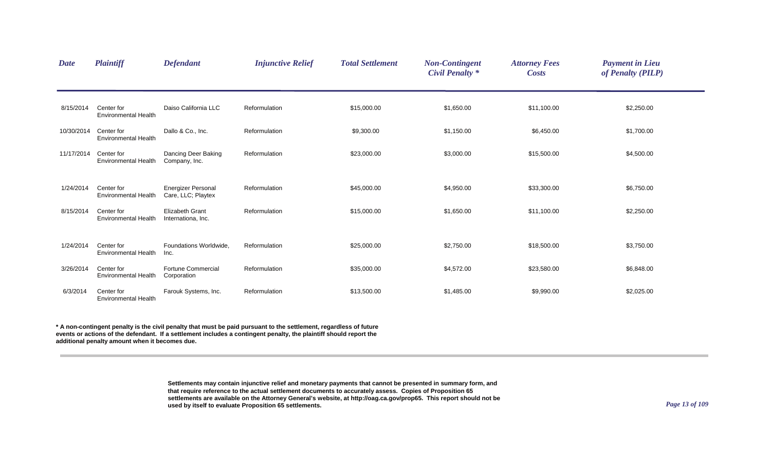| *Date* | *Plaintiff* | *Defendant* | *Injunctive Relief* | *Total Settlement* | *Non-Contingent Civil Penalty ** | *Attorney Fees Costs* | *Payment in Lieu of Penalty (PILP)* |
|---|---|---|---|---|---|---|---|
| 8/15/2014 | Center for Environmental Health | Daiso California LLC | Reformulation | $15,000.00 | $1,650.00 | $11,100.00 | $2,250.00 |
| 10/30/2014 | Center for Environmental Health | Dallo & Co., Inc. | Reformulation | $9,300.00 | $1,150.00 | $6,450.00 | $1,700.00 |
| 11/17/2014 | Center for Environmental Health | Dancing Deer Baking Company, Inc. | Reformulation | $23,000.00 | $3,000.00 | $15,500.00 | $4,500.00 |
| 1/24/2014 | Center for Environmental Health | Energizer Personal Care, LLC; Playtex | Reformulation | $45,000.00 | $4,950.00 | $33,300.00 | $6,750.00 |
| 8/15/2014 | Center for Environmental Health | Elizabeth Grant Internationa, Inc. | Reformulation | $15,000.00 | $1,650.00 | $11,100.00 | $2,250.00 |
| 1/24/2014 | Center for Environmental Health | Foundations Worldwide, Inc. | Reformulation | $25,000.00 | $2,750.00 | $18,500.00 | $3,750.00 |
| 3/26/2014 | Center for Environmental Health | Fortune Commercial Corporation | Reformulation | $35,000.00 | $4,572.00 | $23,580.00 | $6,848.00 |
| 6/3/2014 | Center for Environmental Health | Farouk Systems, Inc. | Reformulation | $13,500.00 | $1,485.00 | $9,990.00 | $2,025.00 |

**\* A non-contingent penalty is the civil penalty that must be paid pursuant to the settlement, regardless of future events or actions of the defendant. If a settlement includes a contingent penalty, the plaintiff should report the additional penalty amount when it becomes due.**

**Settlements may contain injunctive relief and monetary payments that cannot be presented in summary form, and that require reference to the actual settlement documents to accurately assess. Copies of Proposition 65 settlements are available on the Attorney General's website, at http://oag.ca.gov/prop65. This report should not be used by itself to evaluate Proposition 65 settlements.**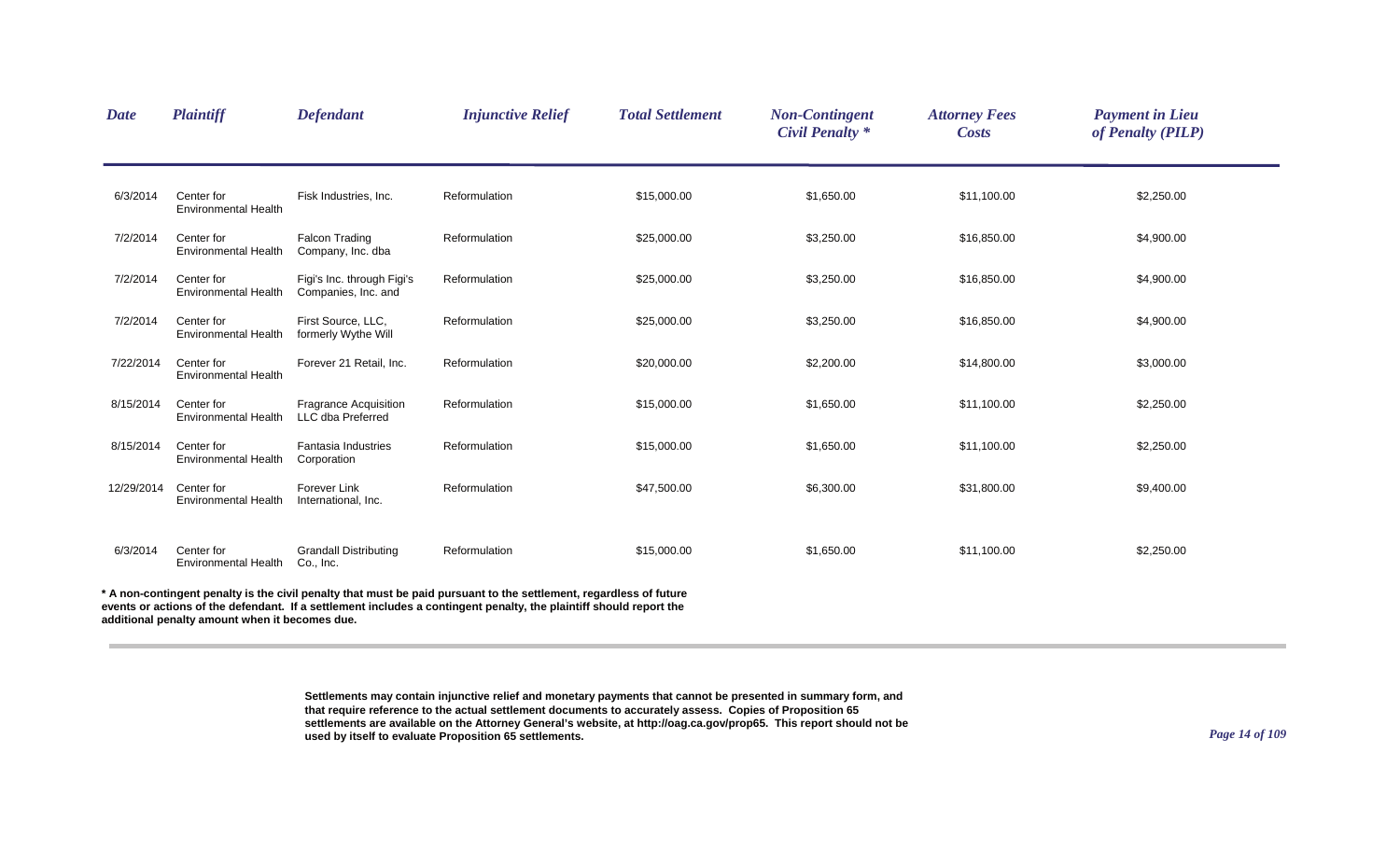| *Date* | *Plaintiff* | *Defendant* | *Injunctive Relief* | *Total Settlement* | *Non-Contingent Civil Penalty* * | *Attorney Fees Costs* | *Payment in Lieu of Penalty (PILP)* |
|---|---|---|---|---|---|---|---|
| 6/3/2014 | Center for Environmental Health | Fisk Industries, Inc. | Reformulation | $15,000.00 | $1,650.00 | $11,100.00 | $2,250.00 |
| 7/2/2014 | Center for Environmental Health | Falcon Trading Company, Inc. dba | Reformulation | $25,000.00 | $3,250.00 | $16,850.00 | $4,900.00 |
| 7/2/2014 | Center for Environmental Health | Figi's Inc. through Figi's Companies, Inc. and | Reformulation | $25,000.00 | $3,250.00 | $16,850.00 | $4,900.00 |
| 7/2/2014 | Center for Environmental Health | First Source, LLC, formerly Wythe Will | Reformulation | $25,000.00 | $3,250.00 | $16,850.00 | $4,900.00 |
| 7/22/2014 | Center for Environmental Health | Forever 21 Retail, Inc. | Reformulation | $20,000.00 | $2,200.00 | $14,800.00 | $3,000.00 |
| 8/15/2014 | Center for Environmental Health | Fragrance Acquisition LLC dba Preferred | Reformulation | $15,000.00 | $1,650.00 | $11,100.00 | $2,250.00 |
| 8/15/2014 | Center for Environmental Health | Fantasia Industries Corporation | Reformulation | $15,000.00 | $1,650.00 | $11,100.00 | $2,250.00 |
| 12/29/2014 | Center for Environmental Health | Forever Link International, Inc. | Reformulation | $47,500.00 | $6,300.00 | $31,800.00 | $9,400.00 |
| 6/3/2014 | Center for Environmental Health | Grandall Distributing Co., Inc. | Reformulation | $15,000.00 | $1,650.00 | $11,100.00 | $2,250.00 |

**\* A non-contingent penalty is the civil penalty that must be paid pursuant to the settlement, regardless of future events or actions of the defendant. If a settlement includes a contingent penalty, the plaintiff should report the additional penalty amount when it becomes due.**

**Settlements may contain injunctive relief and monetary payments that cannot be presented in summary form, and that require reference to the actual settlement documents to accurately assess. Copies of Proposition 65 settlements are available on the Attorney General's website, at http://oag.ca.gov/prop65. This report should not be used by itself to evaluate Proposition 65 settlements.**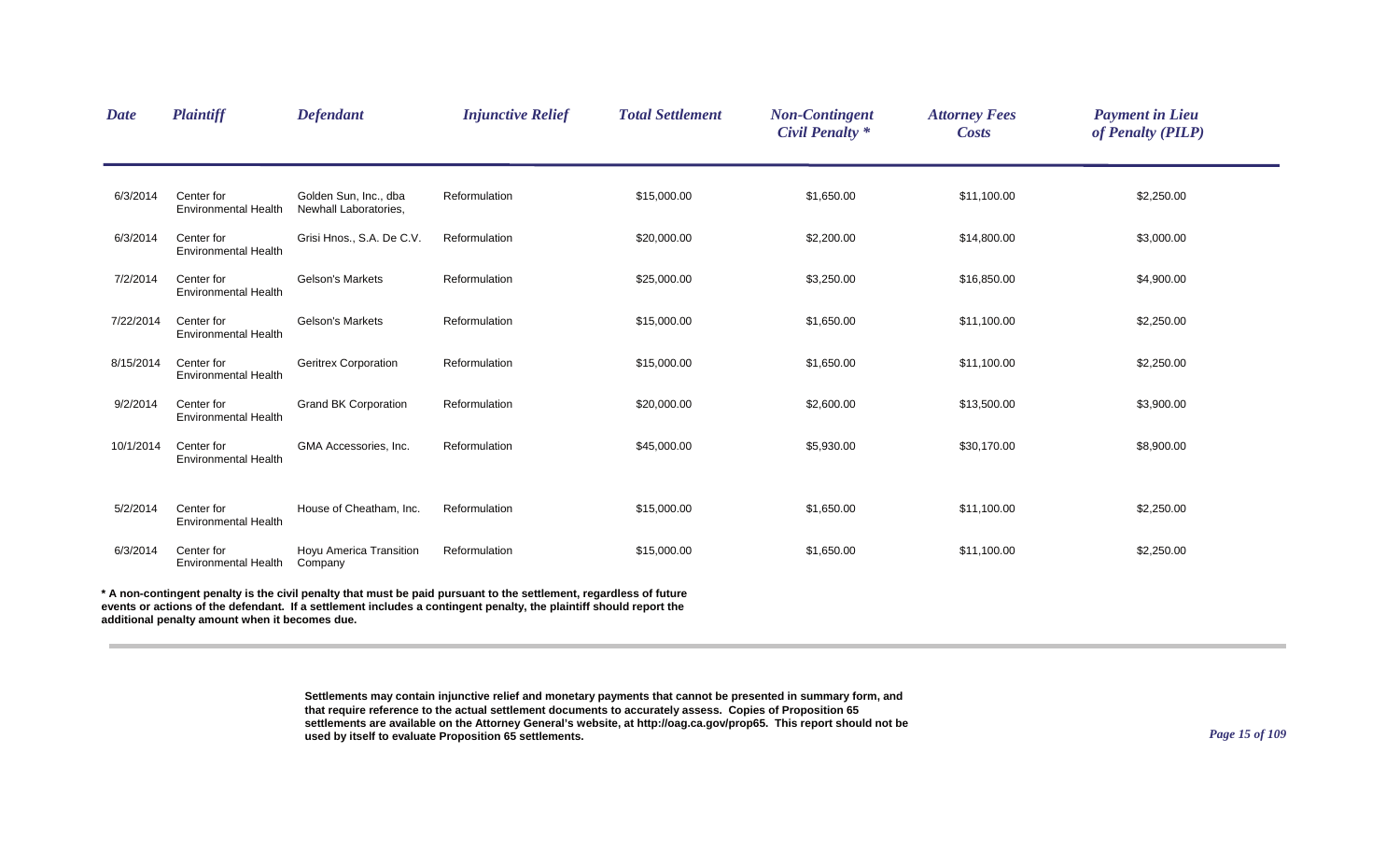| *Date* | *Plaintiff* | *Defendant* | *Injunctive Relief* | *Total Settlement* | *Non-Contingent Civil Penalty \** | *Attorney Fees Costs* | *Payment in Lieu of Penalty (PILP)* |
|---|---|---|---|---|---|---|---|
| 6/3/2014 | Center for Environmental Health | Golden Sun, Inc., dba Newhall Laboratories, | Reformulation | $15,000.00 | $1,650.00 | $11,100.00 | $2,250.00 |
| 6/3/2014 | Center for Environmental Health | Grisi Hnos., S.A. De C.V. | Reformulation | $20,000.00 | $2,200.00 | $14,800.00 | $3,000.00 |
| 7/2/2014 | Center for Environmental Health | Gelson's Markets | Reformulation | $25,000.00 | $3,250.00 | $16,850.00 | $4,900.00 |
| 7/22/2014 | Center for Environmental Health | Gelson's Markets | Reformulation | $15,000.00 | $1,650.00 | $11,100.00 | $2,250.00 |
| 8/15/2014 | Center for Environmental Health | Geritrex Corporation | Reformulation | $15,000.00 | $1,650.00 | $11,100.00 | $2,250.00 |
| 9/2/2014 | Center for Environmental Health | Grand BK Corporation | Reformulation | $20,000.00 | $2,600.00 | $13,500.00 | $3,900.00 |
| 10/1/2014 | Center for Environmental Health | GMA Accessories, Inc. | Reformulation | $45,000.00 | $5,930.00 | $30,170.00 | $8,900.00 |
| 5/2/2014 | Center for Environmental Health | House of Cheatham, Inc. | Reformulation | $15,000.00 | $1,650.00 | $11,100.00 | $2,250.00 |
| 6/3/2014 | Center for Environmental Health | Hoyu America Transition Company | Reformulation | $15,000.00 | $1,650.00 | $11,100.00 | $2,250.00 |

**\* A non-contingent penalty is the civil penalty that must be paid pursuant to the settlement, regardless of future events or actions of the defendant. If a settlement includes a contingent penalty, the plaintiff should report the additional penalty amount when it becomes due.**

**Settlements may contain injunctive relief and monetary payments that cannot be presented in summary form, and that require reference to the actual settlement documents to accurately assess. Copies of Proposition 65 settlements are available on the Attorney General's website, at http://oag.ca.gov/prop65. This report should not be used by itself to evaluate Proposition 65 settlements.**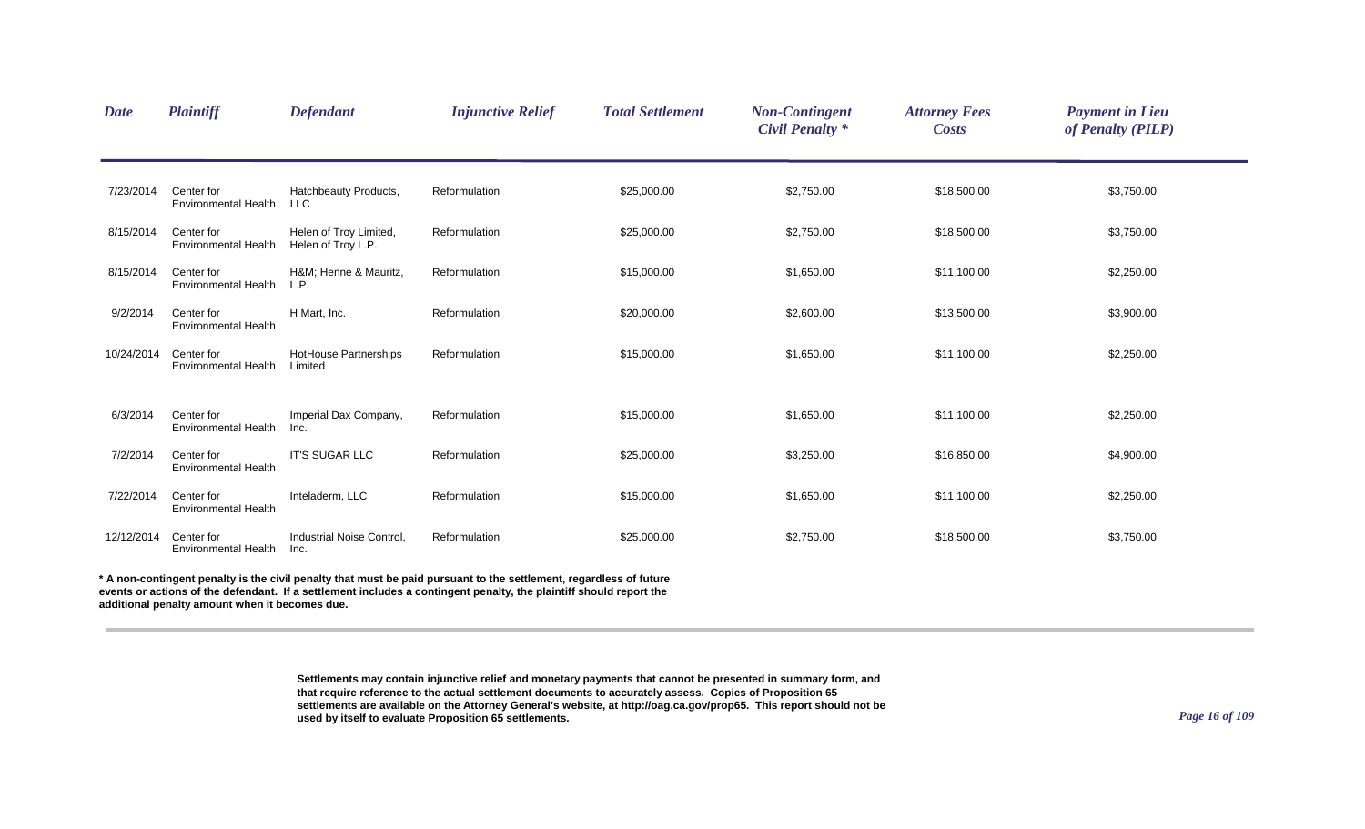| Date | Plaintiff | Defendant | Injunctive Relief | Total Settlement | Non-Contingent Civil Penalty * | Attorney Fees Costs | Payment in Lieu of Penalty (PILP) |
|---|---|---|---|---|---|---|---|
| 7/23/2014 | Center for Environmental Health | Hatchbeauty Products, LLC | Reformulation | $25,000.00 | $2,750.00 | $18,500.00 | $3,750.00 |
| 8/15/2014 | Center for Environmental Health | Helen of Troy Limited, Helen of Troy L.P. | Reformulation | $25,000.00 | $2,750.00 | $18,500.00 | $3,750.00 |
| 8/15/2014 | Center for Environmental Health | H&M; Henne & Mauritz, L.P. | Reformulation | $15,000.00 | $1,650.00 | $11,100.00 | $2,250.00 |
| 9/2/2014 | Center for Environmental Health | H Mart, Inc. | Reformulation | $20,000.00 | $2,600.00 | $13,500.00 | $3,900.00 |
| 10/24/2014 | Center for Environmental Health | HotHouse Partnerships Limited | Reformulation | $15,000.00 | $1,650.00 | $11,100.00 | $2,250.00 |
| 6/3/2014 | Center for Environmental Health | Imperial Dax Company, Inc. | Reformulation | $15,000.00 | $1,650.00 | $11,100.00 | $2,250.00 |
| 7/2/2014 | Center for Environmental Health | IT'S SUGAR LLC | Reformulation | $25,000.00 | $3,250.00 | $16,850.00 | $4,900.00 |
| 7/22/2014 | Center for Environmental Health | Inteladerm, LLC | Reformulation | $15,000.00 | $1,650.00 | $11,100.00 | $2,250.00 |
| 12/12/2014 | Center for Environmental Health | Industrial Noise Control, Inc. | Reformulation | $25,000.00 | $2,750.00 | $18,500.00 | $3,750.00 |

**\* A non-contingent penalty is the civil penalty that must be paid pursuant to the settlement, regardless of future events or actions of the defendant. If a settlement includes a contingent penalty, the plaintiff should report the additional penalty amount when it becomes due.**

**Settlements may contain injunctive relief and monetary payments that cannot be presented in summary form, and that require reference to the actual settlement documents to accurately assess. Copies of Proposition 65 settlements are available on the Attorney General's website, at http://oag.ca.gov/prop65. This report should not be used by itself to evaluate Proposition 65 settlements.**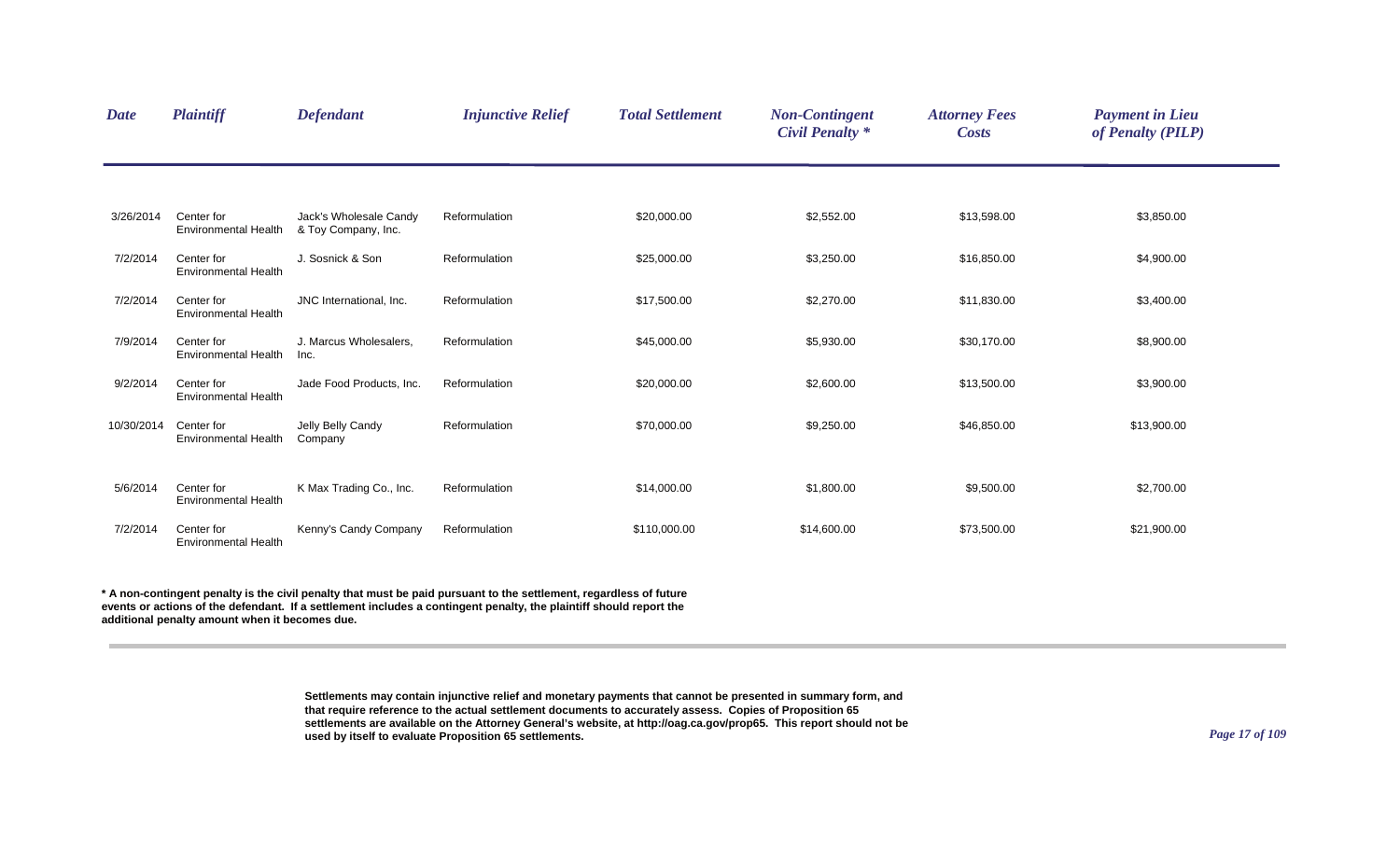| Date | Plaintiff | Defendant | Injunctive Relief | Total Settlement | Non-Contingent Civil Penalty * | Attorney Fees Costs | Payment in Lieu of Penalty (PILP) |
|---|---|---|---|---|---|---|---|
| 3/26/2014 | Center for Environmental Health | Jack's Wholesale Candy & Toy Company, Inc. | Reformulation | $20,000.00 | $2,552.00 | $13,598.00 | $3,850.00 |
| 7/2/2014 | Center for Environmental Health | J. Sosnick & Son | Reformulation | $25,000.00 | $3,250.00 | $16,850.00 | $4,900.00 |
| 7/2/2014 | Center for Environmental Health | JNC International, Inc. | Reformulation | $17,500.00 | $2,270.00 | $11,830.00 | $3,400.00 |
| 7/9/2014 | Center for Environmental Health | J. Marcus Wholesalers, Inc. | Reformulation | $45,000.00 | $5,930.00 | $30,170.00 | $8,900.00 |
| 9/2/2014 | Center for Environmental Health | Jade Food Products, Inc. | Reformulation | $20,000.00 | $2,600.00 | $13,500.00 | $3,900.00 |
| 10/30/2014 | Center for Environmental Health | Jelly Belly Candy Company | Reformulation | $70,000.00 | $9,250.00 | $46,850.00 | $13,900.00 |
| 5/6/2014 | Center for Environmental Health | K Max Trading Co., Inc. | Reformulation | $14,000.00 | $1,800.00 | $9,500.00 | $2,700.00 |
| 7/2/2014 | Center for Environmental Health | Kenny's Candy Company | Reformulation | $110,000.00 | $14,600.00 | $73,500.00 | $21,900.00 |

**\* A non-contingent penalty is the civil penalty that must be paid pursuant to the settlement, regardless of future events or actions of the defendant. If a settlement includes a contingent penalty, the plaintiff should report the additional penalty amount when it becomes due.**

**Settlements may contain injunctive relief and monetary payments that cannot be presented in summary form, and that require reference to the actual settlement documents to accurately assess. Copies of Proposition 65 settlements are available on the Attorney General's website, at http://oag.ca.gov/prop65. This report should not be used by itself to evaluate Proposition 65 settlements.**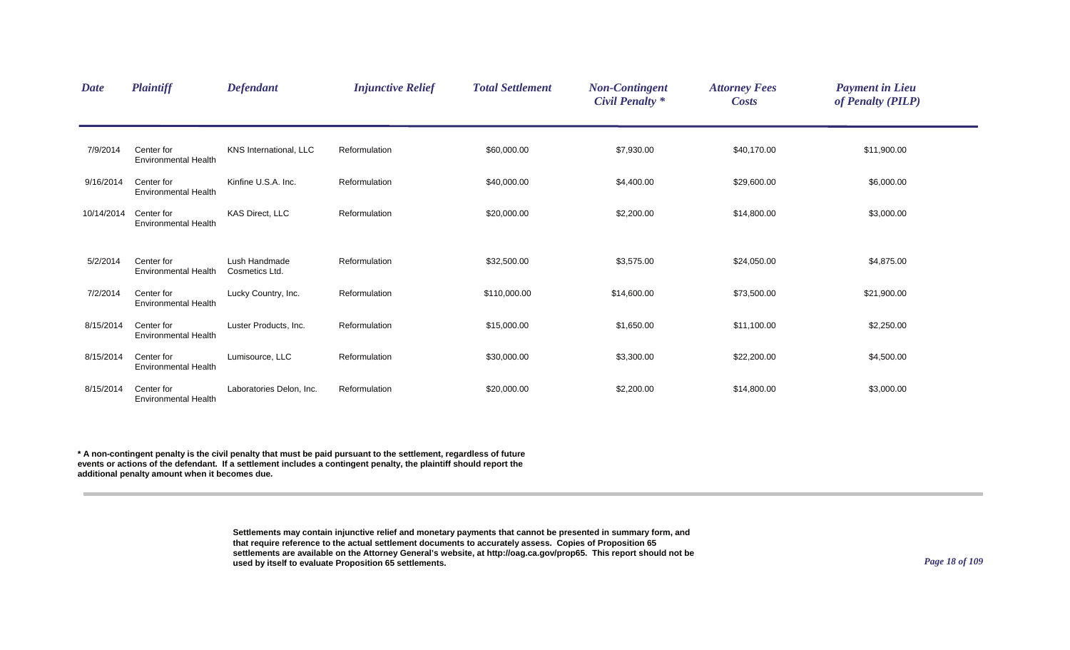| *Date* | *Plaintiff* | *Defendant* | *Injunctive Relief* | *Total Settlement* | *Non-Contingent Civil Penalty \** | *Attorney Fees Costs* | *Payment in Lieu of Penalty (PILP)* |
|---|---|---|---|---|---|---|---|
| 7/9/2014 | Center for Environmental Health | KNS International, LLC | Reformulation | $60,000.00 | $7,930.00 | $40,170.00 | $11,900.00 |
| 9/16/2014 | Center for Environmental Health | Kinfine U.S.A. Inc. | Reformulation | $40,000.00 | $4,400.00 | $29,600.00 | $6,000.00 |
| 10/14/2014 | Center for Environmental Health | KAS Direct, LLC | Reformulation | $20,000.00 | $2,200.00 | $14,800.00 | $3,000.00 |
| 5/2/2014 | Center for Environmental Health | Lush Handmade Cosmetics Ltd. | Reformulation | $32,500.00 | $3,575.00 | $24,050.00 | $4,875.00 |
| 7/2/2014 | Center for Environmental Health | Lucky Country, Inc. | Reformulation | $110,000.00 | $14,600.00 | $73,500.00 | $21,900.00 |
| 8/15/2014 | Center for Environmental Health | Luster Products, Inc. | Reformulation | $15,000.00 | $1,650.00 | $11,100.00 | $2,250.00 |
| 8/15/2014 | Center for Environmental Health | Lumisource, LLC | Reformulation | $30,000.00 | $3,300.00 | $22,200.00 | $4,500.00 |
| 8/15/2014 | Center for Environmental Health | Laboratories Delon, Inc. | Reformulation | $20,000.00 | $2,200.00 | $14,800.00 | $3,000.00 |

**\* A non-contingent penalty is the civil penalty that must be paid pursuant to the settlement, regardless of future events or actions of the defendant. If a settlement includes a contingent penalty, the plaintiff should report the additional penalty amount when it becomes due.**

**Settlements may contain injunctive relief and monetary payments that cannot be presented in summary form, and that require reference to the actual settlement documents to accurately assess. Copies of Proposition 65 settlements are available on the Attorney General's website, at http://oag.ca.gov/prop65. This report should not be used by itself to evaluate Proposition 65 settlements.**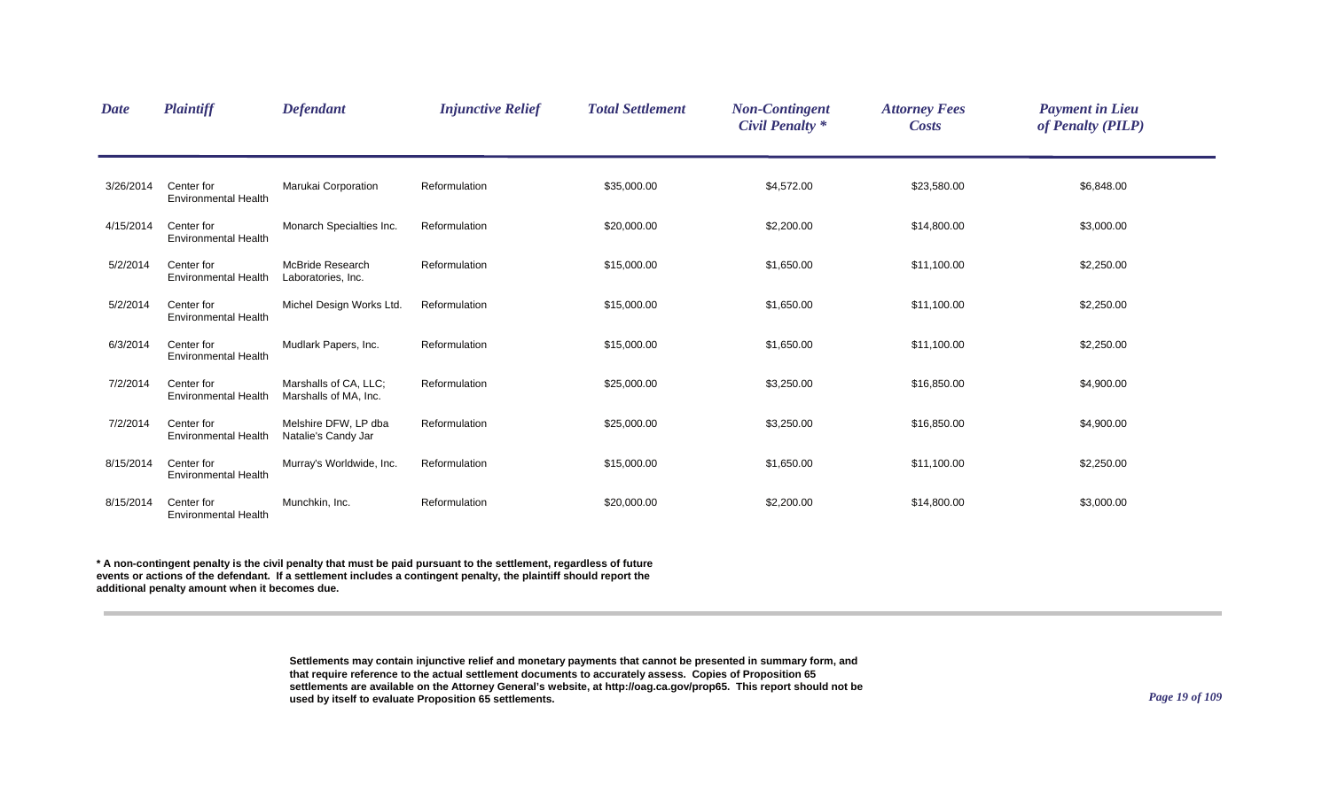| Date | Plaintiff | Defendant | Injunctive Relief | Total Settlement | Non-Contingent Civil Penalty * | Attorney Fees Costs | Payment in Lieu of Penalty (PILP) |
|---|---|---|---|---|---|---|---|
| 3/26/2014 | Center for Environmental Health | Marukai Corporation | Reformulation | $35,000.00 | $4,572.00 | $23,580.00 | $6,848.00 |
| 4/15/2014 | Center for Environmental Health | Monarch Specialties Inc. | Reformulation | $20,000.00 | $2,200.00 | $14,800.00 | $3,000.00 |
| 5/2/2014 | Center for Environmental Health | McBride Research Laboratories, Inc. | Reformulation | $15,000.00 | $1,650.00 | $11,100.00 | $2,250.00 |
| 5/2/2014 | Center for Environmental Health | Michel Design Works Ltd. | Reformulation | $15,000.00 | $1,650.00 | $11,100.00 | $2,250.00 |
| 6/3/2014 | Center for Environmental Health | Mudlark Papers, Inc. | Reformulation | $15,000.00 | $1,650.00 | $11,100.00 | $2,250.00 |
| 7/2/2014 | Center for Environmental Health | Marshalls of CA, LLC; Marshalls of MA, Inc. | Reformulation | $25,000.00 | $3,250.00 | $16,850.00 | $4,900.00 |
| 7/2/2014 | Center for Environmental Health | Melshire DFW, LP dba Natalie's Candy Jar | Reformulation | $25,000.00 | $3,250.00 | $16,850.00 | $4,900.00 |
| 8/15/2014 | Center for Environmental Health | Murray's Worldwide, Inc. | Reformulation | $15,000.00 | $1,650.00 | $11,100.00 | $2,250.00 |
| 8/15/2014 | Center for Environmental Health | Munchkin, Inc. | Reformulation | $20,000.00 | $2,200.00 | $14,800.00 | $3,000.00 |

**\* A non-contingent penalty is the civil penalty that must be paid pursuant to the settlement, regardless of future events or actions of the defendant. If a settlement includes a contingent penalty, the plaintiff should report the additional penalty amount when it becomes due.**

**Settlements may contain injunctive relief and monetary payments that cannot be presented in summary form, and that require reference to the actual settlement documents to accurately assess. Copies of Proposition 65 settlements are available on the Attorney General's website, at http://oag.ca.gov/prop65. This report should not be used by itself to evaluate Proposition 65 settlements.**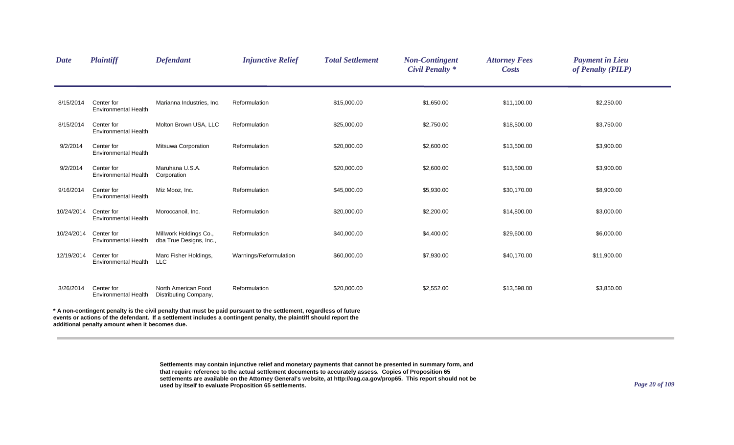| *Date* | *Plaintiff* | *Defendant* | *Injunctive Relief* | *Total Settlement* | *Non-Contingent Civil Penalty \** | *Attorney Fees Costs* | *Payment in Lieu of Penalty (PILP)* |
|---|---|---|---|---|---|---|---|
| 8/15/2014 | Center for Environmental Health | Marianna Industries, Inc. | Reformulation | $15,000.00 | $1,650.00 | $11,100.00 | $2,250.00 |
| 8/15/2014 | Center for Environmental Health | Molton Brown USA, LLC | Reformulation | $25,000.00 | $2,750.00 | $18,500.00 | $3,750.00 |
| 9/2/2014 | Center for Environmental Health | Mitsuwa Corporation | Reformulation | $20,000.00 | $2,600.00 | $13,500.00 | $3,900.00 |
| 9/2/2014 | Center for Environmental Health | Maruhana U.S.A. Corporation | Reformulation | $20,000.00 | $2,600.00 | $13,500.00 | $3,900.00 |
| 9/16/2014 | Center for Environmental Health | Miz Mooz, Inc. | Reformulation | $45,000.00 | $5,930.00 | $30,170.00 | $8,900.00 |
| 10/24/2014 | Center for Environmental Health | Moroccanoil, Inc. | Reformulation | $20,000.00 | $2,200.00 | $14,800.00 | $3,000.00 |
| 10/24/2014 | Center for Environmental Health | Millwork Holdings Co., dba True Designs, Inc., | Reformulation | $40,000.00 | $4,400.00 | $29,600.00 | $6,000.00 |
| 12/19/2014 | Center for Environmental Health | Marc Fisher Holdings, LLC | Warnings/Reformulation | $60,000.00 | $7,930.00 | $40,170.00 | $11,900.00 |
| 3/26/2014 | Center for Environmental Health | North American Food Distributing Company, | Reformulation | $20,000.00 | $2,552.00 | $13,598.00 | $3,850.00 |

**\* A non-contingent penalty is the civil penalty that must be paid pursuant to the settlement, regardless of future events or actions of the defendant. If a settlement includes a contingent penalty, the plaintiff should report the additional penalty amount when it becomes due.**

**Settlements may contain injunctive relief and monetary payments that cannot be presented in summary form, and that require reference to the actual settlement documents to accurately assess. Copies of Proposition 65 settlements are available on the Attorney General's website, at http://oag.ca.gov/prop65. This report should not be used by itself to evaluate Proposition 65 settlements.**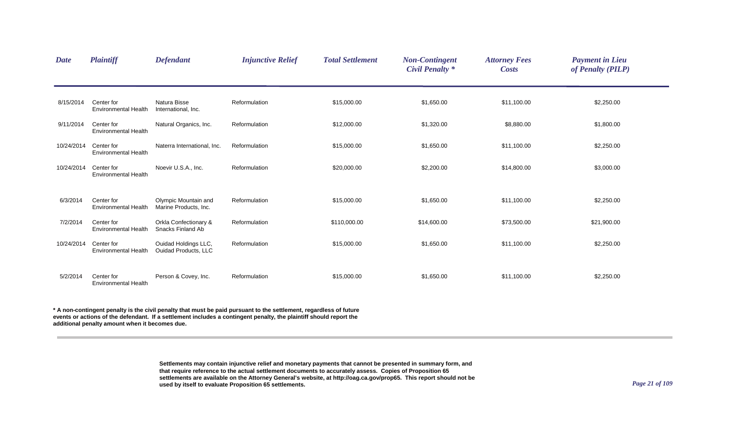| *Date* | *Plaintiff* | *Defendant* | *Injunctive Relief* | *Total Settlement* | *Non-Contingent Civil Penalty \** | *Attorney Fees Costs* | *Payment in Lieu of Penalty (PILP)* |
|---|---|---|---|---|---|---|---|
| 8/15/2014 | Center for Environmental Health | Natura Bisse International, Inc. | Reformulation | $15,000.00 | $1,650.00 | $11,100.00 | $2,250.00 |
| 9/11/2014 | Center for Environmental Health | Natural Organics, Inc. | Reformulation | $12,000.00 | $1,320.00 | $8,880.00 | $1,800.00 |
| 10/24/2014 | Center for Environmental Health | Naterra International, Inc. | Reformulation | $15,000.00 | $1,650.00 | $11,100.00 | $2,250.00 |
| 10/24/2014 | Center for Environmental Health | Noevir U.S.A., Inc. | Reformulation | $20,000.00 | $2,200.00 | $14,800.00 | $3,000.00 |
| 6/3/2014 | Center for Environmental Health | Olympic Mountain and Marine Products, Inc. | Reformulation | $15,000.00 | $1,650.00 | $11,100.00 | $2,250.00 |
| 7/2/2014 | Center for Environmental Health | Orkla Confectionary & Snacks Finland Ab | Reformulation | $110,000.00 | $14,600.00 | $73,500.00 | $21,900.00 |
| 10/24/2014 | Center for Environmental Health | Ouidad Holdings LLC, Ouidad Products, LLC | Reformulation | $15,000.00 | $1,650.00 | $11,100.00 | $2,250.00 |
| 5/2/2014 | Center for Environmental Health | Person & Covey, Inc. | Reformulation | $15,000.00 | $1,650.00 | $11,100.00 | $2,250.00 |

**\* A non-contingent penalty is the civil penalty that must be paid pursuant to the settlement, regardless of future events or actions of the defendant. If a settlement includes a contingent penalty, the plaintiff should report the additional penalty amount when it becomes due.**

**Settlements may contain injunctive relief and monetary payments that cannot be presented in summary form, and that require reference to the actual settlement documents to accurately assess. Copies of Proposition 65 settlements are available on the Attorney General's website, at http://oag.ca.gov/prop65. This report should not be used by itself to evaluate Proposition 65 settlements.**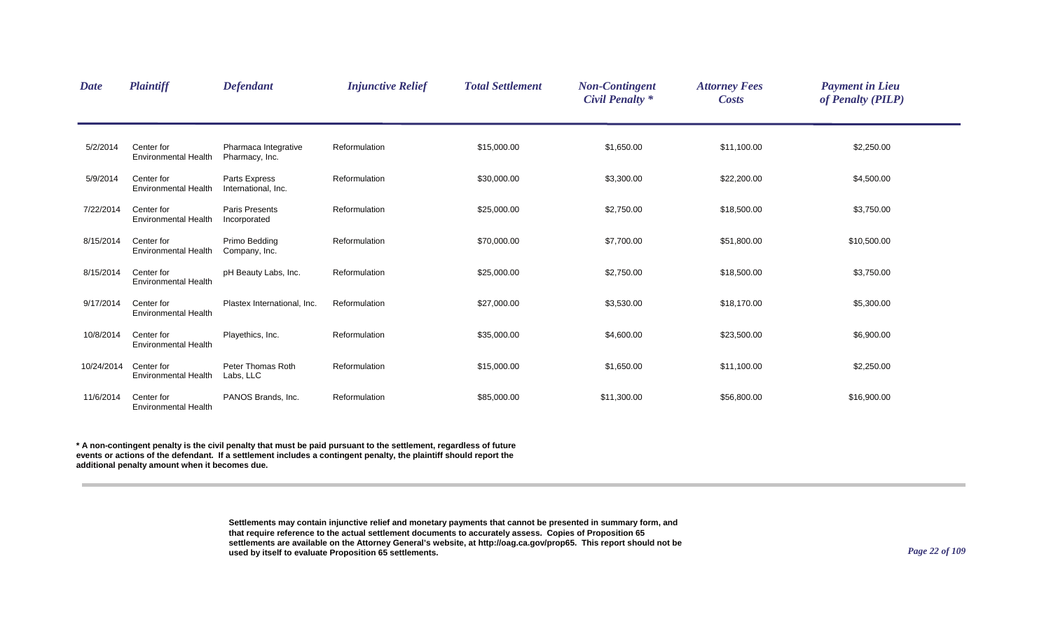| Date | Plaintiff | Defendant | Injunctive Relief | Total Settlement | Non-Contingent Civil Penalty * | Attorney Fees Costs | Payment in Lieu of Penalty (PILP) |
|---|---|---|---|---|---|---|---|
| 5/2/2014 | Center for Environmental Health | Pharmaca Integrative Pharmacy, Inc. | Reformulation | $15,000.00 | $1,650.00 | $11,100.00 | $2,250.00 |
| 5/9/2014 | Center for Environmental Health | Parts Express International, Inc. | Reformulation | $30,000.00 | $3,300.00 | $22,200.00 | $4,500.00 |
| 7/22/2014 | Center for Environmental Health | Paris Presents Incorporated | Reformulation | $25,000.00 | $2,750.00 | $18,500.00 | $3,750.00 |
| 8/15/2014 | Center for Environmental Health | Primo Bedding Company, Inc. | Reformulation | $70,000.00 | $7,700.00 | $51,800.00 | $10,500.00 |
| 8/15/2014 | Center for Environmental Health | pH Beauty Labs, Inc. | Reformulation | $25,000.00 | $2,750.00 | $18,500.00 | $3,750.00 |
| 9/17/2014 | Center for Environmental Health | Plastex International, Inc. | Reformulation | $27,000.00 | $3,530.00 | $18,170.00 | $5,300.00 |
| 10/8/2014 | Center for Environmental Health | Playethics, Inc. | Reformulation | $35,000.00 | $4,600.00 | $23,500.00 | $6,900.00 |
| 10/24/2014 | Center for Environmental Health | Peter Thomas Roth Labs, LLC | Reformulation | $15,000.00 | $1,650.00 | $11,100.00 | $2,250.00 |
| 11/6/2014 | Center for Environmental Health | PANOS Brands, Inc. | Reformulation | $85,000.00 | $11,300.00 | $56,800.00 | $16,900.00 |

**\* A non-contingent penalty is the civil penalty that must be paid pursuant to the settlement, regardless of future events or actions of the defendant. If a settlement includes a contingent penalty, the plaintiff should report the additional penalty amount when it becomes due.**

**Settlements may contain injunctive relief and monetary payments that cannot be presented in summary form, and that require reference to the actual settlement documents to accurately assess. Copies of Proposition 65 settlements are available on the Attorney General's website, at http://oag.ca.gov/prop65. This report should not be used by itself to evaluate Proposition 65 settlements.**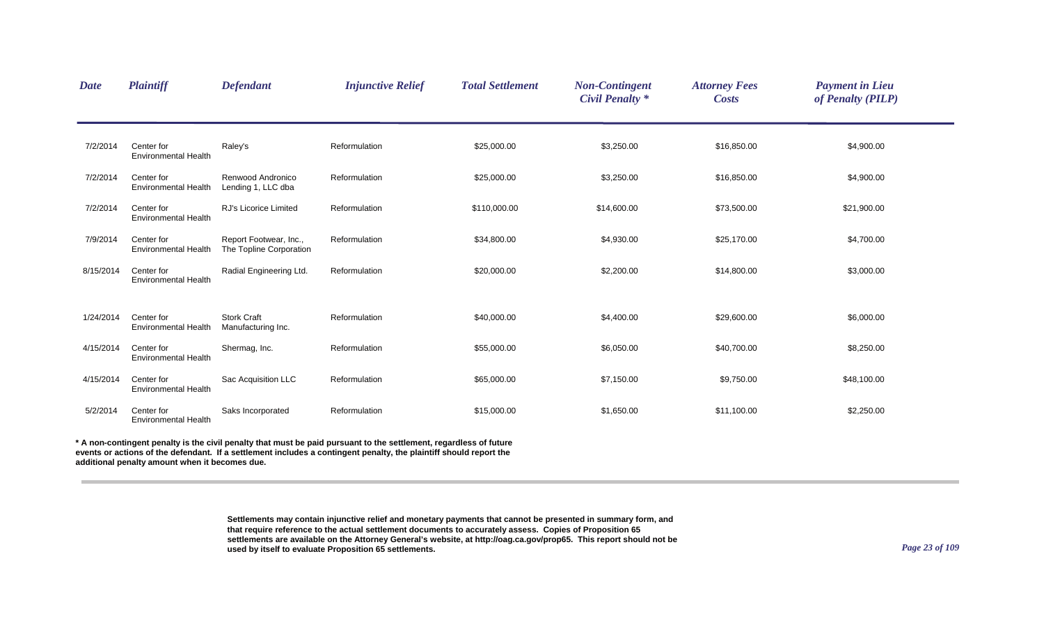| *Date* | *Plaintiff* | *Defendant* | *Injunctive Relief* | *Total Settlement* | *Non-Contingent Civil Penalty* * | *Attorney Fees Costs* | *Payment in Lieu of Penalty (PILP)* |
|---|---|---|---|---|---|---|---|
| 7/2/2014 | Center for Environmental Health | Raley's | Reformulation | $25,000.00 | $3,250.00 | $16,850.00 | $4,900.00 |
| 7/2/2014 | Center for Environmental Health | Renwood Andronico Lending 1, LLC dba | Reformulation | $25,000.00 | $3,250.00 | $16,850.00 | $4,900.00 |
| 7/2/2014 | Center for Environmental Health | RJ's Licorice Limited | Reformulation | $110,000.00 | $14,600.00 | $73,500.00 | $21,900.00 |
| 7/9/2014 | Center for Environmental Health | Report Footwear, Inc., The Topline Corporation | Reformulation | $34,800.00 | $4,930.00 | $25,170.00 | $4,700.00 |
| 8/15/2014 | Center for Environmental Health | Radial Engineering Ltd. | Reformulation | $20,000.00 | $2,200.00 | $14,800.00 | $3,000.00 |
| 1/24/2014 | Center for Environmental Health | Stork Craft Manufacturing Inc. | Reformulation | $40,000.00 | $4,400.00 | $29,600.00 | $6,000.00 |
| 4/15/2014 | Center for Environmental Health | Shermag, Inc. | Reformulation | $55,000.00 | $6,050.00 | $40,700.00 | $8,250.00 |
| 4/15/2014 | Center for Environmental Health | Sac Acquisition LLC | Reformulation | $65,000.00 | $7,150.00 | $9,750.00 | $48,100.00 |
| 5/2/2014 | Center for Environmental Health | Saks Incorporated | Reformulation | $15,000.00 | $1,650.00 | $11,100.00 | $2,250.00 |

**\* A non-contingent penalty is the civil penalty that must be paid pursuant to the settlement, regardless of future events or actions of the defendant. If a settlement includes a contingent penalty, the plaintiff should report the additional penalty amount when it becomes due.**

**Settlements may contain injunctive relief and monetary payments that cannot be presented in summary form, and that require reference to the actual settlement documents to accurately assess. Copies of Proposition 65 settlements are available on the Attorney General's website, at http://oag.ca.gov/prop65. This report should not be used by itself to evaluate Proposition 65 settlements.**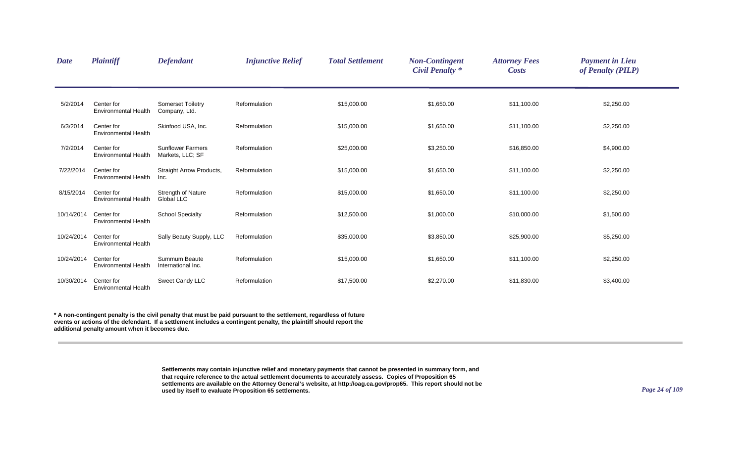| Date | Plaintiff | Defendant | Injunctive Relief | Total Settlement | Non-Contingent Civil Penalty * | Attorney Fees Costs | Payment in Lieu of Penalty (PILP) |
|---|---|---|---|---|---|---|---|
| 5/2/2014 | Center for Environmental Health | Somerset Toiletry Company, Ltd. | Reformulation | $15,000.00 | $1,650.00 | $11,100.00 | $2,250.00 |
| 6/3/2014 | Center for Environmental Health | Skinfood USA, Inc. | Reformulation | $15,000.00 | $1,650.00 | $11,100.00 | $2,250.00 |
| 7/2/2014 | Center for Environmental Health | Sunflower Farmers Markets, LLC; SF | Reformulation | $25,000.00 | $3,250.00 | $16,850.00 | $4,900.00 |
| 7/22/2014 | Center for Environmental Health | Straight Arrow Products, Inc. | Reformulation | $15,000.00 | $1,650.00 | $11,100.00 | $2,250.00 |
| 8/15/2014 | Center for Environmental Health | Strength of Nature Global LLC | Reformulation | $15,000.00 | $1,650.00 | $11,100.00 | $2,250.00 |
| 10/14/2014 | Center for Environmental Health | School Specialty | Reformulation | $12,500.00 | $1,000.00 | $10,000.00 | $1,500.00 |
| 10/24/2014 | Center for Environmental Health | Sally Beauty Supply, LLC | Reformulation | $35,000.00 | $3,850.00 | $25,900.00 | $5,250.00 |
| 10/24/2014 | Center for Environmental Health | Summum Beaute International Inc. | Reformulation | $15,000.00 | $1,650.00 | $11,100.00 | $2,250.00 |
| 10/30/2014 | Center for Environmental Health | Sweet Candy LLC | Reformulation | $17,500.00 | $2,270.00 | $11,830.00 | $3,400.00 |

**\* A non-contingent penalty is the civil penalty that must be paid pursuant to the settlement, regardless of future events or actions of the defendant. If a settlement includes a contingent penalty, the plaintiff should report the additional penalty amount when it becomes due.**

**Settlements may contain injunctive relief and monetary payments that cannot be presented in summary form, and that require reference to the actual settlement documents to accurately assess. Copies of Proposition 65 settlements are available on the Attorney General's website, at http://oag.ca.gov/prop65. This report should not be used by itself to evaluate Proposition 65 settlements.**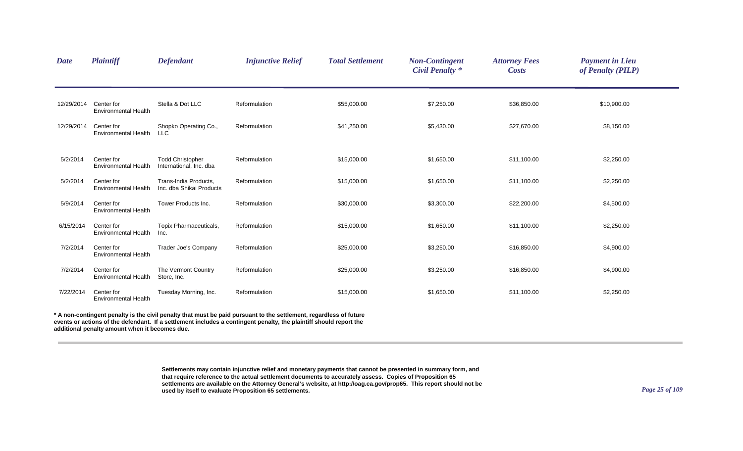| *Date* | *Plaintiff* | *Defendant* | *Injunctive Relief* | *Total Settlement* | *Non-Contingent Civil Penalty ** | *Attorney Fees Costs* | *Payment in Lieu of Penalty (PILP)* |
|---|---|---|---|---|---|---|---|
| 12/29/2014 | Center for Environmental Health | Stella & Dot LLC | Reformulation | $55,000.00 | $7,250.00 | $36,850.00 | $10,900.00 |
| 12/29/2014 | Center for Environmental Health | Shopko Operating Co., LLC | Reformulation | $41,250.00 | $5,430.00 | $27,670.00 | $8,150.00 |
| 5/2/2014 | Center for Environmental Health | Todd Christopher International, Inc. dba | Reformulation | $15,000.00 | $1,650.00 | $11,100.00 | $2,250.00 |
| 5/2/2014 | Center for Environmental Health | Trans-India Products, Inc. dba Shikai Products | Reformulation | $15,000.00 | $1,650.00 | $11,100.00 | $2,250.00 |
| 5/9/2014 | Center for Environmental Health | Tower Products Inc. | Reformulation | $30,000.00 | $3,300.00 | $22,200.00 | $4,500.00 |
| 6/15/2014 | Center for Environmental Health | Topix Pharmaceuticals, Inc. | Reformulation | $15,000.00 | $1,650.00 | $11,100.00 | $2,250.00 |
| 7/2/2014 | Center for Environmental Health | Trader Joe's Company | Reformulation | $25,000.00 | $3,250.00 | $16,850.00 | $4,900.00 |
| 7/2/2014 | Center for Environmental Health | The Vermont Country Store, Inc. | Reformulation | $25,000.00 | $3,250.00 | $16,850.00 | $4,900.00 |
| 7/22/2014 | Center for Environmental Health | Tuesday Morning, Inc. | Reformulation | $15,000.00 | $1,650.00 | $11,100.00 | $2,250.00 |

**\* A non-contingent penalty is the civil penalty that must be paid pursuant to the settlement, regardless of future events or actions of the defendant. If a settlement includes a contingent penalty, the plaintiff should report the additional penalty amount when it becomes due.**

**Settlements may contain injunctive relief and monetary payments that cannot be presented in summary form, and that require reference to the actual settlement documents to accurately assess. Copies of Proposition 65 settlements are available on the Attorney General's website, at http://oag.ca.gov/prop65. This report should not be used by itself to evaluate Proposition 65 settlements.**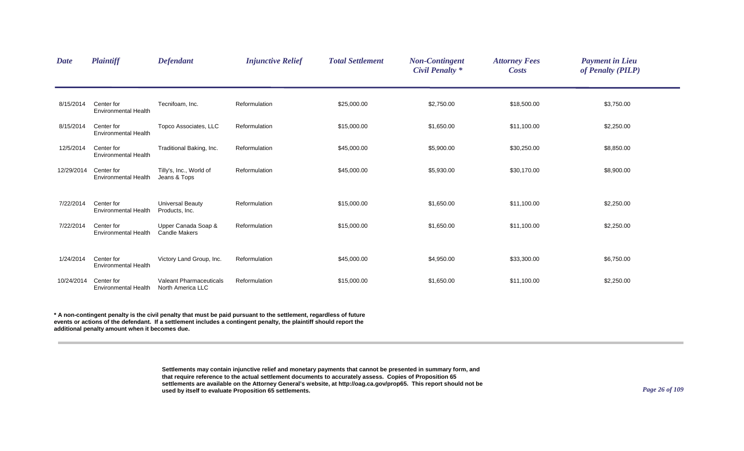| *Date* | *Plaintiff* | *Defendant* | *Injunctive Relief* | *Total Settlement* | *Non-Contingent Civil Penalty ** | *Attorney Fees Costs* | *Payment in Lieu of Penalty (PILP)* |
|---|---|---|---|---|---|---|---|
| 8/15/2014 | Center for Environmental Health | Tecnifoam, Inc. | Reformulation | $25,000.00 | $2,750.00 | $18,500.00 | $3,750.00 |
| 8/15/2014 | Center for Environmental Health | Topco Associates, LLC | Reformulation | $15,000.00 | $1,650.00 | $11,100.00 | $2,250.00 |
| 12/5/2014 | Center for Environmental Health | Traditional Baking, Inc. | Reformulation | $45,000.00 | $5,900.00 | $30,250.00 | $8,850.00 |
| 12/29/2014 | Center for Environmental Health | Tilly's, Inc., World of Jeans & Tops | Reformulation | $45,000.00 | $5,930.00 | $30,170.00 | $8,900.00 |
| 7/22/2014 | Center for Environmental Health | Universal Beauty Products, Inc. | Reformulation | $15,000.00 | $1,650.00 | $11,100.00 | $2,250.00 |
| 7/22/2014 | Center for Environmental Health | Upper Canada Soap & Candle Makers | Reformulation | $15,000.00 | $1,650.00 | $11,100.00 | $2,250.00 |
| 1/24/2014 | Center for Environmental Health | Victory Land Group, Inc. | Reformulation | $45,000.00 | $4,950.00 | $33,300.00 | $6,750.00 |
| 10/24/2014 | Center for Environmental Health | Valeant Pharmaceuticals North America LLC | Reformulation | $15,000.00 | $1,650.00 | $11,100.00 | $2,250.00 |

**\* A non-contingent penalty is the civil penalty that must be paid pursuant to the settlement, regardless of future events or actions of the defendant. If a settlement includes a contingent penalty, the plaintiff should report the additional penalty amount when it becomes due.**

**Settlements may contain injunctive relief and monetary payments that cannot be presented in summary form, and that require reference to the actual settlement documents to accurately assess. Copies of Proposition 65 settlements are available on the Attorney General's website, at http://oag.ca.gov/prop65. This report should not be used by itself to evaluate Proposition 65 settlements.**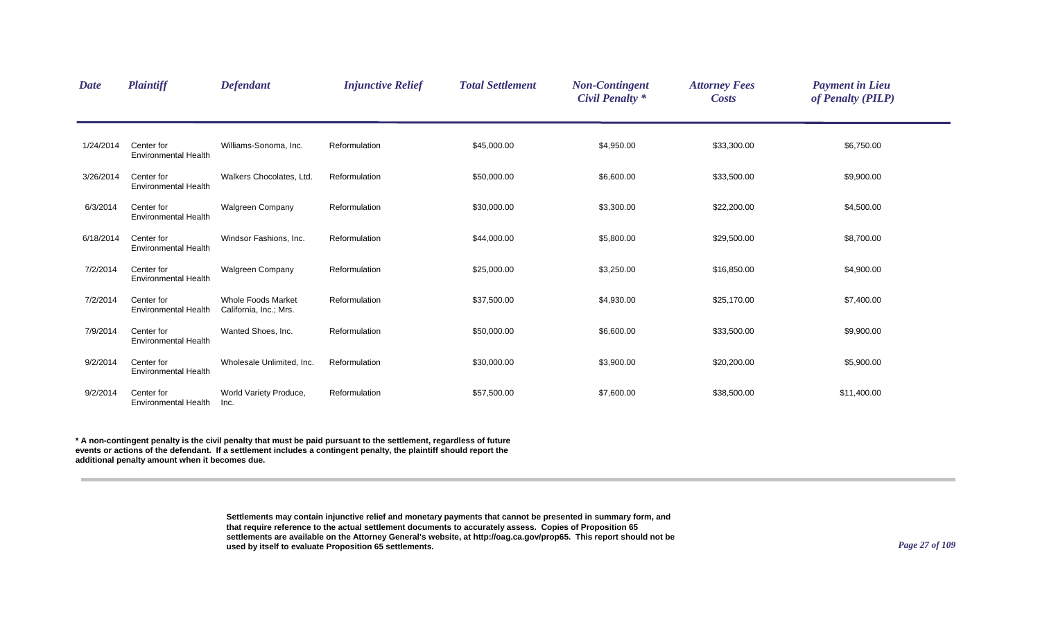| Date | Plaintiff | Defendant | Injunctive Relief | Total Settlement | Non-Contingent Civil Penalty * | Attorney Fees Costs | Payment in Lieu of Penalty (PILP) |
|---|---|---|---|---|---|---|---|
| 1/24/2014 | Center for Environmental Health | Williams-Sonoma, Inc. | Reformulation | $45,000.00 | $4,950.00 | $33,300.00 | $6,750.00 |
| 3/26/2014 | Center for Environmental Health | Walkers Chocolates, Ltd. | Reformulation | $50,000.00 | $6,600.00 | $33,500.00 | $9,900.00 |
| 6/3/2014 | Center for Environmental Health | Walgreen Company | Reformulation | $30,000.00 | $3,300.00 | $22,200.00 | $4,500.00 |
| 6/18/2014 | Center for Environmental Health | Windsor Fashions, Inc. | Reformulation | $44,000.00 | $5,800.00 | $29,500.00 | $8,700.00 |
| 7/2/2014 | Center for Environmental Health | Walgreen Company | Reformulation | $25,000.00 | $3,250.00 | $16,850.00 | $4,900.00 |
| 7/2/2014 | Center for Environmental Health | Whole Foods Market California, Inc.; Mrs. | Reformulation | $37,500.00 | $4,930.00 | $25,170.00 | $7,400.00 |
| 7/9/2014 | Center for Environmental Health | Wanted Shoes, Inc. | Reformulation | $50,000.00 | $6,600.00 | $33,500.00 | $9,900.00 |
| 9/2/2014 | Center for Environmental Health | Wholesale Unlimited, Inc. | Reformulation | $30,000.00 | $3,900.00 | $20,200.00 | $5,900.00 |
| 9/2/2014 | Center for Environmental Health | World Variety Produce, Inc. | Reformulation | $57,500.00 | $7,600.00 | $38,500.00 | $11,400.00 |

**\* A non-contingent penalty is the civil penalty that must be paid pursuant to the settlement, regardless of future events or actions of the defendant. If a settlement includes a contingent penalty, the plaintiff should report the additional penalty amount when it becomes due.**

**Settlements may contain injunctive relief and monetary payments that cannot be presented in summary form, and that require reference to the actual settlement documents to accurately assess. Copies of Proposition 65 settlements are available on the Attorney General's website, at http://oag.ca.gov/prop65. This report should not be used by itself to evaluate Proposition 65 settlements.**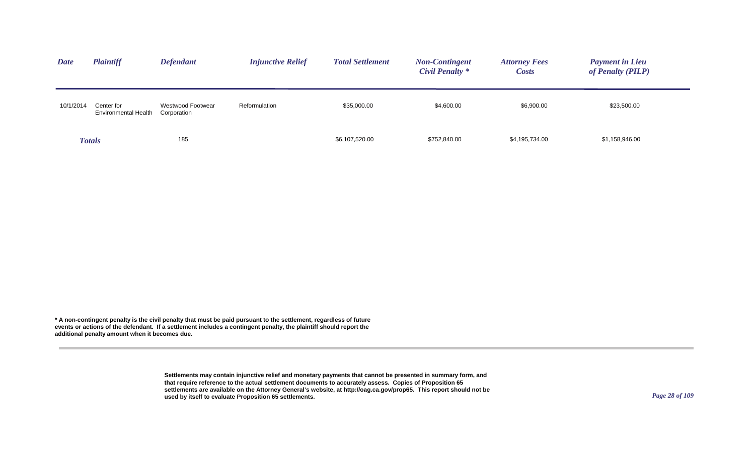| *Date* | *Plaintiff* | *Defendant* | *Injunctive Relief* | *Total Settlement* | *Non-Contingent Civil Penalty \** | *Attorney Fees Costs* | *Payment in Lieu of Penalty (PILP)* |
|---|---|---|---|---|---|---|---|
| 10/1/2014 | Center for Environmental Health | Westwood Footwear Corporation | Reformulation | $35,000.00 | $4,600.00 | $6,900.00 | $23,500.00 |
| *Totals* | | 185 | | $6,107,520.00 | $752,840.00 | $4,195,734.00 | $1,158,946.00 |

**\* A non-contingent penalty is the civil penalty that must be paid pursuant to the settlement, regardless of future events or actions of the defendant. If a settlement includes a contingent penalty, the plaintiff should report the additional penalty amount when it becomes due.**

**Settlements may contain injunctive relief and monetary payments that cannot be presented in summary form, and that require reference to the actual settlement documents to accurately assess. Copies of Proposition 65 settlements are available on the Attorney General's website, at http://oag.ca.gov/prop65. This report should not be used by itself to evaluate Proposition 65 settlements.**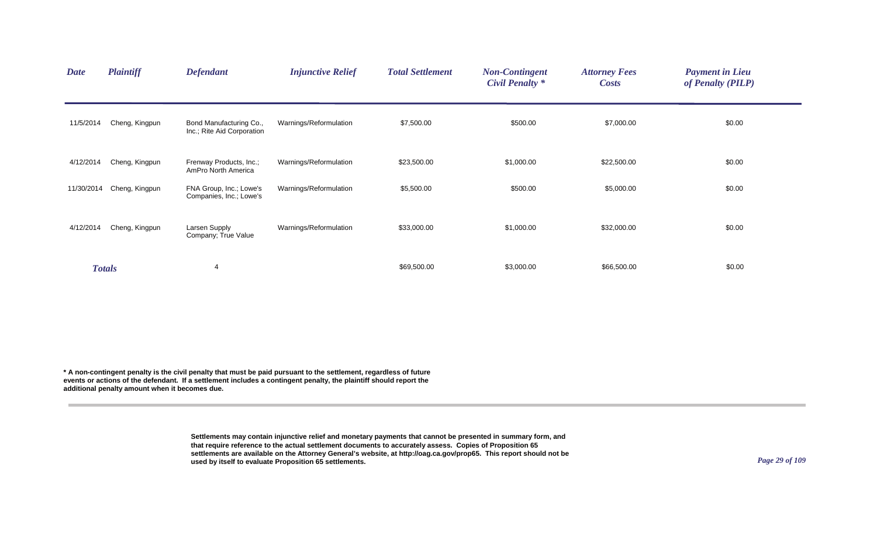| *Date* | *Plaintiff* | *Defendant* | *Injunctive Relief* | *Total Settlement* | *Non-Contingent Civil Penalty ** | *Attorney Fees Costs* | *Payment in Lieu of Penalty (PILP)* |
|---|---|---|---|---|---|---|---|
| 11/5/2014 | Cheng, Kingpun | Bond Manufacturing Co., Inc.; Rite Aid Corporation | Warnings/Reformulation | $7,500.00 | $500.00 | $7,000.00 | $0.00 |
| 4/12/2014 | Cheng, Kingpun | Frenway Products, Inc.; AmPro North America | Warnings/Reformulation | $23,500.00 | $1,000.00 | $22,500.00 | $0.00 |
| 11/30/2014 | Cheng, Kingpun | FNA Group, Inc.; Lowe's Companies, Inc.; Lowe's | Warnings/Reformulation | $5,500.00 | $500.00 | $5,000.00 | $0.00 |
| 4/12/2014 | Cheng, Kingpun | Larsen Supply Company; True Value | Warnings/Reformulation | $33,000.00 | $1,000.00 | $32,000.00 | $0.00 |
| ***Totals*** | | 4 | | $69,500.00 | $3,000.00 | $66,500.00 | $0.00 |

**\* A non-contingent penalty is the civil penalty that must be paid pursuant to the settlement, regardless of future events or actions of the defendant. If a settlement includes a contingent penalty, the plaintiff should report the additional penalty amount when it becomes due.**

**Settlements may contain injunctive relief and monetary payments that cannot be presented in summary form, and that require reference to the actual settlement documents to accurately assess. Copies of Proposition 65 settlements are available on the Attorney General's website, at http://oag.ca.gov/prop65. This report should not be used by itself to evaluate Proposition 65 settlements.**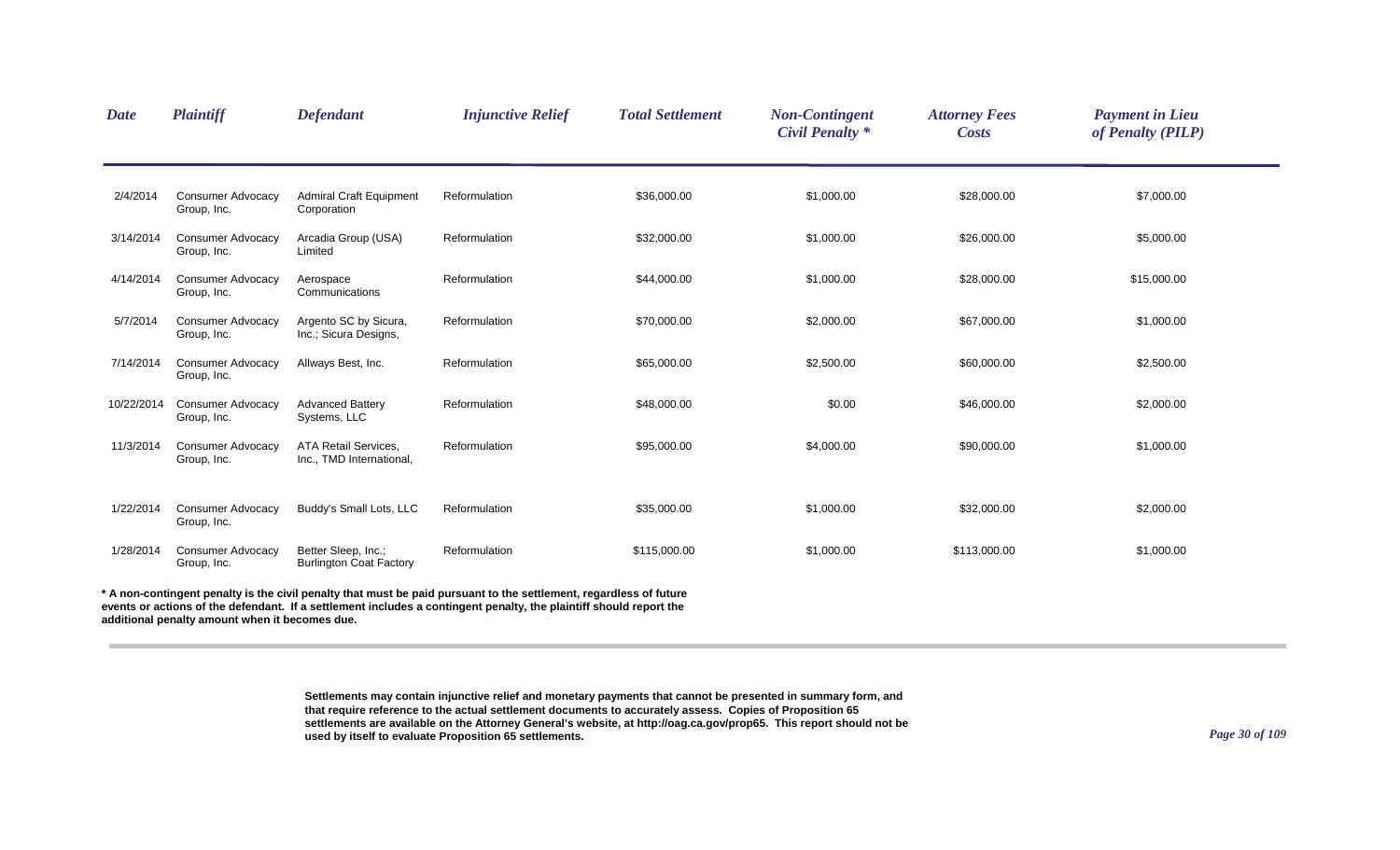| *Date* | *Plaintiff* | *Defendant* | *Injunctive Relief* | *Total Settlement* | *Non-Contingent Civil Penalty \** | *Attorney Fees Costs* | *Payment in Lieu of Penalty (PILP)* |
|---|---|---|---|---|---|---|---|
| 2/4/2014 | Consumer Advocacy Group, Inc. | Admiral Craft Equipment Corporation | Reformulation | $36,000.00 | $1,000.00 | $28,000.00 | $7,000.00 |
| 3/14/2014 | Consumer Advocacy Group, Inc. | Arcadia Group (USA) Limited | Reformulation | $32,000.00 | $1,000.00 | $26,000.00 | $5,000.00 |
| 4/14/2014 | Consumer Advocacy Group, Inc. | Aerospace Communications | Reformulation | $44,000.00 | $1,000.00 | $28,000.00 | $15,000.00 |
| 5/7/2014 | Consumer Advocacy Group, Inc. | Argento SC by Sicura, Inc.; Sicura Designs, | Reformulation | $70,000.00 | $2,000.00 | $67,000.00 | $1,000.00 |
| 7/14/2014 | Consumer Advocacy Group, Inc. | Allways Best, Inc. | Reformulation | $65,000.00 | $2,500.00 | $60,000.00 | $2,500.00 |
| 10/22/2014 | Consumer Advocacy Group, Inc. | Advanced Battery Systems, LLC | Reformulation | $48,000.00 | $0.00 | $46,000.00 | $2,000.00 |
| 11/3/2014 | Consumer Advocacy Group, Inc. | ATA Retail Services, Inc., TMD International, | Reformulation | $95,000.00 | $4,000.00 | $90,000.00 | $1,000.00 |
| 1/22/2014 | Consumer Advocacy Group, Inc. | Buddy's Small Lots, LLC | Reformulation | $35,000.00 | $1,000.00 | $32,000.00 | $2,000.00 |
| 1/28/2014 | Consumer Advocacy Group, Inc. | Better Sleep, Inc.; Burlington Coat Factory | Reformulation | $115,000.00 | $1,000.00 | $113,000.00 | $1,000.00 |

**\* A non-contingent penalty is the civil penalty that must be paid pursuant to the settlement, regardless of future events or actions of the defendant. If a settlement includes a contingent penalty, the plaintiff should report the additional penalty amount when it becomes due.**

**Settlements may contain injunctive relief and monetary payments that cannot be presented in summary form, and that require reference to the actual settlement documents to accurately assess. Copies of Proposition 65 settlements are available on the Attorney General's website, at http://oag.ca.gov/prop65. This report should not be used by itself to evaluate Proposition 65 settlements.**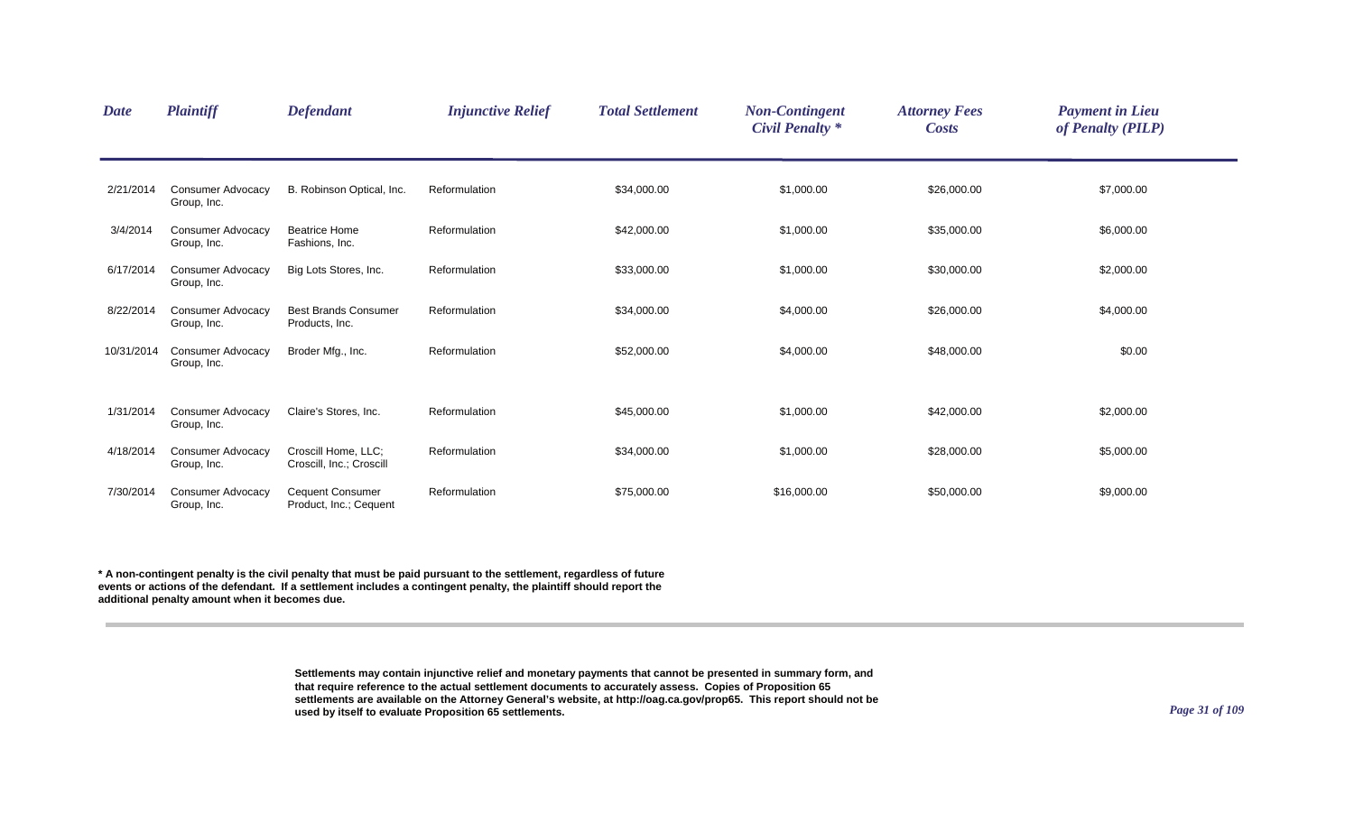| *Date* | *Plaintiff* | *Defendant* | *Injunctive Relief* | *Total Settlement* | *Non-Contingent Civil Penalty \** | *Attorney Fees Costs* | *Payment in Lieu of Penalty (PILP)* |
|---|---|---|---|---|---|---|---|
| 2/21/2014 | Consumer Advocacy Group, Inc. | B. Robinson Optical, Inc. | Reformulation | $34,000.00 | $1,000.00 | $26,000.00 | $7,000.00 |
| 3/4/2014 | Consumer Advocacy Group, Inc. | Beatrice Home Fashions, Inc. | Reformulation | $42,000.00 | $1,000.00 | $35,000.00 | $6,000.00 |
| 6/17/2014 | Consumer Advocacy Group, Inc. | Big Lots Stores, Inc. | Reformulation | $33,000.00 | $1,000.00 | $30,000.00 | $2,000.00 |
| 8/22/2014 | Consumer Advocacy Group, Inc. | Best Brands Consumer Products, Inc. | Reformulation | $34,000.00 | $4,000.00 | $26,000.00 | $4,000.00 |
| 10/31/2014 | Consumer Advocacy Group, Inc. | Broder Mfg., Inc. | Reformulation | $52,000.00 | $4,000.00 | $48,000.00 | $0.00 |
| 1/31/2014 | Consumer Advocacy Group, Inc. | Claire's Stores, Inc. | Reformulation | $45,000.00 | $1,000.00 | $42,000.00 | $2,000.00 |
| 4/18/2014 | Consumer Advocacy Group, Inc. | Croscill Home, LLC; Croscill, Inc.; Croscill | Reformulation | $34,000.00 | $1,000.00 | $28,000.00 | $5,000.00 |
| 7/30/2014 | Consumer Advocacy Group, Inc. | Cequent Consumer Product, Inc.; Cequent | Reformulation | $75,000.00 | $16,000.00 | $50,000.00 | $9,000.00 |

**\* A non-contingent penalty is the civil penalty that must be paid pursuant to the settlement, regardless of future events or actions of the defendant. If a settlement includes a contingent penalty, the plaintiff should report the additional penalty amount when it becomes due.**

**Settlements may contain injunctive relief and monetary payments that cannot be presented in summary form, and that require reference to the actual settlement documents to accurately assess. Copies of Proposition 65 settlements are available on the Attorney General's website, at http://oag.ca.gov/prop65. This report should not be used by itself to evaluate Proposition 65 settlements.**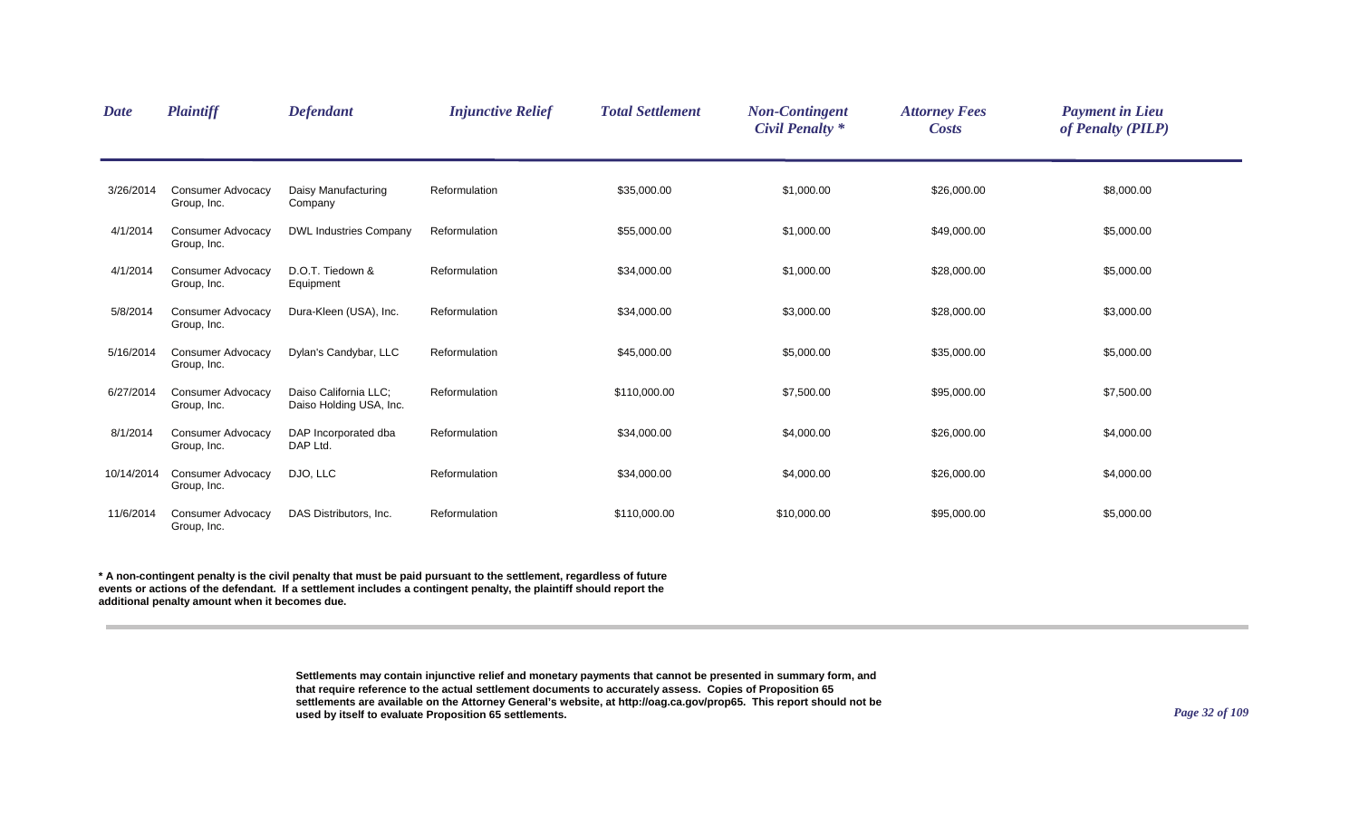| *Date* | *Plaintiff* | *Defendant* | *Injunctive Relief* | *Total Settlement* | *Non-Contingent Civil Penalty ** | *Attorney Fees Costs* | *Payment in Lieu of Penalty (PILP)* |
|---|---|---|---|---|---|---|---|
| 3/26/2014 | Consumer Advocacy Group, Inc. | Daisy Manufacturing Company | Reformulation | $35,000.00 | $1,000.00 | $26,000.00 | $8,000.00 |
| 4/1/2014 | Consumer Advocacy Group, Inc. | DWL Industries Company | Reformulation | $55,000.00 | $1,000.00 | $49,000.00 | $5,000.00 |
| 4/1/2014 | Consumer Advocacy Group, Inc. | D.O.T. Tiedown & Equipment | Reformulation | $34,000.00 | $1,000.00 | $28,000.00 | $5,000.00 |
| 5/8/2014 | Consumer Advocacy Group, Inc. | Dura-Kleen (USA), Inc. | Reformulation | $34,000.00 | $3,000.00 | $28,000.00 | $3,000.00 |
| 5/16/2014 | Consumer Advocacy Group, Inc. | Dylan's Candybar, LLC | Reformulation | $45,000.00 | $5,000.00 | $35,000.00 | $5,000.00 |
| 6/27/2014 | Consumer Advocacy Group, Inc. | Daiso California LLC; Daiso Holding USA, Inc. | Reformulation | $110,000.00 | $7,500.00 | $95,000.00 | $7,500.00 |
| 8/1/2014 | Consumer Advocacy Group, Inc. | DAP Incorporated dba DAP Ltd. | Reformulation | $34,000.00 | $4,000.00 | $26,000.00 | $4,000.00 |
| 10/14/2014 | Consumer Advocacy Group, Inc. | DJO, LLC | Reformulation | $34,000.00 | $4,000.00 | $26,000.00 | $4,000.00 |
| 11/6/2014 | Consumer Advocacy Group, Inc. | DAS Distributors, Inc. | Reformulation | $110,000.00 | $10,000.00 | $95,000.00 | $5,000.00 |

**\* A non-contingent penalty is the civil penalty that must be paid pursuant to the settlement, regardless of future events or actions of the defendant. If a settlement includes a contingent penalty, the plaintiff should report the additional penalty amount when it becomes due.**

**Settlements may contain injunctive relief and monetary payments that cannot be presented in summary form, and that require reference to the actual settlement documents to accurately assess. Copies of Proposition 65 settlements are available on the Attorney General's website, at http://oag.ca.gov/prop65. This report should not be used by itself to evaluate Proposition 65 settlements.**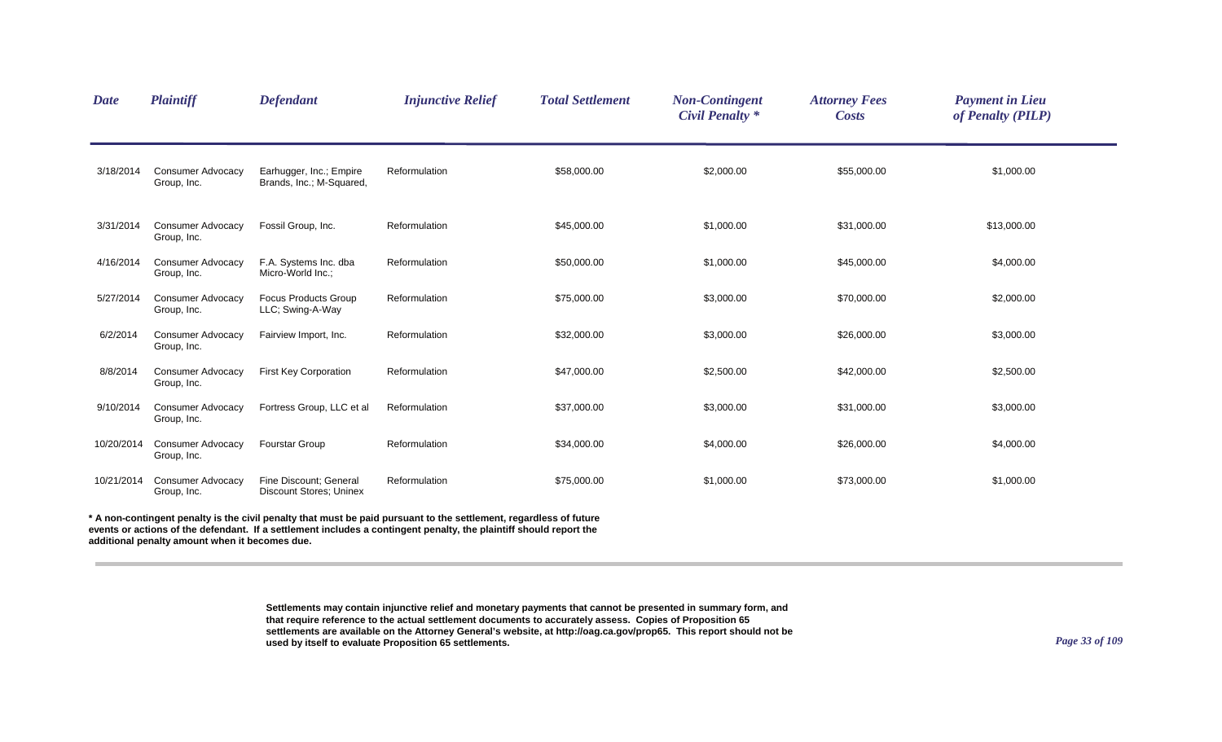| Date | Plaintiff | Defendant | Injunctive Relief | Total Settlement | Non-Contingent Civil Penalty * | Attorney Fees Costs | Payment in Lieu of Penalty (PILP) |
|---|---|---|---|---|---|---|---|
| 3/18/2014 | Consumer Advocacy Group, Inc. | Earhugger, Inc.; Empire Brands, Inc.; M-Squared, | Reformulation | $58,000.00 | $2,000.00 | $55,000.00 | $1,000.00 |
| 3/31/2014 | Consumer Advocacy Group, Inc. | Fossil Group, Inc. | Reformulation | $45,000.00 | $1,000.00 | $31,000.00 | $13,000.00 |
| 4/16/2014 | Consumer Advocacy Group, Inc. | F.A. Systems Inc. dba Micro-World Inc.; | Reformulation | $50,000.00 | $1,000.00 | $45,000.00 | $4,000.00 |
| 5/27/2014 | Consumer Advocacy Group, Inc. | Focus Products Group LLC; Swing-A-Way | Reformulation | $75,000.00 | $3,000.00 | $70,000.00 | $2,000.00 |
| 6/2/2014 | Consumer Advocacy Group, Inc. | Fairview Import, Inc. | Reformulation | $32,000.00 | $3,000.00 | $26,000.00 | $3,000.00 |
| 8/8/2014 | Consumer Advocacy Group, Inc. | First Key Corporation | Reformulation | $47,000.00 | $2,500.00 | $42,000.00 | $2,500.00 |
| 9/10/2014 | Consumer Advocacy Group, Inc. | Fortress Group, LLC et al | Reformulation | $37,000.00 | $3,000.00 | $31,000.00 | $3,000.00 |
| 10/20/2014 | Consumer Advocacy Group, Inc. | Fourstar Group | Reformulation | $34,000.00 | $4,000.00 | $26,000.00 | $4,000.00 |
| 10/21/2014 | Consumer Advocacy Group, Inc. | Fine Discount; General Discount Stores; Uninex | Reformulation | $75,000.00 | $1,000.00 | $73,000.00 | $1,000.00 |

**\* A non-contingent penalty is the civil penalty that must be paid pursuant to the settlement, regardless of future events or actions of the defendant. If a settlement includes a contingent penalty, the plaintiff should report the additional penalty amount when it becomes due.**

**Settlements may contain injunctive relief and monetary payments that cannot be presented in summary form, and that require reference to the actual settlement documents to accurately assess. Copies of Proposition 65 settlements are available on the Attorney General's website, at http://oag.ca.gov/prop65. This report should not be used by itself to evaluate Proposition 65 settlements.**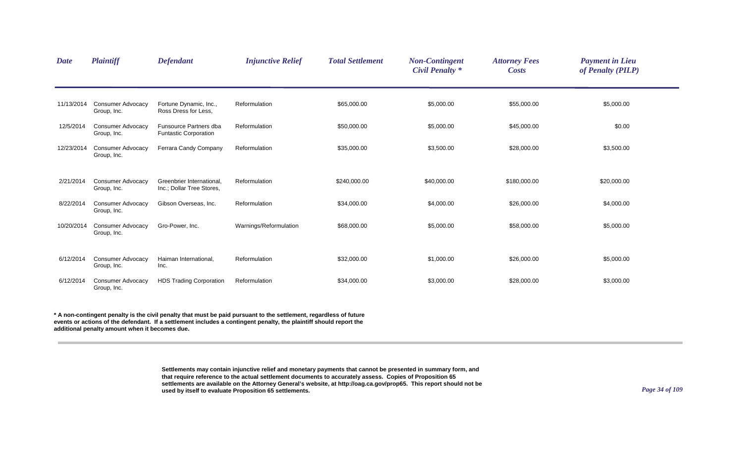| *Date* | *Plaintiff* | *Defendant* | *Injunctive Relief* | *Total Settlement* | *Non-Contingent Civil Penalty ** | *Attorney Fees Costs* | *Payment in Lieu of Penalty (PILP)* |
|---|---|---|---|---|---|---|---|
| 11/13/2014 | Consumer Advocacy Group, Inc. | Fortune Dynamic, Inc., Ross Dress for Less, | Reformulation | $65,000.00 | $5,000.00 | $55,000.00 | $5,000.00 |
| 12/5/2014 | Consumer Advocacy Group, Inc. | Funsource Partners dba Funtastic Corporation | Reformulation | $50,000.00 | $5,000.00 | $45,000.00 | $0.00 |
| 12/23/2014 | Consumer Advocacy Group, Inc. | Ferrara Candy Company | Reformulation | $35,000.00 | $3,500.00 | $28,000.00 | $3,500.00 |
| 2/21/2014 | Consumer Advocacy Group, Inc. | Greenbrier International, Inc.; Dollar Tree Stores, | Reformulation | $240,000.00 | $40,000.00 | $180,000.00 | $20,000.00 |
| 8/22/2014 | Consumer Advocacy Group, Inc. | Gibson Overseas, Inc. | Reformulation | $34,000.00 | $4,000.00 | $26,000.00 | $4,000.00 |
| 10/20/2014 | Consumer Advocacy Group, Inc. | Gro-Power, Inc. | Warnings/Reformulation | $68,000.00 | $5,000.00 | $58,000.00 | $5,000.00 |
| 6/12/2014 | Consumer Advocacy Group, Inc. | Haiman International, Inc. | Reformulation | $32,000.00 | $1,000.00 | $26,000.00 | $5,000.00 |
| 6/12/2014 | Consumer Advocacy Group, Inc. | HDS Trading Corporation | Reformulation | $34,000.00 | $3,000.00 | $28,000.00 | $3,000.00 |

**\* A non-contingent penalty is the civil penalty that must be paid pursuant to the settlement, regardless of future events or actions of the defendant. If a settlement includes a contingent penalty, the plaintiff should report the additional penalty amount when it becomes due.**

**Settlements may contain injunctive relief and monetary payments that cannot be presented in summary form, and that require reference to the actual settlement documents to accurately assess. Copies of Proposition 65 settlements are available on the Attorney General's website, at http://oag.ca.gov/prop65. This report should not be used by itself to evaluate Proposition 65 settlements.**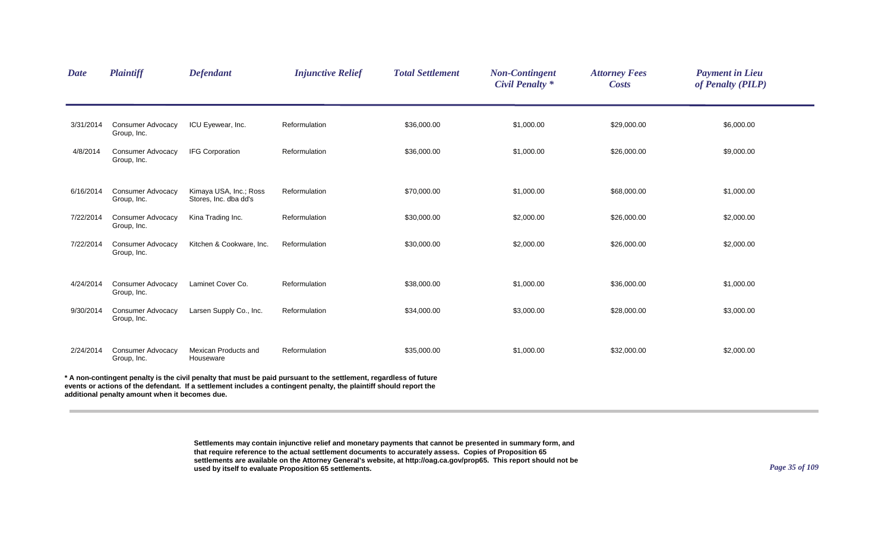| Date | Plaintiff | Defendant | Injunctive Relief | Total Settlement | Non-Contingent Civil Penalty * | Attorney Fees Costs | Payment in Lieu of Penalty (PILP) |
|---|---|---|---|---|---|---|---|
| 3/31/2014 | Consumer Advocacy Group, Inc. | ICU Eyewear, Inc. | Reformulation | $36,000.00 | $1,000.00 | $29,000.00 | $6,000.00 |
| 4/8/2014 | Consumer Advocacy Group, Inc. | IFG Corporation | Reformulation | $36,000.00 | $1,000.00 | $26,000.00 | $9,000.00 |
| 6/16/2014 | Consumer Advocacy Group, Inc. | Kimaya USA, Inc.; Ross Stores, Inc. dba dd's | Reformulation | $70,000.00 | $1,000.00 | $68,000.00 | $1,000.00 |
| 7/22/2014 | Consumer Advocacy Group, Inc. | Kina Trading Inc. | Reformulation | $30,000.00 | $2,000.00 | $26,000.00 | $2,000.00 |
| 7/22/2014 | Consumer Advocacy Group, Inc. | Kitchen & Cookware, Inc. | Reformulation | $30,000.00 | $2,000.00 | $26,000.00 | $2,000.00 |
| 4/24/2014 | Consumer Advocacy Group, Inc. | Laminet Cover Co. | Reformulation | $38,000.00 | $1,000.00 | $36,000.00 | $1,000.00 |
| 9/30/2014 | Consumer Advocacy Group, Inc. | Larsen Supply Co., Inc. | Reformulation | $34,000.00 | $3,000.00 | $28,000.00 | $3,000.00 |
| 2/24/2014 | Consumer Advocacy Group, Inc. | Mexican Products and Houseware | Reformulation | $35,000.00 | $1,000.00 | $32,000.00 | $2,000.00 |

**\* A non-contingent penalty is the civil penalty that must be paid pursuant to the settlement, regardless of future events or actions of the defendant. If a settlement includes a contingent penalty, the plaintiff should report the additional penalty amount when it becomes due.**

**Settlements may contain injunctive relief and monetary payments that cannot be presented in summary form, and that require reference to the actual settlement documents to accurately assess. Copies of Proposition 65 settlements are available on the Attorney General's website, at http://oag.ca.gov/prop65. This report should not be used by itself to evaluate Proposition 65 settlements.**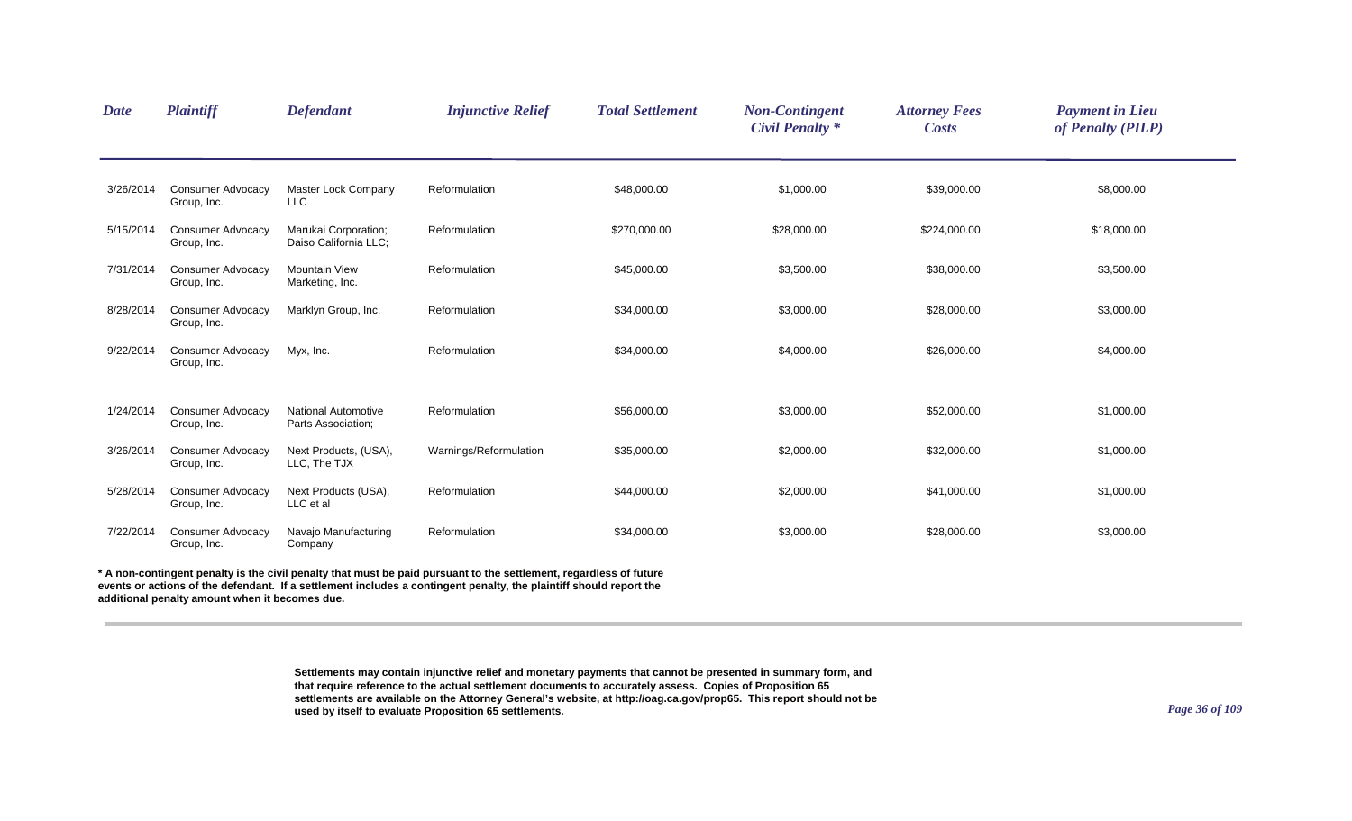| Date | Plaintiff | Defendant | Injunctive Relief | Total Settlement | Non-Contingent Civil Penalty * | Attorney Fees Costs | Payment in Lieu of Penalty (PILP) |
|---|---|---|---|---|---|---|---|
| 3/26/2014 | Consumer Advocacy Group, Inc. | Master Lock Company LLC | Reformulation | $48,000.00 | $1,000.00 | $39,000.00 | $8,000.00 |
| 5/15/2014 | Consumer Advocacy Group, Inc. | Marukai Corporation; Daiso California LLC; | Reformulation | $270,000.00 | $28,000.00 | $224,000.00 | $18,000.00 |
| 7/31/2014 | Consumer Advocacy Group, Inc. | Mountain View Marketing, Inc. | Reformulation | $45,000.00 | $3,500.00 | $38,000.00 | $3,500.00 |
| 8/28/2014 | Consumer Advocacy Group, Inc. | Marklyn Group, Inc. | Reformulation | $34,000.00 | $3,000.00 | $28,000.00 | $3,000.00 |
| 9/22/2014 | Consumer Advocacy Group, Inc. | Myx, Inc. | Reformulation | $34,000.00 | $4,000.00 | $26,000.00 | $4,000.00 |
| 1/24/2014 | Consumer Advocacy Group, Inc. | National Automotive Parts Association; | Reformulation | $56,000.00 | $3,000.00 | $52,000.00 | $1,000.00 |
| 3/26/2014 | Consumer Advocacy Group, Inc. | Next Products, (USA), LLC, The TJX | Warnings/Reformulation | $35,000.00 | $2,000.00 | $32,000.00 | $1,000.00 |
| 5/28/2014 | Consumer Advocacy Group, Inc. | Next Products (USA), LLC et al | Reformulation | $44,000.00 | $2,000.00 | $41,000.00 | $1,000.00 |
| 7/22/2014 | Consumer Advocacy Group, Inc. | Navajo Manufacturing Company | Reformulation | $34,000.00 | $3,000.00 | $28,000.00 | $3,000.00 |

**\* A non-contingent penalty is the civil penalty that must be paid pursuant to the settlement, regardless of future events or actions of the defendant. If a settlement includes a contingent penalty, the plaintiff should report the additional penalty amount when it becomes due.**

**Settlements may contain injunctive relief and monetary payments that cannot be presented in summary form, and that require reference to the actual settlement documents to accurately assess. Copies of Proposition 65 settlements are available on the Attorney General's website, at http://oag.ca.gov/prop65. This report should not be used by itself to evaluate Proposition 65 settlements.**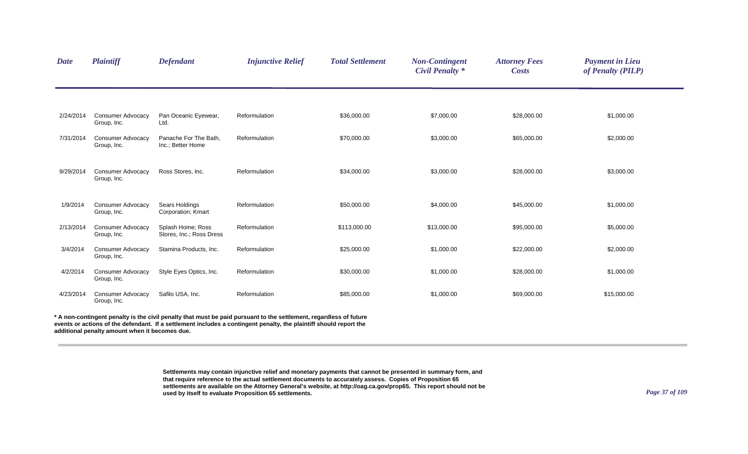| *Date* | *Plaintiff* | *Defendant* | *Injunctive Relief* | *Total Settlement* | *Non-Contingent Civil Penalty ** | *Attorney Fees Costs* | *Payment in Lieu of Penalty (PILP)* |
|---|---|---|---|---|---|---|---|
| 2/24/2014 | Consumer Advocacy Group, Inc. | Pan Oceanic Eyewear, Ltd. | Reformulation | $36,000.00 | $7,000.00 | $28,000.00 | $1,000.00 |
| 7/31/2014 | Consumer Advocacy Group, Inc. | Panache For The Bath, Inc.; Better Home | Reformulation | $70,000.00 | $3,000.00 | $65,000.00 | $2,000.00 |
| 9/29/2014 | Consumer Advocacy Group, Inc. | Ross Stores, Inc. | Reformulation | $34,000.00 | $3,000.00 | $28,000.00 | $3,000.00 |
| 1/9/2014 | Consumer Advocacy Group, Inc. | Sears Holdings Corporation; Kmart | Reformulation | $50,000.00 | $4,000.00 | $45,000.00 | $1,000.00 |
| 2/13/2014 | Consumer Advocacy Group, Inc. | Splash Home; Ross Stores, Inc.; Ross Dress | Reformulation | $113,000.00 | $13,000.00 | $95,000.00 | $5,000.00 |
| 3/4/2014 | Consumer Advocacy Group, Inc. | Stamina Products, Inc. | Reformulation | $25,000.00 | $1,000.00 | $22,000.00 | $2,000.00 |
| 4/2/2014 | Consumer Advocacy Group, Inc. | Style Eyes Optics, Inc. | Reformulation | $30,000.00 | $1,000.00 | $28,000.00 | $1,000.00 |
| 4/23/2014 | Consumer Advocacy Group, Inc. | Safilo USA, Inc. | Reformulation | $85,000.00 | $1,000.00 | $69,000.00 | $15,000.00 |

**\* A non-contingent penalty is the civil penalty that must be paid pursuant to the settlement, regardless of future events or actions of the defendant. If a settlement includes a contingent penalty, the plaintiff should report the additional penalty amount when it becomes due.**

**Settlements may contain injunctive relief and monetary payments that cannot be presented in summary form, and that require reference to the actual settlement documents to accurately assess. Copies of Proposition 65 settlements are available on the Attorney General's website, at http://oag.ca.gov/prop65. This report should not be used by itself to evaluate Proposition 65 settlements.**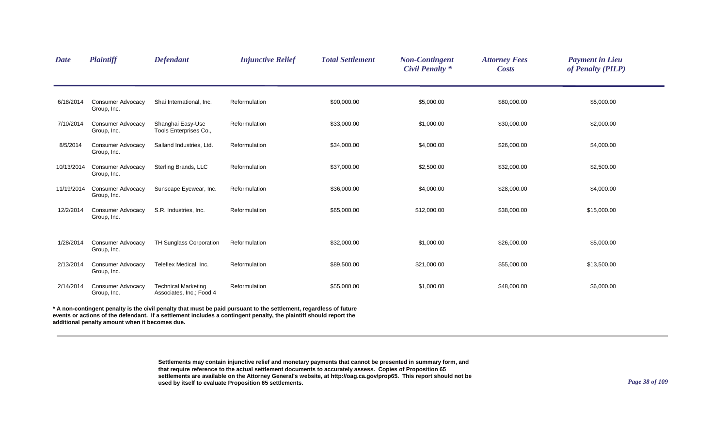| Date | Plaintiff | Defendant | Injunctive Relief | Total Settlement | Non-Contingent Civil Penalty * | Attorney Fees Costs | Payment in Lieu of Penalty (PILP) |
|---|---|---|---|---|---|---|---|
| 6/18/2014 | Consumer Advocacy Group, Inc. | Shai International, Inc. | Reformulation | $90,000.00 | $5,000.00 | $80,000.00 | $5,000.00 |
| 7/10/2014 | Consumer Advocacy Group, Inc. | Shanghai Easy-Use Tools Enterprises Co., | Reformulation | $33,000.00 | $1,000.00 | $30,000.00 | $2,000.00 |
| 8/5/2014 | Consumer Advocacy Group, Inc. | Salland Industries, Ltd. | Reformulation | $34,000.00 | $4,000.00 | $26,000.00 | $4,000.00 |
| 10/13/2014 | Consumer Advocacy Group, Inc. | Sterling Brands, LLC | Reformulation | $37,000.00 | $2,500.00 | $32,000.00 | $2,500.00 |
| 11/19/2014 | Consumer Advocacy Group, Inc. | Sunscape Eyewear, Inc. | Reformulation | $36,000.00 | $4,000.00 | $28,000.00 | $4,000.00 |
| 12/2/2014 | Consumer Advocacy Group, Inc. | S.R. Industries, Inc. | Reformulation | $65,000.00 | $12,000.00 | $38,000.00 | $15,000.00 |
| 1/28/2014 | Consumer Advocacy Group, Inc. | TH Sunglass Corporation | Reformulation | $32,000.00 | $1,000.00 | $26,000.00 | $5,000.00 |
| 2/13/2014 | Consumer Advocacy Group, Inc. | Teleflex Medical, Inc. | Reformulation | $89,500.00 | $21,000.00 | $55,000.00 | $13,500.00 |
| 2/14/2014 | Consumer Advocacy Group, Inc. | Technical Marketing Associates, Inc.; Food 4 | Reformulation | $55,000.00 | $1,000.00 | $48,000.00 | $6,000.00 |

**\* A non-contingent penalty is the civil penalty that must be paid pursuant to the settlement, regardless of future events or actions of the defendant. If a settlement includes a contingent penalty, the plaintiff should report the additional penalty amount when it becomes due.**

**Settlements may contain injunctive relief and monetary payments that cannot be presented in summary form, and that require reference to the actual settlement documents to accurately assess. Copies of Proposition 65 settlements are available on the Attorney General's website, at http://oag.ca.gov/prop65. This report should not be used by itself to evaluate Proposition 65 settlements.**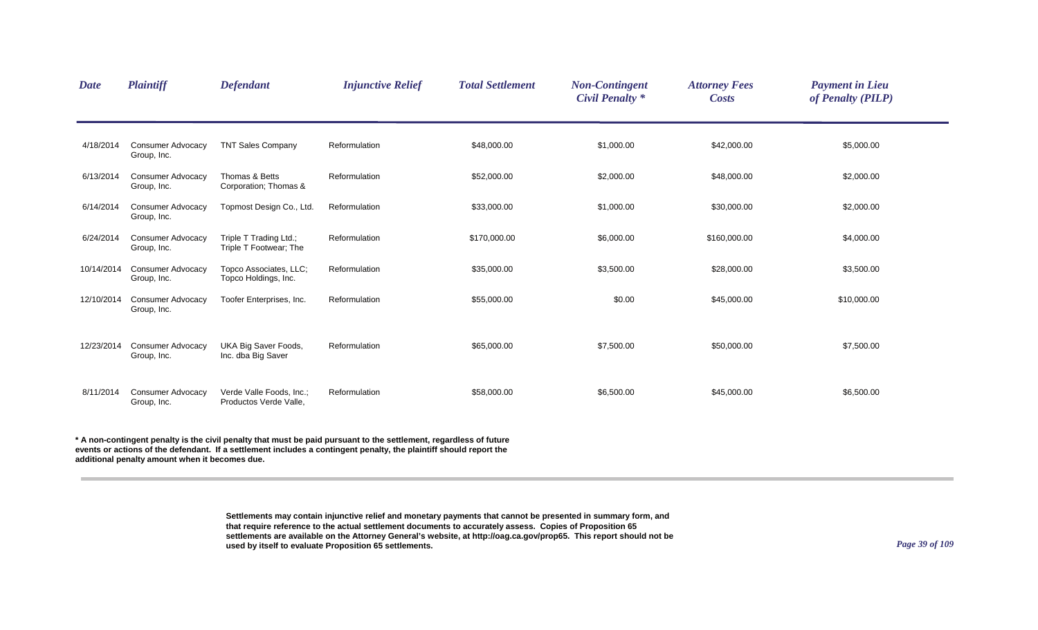| Date | Plaintiff | Defendant | Injunctive Relief | Total Settlement | Non-Contingent Civil Penalty * | Attorney Fees Costs | Payment in Lieu of Penalty (PILP) |
|---|---|---|---|---|---|---|---|
| 4/18/2014 | Consumer Advocacy Group, Inc. | TNT Sales Company | Reformulation | $48,000.00 | $1,000.00 | $42,000.00 | $5,000.00 |
| 6/13/2014 | Consumer Advocacy Group, Inc. | Thomas & Betts Corporation; Thomas & | Reformulation | $52,000.00 | $2,000.00 | $48,000.00 | $2,000.00 |
| 6/14/2014 | Consumer Advocacy Group, Inc. | Topmost Design Co., Ltd. | Reformulation | $33,000.00 | $1,000.00 | $30,000.00 | $2,000.00 |
| 6/24/2014 | Consumer Advocacy Group, Inc. | Triple T Trading Ltd.; Triple T Footwear; The | Reformulation | $170,000.00 | $6,000.00 | $160,000.00 | $4,000.00 |
| 10/14/2014 | Consumer Advocacy Group, Inc. | Topco Associates, LLC; Topco Holdings, Inc. | Reformulation | $35,000.00 | $3,500.00 | $28,000.00 | $3,500.00 |
| 12/10/2014 | Consumer Advocacy Group, Inc. | Toofer Enterprises, Inc. | Reformulation | $55,000.00 | $0.00 | $45,000.00 | $10,000.00 |
| 12/23/2014 | Consumer Advocacy Group, Inc. | UKA Big Saver Foods, Inc. dba Big Saver | Reformulation | $65,000.00 | $7,500.00 | $50,000.00 | $7,500.00 |
| 8/11/2014 | Consumer Advocacy Group, Inc. | Verde Valle Foods, Inc.; Productos Verde Valle, | Reformulation | $58,000.00 | $6,500.00 | $45,000.00 | $6,500.00 |

**\* A non-contingent penalty is the civil penalty that must be paid pursuant to the settlement, regardless of future events or actions of the defendant. If a settlement includes a contingent penalty, the plaintiff should report the additional penalty amount when it becomes due.**

**Settlements may contain injunctive relief and monetary payments that cannot be presented in summary form, and that require reference to the actual settlement documents to accurately assess. Copies of Proposition 65 settlements are available on the Attorney General's website, at http://oag.ca.gov/prop65. This report should not be used by itself to evaluate Proposition 65 settlements.**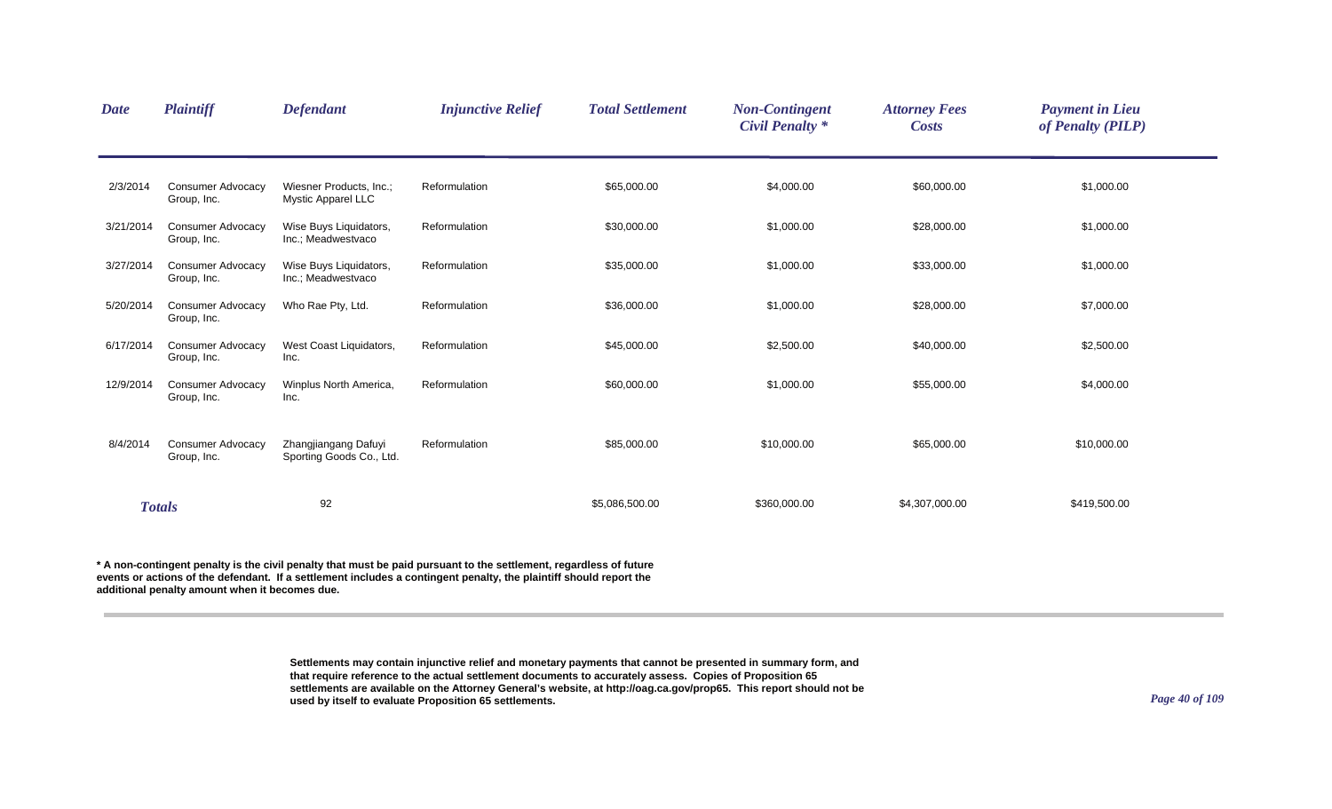| Date | Plaintiff | Defendant | Injunctive Relief | Total Settlement | Non-Contingent Civil Penalty * | Attorney Fees Costs | Payment in Lieu of Penalty (PILP) |
|---|---|---|---|---|---|---|---|
| 2/3/2014 | Consumer Advocacy Group, Inc. | Wiesner Products, Inc.; Mystic Apparel LLC | Reformulation | $65,000.00 | $4,000.00 | $60,000.00 | $1,000.00 |
| 3/21/2014 | Consumer Advocacy Group, Inc. | Wise Buys Liquidators, Inc.; Meadwestvaco | Reformulation | $30,000.00 | $1,000.00 | $28,000.00 | $1,000.00 |
| 3/27/2014 | Consumer Advocacy Group, Inc. | Wise Buys Liquidators, Inc.; Meadwestvaco | Reformulation | $35,000.00 | $1,000.00 | $33,000.00 | $1,000.00 |
| 5/20/2014 | Consumer Advocacy Group, Inc. | Who Rae Pty, Ltd. | Reformulation | $36,000.00 | $1,000.00 | $28,000.00 | $7,000.00 |
| 6/17/2014 | Consumer Advocacy Group, Inc. | West Coast Liquidators, Inc. | Reformulation | $45,000.00 | $2,500.00 | $40,000.00 | $2,500.00 |
| 12/9/2014 | Consumer Advocacy Group, Inc. | Winplus North America, Inc. | Reformulation | $60,000.00 | $1,000.00 | $55,000.00 | $4,000.00 |
| 8/4/2014 | Consumer Advocacy Group, Inc. | Zhangjiangang Dafuyi Sporting Goods Co., Ltd. | Reformulation | $85,000.00 | $10,000.00 | $65,000.00 | $10,000.00 |
| ***Totals*** | | 92 | | $5,086,500.00 | $360,000.00 | $4,307,000.00 | $419,500.00 |

**\* A non-contingent penalty is the civil penalty that must be paid pursuant to the settlement, regardless of future events or actions of the defendant. If a settlement includes a contingent penalty, the plaintiff should report the additional penalty amount when it becomes due.**

**Settlements may contain injunctive relief and monetary payments that cannot be presented in summary form, and that require reference to the actual settlement documents to accurately assess. Copies of Proposition 65 settlements are available on the Attorney General's website, at http://oag.ca.gov/prop65. This report should not be used by itself to evaluate Proposition 65 settlements.**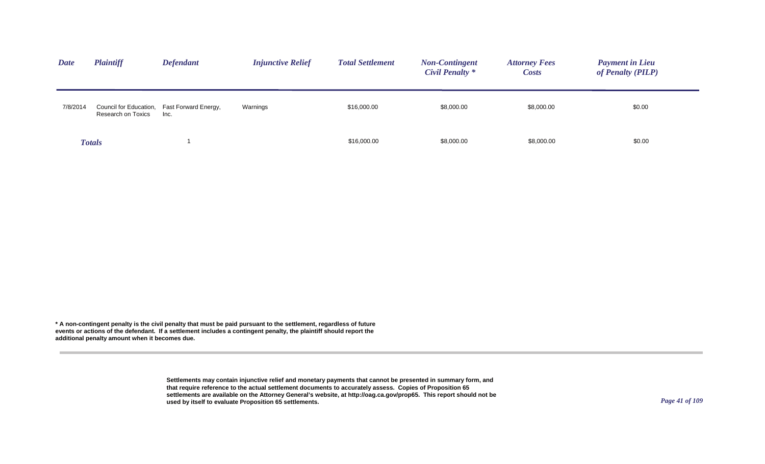| *Date* | *Plaintiff* | *Defendant* | *Injunctive Relief* | *Total Settlement* | *Non-Contingent Civil Penalty \** | *Attorney Fees Costs* | *Payment in Lieu of Penalty (PILP)* |
|---|---|---|---|---|---|---|---|
| 7/8/2014 | Council for Education, Research on Toxics | Fast Forward Energy, Inc. | Warnings | $16,000.00 | $8,000.00 | $8,000.00 | $0.00 |
| ***Totals*** | | 1 | | $16,000.00 | $8,000.00 | $8,000.00 | $0.00 |

**\* A non-contingent penalty is the civil penalty that must be paid pursuant to the settlement, regardless of future events or actions of the defendant. If a settlement includes a contingent penalty, the plaintiff should report the additional penalty amount when it becomes due.**

**Settlements may contain injunctive relief and monetary payments that cannot be presented in summary form, and that require reference to the actual settlement documents to accurately assess. Copies of Proposition 65 settlements are available on the Attorney General's website, at http://oag.ca.gov/prop65. This report should not be used by itself to evaluate Proposition 65 settlements.**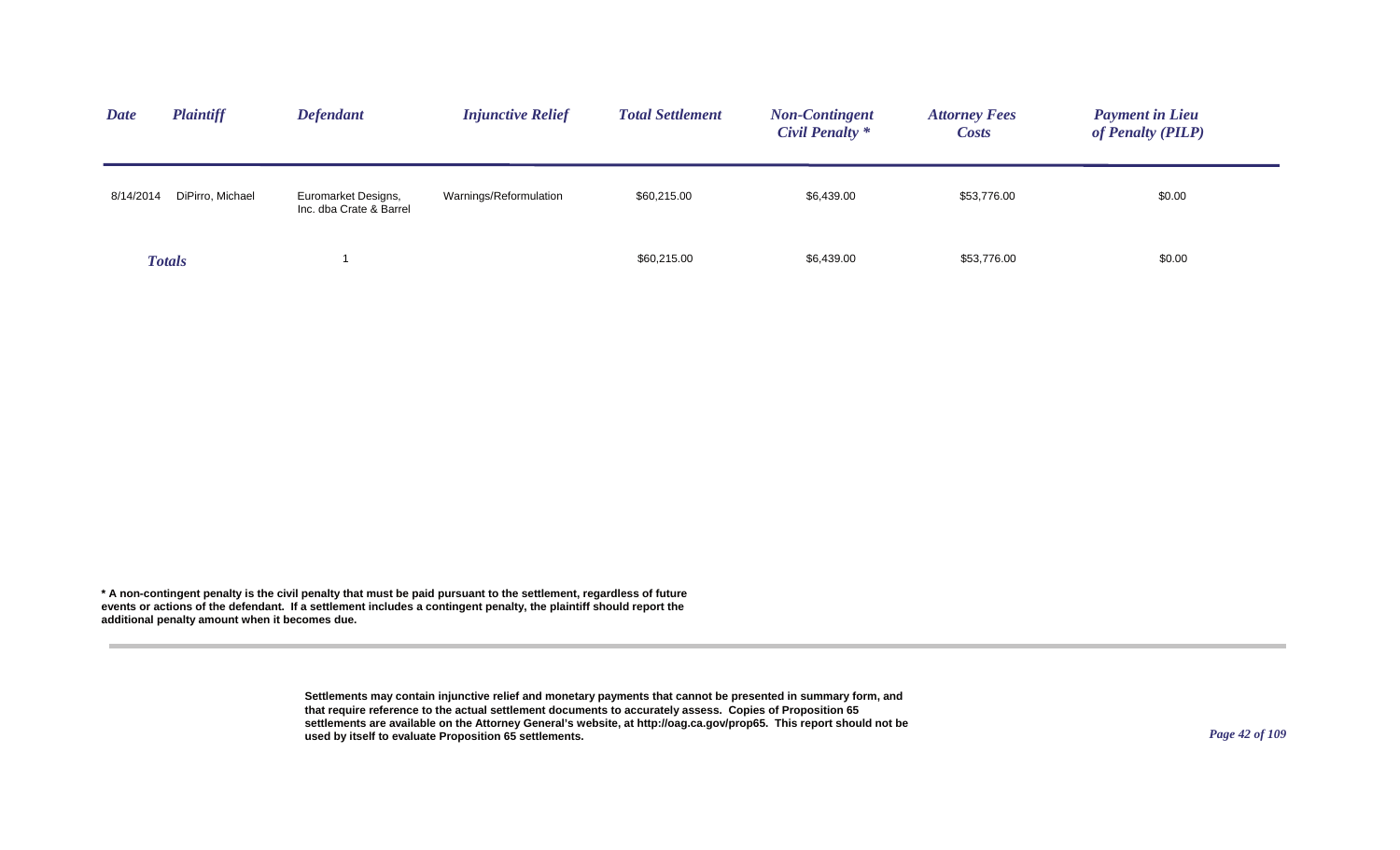| *Date* | *Plaintiff* | *Defendant* | *Injunctive Relief* | *Total Settlement* | *Non-Contingent Civil Penalty ** | *Attorney Fees Costs* | *Payment in Lieu of Penalty (PILP)* |
|---|---|---|---|---|---|---|---|
| 8/14/2014 | DiPirro, Michael | Euromarket Designs, Inc. dba Crate & Barrel | Warnings/Reformulation | $60,215.00 | $6,439.00 | $53,776.00 | $0.00 |
| ***Totals*** | | 1 | | $60,215.00 | $6,439.00 | $53,776.00 | $0.00 |

**\* A non-contingent penalty is the civil penalty that must be paid pursuant to the settlement, regardless of future events or actions of the defendant. If a settlement includes a contingent penalty, the plaintiff should report the additional penalty amount when it becomes due.**

**Settlements may contain injunctive relief and monetary payments that cannot be presented in summary form, and that require reference to the actual settlement documents to accurately assess. Copies of Proposition 65 settlements are available on the Attorney General's website, at http://oag.ca.gov/prop65. This report should not be used by itself to evaluate Proposition 65 settlements.**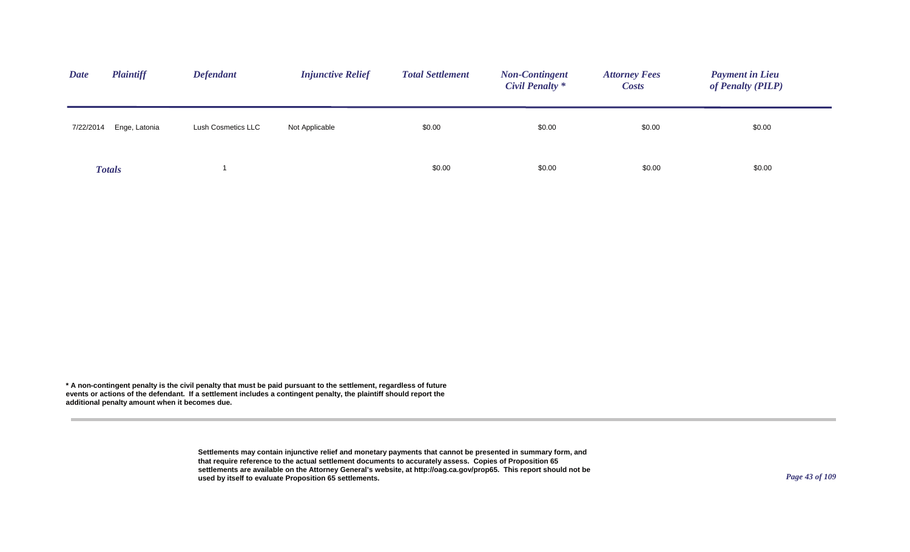| *Date* | *Plaintiff* | *Defendant* | *Injunctive Relief* | *Total Settlement* | *Non-Contingent Civil Penalty \** | *Attorney Fees Costs* | *Payment in Lieu of Penalty (PILP)* |
|---|---|---|---|---|---|---|---|
| 7/22/2014 | Enge, Latonia | Lush Cosmetics LLC | Not Applicable | $0.00 | $0.00 | $0.00 | $0.00 |
| *Totals* | | 1 | | $0.00 | $0.00 | $0.00 | $0.00 |

**\* A non-contingent penalty is the civil penalty that must be paid pursuant to the settlement, regardless of future events or actions of the defendant. If a settlement includes a contingent penalty, the plaintiff should report the additional penalty amount when it becomes due.**

**Settlements may contain injunctive relief and monetary payments that cannot be presented in summary form, and that require reference to the actual settlement documents to accurately assess. Copies of Proposition 65 settlements are available on the Attorney General's website, at http://oag.ca.gov/prop65. This report should not be used by itself to evaluate Proposition 65 settlements.**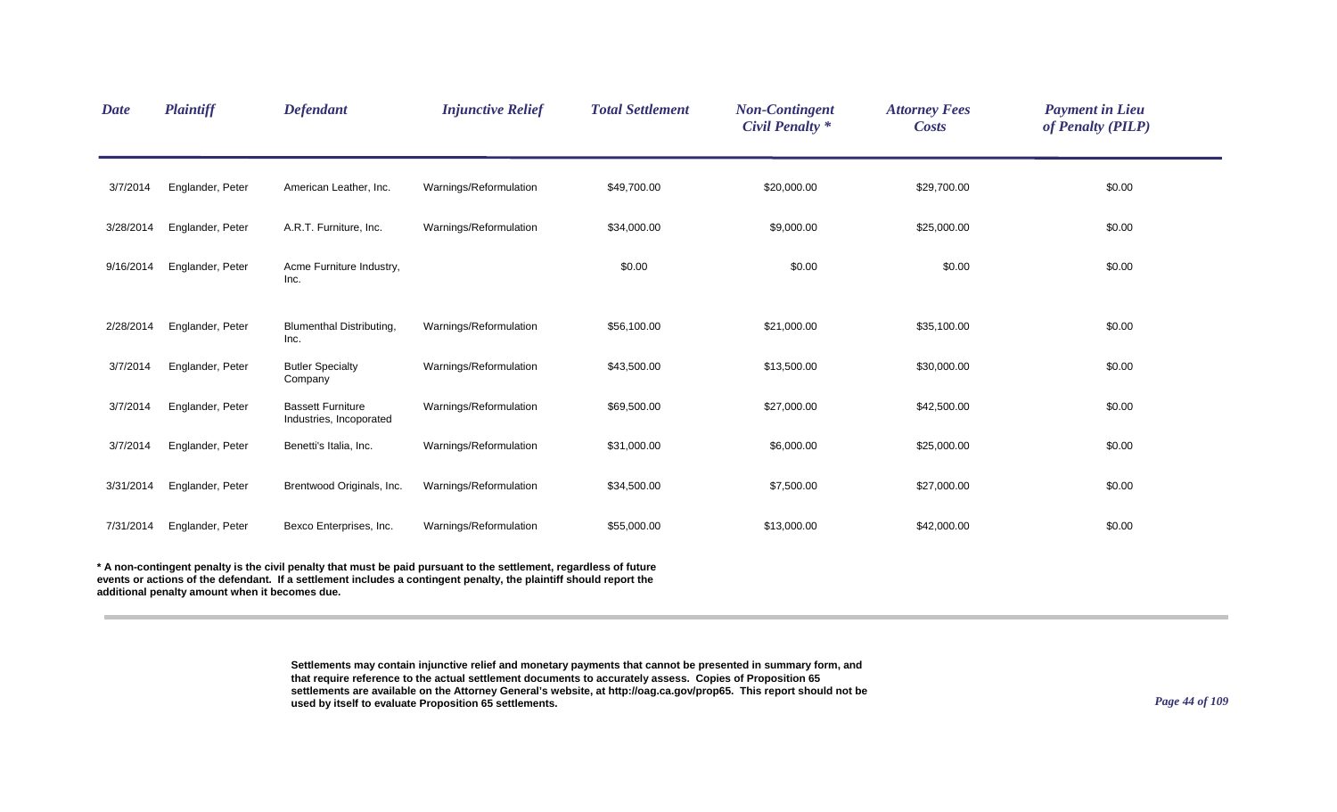| *Date* | *Plaintiff* | *Defendant* | *Injunctive Relief* | *Total Settlement* | *Non-Contingent Civil Penalty* * | *Attorney Fees Costs* | *Payment in Lieu of Penalty (PILP)* |
|---|---|---|---|---|---|---|---|
| 3/7/2014 | Englander, Peter | American Leather, Inc. | Warnings/Reformulation | $49,700.00 | $20,000.00 | $29,700.00 | $0.00 |
| 3/28/2014 | Englander, Peter | A.R.T. Furniture, Inc. | Warnings/Reformulation | $34,000.00 | $9,000.00 | $25,000.00 | $0.00 |
| 9/16/2014 | Englander, Peter | Acme Furniture Industry, Inc. | | $0.00 | $0.00 | $0.00 | $0.00 |
| 2/28/2014 | Englander, Peter | Blumenthal Distributing, Inc. | Warnings/Reformulation | $56,100.00 | $21,000.00 | $35,100.00 | $0.00 |
| 3/7/2014 | Englander, Peter | Butler Specialty Company | Warnings/Reformulation | $43,500.00 | $13,500.00 | $30,000.00 | $0.00 |
| 3/7/2014 | Englander, Peter | Bassett Furniture Industries, Incoporated | Warnings/Reformulation | $69,500.00 | $27,000.00 | $42,500.00 | $0.00 |
| 3/7/2014 | Englander, Peter | Benetti's Italia, Inc. | Warnings/Reformulation | $31,000.00 | $6,000.00 | $25,000.00 | $0.00 |
| 3/31/2014 | Englander, Peter | Brentwood Originals, Inc. | Warnings/Reformulation | $34,500.00 | $7,500.00 | $27,000.00 | $0.00 |
| 7/31/2014 | Englander, Peter | Bexco Enterprises, Inc. | Warnings/Reformulation | $55,000.00 | $13,000.00 | $42,000.00 | $0.00 |

**\* A non-contingent penalty is the civil penalty that must be paid pursuant to the settlement, regardless of future events or actions of the defendant. If a settlement includes a contingent penalty, the plaintiff should report the additional penalty amount when it becomes due.**

**Settlements may contain injunctive relief and monetary payments that cannot be presented in summary form, and that require reference to the actual settlement documents to accurately assess. Copies of Proposition 65 settlements are available on the Attorney General's website, at http://oag.ca.gov/prop65. This report should not be used by itself to evaluate Proposition 65 settlements.**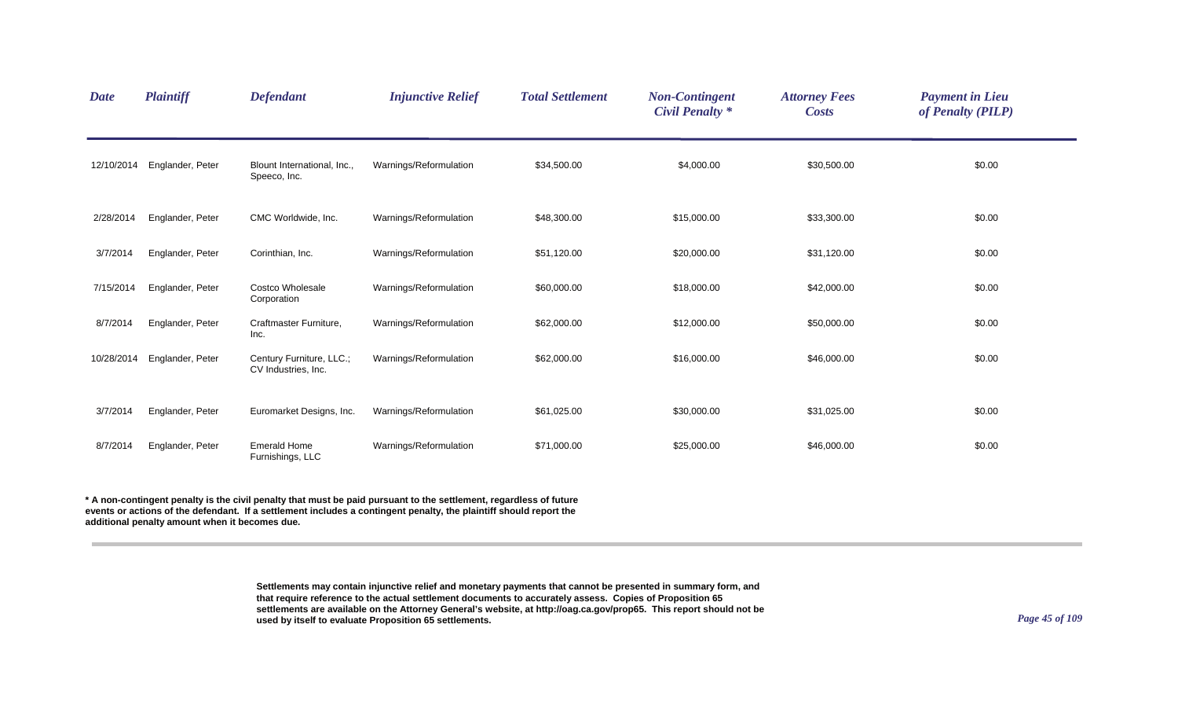| Date | Plaintiff | Defendant | Injunctive Relief | Total Settlement | Non-Contingent Civil Penalty * | Attorney Fees Costs | Payment in Lieu of Penalty (PILP) |
|---|---|---|---|---|---|---|---|
| 12/10/2014 | Englander, Peter | Blount International, Inc., Speeco, Inc. | Warnings/Reformulation | $34,500.00 | $4,000.00 | $30,500.00 | $0.00 |
| 2/28/2014 | Englander, Peter | CMC Worldwide, Inc. | Warnings/Reformulation | $48,300.00 | $15,000.00 | $33,300.00 | $0.00 |
| 3/7/2014 | Englander, Peter | Corinthian, Inc. | Warnings/Reformulation | $51,120.00 | $20,000.00 | $31,120.00 | $0.00 |
| 7/15/2014 | Englander, Peter | Costco Wholesale Corporation | Warnings/Reformulation | $60,000.00 | $18,000.00 | $42,000.00 | $0.00 |
| 8/7/2014 | Englander, Peter | Craftmaster Furniture, Inc. | Warnings/Reformulation | $62,000.00 | $12,000.00 | $50,000.00 | $0.00 |
| 10/28/2014 | Englander, Peter | Century Furniture, LLC.; CV Industries, Inc. | Warnings/Reformulation | $62,000.00 | $16,000.00 | $46,000.00 | $0.00 |
| 3/7/2014 | Englander, Peter | Euromarket Designs, Inc. | Warnings/Reformulation | $61,025.00 | $30,000.00 | $31,025.00 | $0.00 |
| 8/7/2014 | Englander, Peter | Emerald Home Furnishings, LLC | Warnings/Reformulation | $71,000.00 | $25,000.00 | $46,000.00 | $0.00 |

**\* A non-contingent penalty is the civil penalty that must be paid pursuant to the settlement, regardless of future events or actions of the defendant. If a settlement includes a contingent penalty, the plaintiff should report the additional penalty amount when it becomes due.**

**Settlements may contain injunctive relief and monetary payments that cannot be presented in summary form, and that require reference to the actual settlement documents to accurately assess. Copies of Proposition 65 settlements are available on the Attorney General's website, at http://oag.ca.gov/prop65. This report should not be used by itself to evaluate Proposition 65 settlements.**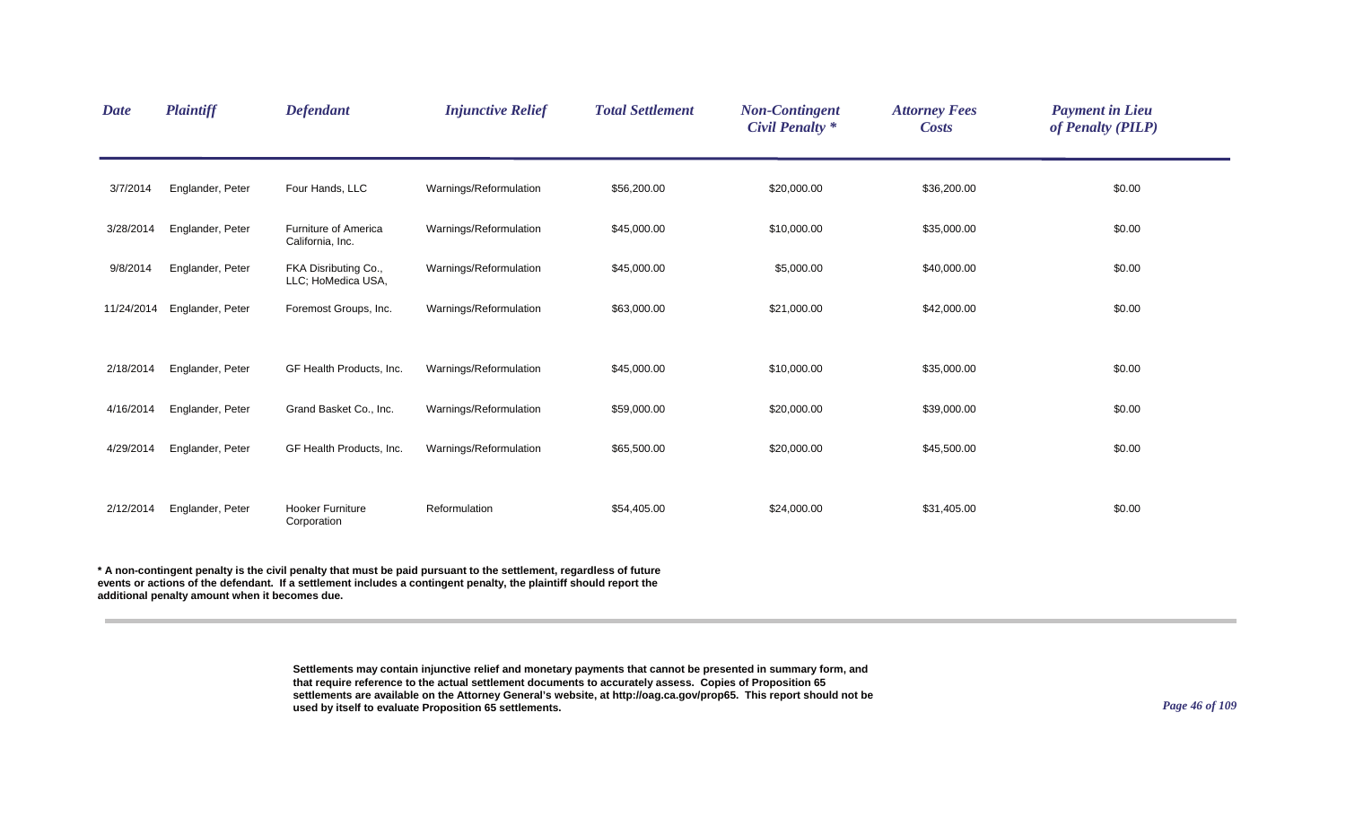| *Date* | *Plaintiff* | *Defendant* | *Injunctive Relief* | *Total Settlement* | *Non-Contingent Civil Penalty \** | *Attorney Fees Costs* | *Payment in Lieu of Penalty (PILP)* |
|---|---|---|---|---|---|---|---|
| 3/7/2014 | Englander, Peter | Four Hands, LLC | Warnings/Reformulation | $56,200.00 | $20,000.00 | $36,200.00 | $0.00 |
| 3/28/2014 | Englander, Peter | Furniture of America California, Inc. | Warnings/Reformulation | $45,000.00 | $10,000.00 | $35,000.00 | $0.00 |
| 9/8/2014 | Englander, Peter | FKA Disributing Co., LLC; HoMedica USA, | Warnings/Reformulation | $45,000.00 | $5,000.00 | $40,000.00 | $0.00 |
| 11/24/2014 | Englander, Peter | Foremost Groups, Inc. | Warnings/Reformulation | $63,000.00 | $21,000.00 | $42,000.00 | $0.00 |
| 2/18/2014 | Englander, Peter | GF Health Products, Inc. | Warnings/Reformulation | $45,000.00 | $10,000.00 | $35,000.00 | $0.00 |
| 4/16/2014 | Englander, Peter | Grand Basket Co., Inc. | Warnings/Reformulation | $59,000.00 | $20,000.00 | $39,000.00 | $0.00 |
| 4/29/2014 | Englander, Peter | GF Health Products, Inc. | Warnings/Reformulation | $65,500.00 | $20,000.00 | $45,500.00 | $0.00 |
| 2/12/2014 | Englander, Peter | Hooker Furniture Corporation | Reformulation | $54,405.00 | $24,000.00 | $31,405.00 | $0.00 |

**\* A non-contingent penalty is the civil penalty that must be paid pursuant to the settlement, regardless of future events or actions of the defendant. If a settlement includes a contingent penalty, the plaintiff should report the additional penalty amount when it becomes due.**

**Settlements may contain injunctive relief and monetary payments that cannot be presented in summary form, and that require reference to the actual settlement documents to accurately assess. Copies of Proposition 65 settlements are available on the Attorney General's website, at http://oag.ca.gov/prop65. This report should not be used by itself to evaluate Proposition 65 settlements.**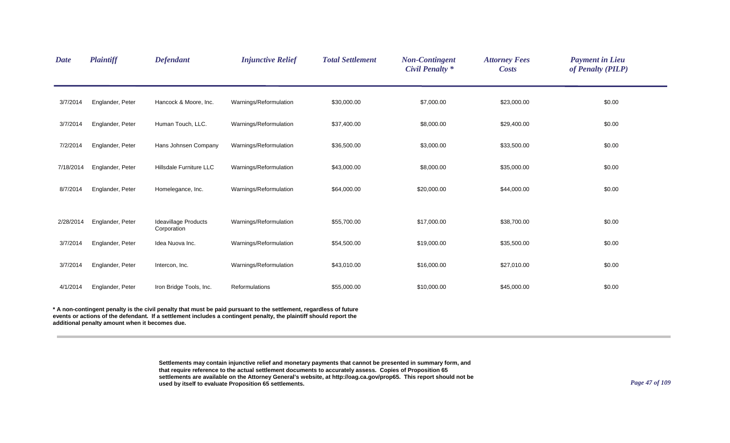| *Date* | *Plaintiff* | *Defendant* | *Injunctive Relief* | *Total Settlement* | *Non-Contingent Civil Penalty ** | *Attorney Fees Costs* | *Payment in Lieu of Penalty (PILP)* |
|---|---|---|---|---|---|---|---|
| 3/7/2014 | Englander, Peter | Hancock & Moore, Inc. | Warnings/Reformulation | $30,000.00 | $7,000.00 | $23,000.00 | $0.00 |
| 3/7/2014 | Englander, Peter | Human Touch, LLC. | Warnings/Reformulation | $37,400.00 | $8,000.00 | $29,400.00 | $0.00 |
| 7/2/2014 | Englander, Peter | Hans Johnsen Company | Warnings/Reformulation | $36,500.00 | $3,000.00 | $33,500.00 | $0.00 |
| 7/18/2014 | Englander, Peter | Hillsdale Furniture LLC | Warnings/Reformulation | $43,000.00 | $8,000.00 | $35,000.00 | $0.00 |
| 8/7/2014 | Englander, Peter | Homelegance, Inc. | Warnings/Reformulation | $64,000.00 | $20,000.00 | $44,000.00 | $0.00 |
| 2/28/2014 | Englander, Peter | Ideavillage Products Corporation | Warnings/Reformulation | $55,700.00 | $17,000.00 | $38,700.00 | $0.00 |
| 3/7/2014 | Englander, Peter | Idea Nuova Inc. | Warnings/Reformulation | $54,500.00 | $19,000.00 | $35,500.00 | $0.00 |
| 3/7/2014 | Englander, Peter | Intercon, Inc. | Warnings/Reformulation | $43,010.00 | $16,000.00 | $27,010.00 | $0.00 |
| 4/1/2014 | Englander, Peter | Iron Bridge Tools, Inc. | Reformulations | $55,000.00 | $10,000.00 | $45,000.00 | $0.00 |

**\* A non-contingent penalty is the civil penalty that must be paid pursuant to the settlement, regardless of future events or actions of the defendant. If a settlement includes a contingent penalty, the plaintiff should report the additional penalty amount when it becomes due.**

**Settlements may contain injunctive relief and monetary payments that cannot be presented in summary form, and that require reference to the actual settlement documents to accurately assess. Copies of Proposition 65 settlements are available on the Attorney General's website, at http://oag.ca.gov/prop65. This report should not be used by itself to evaluate Proposition 65 settlements.**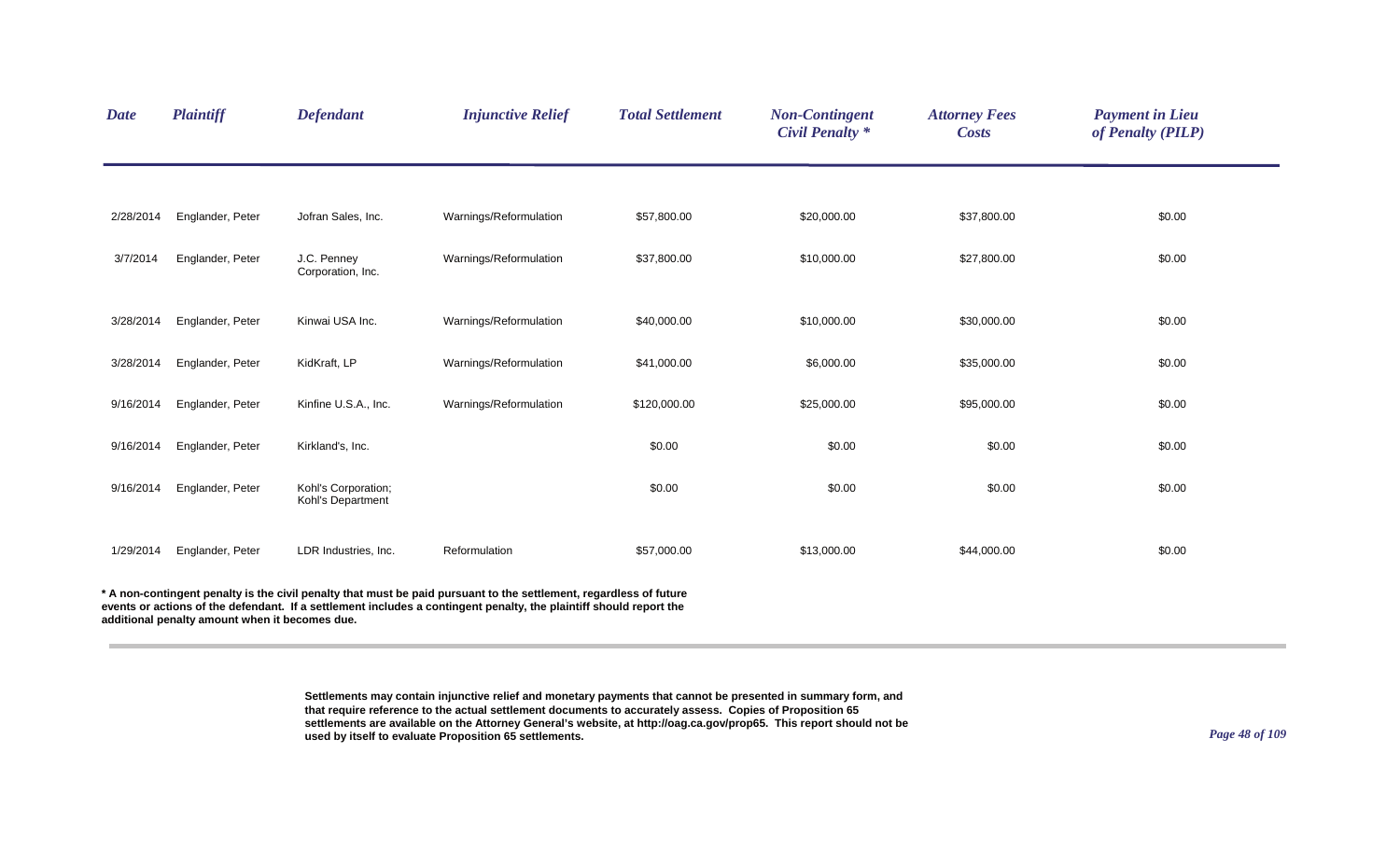| Date | Plaintiff | Defendant | Injunctive Relief | Total Settlement | Non-Contingent Civil Penalty * | Attorney Fees Costs | Payment in Lieu of Penalty (PILP) |
|---|---|---|---|---|---|---|---|
| 2/28/2014 | Englander, Peter | Jofran Sales, Inc. | Warnings/Reformulation | $57,800.00 | $20,000.00 | $37,800.00 | $0.00 |
| 3/7/2014 | Englander, Peter | J.C. Penney Corporation, Inc. | Warnings/Reformulation | $37,800.00 | $10,000.00 | $27,800.00 | $0.00 |
| 3/28/2014 | Englander, Peter | Kinwai USA Inc. | Warnings/Reformulation | $40,000.00 | $10,000.00 | $30,000.00 | $0.00 |
| 3/28/2014 | Englander, Peter | KidKraft, LP | Warnings/Reformulation | $41,000.00 | $6,000.00 | $35,000.00 | $0.00 |
| 9/16/2014 | Englander, Peter | Kinfine U.S.A., Inc. | Warnings/Reformulation | $120,000.00 | $25,000.00 | $95,000.00 | $0.00 |
| 9/16/2014 | Englander, Peter | Kirkland's, Inc. | | $0.00 | $0.00 | $0.00 | $0.00 |
| 9/16/2014 | Englander, Peter | Kohl's Corporation; Kohl's Department | | $0.00 | $0.00 | $0.00 | $0.00 |
| 1/29/2014 | Englander, Peter | LDR Industries, Inc. | Reformulation | $57,000.00 | $13,000.00 | $44,000.00 | $0.00 |

**\* A non-contingent penalty is the civil penalty that must be paid pursuant to the settlement, regardless of future events or actions of the defendant. If a settlement includes a contingent penalty, the plaintiff should report the additional penalty amount when it becomes due.**

**Settlements may contain injunctive relief and monetary payments that cannot be presented in summary form, and that require reference to the actual settlement documents to accurately assess. Copies of Proposition 65 settlements are available on the Attorney General's website, at http://oag.ca.gov/prop65. This report should not be used by itself to evaluate Proposition 65 settlements.**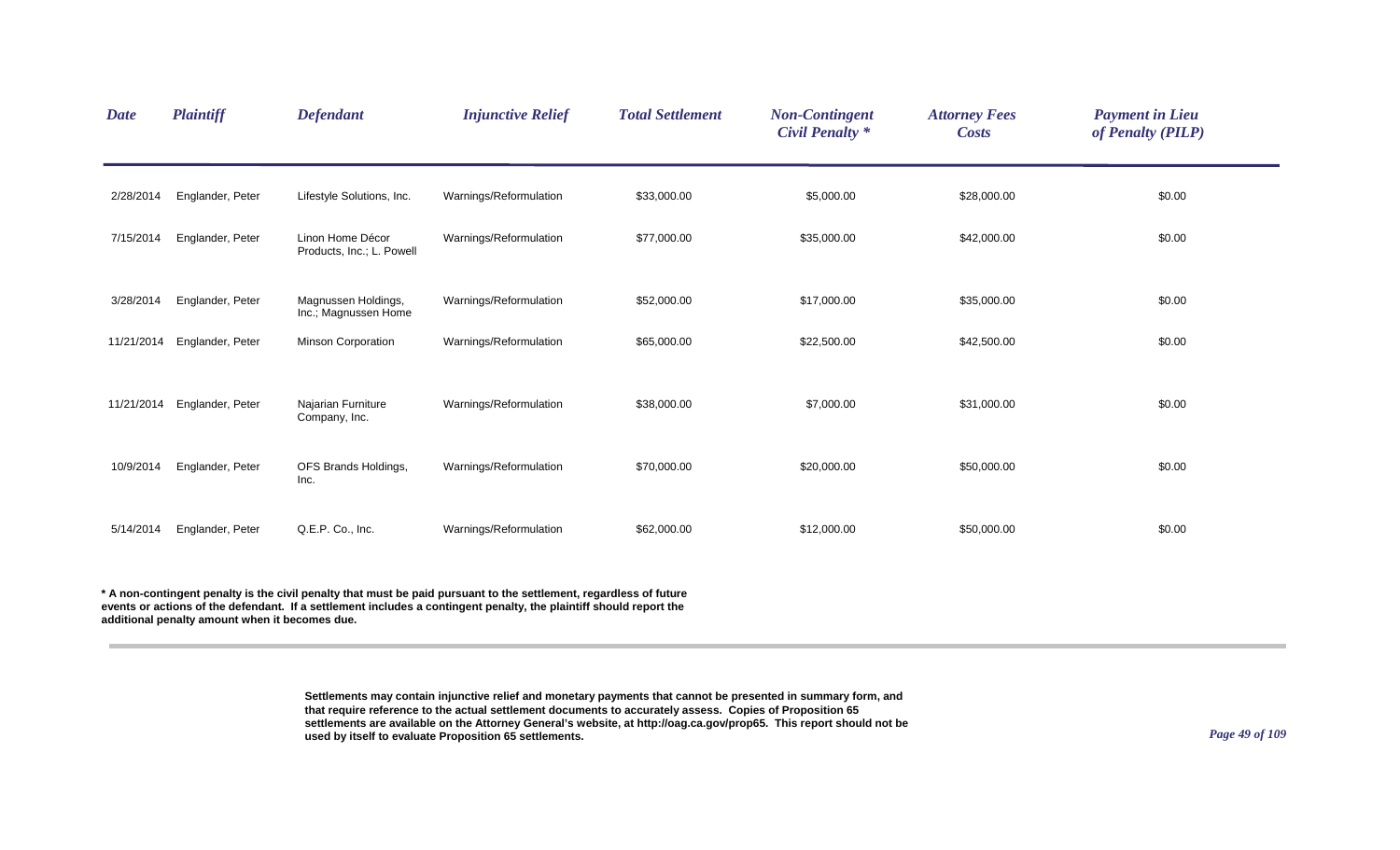| Date | Plaintiff | Defendant | Injunctive Relief | Total Settlement | Non-Contingent Civil Penalty * | Attorney Fees Costs | Payment in Lieu of Penalty (PILP) |
|---|---|---|---|---|---|---|---|
| 2/28/2014 | Englander, Peter | Lifestyle Solutions, Inc. | Warnings/Reformulation | $33,000.00 | $5,000.00 | $28,000.00 | $0.00 |
| 7/15/2014 | Englander, Peter | Linon Home Décor Products, Inc.; L. Powell | Warnings/Reformulation | $77,000.00 | $35,000.00 | $42,000.00 | $0.00 |
| 3/28/2014 | Englander, Peter | Magnussen Holdings, Inc.; Magnussen Home | Warnings/Reformulation | $52,000.00 | $17,000.00 | $35,000.00 | $0.00 |
| 11/21/2014 | Englander, Peter | Minson Corporation | Warnings/Reformulation | $65,000.00 | $22,500.00 | $42,500.00 | $0.00 |
| 11/21/2014 | Englander, Peter | Najarian Furniture Company, Inc. | Warnings/Reformulation | $38,000.00 | $7,000.00 | $31,000.00 | $0.00 |
| 10/9/2014 | Englander, Peter | OFS Brands Holdings, Inc. | Warnings/Reformulation | $70,000.00 | $20,000.00 | $50,000.00 | $0.00 |
| 5/14/2014 | Englander, Peter | Q.E.P. Co., Inc. | Warnings/Reformulation | $62,000.00 | $12,000.00 | $50,000.00 | $0.00 |

**\* A non-contingent penalty is the civil penalty that must be paid pursuant to the settlement, regardless of future events or actions of the defendant. If a settlement includes a contingent penalty, the plaintiff should report the additional penalty amount when it becomes due.**

**Settlements may contain injunctive relief and monetary payments that cannot be presented in summary form, and that require reference to the actual settlement documents to accurately assess. Copies of Proposition 65 settlements are available on the Attorney General's website, at http://oag.ca.gov/prop65. This report should not be used by itself to evaluate Proposition 65 settlements.**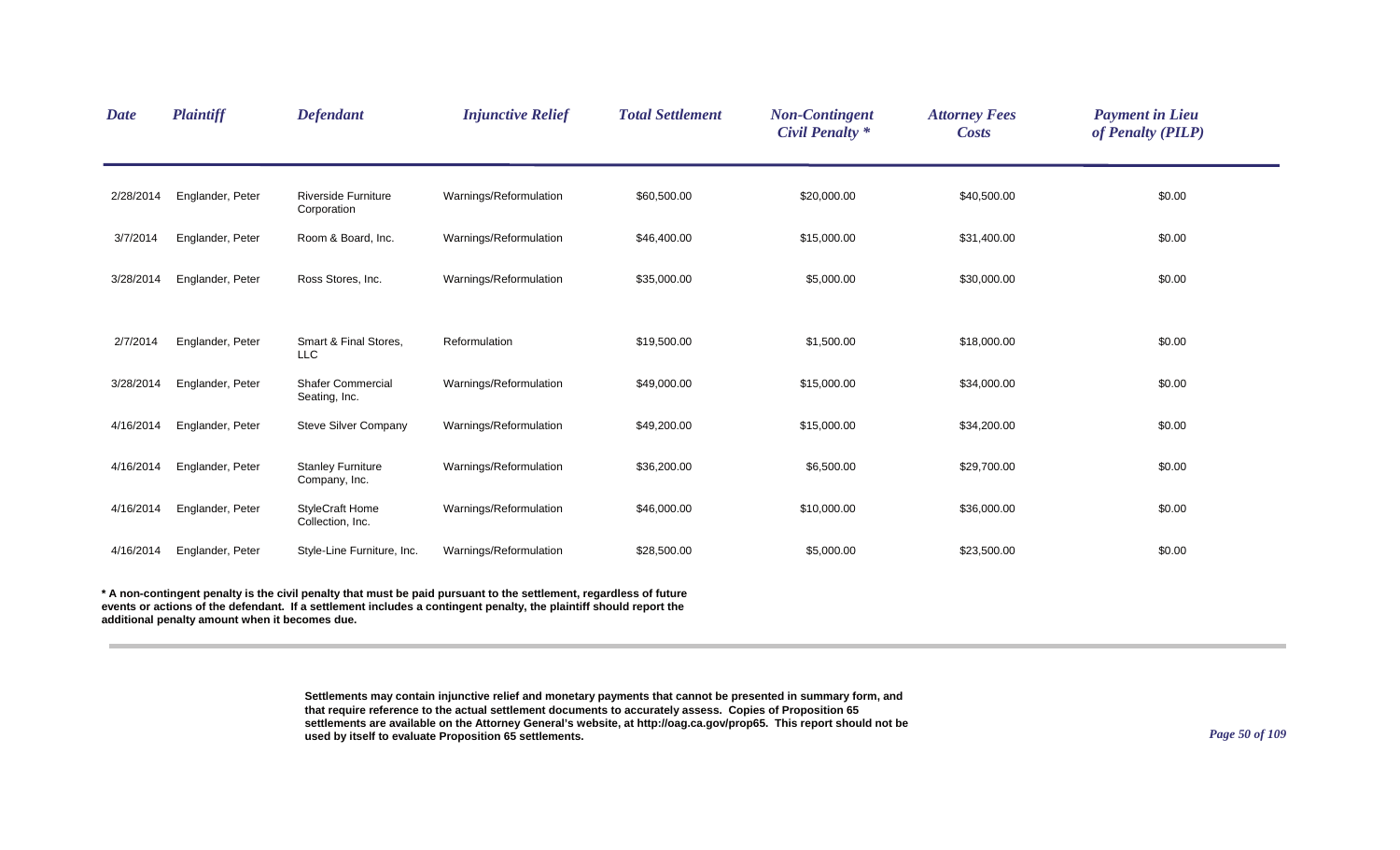| *Date* | *Plaintiff* | *Defendant* | *Injunctive Relief* | *Total Settlement* | *Non-Contingent Civil Penalty \** | *Attorney Fees Costs* | *Payment in Lieu of Penalty (PILP)* |
|---|---|---|---|---|---|---|---|
| 2/28/2014 | Englander, Peter | Riverside Furniture Corporation | Warnings/Reformulation | $60,500.00 | $20,000.00 | $40,500.00 | $0.00 |
| 3/7/2014 | Englander, Peter | Room & Board, Inc. | Warnings/Reformulation | $46,400.00 | $15,000.00 | $31,400.00 | $0.00 |
| 3/28/2014 | Englander, Peter | Ross Stores, Inc. | Warnings/Reformulation | $35,000.00 | $5,000.00 | $30,000.00 | $0.00 |
| 2/7/2014 | Englander, Peter | Smart & Final Stores, LLC | Reformulation | $19,500.00 | $1,500.00 | $18,000.00 | $0.00 |
| 3/28/2014 | Englander, Peter | Shafer Commercial Seating, Inc. | Warnings/Reformulation | $49,000.00 | $15,000.00 | $34,000.00 | $0.00 |
| 4/16/2014 | Englander, Peter | Steve Silver Company | Warnings/Reformulation | $49,200.00 | $15,000.00 | $34,200.00 | $0.00 |
| 4/16/2014 | Englander, Peter | Stanley Furniture Company, Inc. | Warnings/Reformulation | $36,200.00 | $6,500.00 | $29,700.00 | $0.00 |
| 4/16/2014 | Englander, Peter | StyleCraft Home Collection, Inc. | Warnings/Reformulation | $46,000.00 | $10,000.00 | $36,000.00 | $0.00 |
| 4/16/2014 | Englander, Peter | Style-Line Furniture, Inc. | Warnings/Reformulation | $28,500.00 | $5,000.00 | $23,500.00 | $0.00 |

**\* A non-contingent penalty is the civil penalty that must be paid pursuant to the settlement, regardless of future events or actions of the defendant. If a settlement includes a contingent penalty, the plaintiff should report the additional penalty amount when it becomes due.**

**Settlements may contain injunctive relief and monetary payments that cannot be presented in summary form, and that require reference to the actual settlement documents to accurately assess. Copies of Proposition 65 settlements are available on the Attorney General's website, at http://oag.ca.gov/prop65. This report should not be used by itself to evaluate Proposition 65 settlements.**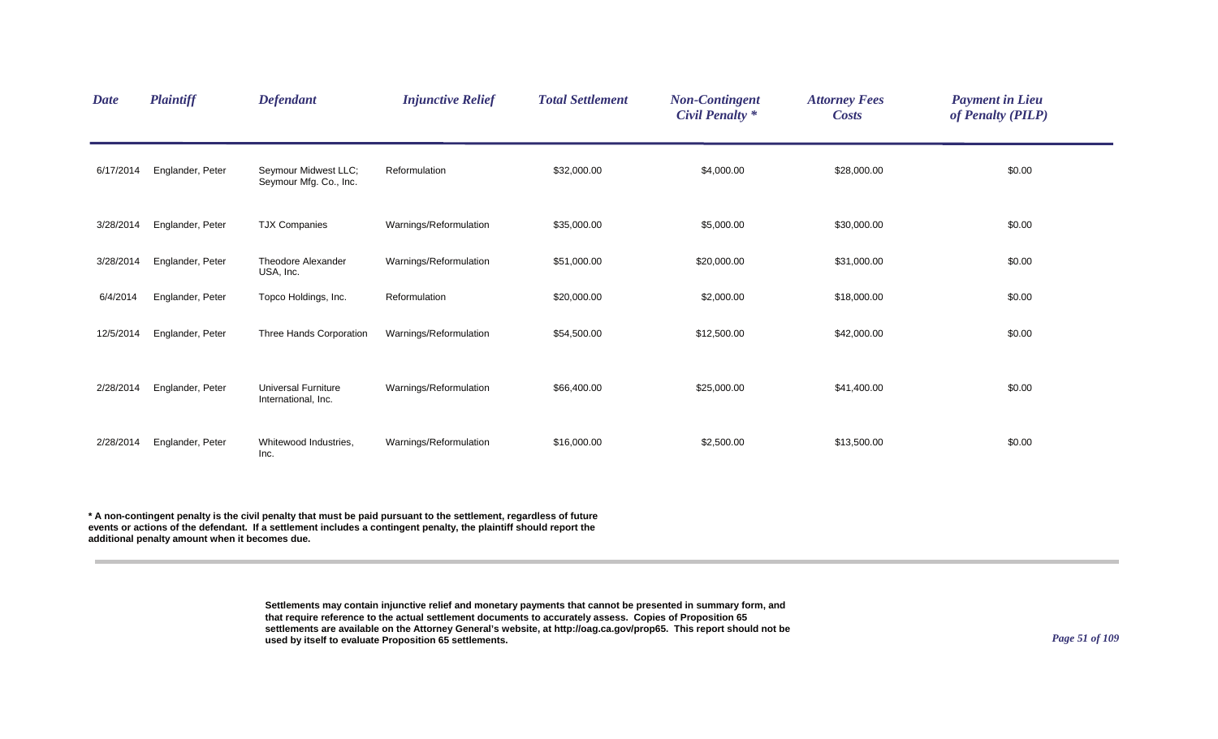| Date | Plaintiff | Defendant | Injunctive Relief | Total Settlement | Non-Contingent Civil Penalty * | Attorney Fees Costs | Payment in Lieu of Penalty (PILP) |
|---|---|---|---|---|---|---|---|
| 6/17/2014 | Englander, Peter | Seymour Midwest LLC; Seymour Mfg. Co., Inc. | Reformulation | $32,000.00 | $4,000.00 | $28,000.00 | $0.00 |
| 3/28/2014 | Englander, Peter | TJX Companies | Warnings/Reformulation | $35,000.00 | $5,000.00 | $30,000.00 | $0.00 |
| 3/28/2014 | Englander, Peter | Theodore Alexander USA, Inc. | Warnings/Reformulation | $51,000.00 | $20,000.00 | $31,000.00 | $0.00 |
| 6/4/2014 | Englander, Peter | Topco Holdings, Inc. | Reformulation | $20,000.00 | $2,000.00 | $18,000.00 | $0.00 |
| 12/5/2014 | Englander, Peter | Three Hands Corporation | Warnings/Reformulation | $54,500.00 | $12,500.00 | $42,000.00 | $0.00 |
| 2/28/2014 | Englander, Peter | Universal Furniture International, Inc. | Warnings/Reformulation | $66,400.00 | $25,000.00 | $41,400.00 | $0.00 |
| 2/28/2014 | Englander, Peter | Whitewood Industries, Inc. | Warnings/Reformulation | $16,000.00 | $2,500.00 | $13,500.00 | $0.00 |

**\* A non-contingent penalty is the civil penalty that must be paid pursuant to the settlement, regardless of future events or actions of the defendant. If a settlement includes a contingent penalty, the plaintiff should report the additional penalty amount when it becomes due.**

**Settlements may contain injunctive relief and monetary payments that cannot be presented in summary form, and that require reference to the actual settlement documents to accurately assess. Copies of Proposition 65 settlements are available on the Attorney General's website, at http://oag.ca.gov/prop65. This report should not be used by itself to evaluate Proposition 65 settlements.**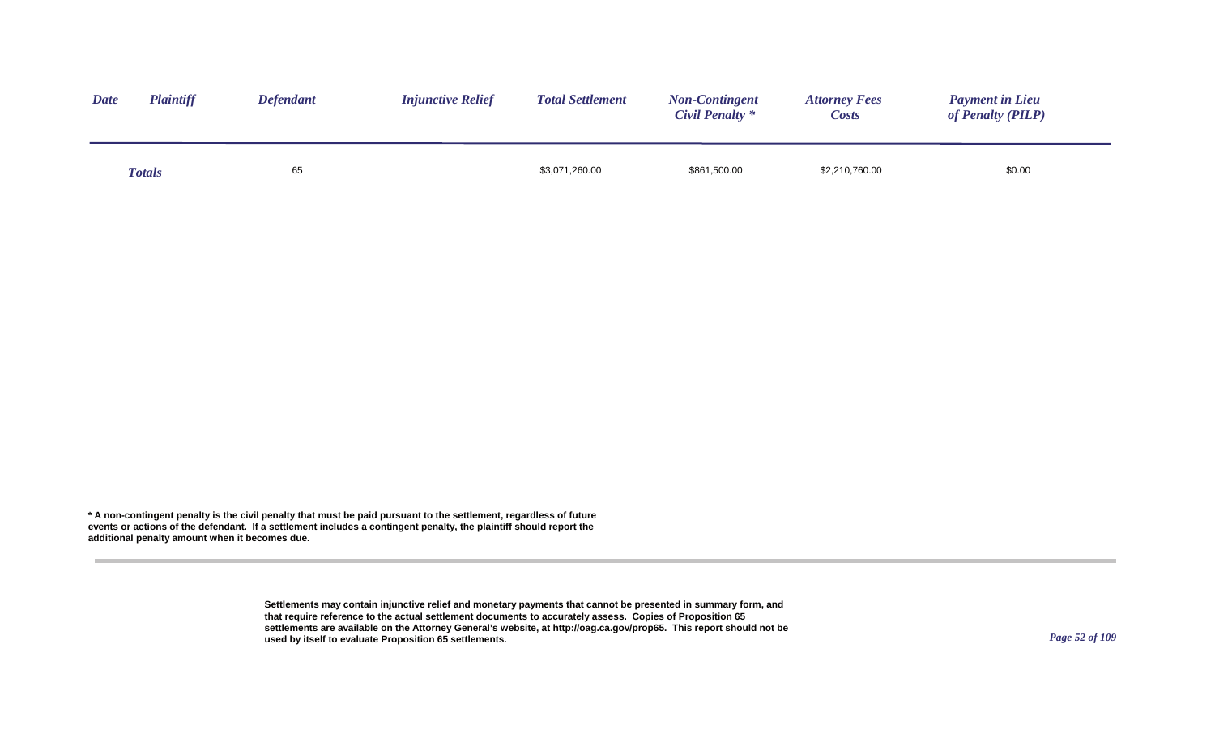| *Date* | *Plaintiff* | *Defendant* | *Injunctive Relief* | *Total Settlement* | *Non-Contingent Civil Penalty \** | *Attorney Fees Costs* | *Payment in Lieu of Penalty (PILP)* |
|---|---|---|---|---|---|---|---|
| ***Totals*** | | 65 | | $3,071,260.00 | $861,500.00 | $2,210,760.00 | $0.00 |

**\* A non-contingent penalty is the civil penalty that must be paid pursuant to the settlement, regardless of future events or actions of the defendant. If a settlement includes a contingent penalty, the plaintiff should report the additional penalty amount when it becomes due.**

**Settlements may contain injunctive relief and monetary payments that cannot be presented in summary form, and that require reference to the actual settlement documents to accurately assess. Copies of Proposition 65 settlements are available on the Attorney General's website, at http://oag.ca.gov/prop65. This report should not be used by itself to evaluate Proposition 65 settlements.**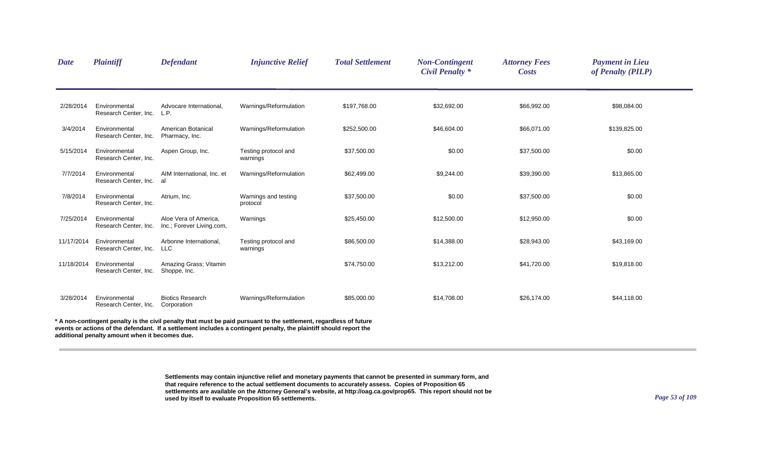| Date | Plaintiff | Defendant | Injunctive Relief | Total Settlement | Non-Contingent Civil Penalty * | Attorney Fees Costs | Payment in Lieu of Penalty (PILP) |
|---|---|---|---|---|---|---|---|
| 2/28/2014 | Environmental Research Center, Inc. | Advocare International, L.P. | Warnings/Reformulation | $197,768.00 | $32,692.00 | $66,992.00 | $98,084.00 |
| 3/4/2014 | Environmental Research Center, Inc. | American Botanical Pharmacy, Inc. | Warnings/Reformulation | $252,500.00 | $46,604.00 | $66,071.00 | $139,825.00 |
| 5/15/2014 | Environmental Research Center, Inc. | Aspen Group, Inc. | Testing protocol and warnings | $37,500.00 | $0.00 | $37,500.00 | $0.00 |
| 7/7/2014 | Environmental Research Center, Inc. | AIM International, Inc. et al | Warnings/Reformulation | $62,499.00 | $9,244.00 | $39,390.00 | $13,865.00 |
| 7/8/2014 | Environmental Research Center, Inc. | Atrium, Inc. | Warnings and testing protocol | $37,500.00 | $0.00 | $37,500.00 | $0.00 |
| 7/25/2014 | Environmental Research Center, Inc. | Aloe Vera of America, Inc.; Forever Living.com, | Warnings | $25,450.00 | $12,500.00 | $12,950.00 | $0.00 |
| 11/17/2014 | Environmental Research Center, Inc. | Arbonne International, LLC | Testing protocol and warnings | $86,500.00 | $14,388.00 | $28,943.00 | $43,169.00 |
| 11/18/2014 | Environmental Research Center, Inc. | Amazing Grass; Vitamin Shoppe, Inc. | | $74,750.00 | $13,212.00 | $41,720.00 | $19,818.00 |
| 3/28/2014 | Environmental Research Center, Inc. | Biotics Research Corporation | Warnings/Reformulation | $85,000.00 | $14,708.00 | $26,174.00 | $44,118.00 |

**\* A non-contingent penalty is the civil penalty that must be paid pursuant to the settlement, regardless of future events or actions of the defendant. If a settlement includes a contingent penalty, the plaintiff should report the additional penalty amount when it becomes due.**

**Settlements may contain injunctive relief and monetary payments that cannot be presented in summary form, and that require reference to the actual settlement documents to accurately assess. Copies of Proposition 65 settlements are available on the Attorney General's website, at http://oag.ca.gov/prop65. This report should not be used by itself to evaluate Proposition 65 settlements.**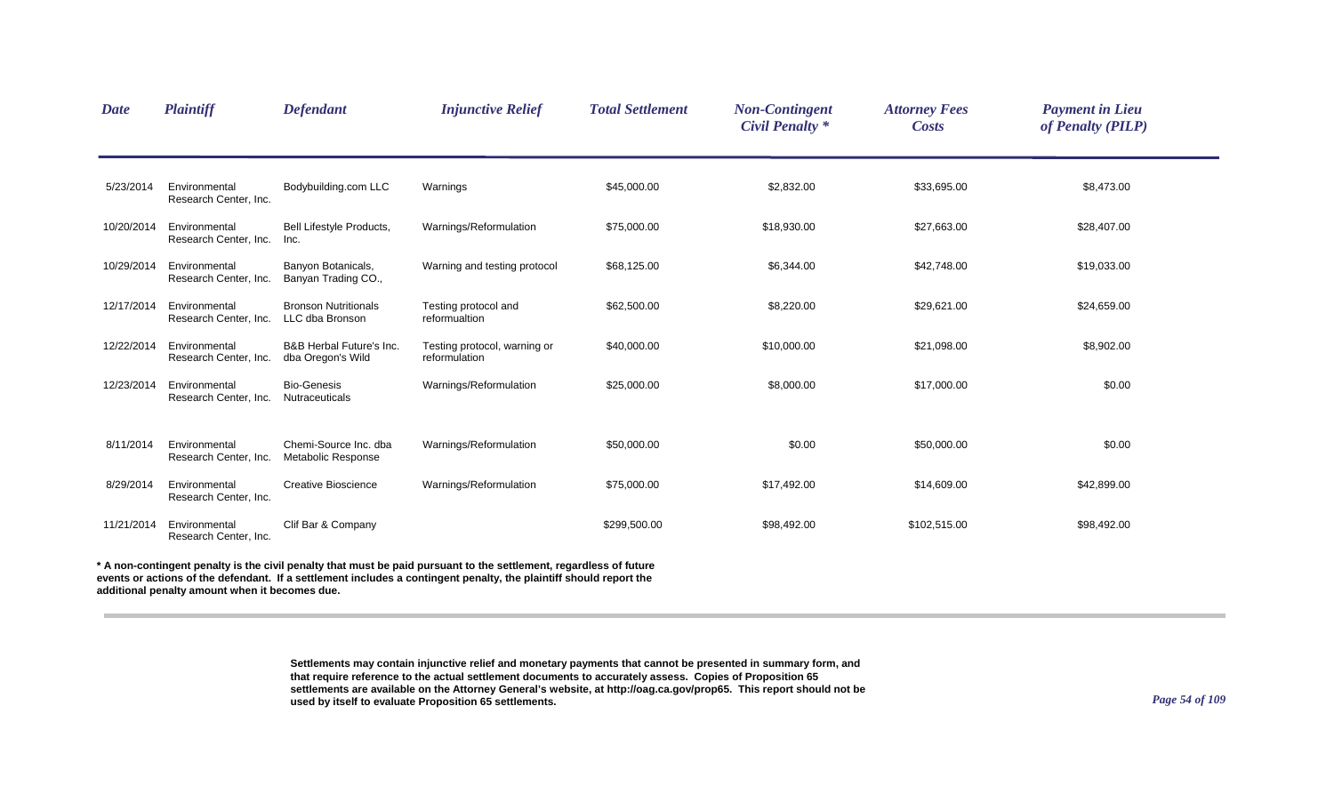| Date | Plaintiff | Defendant | Injunctive Relief | Total Settlement | Non-Contingent Civil Penalty * | Attorney Fees Costs | Payment in Lieu of Penalty (PILP) |
|---|---|---|---|---|---|---|---|
| 5/23/2014 | Environmental Research Center, Inc. | Bodybuilding.com LLC | Warnings | $45,000.00 | $2,832.00 | $33,695.00 | $8,473.00 |
| 10/20/2014 | Environmental Research Center, Inc. | Bell Lifestyle Products, Inc. | Warnings/Reformulation | $75,000.00 | $18,930.00 | $27,663.00 | $28,407.00 |
| 10/29/2014 | Environmental Research Center, Inc. | Banyon Botanicals, Banyan Trading CO., | Warning and testing protocol | $68,125.00 | $6,344.00 | $42,748.00 | $19,033.00 |
| 12/17/2014 | Environmental Research Center, Inc. | Bronson Nutritionals LLC dba Bronson | Testing protocol and reformualtion | $62,500.00 | $8,220.00 | $29,621.00 | $24,659.00 |
| 12/22/2014 | Environmental Research Center, Inc. | B&B Herbal Future's Inc. dba Oregon's Wild | Testing protocol, warning or reformulation | $40,000.00 | $10,000.00 | $21,098.00 | $8,902.00 |
| 12/23/2014 | Environmental Research Center, Inc. | Bio-Genesis Nutraceuticals | Warnings/Reformulation | $25,000.00 | $8,000.00 | $17,000.00 | $0.00 |
| 8/11/2014 | Environmental Research Center, Inc. | Chemi-Source Inc. dba Metabolic Response | Warnings/Reformulation | $50,000.00 | $0.00 | $50,000.00 | $0.00 |
| 8/29/2014 | Environmental Research Center, Inc. | Creative Bioscience | Warnings/Reformulation | $75,000.00 | $17,492.00 | $14,609.00 | $42,899.00 |
| 11/21/2014 | Environmental Research Center, Inc. | Clif Bar & Company | | $299,500.00 | $98,492.00 | $102,515.00 | $98,492.00 |

**\* A non-contingent penalty is the civil penalty that must be paid pursuant to the settlement, regardless of future events or actions of the defendant. If a settlement includes a contingent penalty, the plaintiff should report the additional penalty amount when it becomes due.**

**Settlements may contain injunctive relief and monetary payments that cannot be presented in summary form, and that require reference to the actual settlement documents to accurately assess. Copies of Proposition 65 settlements are available on the Attorney General's website, at http://oag.ca.gov/prop65. This report should not be used by itself to evaluate Proposition 65 settlements.**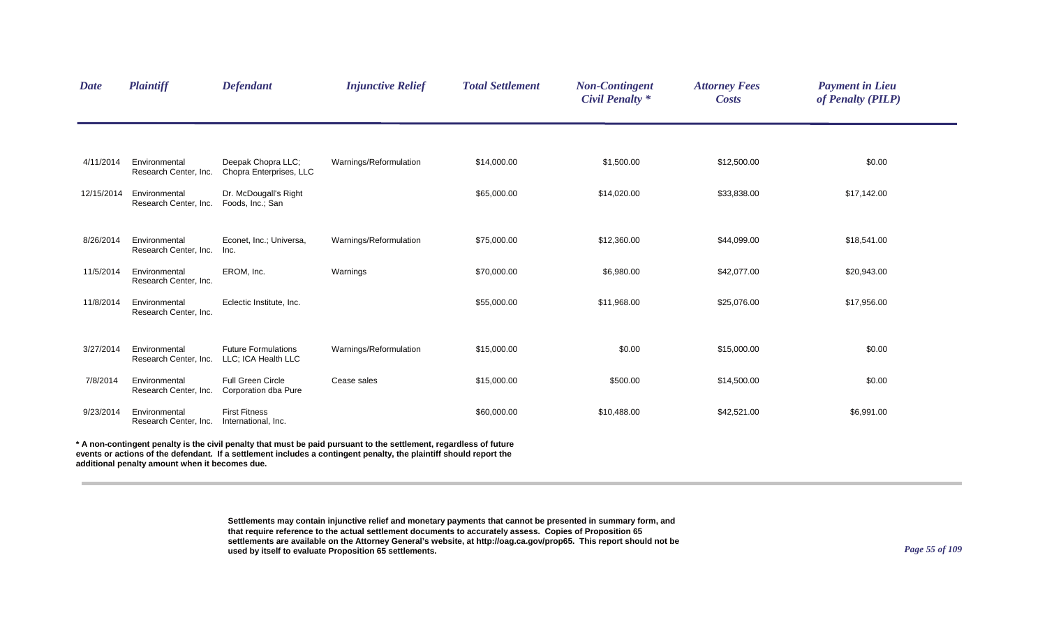| Date | Plaintiff | Defendant | Injunctive Relief | Total Settlement | Non-Contingent Civil Penalty * | Attorney Fees Costs | Payment in Lieu of Penalty (PILP) |
|---|---|---|---|---|---|---|---|
| 4/11/2014 | Environmental Research Center, Inc. | Deepak Chopra LLC; Chopra Enterprises, LLC | Warnings/Reformulation | $14,000.00 | $1,500.00 | $12,500.00 | $0.00 |
| 12/15/2014 | Environmental Research Center, Inc. | Dr. McDougall's Right Foods, Inc.; San | | $65,000.00 | $14,020.00 | $33,838.00 | $17,142.00 |
| 8/26/2014 | Environmental Research Center, Inc. | Econet, Inc.; Universa, Inc. | Warnings/Reformulation | $75,000.00 | $12,360.00 | $44,099.00 | $18,541.00 |
| 11/5/2014 | Environmental Research Center, Inc. | EROM, Inc. | Warnings | $70,000.00 | $6,980.00 | $42,077.00 | $20,943.00 |
| 11/8/2014 | Environmental Research Center, Inc. | Eclectic Institute, Inc. | | $55,000.00 | $11,968.00 | $25,076.00 | $17,956.00 |
| 3/27/2014 | Environmental Research Center, Inc. | Future Formulations LLC; ICA Health LLC | Warnings/Reformulation | $15,000.00 | $0.00 | $15,000.00 | $0.00 |
| 7/8/2014 | Environmental Research Center, Inc. | Full Green Circle Corporation dba Pure | Cease sales | $15,000.00 | $500.00 | $14,500.00 | $0.00 |
| 9/23/2014 | Environmental Research Center, Inc. | First Fitness International, Inc. | | $60,000.00 | $10,488.00 | $42,521.00 | $6,991.00 |

**\* A non-contingent penalty is the civil penalty that must be paid pursuant to the settlement, regardless of future events or actions of the defendant. If a settlement includes a contingent penalty, the plaintiff should report the additional penalty amount when it becomes due.**

**Settlements may contain injunctive relief and monetary payments that cannot be presented in summary form, and that require reference to the actual settlement documents to accurately assess. Copies of Proposition 65 settlements are available on the Attorney General's website, at http://oag.ca.gov/prop65. This report should not be used by itself to evaluate Proposition 65 settlements.**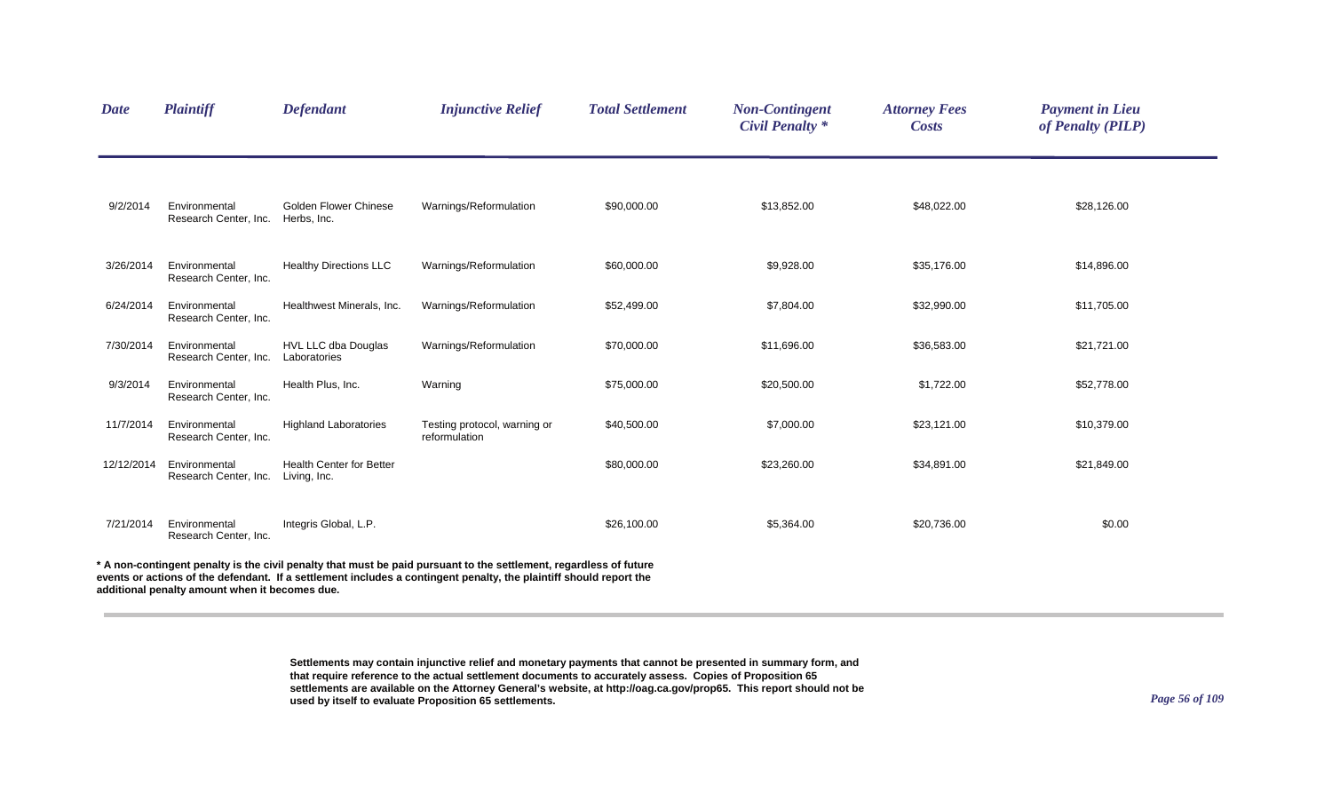| Date | Plaintiff | Defendant | Injunctive Relief | Total Settlement | Non-Contingent Civil Penalty * | Attorney Fees Costs | Payment in Lieu of Penalty (PILP) |
|---|---|---|---|---|---|---|---|
| 9/2/2014 | Environmental Research Center, Inc. | Golden Flower Chinese Herbs, Inc. | Warnings/Reformulation | $90,000.00 | $13,852.00 | $48,022.00 | $28,126.00 |
| 3/26/2014 | Environmental Research Center, Inc. | Healthy Directions LLC | Warnings/Reformulation | $60,000.00 | $9,928.00 | $35,176.00 | $14,896.00 |
| 6/24/2014 | Environmental Research Center, Inc. | Healthwest Minerals, Inc. | Warnings/Reformulation | $52,499.00 | $7,804.00 | $32,990.00 | $11,705.00 |
| 7/30/2014 | Environmental Research Center, Inc. | HVL LLC dba Douglas Laboratories | Warnings/Reformulation | $70,000.00 | $11,696.00 | $36,583.00 | $21,721.00 |
| 9/3/2014 | Environmental Research Center, Inc. | Health Plus, Inc. | Warning | $75,000.00 | $20,500.00 | $1,722.00 | $52,778.00 |
| 11/7/2014 | Environmental Research Center, Inc. | Highland Laboratories | Testing protocol, warning or reformulation | $40,500.00 | $7,000.00 | $23,121.00 | $10,379.00 |
| 12/12/2014 | Environmental Research Center, Inc. | Health Center for Better Living, Inc. | | $80,000.00 | $23,260.00 | $34,891.00 | $21,849.00 |
| 7/21/2014 | Environmental Research Center, Inc. | Integris Global, L.P. | | $26,100.00 | $5,364.00 | $20,736.00 | $0.00 |

**\* A non-contingent penalty is the civil penalty that must be paid pursuant to the settlement, regardless of future events or actions of the defendant. If a settlement includes a contingent penalty, the plaintiff should report the additional penalty amount when it becomes due.**

**Settlements may contain injunctive relief and monetary payments that cannot be presented in summary form, and that require reference to the actual settlement documents to accurately assess. Copies of Proposition 65 settlements are available on the Attorney General's website, at http://oag.ca.gov/prop65. This report should not be used by itself to evaluate Proposition 65 settlements.**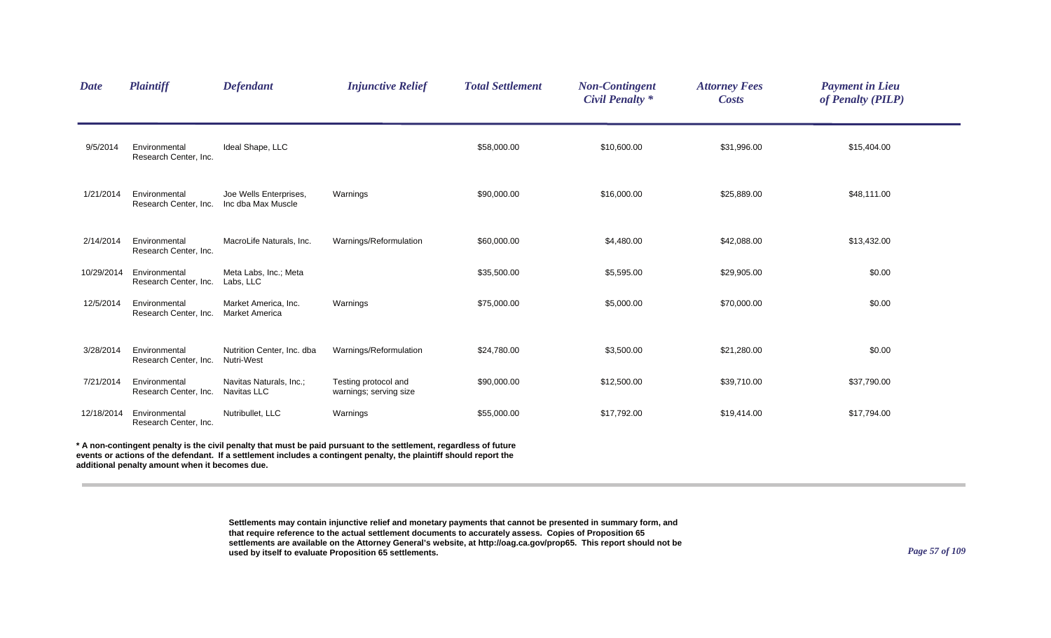| Date | Plaintiff | Defendant | Injunctive Relief | Total Settlement | Non-Contingent Civil Penalty * | Attorney Fees Costs | Payment in Lieu of Penalty (PILP) |
|---|---|---|---|---|---|---|---|
| 9/5/2014 | Environmental Research Center, Inc. | Ideal Shape, LLC | | $58,000.00 | $10,600.00 | $31,996.00 | $15,404.00 |
| 1/21/2014 | Environmental Research Center, Inc. | Joe Wells Enterprises, Inc dba Max Muscle | Warnings | $90,000.00 | $16,000.00 | $25,889.00 | $48,111.00 |
| 2/14/2014 | Environmental Research Center, Inc. | MacroLife Naturals, Inc. | Warnings/Reformulation | $60,000.00 | $4,480.00 | $42,088.00 | $13,432.00 |
| 10/29/2014 | Environmental Research Center, Inc. | Meta Labs, Inc.; Meta Labs, LLC | | $35,500.00 | $5,595.00 | $29,905.00 | $0.00 |
| 12/5/2014 | Environmental Research Center, Inc. | Market America, Inc. Market America | Warnings | $75,000.00 | $5,000.00 | $70,000.00 | $0.00 |
| 3/28/2014 | Environmental Research Center, Inc. | Nutrition Center, Inc. dba Nutri-West | Warnings/Reformulation | $24,780.00 | $3,500.00 | $21,280.00 | $0.00 |
| 7/21/2014 | Environmental Research Center, Inc. | Navitas Naturals, Inc.; Navitas LLC | Testing protocol and warnings; serving size | $90,000.00 | $12,500.00 | $39,710.00 | $37,790.00 |
| 12/18/2014 | Environmental Research Center, Inc. | Nutribullet, LLC | Warnings | $55,000.00 | $17,792.00 | $19,414.00 | $17,794.00 |

**\* A non-contingent penalty is the civil penalty that must be paid pursuant to the settlement, regardless of future events or actions of the defendant. If a settlement includes a contingent penalty, the plaintiff should report the additional penalty amount when it becomes due.**

**Settlements may contain injunctive relief and monetary payments that cannot be presented in summary form, and that require reference to the actual settlement documents to accurately assess. Copies of Proposition 65 settlements are available on the Attorney General's website, at http://oag.ca.gov/prop65. This report should not be used by itself to evaluate Proposition 65 settlements.**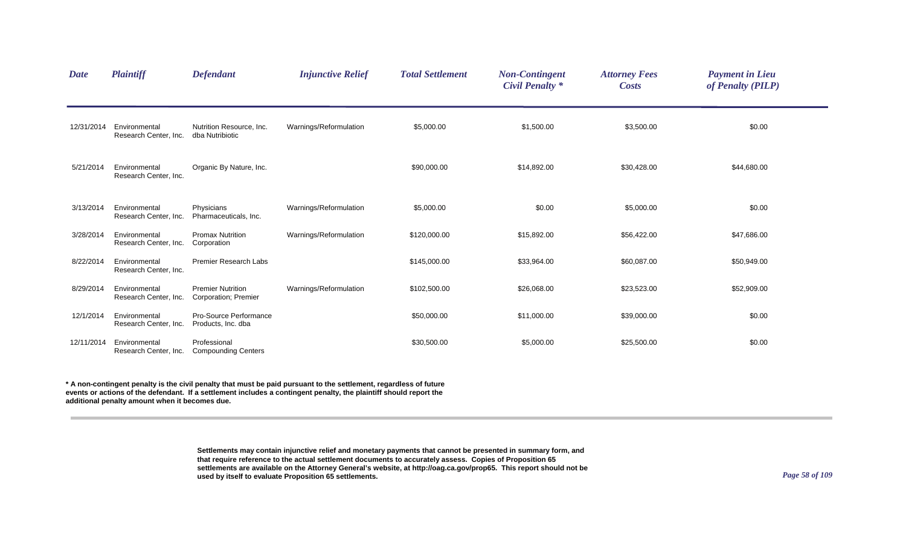| *Date* | *Plaintiff* | *Defendant* | *Injunctive Relief* | *Total Settlement* | *Non-Contingent Civil Penalty \** | *Attorney Fees Costs* | *Payment in Lieu of Penalty (PILP)* |
|---|---|---|---|---|---|---|---|
| 12/31/2014 | Environmental Research Center, Inc. | Nutrition Resource, Inc. dba Nutribiotic | Warnings/Reformulation | $5,000.00 | $1,500.00 | $3,500.00 | $0.00 |
| 5/21/2014 | Environmental Research Center, Inc. | Organic By Nature, Inc. | | $90,000.00 | $14,892.00 | $30,428.00 | $44,680.00 |
| 3/13/2014 | Environmental Research Center, Inc. | Physicians Pharmaceuticals, Inc. | Warnings/Reformulation | $5,000.00 | $0.00 | $5,000.00 | $0.00 |
| 3/28/2014 | Environmental Research Center, Inc. | Promax Nutrition Corporation | Warnings/Reformulation | $120,000.00 | $15,892.00 | $56,422.00 | $47,686.00 |
| 8/22/2014 | Environmental Research Center, Inc. | Premier Research Labs | | $145,000.00 | $33,964.00 | $60,087.00 | $50,949.00 |
| 8/29/2014 | Environmental Research Center, Inc. | Premier Nutrition Corporation; Premier | Warnings/Reformulation | $102,500.00 | $26,068.00 | $23,523.00 | $52,909.00 |
| 12/1/2014 | Environmental Research Center, Inc. | Pro-Source Performance Products, Inc. dba | | $50,000.00 | $11,000.00 | $39,000.00 | $0.00 |
| 12/11/2014 | Environmental Research Center, Inc. | Professional Compounding Centers | | $30,500.00 | $5,000.00 | $25,500.00 | $0.00 |

**\* A non-contingent penalty is the civil penalty that must be paid pursuant to the settlement, regardless of future events or actions of the defendant. If a settlement includes a contingent penalty, the plaintiff should report the additional penalty amount when it becomes due.**

**Settlements may contain injunctive relief and monetary payments that cannot be presented in summary form, and that require reference to the actual settlement documents to accurately assess. Copies of Proposition 65 settlements are available on the Attorney General's website, at http://oag.ca.gov/prop65. This report should not be used by itself to evaluate Proposition 65 settlements.**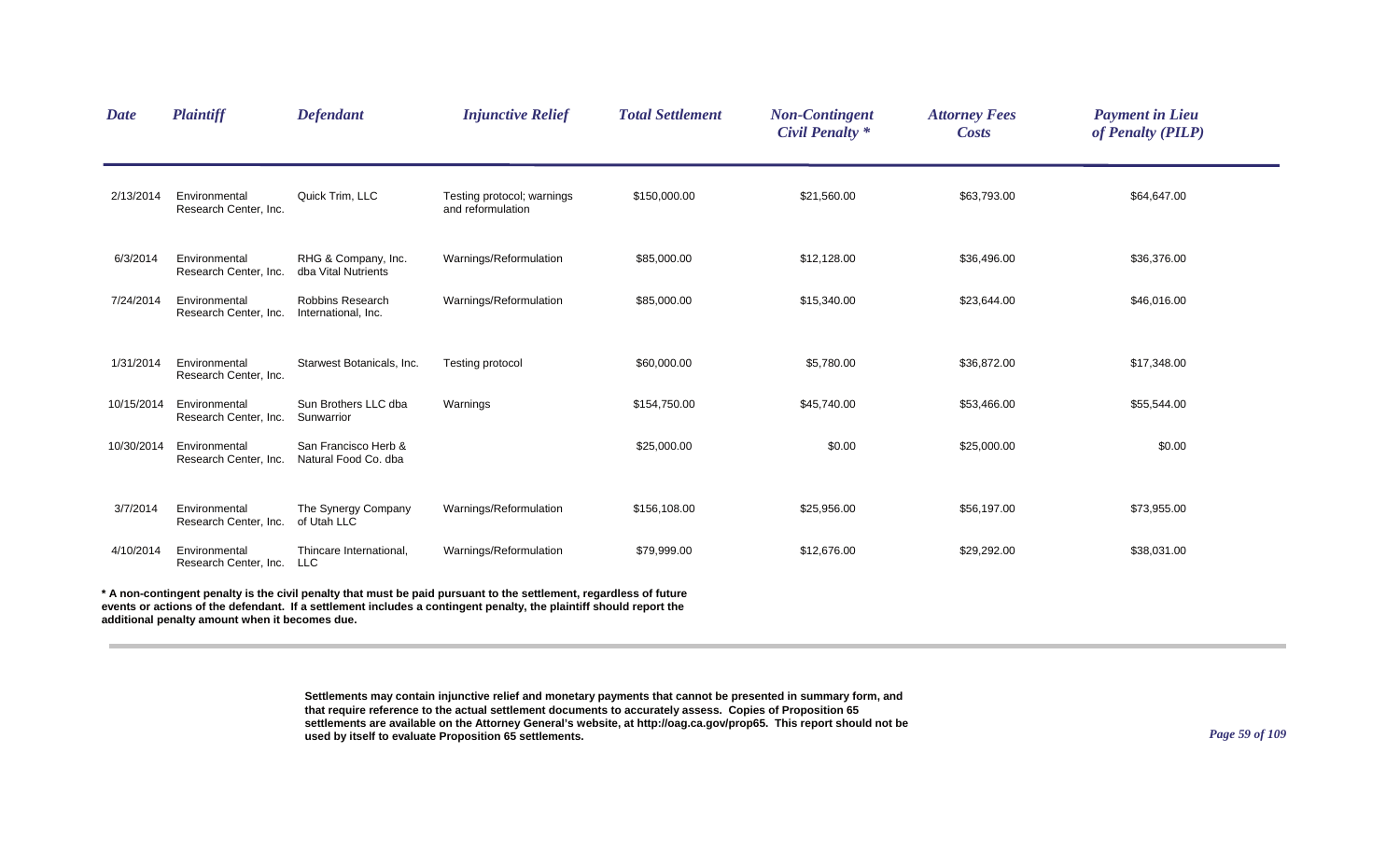| *Date* | *Plaintiff* | *Defendant* | *Injunctive Relief* | *Total Settlement* | *Non-Contingent Civil Penalty \** | *Attorney Fees Costs* | *Payment in Lieu of Penalty (PILP)* |
|---|---|---|---|---|---|---|---|
| 2/13/2014 | Environmental Research Center, Inc. | Quick Trim, LLC | Testing protocol; warnings and reformulation | $150,000.00 | $21,560.00 | $63,793.00 | $64,647.00 |
| 6/3/2014 | Environmental Research Center, Inc. | RHG & Company, Inc. dba Vital Nutrients | Warnings/Reformulation | $85,000.00 | $12,128.00 | $36,496.00 | $36,376.00 |
| 7/24/2014 | Environmental Research Center, Inc. | Robbins Research International, Inc. | Warnings/Reformulation | $85,000.00 | $15,340.00 | $23,644.00 | $46,016.00 |
| 1/31/2014 | Environmental Research Center, Inc. | Starwest Botanicals, Inc. | Testing protocol | $60,000.00 | $5,780.00 | $36,872.00 | $17,348.00 |
| 10/15/2014 | Environmental Research Center, Inc. | Sun Brothers LLC dba Sunwarrior | Warnings | $154,750.00 | $45,740.00 | $53,466.00 | $55,544.00 |
| 10/30/2014 | Environmental Research Center, Inc. | San Francisco Herb & Natural Food Co. dba | | $25,000.00 | $0.00 | $25,000.00 | $0.00 |
| 3/7/2014 | Environmental Research Center, Inc. | The Synergy Company of Utah LLC | Warnings/Reformulation | $156,108.00 | $25,956.00 | $56,197.00 | $73,955.00 |
| 4/10/2014 | Environmental Research Center, Inc. | Thincare International, LLC | Warnings/Reformulation | $79,999.00 | $12,676.00 | $29,292.00 | $38,031.00 |

**\* A non-contingent penalty is the civil penalty that must be paid pursuant to the settlement, regardless of future events or actions of the defendant. If a settlement includes a contingent penalty, the plaintiff should report the additional penalty amount when it becomes due.**

**Settlements may contain injunctive relief and monetary payments that cannot be presented in summary form, and that require reference to the actual settlement documents to accurately assess. Copies of Proposition 65 settlements are available on the Attorney General's website, at http://oag.ca.gov/prop65. This report should not be used by itself to evaluate Proposition 65 settlements.**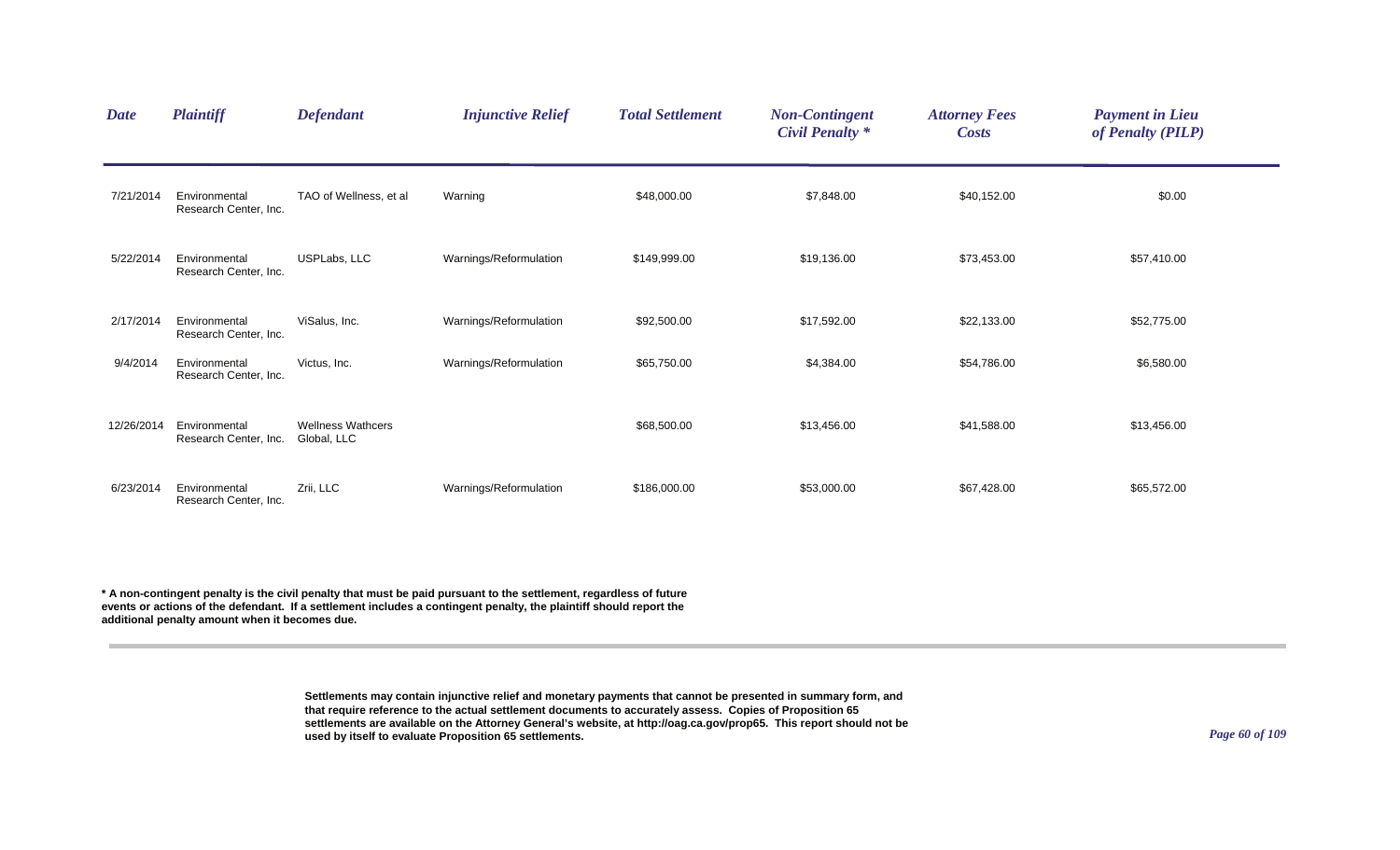| Date | Plaintiff | Defendant | Injunctive Relief | Total Settlement | Non-Contingent Civil Penalty * | Attorney Fees Costs | Payment in Lieu of Penalty (PILP) |
|---|---|---|---|---|---|---|---|
| 7/21/2014 | Environmental Research Center, Inc. | TAO of Wellness, et al | Warning | $48,000.00 | $7,848.00 | $40,152.00 | $0.00 |
| 5/22/2014 | Environmental Research Center, Inc. | USPLabs, LLC | Warnings/Reformulation | $149,999.00 | $19,136.00 | $73,453.00 | $57,410.00 |
| 2/17/2014 | Environmental Research Center, Inc. | ViSalus, Inc. | Warnings/Reformulation | $92,500.00 | $17,592.00 | $22,133.00 | $52,775.00 |
| 9/4/2014 | Environmental Research Center, Inc. | Victus, Inc. | Warnings/Reformulation | $65,750.00 | $4,384.00 | $54,786.00 | $6,580.00 |
| 12/26/2014 | Environmental Research Center, Inc. | Wellness Wathcers Global, LLC | | $68,500.00 | $13,456.00 | $41,588.00 | $13,456.00 |
| 6/23/2014 | Environmental Research Center, Inc. | Zrii, LLC | Warnings/Reformulation | $186,000.00 | $53,000.00 | $67,428.00 | $65,572.00 |

**\* A non-contingent penalty is the civil penalty that must be paid pursuant to the settlement, regardless of future events or actions of the defendant. If a settlement includes a contingent penalty, the plaintiff should report the additional penalty amount when it becomes due.**

**Settlements may contain injunctive relief and monetary payments that cannot be presented in summary form, and that require reference to the actual settlement documents to accurately assess. Copies of Proposition 65 settlements are available on the Attorney General's website, at http://oag.ca.gov/prop65. This report should not be used by itself to evaluate Proposition 65 settlements.**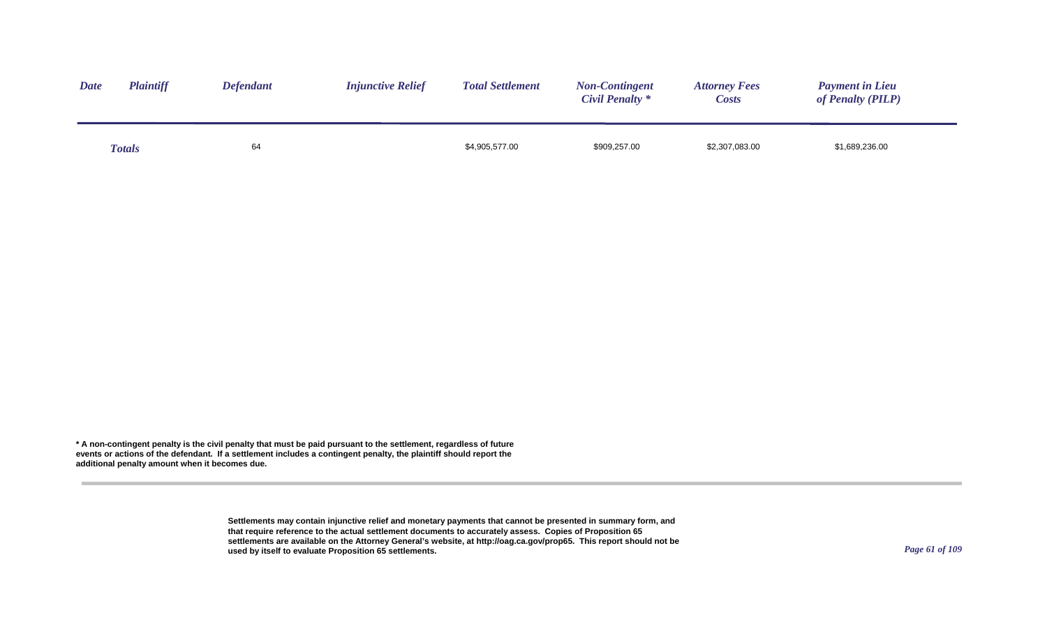| Date | Plaintiff | Defendant | Injunctive Relief | Total Settlement | Non-Contingent Civil Penalty * | Attorney Fees Costs | Payment in Lieu of Penalty (PILP) |
|---|---|---|---|---|---|---|---|
| **Totals** | | 64 | | $4,905,577.00 | $909,257.00 | $2,307,083.00 | $1,689,236.00 |

**\* A non-contingent penalty is the civil penalty that must be paid pursuant to the settlement, regardless of future events or actions of the defendant. If a settlement includes a contingent penalty, the plaintiff should report the additional penalty amount when it becomes due.**

**Settlements may contain injunctive relief and monetary payments that cannot be presented in summary form, and that require reference to the actual settlement documents to accurately assess. Copies of Proposition 65 settlements are available on the Attorney General's website, at http://oag.ca.gov/prop65. This report should not be used by itself to evaluate Proposition 65 settlements.**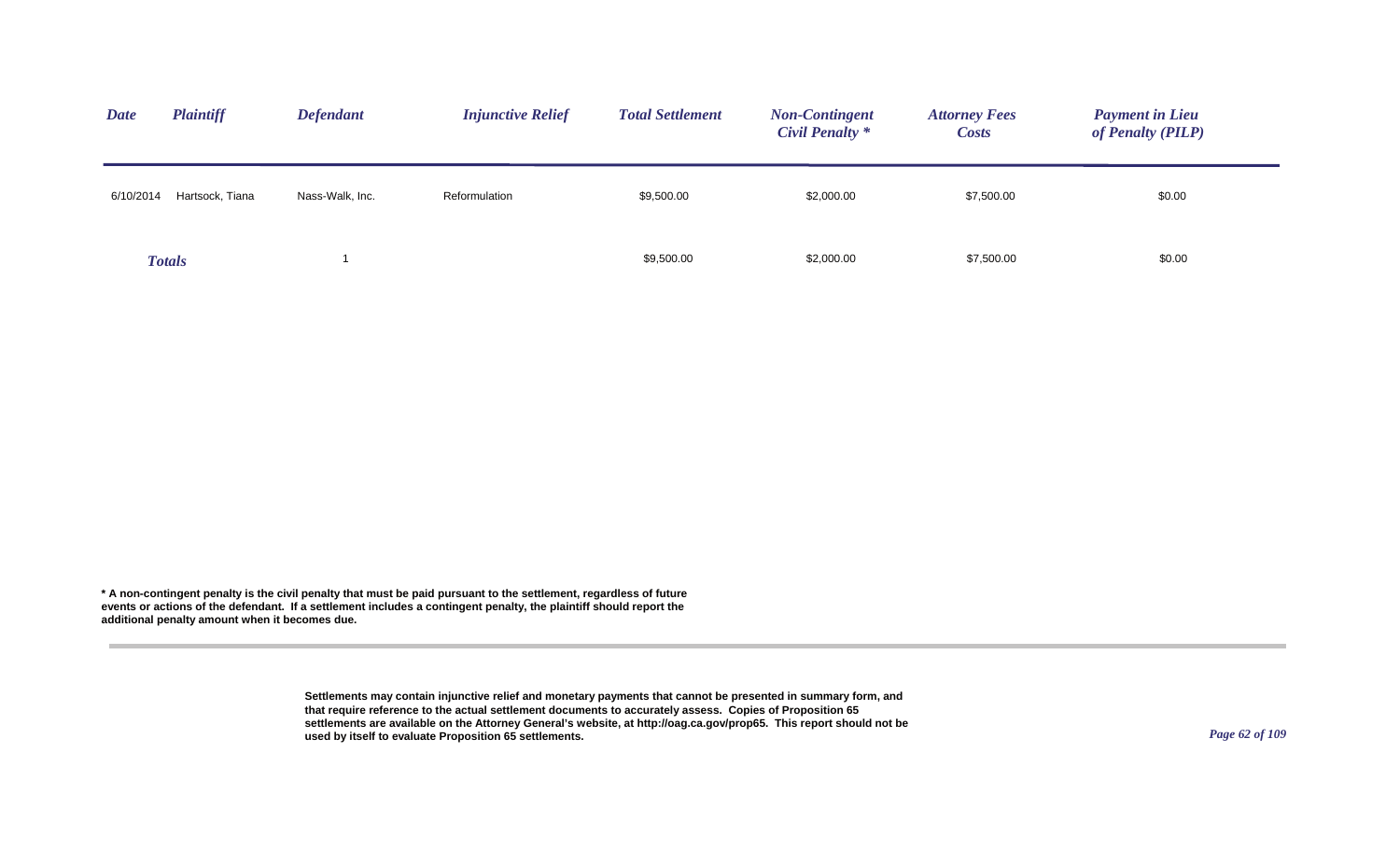| *Date* | *Plaintiff* | *Defendant* | *Injunctive Relief* | *Total Settlement* | *Non-Contingent Civil Penalty ** | *Attorney Fees Costs* | *Payment in Lieu of Penalty (PILP)* |
|---|---|---|---|---|---|---|---|
| 6/10/2014 | Hartsock, Tiana | Nass-Walk, Inc. | Reformulation | $9,500.00 | $2,000.00 | $7,500.00 | $0.00 |
| ***Totals*** | | 1 | | $9,500.00 | $2,000.00 | $7,500.00 | $0.00 |

**\* A non-contingent penalty is the civil penalty that must be paid pursuant to the settlement, regardless of future events or actions of the defendant. If a settlement includes a contingent penalty, the plaintiff should report the additional penalty amount when it becomes due.**

**Settlements may contain injunctive relief and monetary payments that cannot be presented in summary form, and that require reference to the actual settlement documents to accurately assess. Copies of Proposition 65 settlements are available on the Attorney General's website, at http://oag.ca.gov/prop65. This report should not be used by itself to evaluate Proposition 65 settlements.**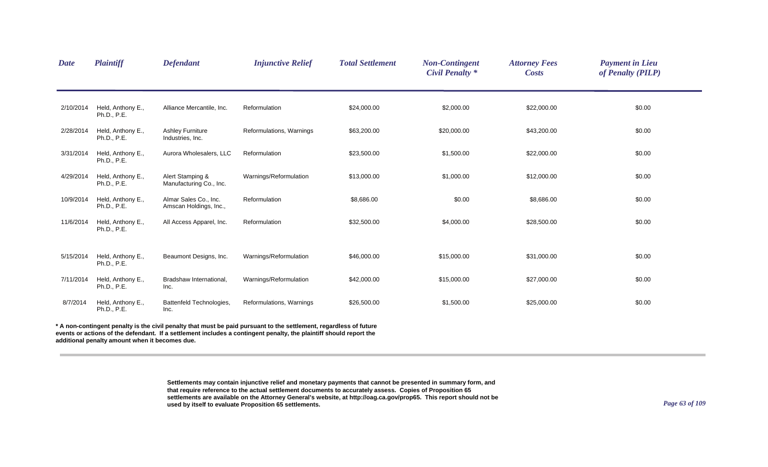| Date | Plaintiff | Defendant | Injunctive Relief | Total Settlement | Non-Contingent Civil Penalty * | Attorney Fees Costs | Payment in Lieu of Penalty (PILP) |
|---|---|---|---|---|---|---|---|
| 2/10/2014 | Held, Anthony E., Ph.D., P.E. | Alliance Mercantile, Inc. | Reformulation | $24,000.00 | $2,000.00 | $22,000.00 | $0.00 |
| 2/28/2014 | Held, Anthony E., Ph.D., P.E. | Ashley Furniture Industries, Inc. | Reformulations, Warnings | $63,200.00 | $20,000.00 | $43,200.00 | $0.00 |
| 3/31/2014 | Held, Anthony E., Ph.D., P.E. | Aurora Wholesalers, LLC | Reformulation | $23,500.00 | $1,500.00 | $22,000.00 | $0.00 |
| 4/29/2014 | Held, Anthony E., Ph.D., P.E. | Alert Stamping & Manufacturing Co., Inc. | Warnings/Reformulation | $13,000.00 | $1,000.00 | $12,000.00 | $0.00 |
| 10/9/2014 | Held, Anthony E., Ph.D., P.E. | Almar Sales Co., Inc. Amscan Holdings, Inc., | Reformulation | $8,686.00 | $0.00 | $8,686.00 | $0.00 |
| 11/6/2014 | Held, Anthony E., Ph.D., P.E. | All Access Apparel, Inc. | Reformulation | $32,500.00 | $4,000.00 | $28,500.00 | $0.00 |
| 5/15/2014 | Held, Anthony E., Ph.D., P.E. | Beaumont Designs, Inc. | Warnings/Reformulation | $46,000.00 | $15,000.00 | $31,000.00 | $0.00 |
| 7/11/2014 | Held, Anthony E., Ph.D., P.E. | Bradshaw International, Inc. | Warnings/Reformulation | $42,000.00 | $15,000.00 | $27,000.00 | $0.00 |
| 8/7/2014 | Held, Anthony E., Ph.D., P.E. | Battenfeld Technologies, Inc. | Reformulations, Warnings | $26,500.00 | $1,500.00 | $25,000.00 | $0.00 |

**\* A non-contingent penalty is the civil penalty that must be paid pursuant to the settlement, regardless of future events or actions of the defendant. If a settlement includes a contingent penalty, the plaintiff should report the additional penalty amount when it becomes due.**

**Settlements may contain injunctive relief and monetary payments that cannot be presented in summary form, and that require reference to the actual settlement documents to accurately assess. Copies of Proposition 65 settlements are available on the Attorney General's website, at http://oag.ca.gov/prop65. This report should not be used by itself to evaluate Proposition 65 settlements.**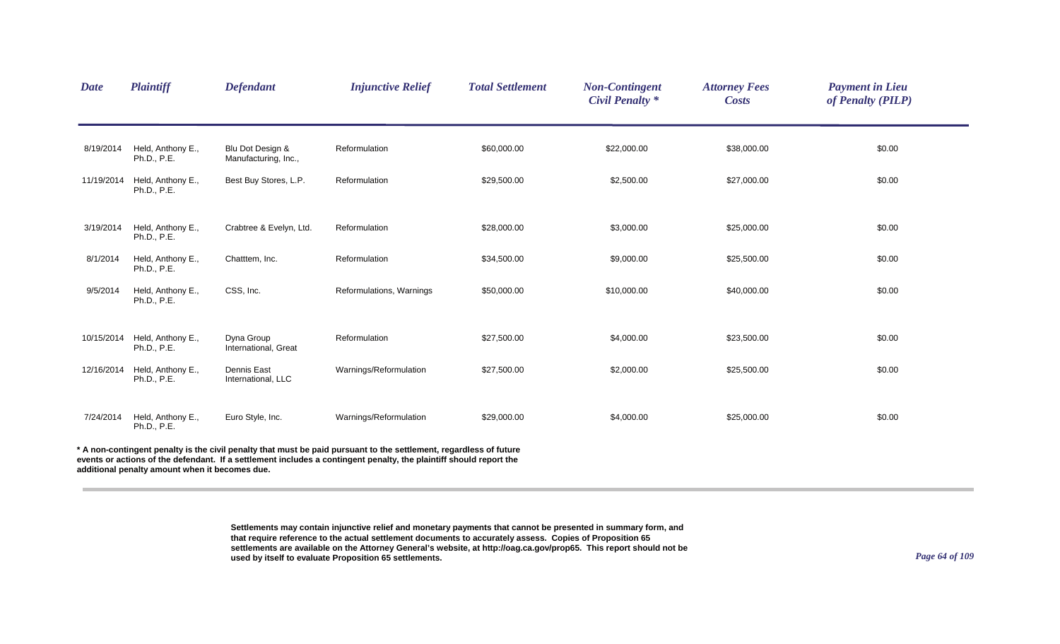| *Date* | *Plaintiff* | *Defendant* | *Injunctive Relief* | *Total Settlement* | *Non-Contingent Civil Penalty ** | *Attorney Fees Costs* | *Payment in Lieu of Penalty (PILP)* |
|---|---|---|---|---|---|---|---|
| 8/19/2014 | Held, Anthony E., Ph.D., P.E. | Blu Dot Design & Manufacturing, Inc., | Reformulation | $60,000.00 | $22,000.00 | $38,000.00 | $0.00 |
| 11/19/2014 | Held, Anthony E., Ph.D., P.E. | Best Buy Stores, L.P. | Reformulation | $29,500.00 | $2,500.00 | $27,000.00 | $0.00 |
| 3/19/2014 | Held, Anthony E., Ph.D., P.E. | Crabtree & Evelyn, Ltd. | Reformulation | $28,000.00 | $3,000.00 | $25,000.00 | $0.00 |
| 8/1/2014 | Held, Anthony E., Ph.D., P.E. | Chatttem, Inc. | Reformulation | $34,500.00 | $9,000.00 | $25,500.00 | $0.00 |
| 9/5/2014 | Held, Anthony E., Ph.D., P.E. | CSS, Inc. | Reformulations, Warnings | $50,000.00 | $10,000.00 | $40,000.00 | $0.00 |
| 10/15/2014 | Held, Anthony E., Ph.D., P.E. | Dyna Group International, Great | Reformulation | $27,500.00 | $4,000.00 | $23,500.00 | $0.00 |
| 12/16/2014 | Held, Anthony E., Ph.D., P.E. | Dennis East International, LLC | Warnings/Reformulation | $27,500.00 | $2,000.00 | $25,500.00 | $0.00 |
| 7/24/2014 | Held, Anthony E., Ph.D., P.E. | Euro Style, Inc. | Warnings/Reformulation | $29,000.00 | $4,000.00 | $25,000.00 | $0.00 |

**\* A non-contingent penalty is the civil penalty that must be paid pursuant to the settlement, regardless of future events or actions of the defendant. If a settlement includes a contingent penalty, the plaintiff should report the additional penalty amount when it becomes due.**

**Settlements may contain injunctive relief and monetary payments that cannot be presented in summary form, and that require reference to the actual settlement documents to accurately assess. Copies of Proposition 65 settlements are available on the Attorney General's website, at http://oag.ca.gov/prop65. This report should not be used by itself to evaluate Proposition 65 settlements.**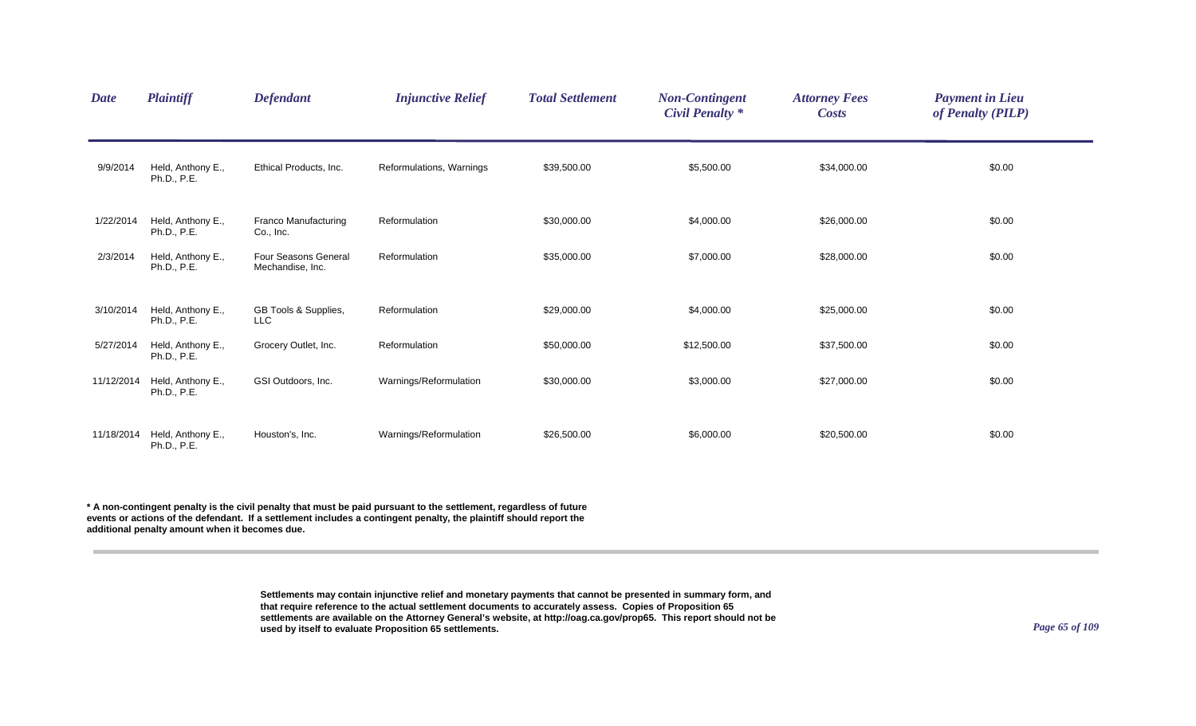| Date | Plaintiff | Defendant | Injunctive Relief | Total Settlement | Non-Contingent Civil Penalty * | Attorney Fees Costs | Payment in Lieu of Penalty (PILP) |
|---|---|---|---|---|---|---|---|
| 9/9/2014 | Held, Anthony E., Ph.D., P.E. | Ethical Products, Inc. | Reformulations, Warnings | $39,500.00 | $5,500.00 | $34,000.00 | $0.00 |
| 1/22/2014 | Held, Anthony E., Ph.D., P.E. | Franco Manufacturing Co., Inc. | Reformulation | $30,000.00 | $4,000.00 | $26,000.00 | $0.00 |
| 2/3/2014 | Held, Anthony E., Ph.D., P.E. | Four Seasons General Mechandise, Inc. | Reformulation | $35,000.00 | $7,000.00 | $28,000.00 | $0.00 |
| 3/10/2014 | Held, Anthony E., Ph.D., P.E. | GB Tools & Supplies, LLC | Reformulation | $29,000.00 | $4,000.00 | $25,000.00 | $0.00 |
| 5/27/2014 | Held, Anthony E., Ph.D., P.E. | Grocery Outlet, Inc. | Reformulation | $50,000.00 | $12,500.00 | $37,500.00 | $0.00 |
| 11/12/2014 | Held, Anthony E., Ph.D., P.E. | GSI Outdoors, Inc. | Warnings/Reformulation | $30,000.00 | $3,000.00 | $27,000.00 | $0.00 |
| 11/18/2014 | Held, Anthony E., Ph.D., P.E. | Houston's, Inc. | Warnings/Reformulation | $26,500.00 | $6,000.00 | $20,500.00 | $0.00 |

**\* A non-contingent penalty is the civil penalty that must be paid pursuant to the settlement, regardless of future events or actions of the defendant. If a settlement includes a contingent penalty, the plaintiff should report the additional penalty amount when it becomes due.**

**Settlements may contain injunctive relief and monetary payments that cannot be presented in summary form, and that require reference to the actual settlement documents to accurately assess. Copies of Proposition 65 settlements are available on the Attorney General's website, at http://oag.ca.gov/prop65. This report should not be used by itself to evaluate Proposition 65 settlements.**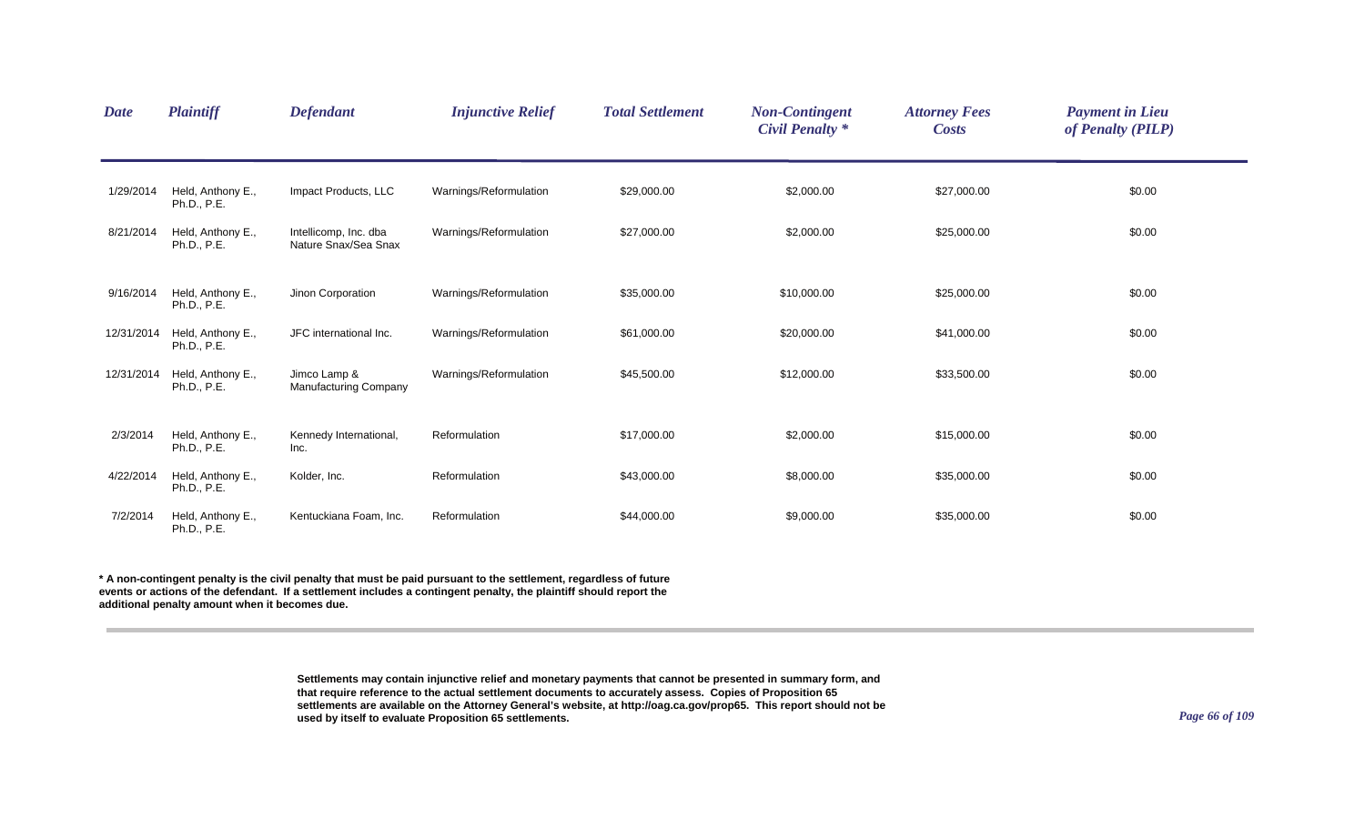| Date | Plaintiff | Defendant | Injunctive Relief | Total Settlement | Non-Contingent Civil Penalty * | Attorney Fees Costs | Payment in Lieu of Penalty (PILP) |
|---|---|---|---|---|---|---|---|
| 1/29/2014 | Held, Anthony E., Ph.D., P.E. | Impact Products, LLC | Warnings/Reformulation | $29,000.00 | $2,000.00 | $27,000.00 | $0.00 |
| 8/21/2014 | Held, Anthony E., Ph.D., P.E. | Intellicomp, Inc. dba Nature Snax/Sea Snax | Warnings/Reformulation | $27,000.00 | $2,000.00 | $25,000.00 | $0.00 |
| 9/16/2014 | Held, Anthony E., Ph.D., P.E. | Jinon Corporation | Warnings/Reformulation | $35,000.00 | $10,000.00 | $25,000.00 | $0.00 |
| 12/31/2014 | Held, Anthony E., Ph.D., P.E. | JFC international Inc. | Warnings/Reformulation | $61,000.00 | $20,000.00 | $41,000.00 | $0.00 |
| 12/31/2014 | Held, Anthony E., Ph.D., P.E. | Jimco Lamp & Manufacturing Company | Warnings/Reformulation | $45,500.00 | $12,000.00 | $33,500.00 | $0.00 |
| 2/3/2014 | Held, Anthony E., Ph.D., P.E. | Kennedy International, Inc. | Reformulation | $17,000.00 | $2,000.00 | $15,000.00 | $0.00 |
| 4/22/2014 | Held, Anthony E., Ph.D., P.E. | Kolder, Inc. | Reformulation | $43,000.00 | $8,000.00 | $35,000.00 | $0.00 |
| 7/2/2014 | Held, Anthony E., Ph.D., P.E. | Kentuckiana Foam, Inc. | Reformulation | $44,000.00 | $9,000.00 | $35,000.00 | $0.00 |

**\* A non-contingent penalty is the civil penalty that must be paid pursuant to the settlement, regardless of future events or actions of the defendant. If a settlement includes a contingent penalty, the plaintiff should report the additional penalty amount when it becomes due.**

**Settlements may contain injunctive relief and monetary payments that cannot be presented in summary form, and that require reference to the actual settlement documents to accurately assess. Copies of Proposition 65 settlements are available on the Attorney General's website, at http://oag.ca.gov/prop65. This report should not be used by itself to evaluate Proposition 65 settlements.**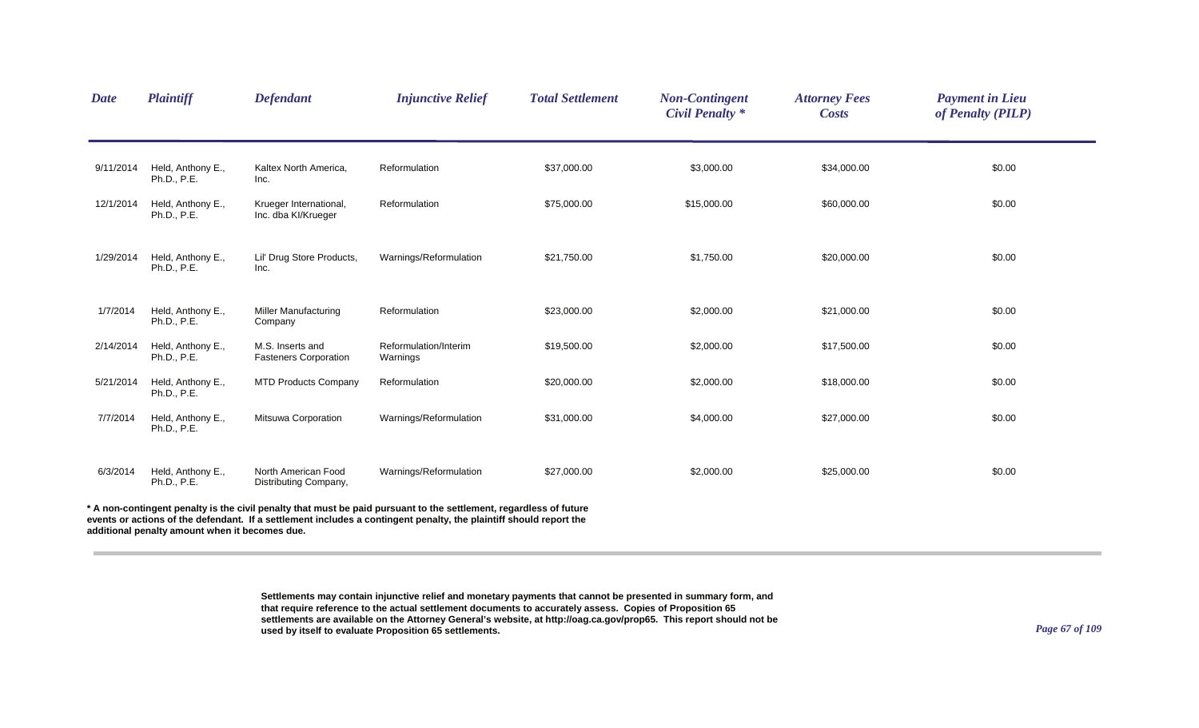| Date | Plaintiff | Defendant | Injunctive Relief | Total Settlement | Non-Contingent Civil Penalty * | Attorney Fees Costs | Payment in Lieu of Penalty (PILP) |
|---|---|---|---|---|---|---|---|
| 9/11/2014 | Held, Anthony E., Ph.D., P.E. | Kaltex North America, Inc. | Reformulation | $37,000.00 | $3,000.00 | $34,000.00 | $0.00 |
| 12/1/2014 | Held, Anthony E., Ph.D., P.E. | Krueger International, Inc. dba KI/Krueger | Reformulation | $75,000.00 | $15,000.00 | $60,000.00 | $0.00 |
| 1/29/2014 | Held, Anthony E., Ph.D., P.E. | Lil' Drug Store Products, Inc. | Warnings/Reformulation | $21,750.00 | $1,750.00 | $20,000.00 | $0.00 |
| 1/7/2014 | Held, Anthony E., Ph.D., P.E. | Miller Manufacturing Company | Reformulation | $23,000.00 | $2,000.00 | $21,000.00 | $0.00 |
| 2/14/2014 | Held, Anthony E., Ph.D., P.E. | M.S. Inserts and Fasteners Corporation | Reformulation/Interim Warnings | $19,500.00 | $2,000.00 | $17,500.00 | $0.00 |
| 5/21/2014 | Held, Anthony E., Ph.D., P.E. | MTD Products Company | Reformulation | $20,000.00 | $2,000.00 | $18,000.00 | $0.00 |
| 7/7/2014 | Held, Anthony E., Ph.D., P.E. | Mitsuwa Corporation | Warnings/Reformulation | $31,000.00 | $4,000.00 | $27,000.00 | $0.00 |
| 6/3/2014 | Held, Anthony E., Ph.D., P.E. | North American Food Distributing Company, | Warnings/Reformulation | $27,000.00 | $2,000.00 | $25,000.00 | $0.00 |

**\* A non-contingent penalty is the civil penalty that must be paid pursuant to the settlement, regardless of future events or actions of the defendant. If a settlement includes a contingent penalty, the plaintiff should report the additional penalty amount when it becomes due.**

**Settlements may contain injunctive relief and monetary payments that cannot be presented in summary form, and that require reference to the actual settlement documents to accurately assess. Copies of Proposition 65 settlements are available on the Attorney General's website, at http://oag.ca.gov/prop65. This report should not be used by itself to evaluate Proposition 65 settlements.**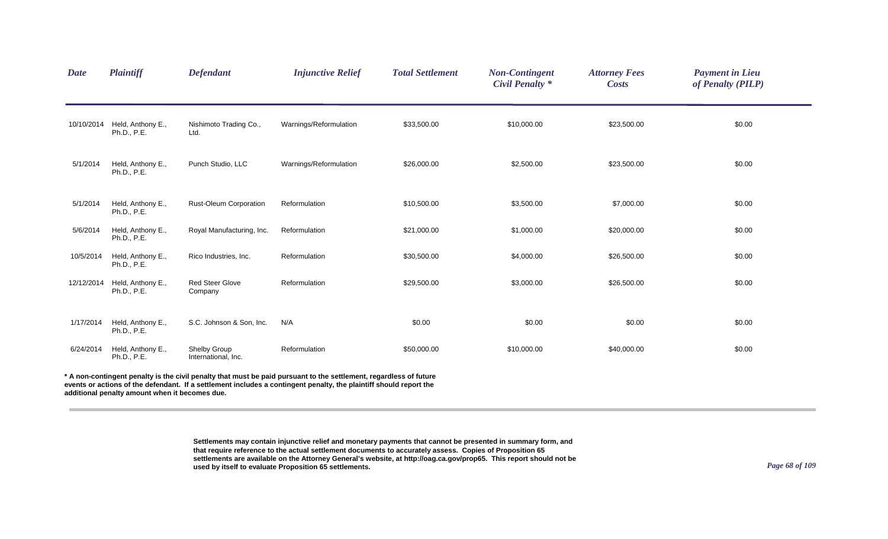| Date | Plaintiff | Defendant | Injunctive Relief | Total Settlement | Non-Contingent Civil Penalty * | Attorney Fees Costs | Payment in Lieu of Penalty (PILP) |
|---|---|---|---|---|---|---|---|
| 10/10/2014 | Held, Anthony E., Ph.D., P.E. | Nishimoto Trading Co., Ltd. | Warnings/Reformulation | $33,500.00 | $10,000.00 | $23,500.00 | $0.00 |
| 5/1/2014 | Held, Anthony E., Ph.D., P.E. | Punch Studio, LLC | Warnings/Reformulation | $26,000.00 | $2,500.00 | $23,500.00 | $0.00 |
| 5/1/2014 | Held, Anthony E., Ph.D., P.E. | Rust-Oleum Corporation | Reformulation | $10,500.00 | $3,500.00 | $7,000.00 | $0.00 |
| 5/6/2014 | Held, Anthony E., Ph.D., P.E. | Royal Manufacturing, Inc. | Reformulation | $21,000.00 | $1,000.00 | $20,000.00 | $0.00 |
| 10/5/2014 | Held, Anthony E., Ph.D., P.E. | Rico Industries, Inc. | Reformulation | $30,500.00 | $4,000.00 | $26,500.00 | $0.00 |
| 12/12/2014 | Held, Anthony E., Ph.D., P.E. | Red Steer Glove Company | Reformulation | $29,500.00 | $3,000.00 | $26,500.00 | $0.00 |
| 1/17/2014 | Held, Anthony E., Ph.D., P.E. | S.C. Johnson & Son, Inc. | N/A | $0.00 | $0.00 | $0.00 | $0.00 |
| 6/24/2014 | Held, Anthony E., Ph.D., P.E. | Shelby Group International, Inc. | Reformulation | $50,000.00 | $10,000.00 | $40,000.00 | $0.00 |

**\* A non-contingent penalty is the civil penalty that must be paid pursuant to the settlement, regardless of future events or actions of the defendant. If a settlement includes a contingent penalty, the plaintiff should report the additional penalty amount when it becomes due.**

**Settlements may contain injunctive relief and monetary payments that cannot be presented in summary form, and that require reference to the actual settlement documents to accurately assess. Copies of Proposition 65 settlements are available on the Attorney General's website, at http://oag.ca.gov/prop65. This report should not be used by itself to evaluate Proposition 65 settlements.**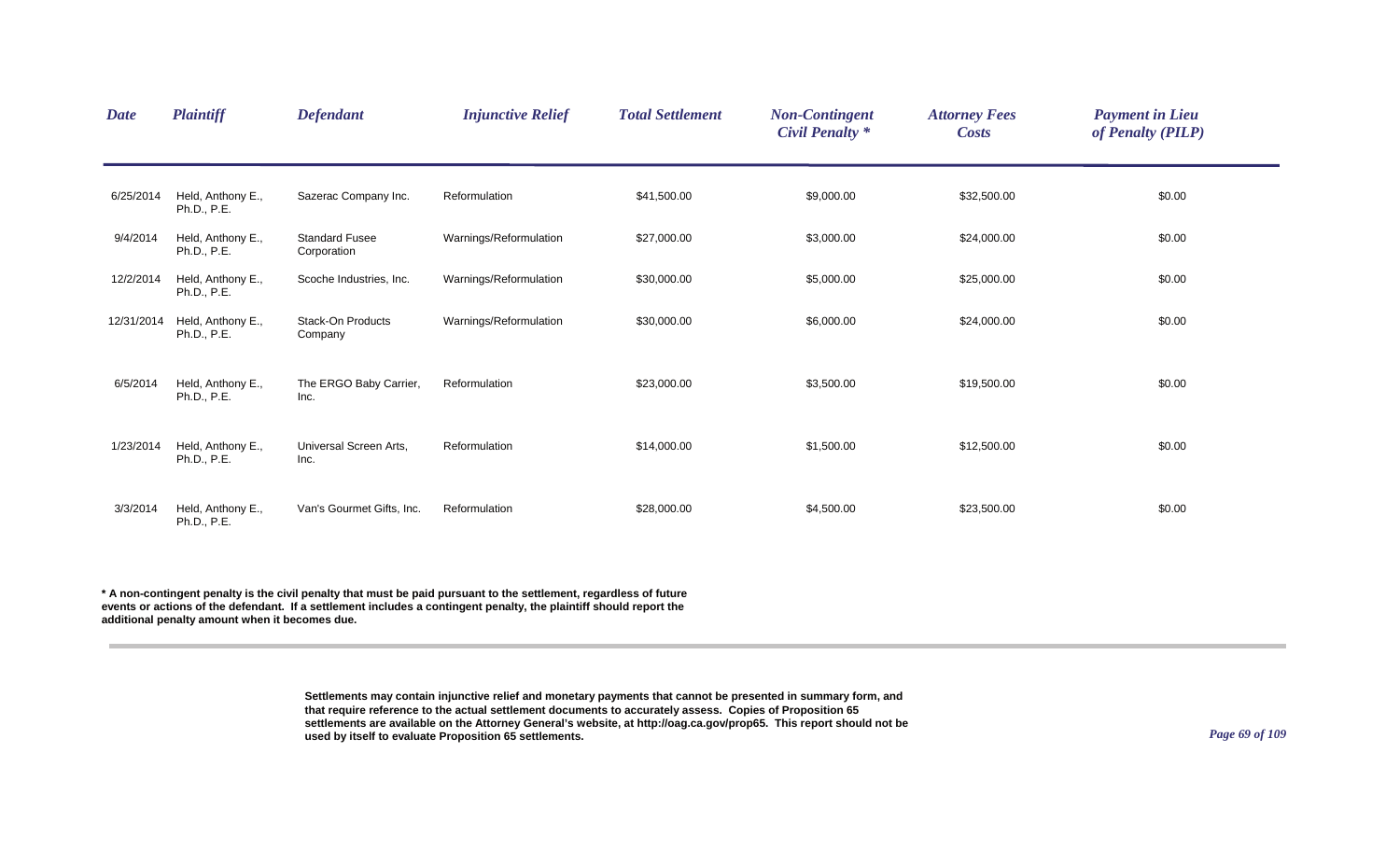| Date | Plaintiff | Defendant | Injunctive Relief | Total Settlement | Non-Contingent Civil Penalty * | Attorney Fees Costs | Payment in Lieu of Penalty (PILP) |
|---|---|---|---|---|---|---|---|
| 6/25/2014 | Held, Anthony E., Ph.D., P.E. | Sazerac Company Inc. | Reformulation | $41,500.00 | $9,000.00 | $32,500.00 | $0.00 |
| 9/4/2014 | Held, Anthony E., Ph.D., P.E. | Standard Fusee Corporation | Warnings/Reformulation | $27,000.00 | $3,000.00 | $24,000.00 | $0.00 |
| 12/2/2014 | Held, Anthony E., Ph.D., P.E. | Scoche Industries, Inc. | Warnings/Reformulation | $30,000.00 | $5,000.00 | $25,000.00 | $0.00 |
| 12/31/2014 | Held, Anthony E., Ph.D., P.E. | Stack-On Products Company | Warnings/Reformulation | $30,000.00 | $6,000.00 | $24,000.00 | $0.00 |
| 6/5/2014 | Held, Anthony E., Ph.D., P.E. | The ERGO Baby Carrier, Inc. | Reformulation | $23,000.00 | $3,500.00 | $19,500.00 | $0.00 |
| 1/23/2014 | Held, Anthony E., Ph.D., P.E. | Universal Screen Arts, Inc. | Reformulation | $14,000.00 | $1,500.00 | $12,500.00 | $0.00 |
| 3/3/2014 | Held, Anthony E., Ph.D., P.E. | Van's Gourmet Gifts, Inc. | Reformulation | $28,000.00 | $4,500.00 | $23,500.00 | $0.00 |

**\* A non-contingent penalty is the civil penalty that must be paid pursuant to the settlement, regardless of future events or actions of the defendant. If a settlement includes a contingent penalty, the plaintiff should report the additional penalty amount when it becomes due.**

**Settlements may contain injunctive relief and monetary payments that cannot be presented in summary form, and that require reference to the actual settlement documents to accurately assess. Copies of Proposition 65 settlements are available on the Attorney General's website, at http://oag.ca.gov/prop65. This report should not be used by itself to evaluate Proposition 65 settlements.**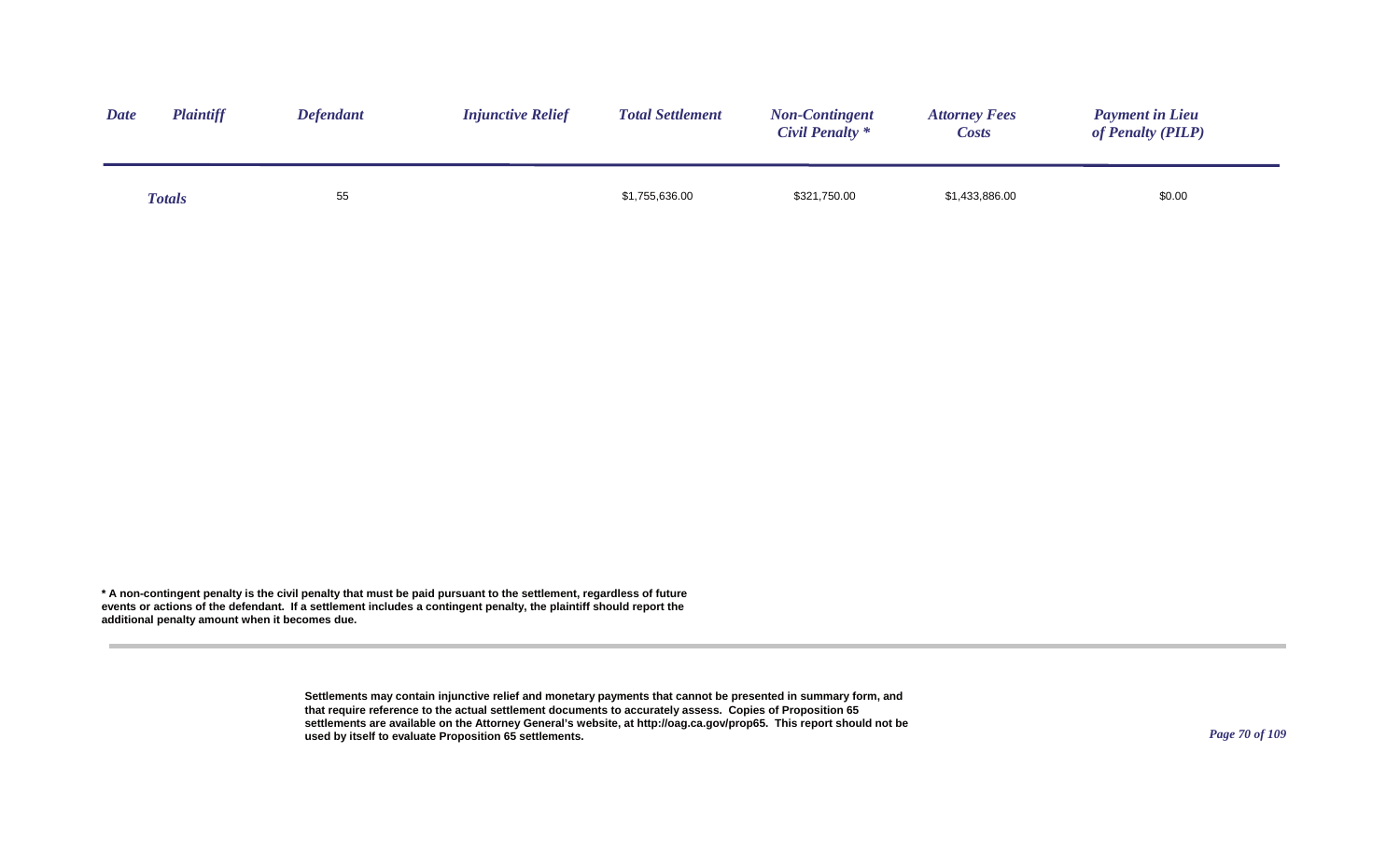| Date | Plaintiff | Defendant | Injunctive Relief | Total Settlement | Non-Contingent Civil Penalty * | Attorney Fees Costs | Payment in Lieu of Penalty (PILP) |
|---|---|---|---|---|---|---|---|
| **Totals** | | 55 | | $1,755,636.00 | $321,750.00 | $1,433,886.00 | $0.00 |

**\* A non-contingent penalty is the civil penalty that must be paid pursuant to the settlement, regardless of future events or actions of the defendant. If a settlement includes a contingent penalty, the plaintiff should report the additional penalty amount when it becomes due.**

**Settlements may contain injunctive relief and monetary payments that cannot be presented in summary form, and that require reference to the actual settlement documents to accurately assess. Copies of Proposition 65 settlements are available on the Attorney General's website, at http://oag.ca.gov/prop65. This report should not be used by itself to evaluate Proposition 65 settlements.**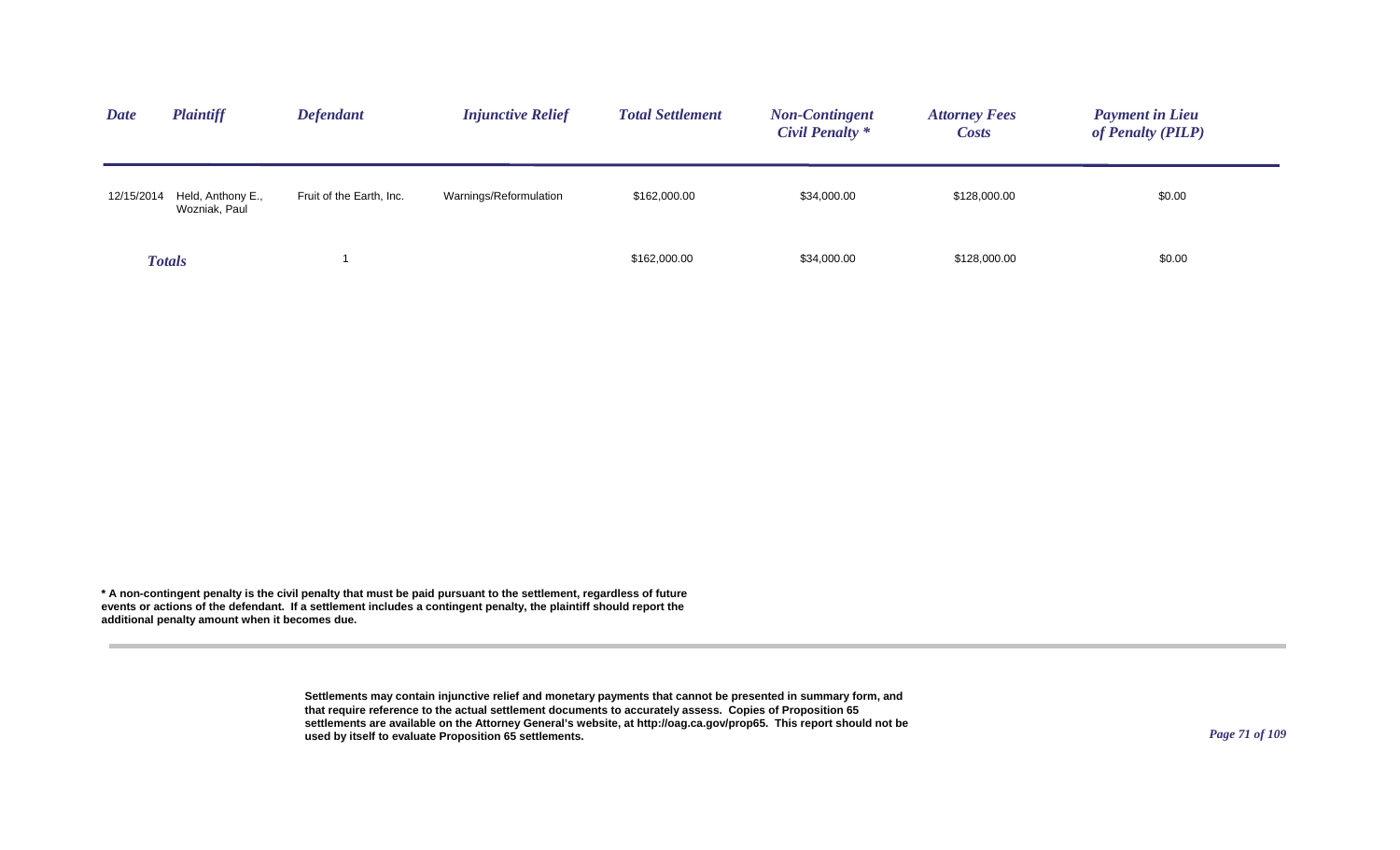| *Date* | *Plaintiff* | *Defendant* | *Injunctive Relief* | *Total Settlement* | *Non-Contingent Civil Penalty ** | *Attorney Fees Costs* | *Payment in Lieu of Penalty (PILP)* |
|---|---|---|---|---|---|---|---|
| 12/15/2014 | Held, Anthony E., Wozniak, Paul | Fruit of the Earth, Inc. | Warnings/Reformulation | $162,000.00 | $34,000.00 | $128,000.00 | $0.00 |
| ***Totals*** | | 1 | | $162,000.00 | $34,000.00 | $128,000.00 | $0.00 |

**\* A non-contingent penalty is the civil penalty that must be paid pursuant to the settlement, regardless of future events or actions of the defendant. If a settlement includes a contingent penalty, the plaintiff should report the additional penalty amount when it becomes due.**

**Settlements may contain injunctive relief and monetary payments that cannot be presented in summary form, and that require reference to the actual settlement documents to accurately assess. Copies of Proposition 65 settlements are available on the Attorney General's website, at http://oag.ca.gov/prop65. This report should not be used by itself to evaluate Proposition 65 settlements.**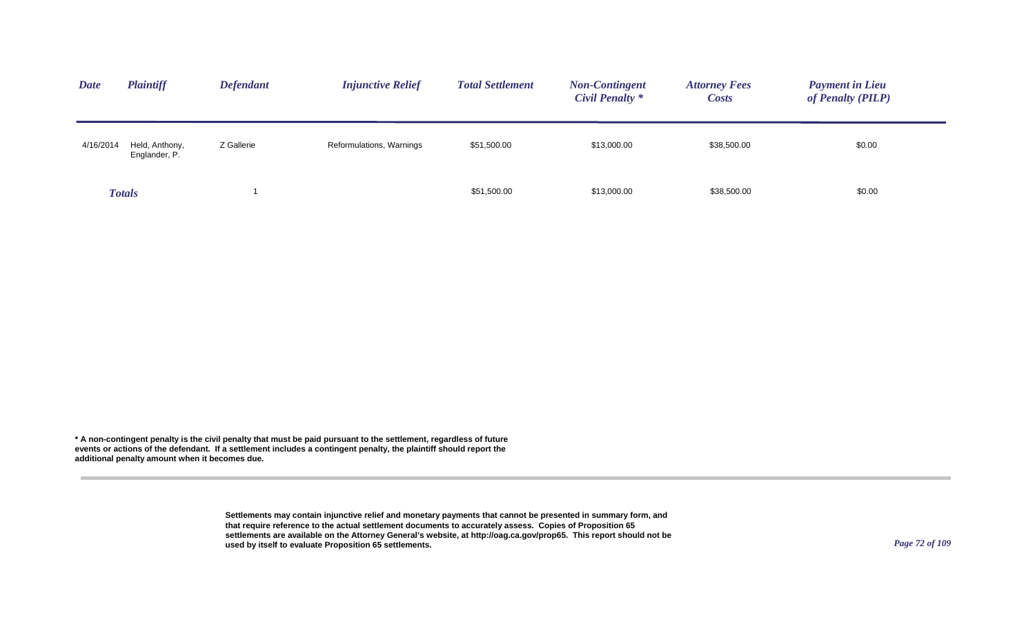| *Date* | *Plaintiff* | *Defendant* | *Injunctive Relief* | *Total Settlement* | *Non-Contingent Civil Penalty \** | *Attorney Fees Costs* | *Payment in Lieu of Penalty (PILP)* |
|---|---|---|---|---|---|---|---|
| 4/16/2014 | Held, Anthony, Englander, P. | Z Gallerie | Reformulations, Warnings | $51,500.00 | $13,000.00 | $38,500.00 | $0.00 |
| ***Totals*** | | 1 | | $51,500.00 | $13,000.00 | $38,500.00 | $0.00 |

**\* A non-contingent penalty is the civil penalty that must be paid pursuant to the settlement, regardless of future events or actions of the defendant. If a settlement includes a contingent penalty, the plaintiff should report the additional penalty amount when it becomes due.**

**Settlements may contain injunctive relief and monetary payments that cannot be presented in summary form, and that require reference to the actual settlement documents to accurately assess. Copies of Proposition 65 settlements are available on the Attorney General's website, at http://oag.ca.gov/prop65. This report should not be used by itself to evaluate Proposition 65 settlements.**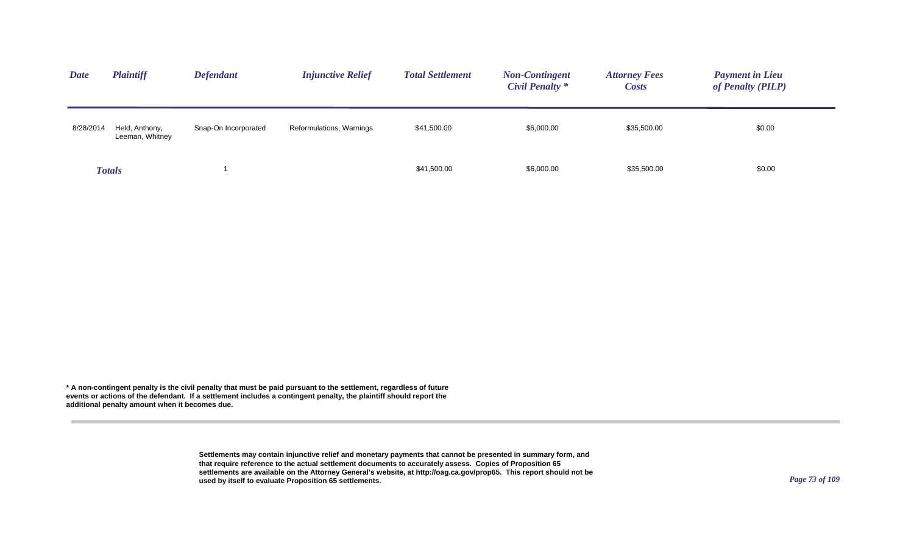| *Date* | *Plaintiff* | *Defendant* | *Injunctive Relief* | *Total Settlement* | *Non-Contingent Civil Penalty \** | *Attorney Fees Costs* | *Payment in Lieu of Penalty (PILP)* |
|---|---|---|---|---|---|---|---|
| 8/28/2014 | Held, Anthony, Leeman, Whitney | Snap-On Incorporated | Reformulations, Warnings | $41,500.00 | $6,000.00 | $35,500.00 | $0.00 |
| ***Totals*** | | 1 | | $41,500.00 | $6,000.00 | $35,500.00 | $0.00 |

**\* A non-contingent penalty is the civil penalty that must be paid pursuant to the settlement, regardless of future events or actions of the defendant. If a settlement includes a contingent penalty, the plaintiff should report the additional penalty amount when it becomes due.**

**Settlements may contain injunctive relief and monetary payments that cannot be presented in summary form, and that require reference to the actual settlement documents to accurately assess. Copies of Proposition 65 settlements are available on the Attorney General's website, at http://oag.ca.gov/prop65. This report should not be used by itself to evaluate Proposition 65 settlements.**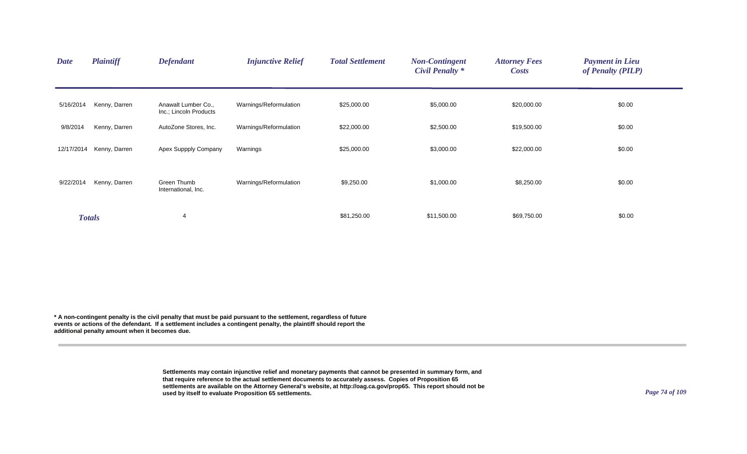| Date | Plaintiff | Defendant | Injunctive Relief | Total Settlement | Non-Contingent Civil Penalty * | Attorney Fees Costs | Payment in Lieu of Penalty (PILP) |
|---|---|---|---|---|---|---|---|
| 5/16/2014 | Kenny, Darren | Anawalt Lumber Co., Inc.; Lincoln Products | Warnings/Reformulation | $25,000.00 | $5,000.00 | $20,000.00 | $0.00 |
| 9/8/2014 | Kenny, Darren | AutoZone Stores, Inc. | Warnings/Reformulation | $22,000.00 | $2,500.00 | $19,500.00 | $0.00 |
| 12/17/2014 | Kenny, Darren | Apex Suppply Company | Warnings | $25,000.00 | $3,000.00 | $22,000.00 | $0.00 |
| 9/22/2014 | Kenny, Darren | Green Thumb International, Inc. | Warnings/Reformulation | $9,250.00 | $1,000.00 | $8,250.00 | $0.00 |
| **Totals** | | 4 | | $81,250.00 | $11,500.00 | $69,750.00 | $0.00 |

**\* A non-contingent penalty is the civil penalty that must be paid pursuant to the settlement, regardless of future events or actions of the defendant. If a settlement includes a contingent penalty, the plaintiff should report the additional penalty amount when it becomes due.**

**Settlements may contain injunctive relief and monetary payments that cannot be presented in summary form, and that require reference to the actual settlement documents to accurately assess. Copies of Proposition 65 settlements are available on the Attorney General's website, at http://oag.ca.gov/prop65. This report should not be used by itself to evaluate Proposition 65 settlements.**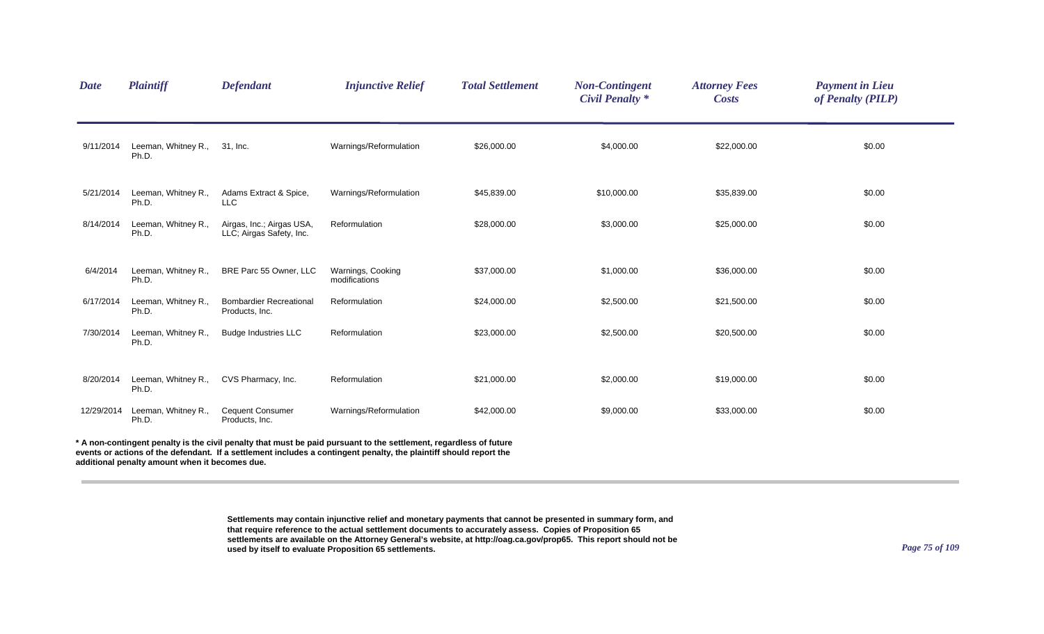| Date | Plaintiff | Defendant | Injunctive Relief | Total Settlement | Non-Contingent Civil Penalty * | Attorney Fees Costs | Payment in Lieu of Penalty (PILP) |
|---|---|---|---|---|---|---|---|
| 9/11/2014 | Leeman, Whitney R., Ph.D. | 31, Inc. | Warnings/Reformulation | $26,000.00 | $4,000.00 | $22,000.00 | $0.00 |
| 5/21/2014 | Leeman, Whitney R., Ph.D. | Adams Extract & Spice, LLC | Warnings/Reformulation | $45,839.00 | $10,000.00 | $35,839.00 | $0.00 |
| 8/14/2014 | Leeman, Whitney R., Ph.D. | Airgas, Inc.; Airgas USA, LLC; Airgas Safety, Inc. | Reformulation | $28,000.00 | $3,000.00 | $25,000.00 | $0.00 |
| 6/4/2014 | Leeman, Whitney R., Ph.D. | BRE Parc 55 Owner, LLC | Warnings, Cooking modifications | $37,000.00 | $1,000.00 | $36,000.00 | $0.00 |
| 6/17/2014 | Leeman, Whitney R., Ph.D. | Bombardier Recreational Products, Inc. | Reformulation | $24,000.00 | $2,500.00 | $21,500.00 | $0.00 |
| 7/30/2014 | Leeman, Whitney R., Ph.D. | Budge Industries LLC | Reformulation | $23,000.00 | $2,500.00 | $20,500.00 | $0.00 |
| 8/20/2014 | Leeman, Whitney R., Ph.D. | CVS Pharmacy, Inc. | Reformulation | $21,000.00 | $2,000.00 | $19,000.00 | $0.00 |
| 12/29/2014 | Leeman, Whitney R., Ph.D. | Cequent Consumer Products, Inc. | Warnings/Reformulation | $42,000.00 | $9,000.00 | $33,000.00 | $0.00 |

**\* A non-contingent penalty is the civil penalty that must be paid pursuant to the settlement, regardless of future events or actions of the defendant. If a settlement includes a contingent penalty, the plaintiff should report the additional penalty amount when it becomes due.**

**Settlements may contain injunctive relief and monetary payments that cannot be presented in summary form, and that require reference to the actual settlement documents to accurately assess. Copies of Proposition 65 settlements are available on the Attorney General's website, at http://oag.ca.gov/prop65. This report should not be used by itself to evaluate Proposition 65 settlements.**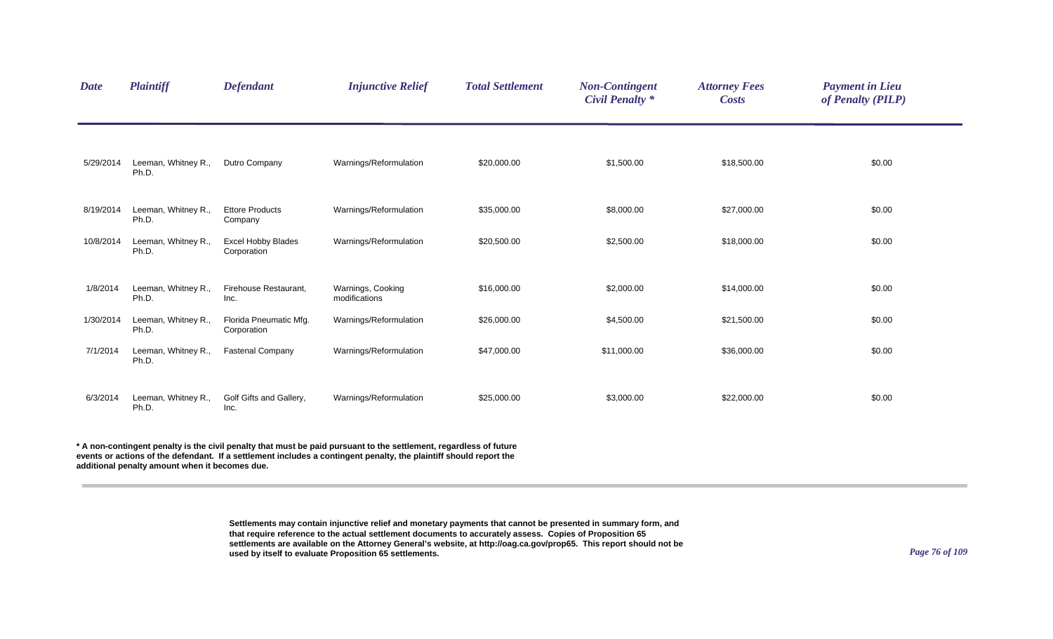| Date | Plaintiff | Defendant | Injunctive Relief | Total Settlement | Non-Contingent Civil Penalty * | Attorney Fees Costs | Payment in Lieu of Penalty (PILP) |
|---|---|---|---|---|---|---|---|
| 5/29/2014 | Leeman, Whitney R., Ph.D. | Dutro Company | Warnings/Reformulation | $20,000.00 | $1,500.00 | $18,500.00 | $0.00 |
| 8/19/2014 | Leeman, Whitney R., Ph.D. | Ettore Products Company | Warnings/Reformulation | $35,000.00 | $8,000.00 | $27,000.00 | $0.00 |
| 10/8/2014 | Leeman, Whitney R., Ph.D. | Excel Hobby Blades Corporation | Warnings/Reformulation | $20,500.00 | $2,500.00 | $18,000.00 | $0.00 |
| 1/8/2014 | Leeman, Whitney R., Ph.D. | Firehouse Restaurant, Inc. | Warnings, Cooking modifications | $16,000.00 | $2,000.00 | $14,000.00 | $0.00 |
| 1/30/2014 | Leeman, Whitney R., Ph.D. | Florida Pneumatic Mfg. Corporation | Warnings/Reformulation | $26,000.00 | $4,500.00 | $21,500.00 | $0.00 |
| 7/1/2014 | Leeman, Whitney R., Ph.D. | Fastenal Company | Warnings/Reformulation | $47,000.00 | $11,000.00 | $36,000.00 | $0.00 |
| 6/3/2014 | Leeman, Whitney R., Ph.D. | Golf Gifts and Gallery, Inc. | Warnings/Reformulation | $25,000.00 | $3,000.00 | $22,000.00 | $0.00 |

**\* A non-contingent penalty is the civil penalty that must be paid pursuant to the settlement, regardless of future events or actions of the defendant. If a settlement includes a contingent penalty, the plaintiff should report the additional penalty amount when it becomes due.**

**Settlements may contain injunctive relief and monetary payments that cannot be presented in summary form, and that require reference to the actual settlement documents to accurately assess. Copies of Proposition 65 settlements are available on the Attorney General's website, at http://oag.ca.gov/prop65. This report should not be used by itself to evaluate Proposition 65 settlements.**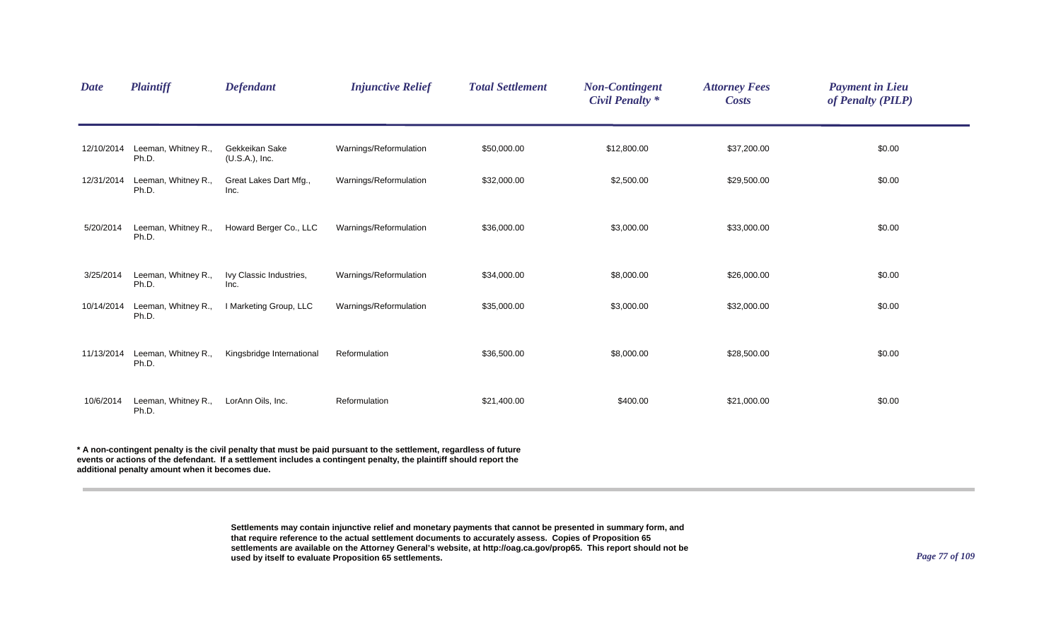| *Date* | *Plaintiff* | *Defendant* | *Injunctive Relief* | *Total Settlement* | *Non-Contingent Civil Penalty ** | *Attorney Fees Costs* | *Payment in Lieu of Penalty (PILP)* |
|---|---|---|---|---|---|---|---|
| 12/10/2014 | Leeman, Whitney R., Ph.D. | Gekkeikan Sake (U.S.A.), Inc. | Warnings/Reformulation | $50,000.00 | $12,800.00 | $37,200.00 | $0.00 |
| 12/31/2014 | Leeman, Whitney R., Ph.D. | Great Lakes Dart Mfg., Inc. | Warnings/Reformulation | $32,000.00 | $2,500.00 | $29,500.00 | $0.00 |
| 5/20/2014 | Leeman, Whitney R., Ph.D. | Howard Berger Co., LLC | Warnings/Reformulation | $36,000.00 | $3,000.00 | $33,000.00 | $0.00 |
| 3/25/2014 | Leeman, Whitney R., Ph.D. | Ivy Classic Industries, Inc. | Warnings/Reformulation | $34,000.00 | $8,000.00 | $26,000.00 | $0.00 |
| 10/14/2014 | Leeman, Whitney R., Ph.D. | I Marketing Group, LLC | Warnings/Reformulation | $35,000.00 | $3,000.00 | $32,000.00 | $0.00 |
| 11/13/2014 | Leeman, Whitney R., Ph.D. | Kingsbridge International | Reformulation | $36,500.00 | $8,000.00 | $28,500.00 | $0.00 |
| 10/6/2014 | Leeman, Whitney R., Ph.D. | LorAnn Oils, Inc. | Reformulation | $21,400.00 | $400.00 | $21,000.00 | $0.00 |

**\* A non-contingent penalty is the civil penalty that must be paid pursuant to the settlement, regardless of future events or actions of the defendant. If a settlement includes a contingent penalty, the plaintiff should report the additional penalty amount when it becomes due.**

**Settlements may contain injunctive relief and monetary payments that cannot be presented in summary form, and that require reference to the actual settlement documents to accurately assess. Copies of Proposition 65 settlements are available on the Attorney General's website, at http://oag.ca.gov/prop65. This report should not be used by itself to evaluate Proposition 65 settlements.**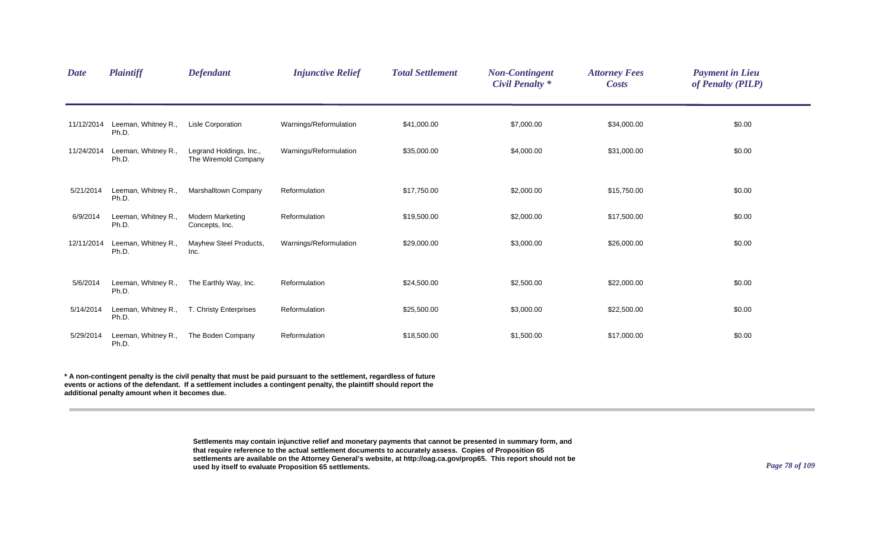| *Date* | *Plaintiff* | *Defendant* | *Injunctive Relief* | *Total Settlement* | *Non-Contingent Civil Penalty* * | *Attorney Fees Costs* | *Payment in Lieu of Penalty (PILP)* |
|---|---|---|---|---|---|---|---|
| 11/12/2014 | Leeman, Whitney R., Ph.D. | Lisle Corporation | Warnings/Reformulation | $41,000.00 | $7,000.00 | $34,000.00 | $0.00 |
| 11/24/2014 | Leeman, Whitney R., Ph.D. | Legrand Holdings, Inc., The Wiremold Company | Warnings/Reformulation | $35,000.00 | $4,000.00 | $31,000.00 | $0.00 |
| 5/21/2014 | Leeman, Whitney R., Ph.D. | Marshalltown Company | Reformulation | $17,750.00 | $2,000.00 | $15,750.00 | $0.00 |
| 6/9/2014 | Leeman, Whitney R., Ph.D. | Modern Marketing Concepts, Inc. | Reformulation | $19,500.00 | $2,000.00 | $17,500.00 | $0.00 |
| 12/11/2014 | Leeman, Whitney R., Ph.D. | Mayhew Steel Products, Inc. | Warnings/Reformulation | $29,000.00 | $3,000.00 | $26,000.00 | $0.00 |
| 5/6/2014 | Leeman, Whitney R., Ph.D. | The Earthly Way, Inc. | Reformulation | $24,500.00 | $2,500.00 | $22,000.00 | $0.00 |
| 5/14/2014 | Leeman, Whitney R., Ph.D. | T. Christy Enterprises | Reformulation | $25,500.00 | $3,000.00 | $22,500.00 | $0.00 |
| 5/29/2014 | Leeman, Whitney R., Ph.D. | The Boden Company | Reformulation | $18,500.00 | $1,500.00 | $17,000.00 | $0.00 |

**\* A non-contingent penalty is the civil penalty that must be paid pursuant to the settlement, regardless of future events or actions of the defendant. If a settlement includes a contingent penalty, the plaintiff should report the additional penalty amount when it becomes due.**

**Settlements may contain injunctive relief and monetary payments that cannot be presented in summary form, and that require reference to the actual settlement documents to accurately assess. Copies of Proposition 65 settlements are available on the Attorney General's website, at http://oag.ca.gov/prop65. This report should not be used by itself to evaluate Proposition 65 settlements.**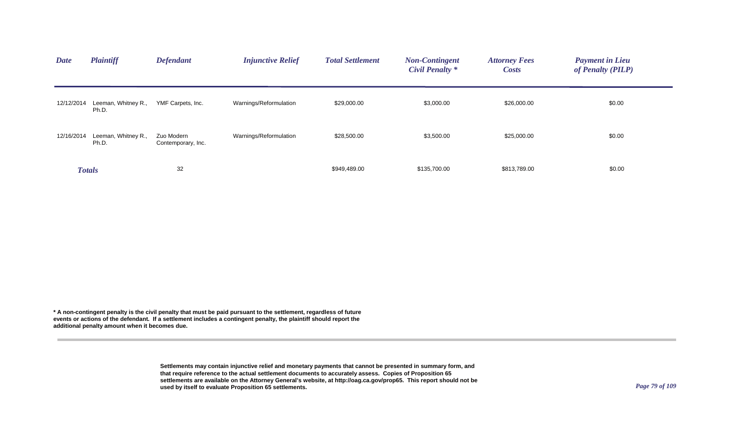| Date | Plaintiff | Defendant | Injunctive Relief | Total Settlement | Non-Contingent Civil Penalty * | Attorney Fees Costs | Payment in Lieu of Penalty (PILP) |
|---|---|---|---|---|---|---|---|
| 12/12/2014 | Leeman, Whitney R., Ph.D. | YMF Carpets, Inc. | Warnings/Reformulation | $29,000.00 | $3,000.00 | $26,000.00 | $0.00 |
| 12/16/2014 | Leeman, Whitney R., Ph.D. | Zuo Modern Contemporary, Inc. | Warnings/Reformulation | $28,500.00 | $3,500.00 | $25,000.00 | $0.00 |
| **Totals** | | 32 | | $949,489.00 | $135,700.00 | $813,789.00 | $0.00 |

**\* A non-contingent penalty is the civil penalty that must be paid pursuant to the settlement, regardless of future events or actions of the defendant. If a settlement includes a contingent penalty, the plaintiff should report the additional penalty amount when it becomes due.**

**Settlements may contain injunctive relief and monetary payments that cannot be presented in summary form, and that require reference to the actual settlement documents to accurately assess. Copies of Proposition 65 settlements are available on the Attorney General's website, at http://oag.ca.gov/prop65. This report should not be used by itself to evaluate Proposition 65 settlements.**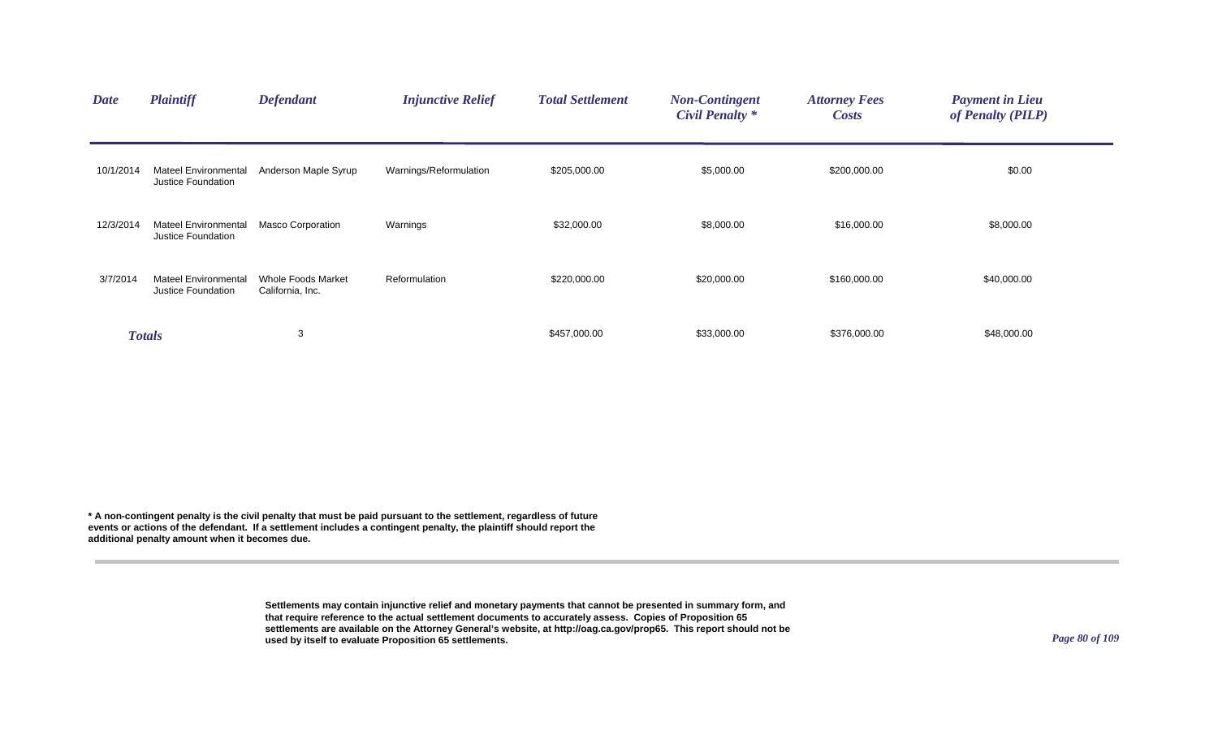| Date | Plaintiff | Defendant | Injunctive Relief | Total Settlement | Non-Contingent Civil Penalty * | Attorney Fees Costs | Payment in Lieu of Penalty (PILP) |
|---|---|---|---|---|---|---|---|
| 10/1/2014 | Mateel Environmental Justice Foundation | Anderson Maple Syrup | Warnings/Reformulation | $205,000.00 | $5,000.00 | $200,000.00 | $0.00 |
| 12/3/2014 | Mateel Environmental Justice Foundation | Masco Corporation | Warnings | $32,000.00 | $8,000.00 | $16,000.00 | $8,000.00 |
| 3/7/2014 | Mateel Environmental Justice Foundation | Whole Foods Market California, Inc. | Reformulation | $220,000.00 | $20,000.00 | $160,000.00 | $40,000.00 |
| **Totals** | | 3 | | $457,000.00 | $33,000.00 | $376,000.00 | $48,000.00 |

**\* A non-contingent penalty is the civil penalty that must be paid pursuant to the settlement, regardless of future events or actions of the defendant. If a settlement includes a contingent penalty, the plaintiff should report the additional penalty amount when it becomes due.**

**Settlements may contain injunctive relief and monetary payments that cannot be presented in summary form, and that require reference to the actual settlement documents to accurately assess. Copies of Proposition 65 settlements are available on the Attorney General's website, at http://oag.ca.gov/prop65. This report should not be used by itself to evaluate Proposition 65 settlements.**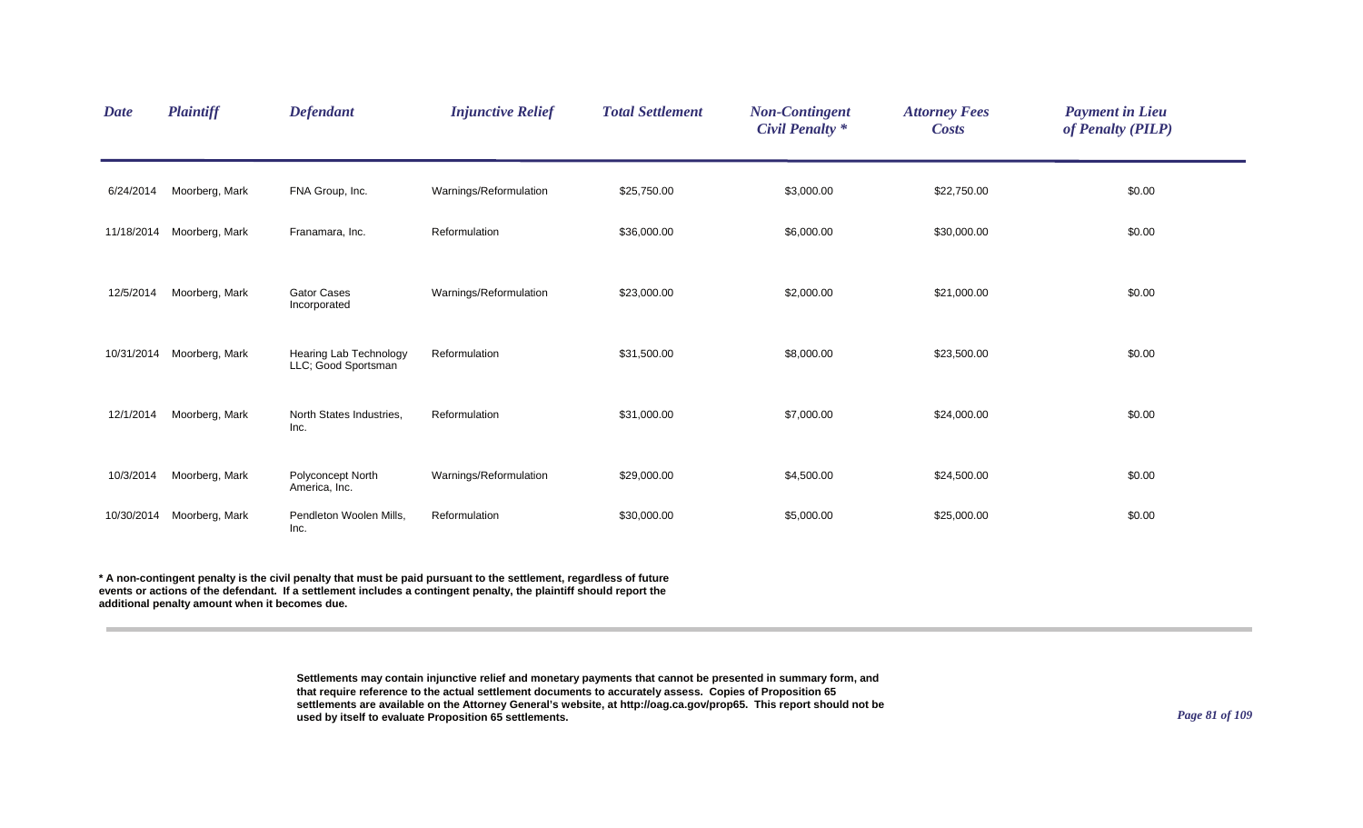| Date | Plaintiff | Defendant | Injunctive Relief | Total Settlement | Non-Contingent Civil Penalty * | Attorney Fees Costs | Payment in Lieu of Penalty (PILP) |
|---|---|---|---|---|---|---|---|
| 6/24/2014 | Moorberg, Mark | FNA Group, Inc. | Warnings/Reformulation | $25,750.00 | $3,000.00 | $22,750.00 | $0.00 |
| 11/18/2014 | Moorberg, Mark | Franamara, Inc. | Reformulation | $36,000.00 | $6,000.00 | $30,000.00 | $0.00 |
| 12/5/2014 | Moorberg, Mark | Gator Cases Incorporated | Warnings/Reformulation | $23,000.00 | $2,000.00 | $21,000.00 | $0.00 |
| 10/31/2014 | Moorberg, Mark | Hearing Lab Technology LLC; Good Sportsman | Reformulation | $31,500.00 | $8,000.00 | $23,500.00 | $0.00 |
| 12/1/2014 | Moorberg, Mark | North States Industries, Inc. | Reformulation | $31,000.00 | $7,000.00 | $24,000.00 | $0.00 |
| 10/3/2014 | Moorberg, Mark | Polyconcept North America, Inc. | Warnings/Reformulation | $29,000.00 | $4,500.00 | $24,500.00 | $0.00 |
| 10/30/2014 | Moorberg, Mark | Pendleton Woolen Mills, Inc. | Reformulation | $30,000.00 | $5,000.00 | $25,000.00 | $0.00 |

**\* A non-contingent penalty is the civil penalty that must be paid pursuant to the settlement, regardless of future events or actions of the defendant. If a settlement includes a contingent penalty, the plaintiff should report the additional penalty amount when it becomes due.**

**Settlements may contain injunctive relief and monetary payments that cannot be presented in summary form, and that require reference to the actual settlement documents to accurately assess. Copies of Proposition 65 settlements are available on the Attorney General's website, at http://oag.ca.gov/prop65. This report should not be used by itself to evaluate Proposition 65 settlements.**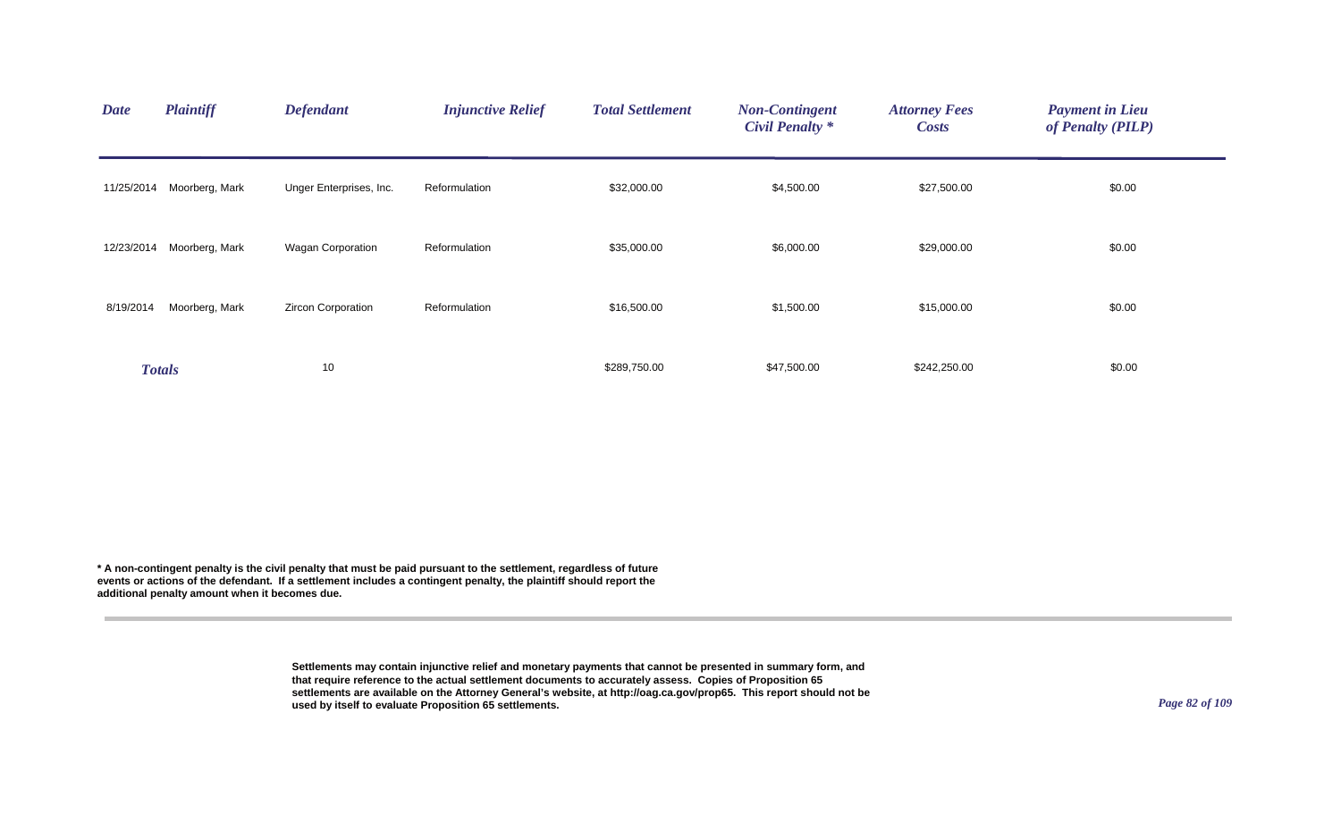| *Date* | *Plaintiff* | *Defendant* | *Injunctive Relief* | *Total Settlement* | *Non-Contingent Civil Penalty \** | *Attorney Fees Costs* | *Payment in Lieu of Penalty (PILP)* |
|---|---|---|---|---|---|---|---|
| 11/25/2014 | Moorberg, Mark | Unger Enterprises, Inc. | Reformulation | $32,000.00 | $4,500.00 | $27,500.00 | $0.00 |
| 12/23/2014 | Moorberg, Mark | Wagan Corporation | Reformulation | $35,000.00 | $6,000.00 | $29,000.00 | $0.00 |
| 8/19/2014 | Moorberg, Mark | Zircon Corporation | Reformulation | $16,500.00 | $1,500.00 | $15,000.00 | $0.00 |
| ***Totals*** | | 10 | | $289,750.00 | $47,500.00 | $242,250.00 | $0.00 |

**\* A non-contingent penalty is the civil penalty that must be paid pursuant to the settlement, regardless of future events or actions of the defendant. If a settlement includes a contingent penalty, the plaintiff should report the additional penalty amount when it becomes due.**

**Settlements may contain injunctive relief and monetary payments that cannot be presented in summary form, and that require reference to the actual settlement documents to accurately assess. Copies of Proposition 65 settlements are available on the Attorney General's website, at http://oag.ca.gov/prop65. This report should not be used by itself to evaluate Proposition 65 settlements.**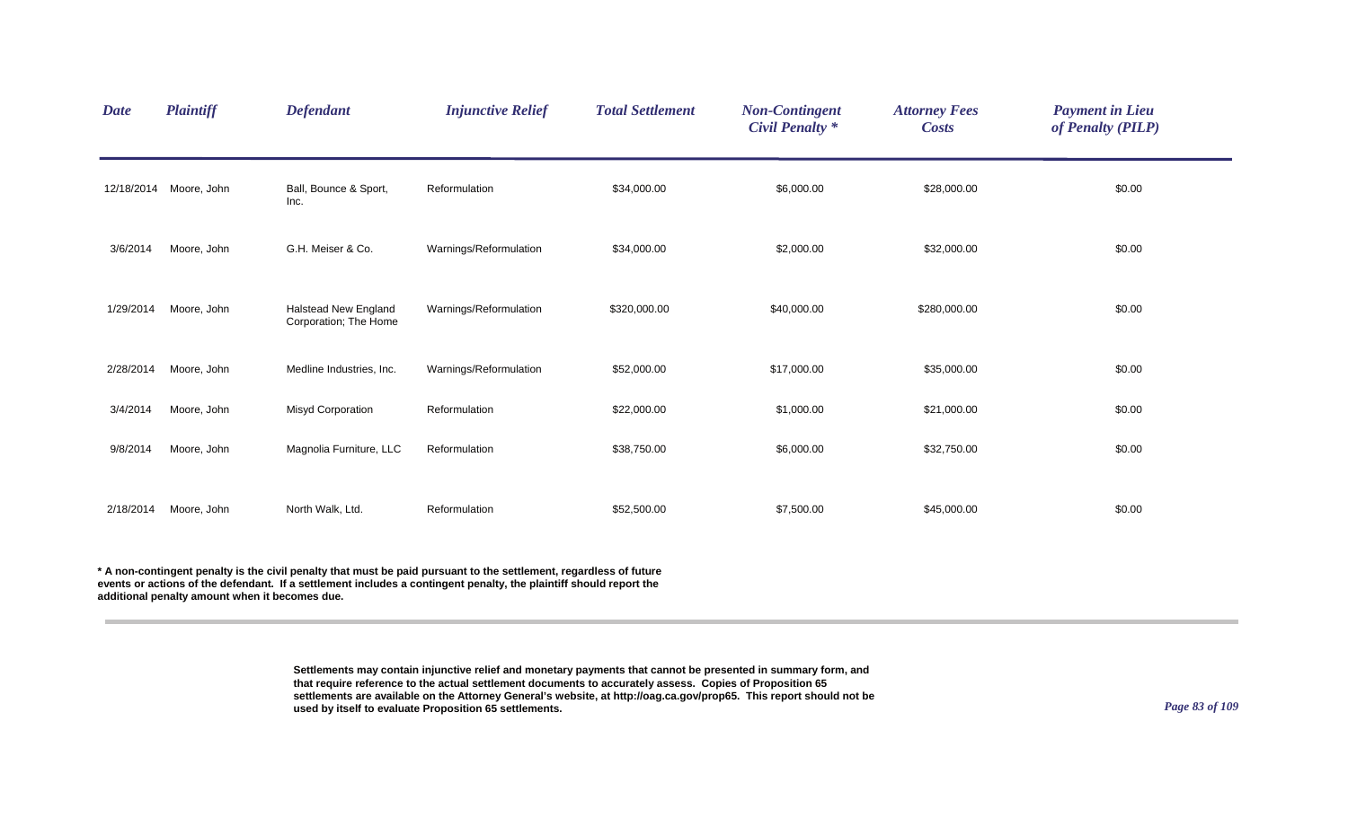| Date | Plaintiff | Defendant | Injunctive Relief | Total Settlement | Non-Contingent Civil Penalty * | Attorney Fees Costs | Payment in Lieu of Penalty (PILP) |
|---|---|---|---|---|---|---|---|
| 12/18/2014 | Moore, John | Ball, Bounce & Sport, Inc. | Reformulation | $34,000.00 | $6,000.00 | $28,000.00 | $0.00 |
| 3/6/2014 | Moore, John | G.H. Meiser & Co. | Warnings/Reformulation | $34,000.00 | $2,000.00 | $32,000.00 | $0.00 |
| 1/29/2014 | Moore, John | Halstead New England Corporation; The Home | Warnings/Reformulation | $320,000.00 | $40,000.00 | $280,000.00 | $0.00 |
| 2/28/2014 | Moore, John | Medline Industries, Inc. | Warnings/Reformulation | $52,000.00 | $17,000.00 | $35,000.00 | $0.00 |
| 3/4/2014 | Moore, John | Misyd Corporation | Reformulation | $22,000.00 | $1,000.00 | $21,000.00 | $0.00 |
| 9/8/2014 | Moore, John | Magnolia Furniture, LLC | Reformulation | $38,750.00 | $6,000.00 | $32,750.00 | $0.00 |
| 2/18/2014 | Moore, John | North Walk, Ltd. | Reformulation | $52,500.00 | $7,500.00 | $45,000.00 | $0.00 |

**\* A non-contingent penalty is the civil penalty that must be paid pursuant to the settlement, regardless of future events or actions of the defendant. If a settlement includes a contingent penalty, the plaintiff should report the additional penalty amount when it becomes due.**

**Settlements may contain injunctive relief and monetary payments that cannot be presented in summary form, and that require reference to the actual settlement documents to accurately assess. Copies of Proposition 65 settlements are available on the Attorney General's website, at http://oag.ca.gov/prop65. This report should not be used by itself to evaluate Proposition 65 settlements.**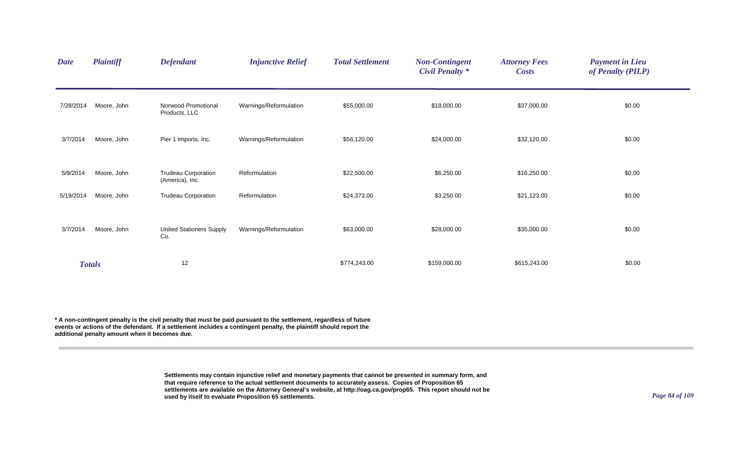| Date | Plaintiff | Defendant | Injunctive Relief | Total Settlement | Non-Contingent Civil Penalty * | Attorney Fees Costs | Payment in Lieu of Penalty (PILP) |
|---|---|---|---|---|---|---|---|
| 7/28/2014 | Moore, John | Norwood Promotional Products, LLC | Warnings/Reformulation | $55,000.00 | $18,000.00 | $37,000.00 | $0.00 |
| 3/7/2014 | Moore, John | Pier 1 Imports, Inc. | Warnings/Reformulation | $56,120.00 | $24,000.00 | $32,120.00 | $0.00 |
| 5/9/2014 | Moore, John | Trudeau Corporation (America), Inc. | Reformulation | $22,500.00 | $6,250.00 | $16,250.00 | $0.00 |
| 5/19/2014 | Moore, John | Trudeau Corporation | Reformulation | $24,373.00 | $3,250.00 | $21,123.00 | $0.00 |
| 3/7/2014 | Moore, John | United Stationers Supply Co. | Warnings/Reformulation | $63,000.00 | $28,000.00 | $35,000.00 | $0.00 |
| **Totals** | | 12 | | $774,243.00 | $159,000.00 | $615,243.00 | $0.00 |

**\* A non-contingent penalty is the civil penalty that must be paid pursuant to the settlement, regardless of future events or actions of the defendant. If a settlement includes a contingent penalty, the plaintiff should report the additional penalty amount when it becomes due.**

**Settlements may contain injunctive relief and monetary payments that cannot be presented in summary form, and that require reference to the actual settlement documents to accurately assess. Copies of Proposition 65 settlements are available on the Attorney General's website, at http://oag.ca.gov/prop65. This report should not be used by itself to evaluate Proposition 65 settlements.**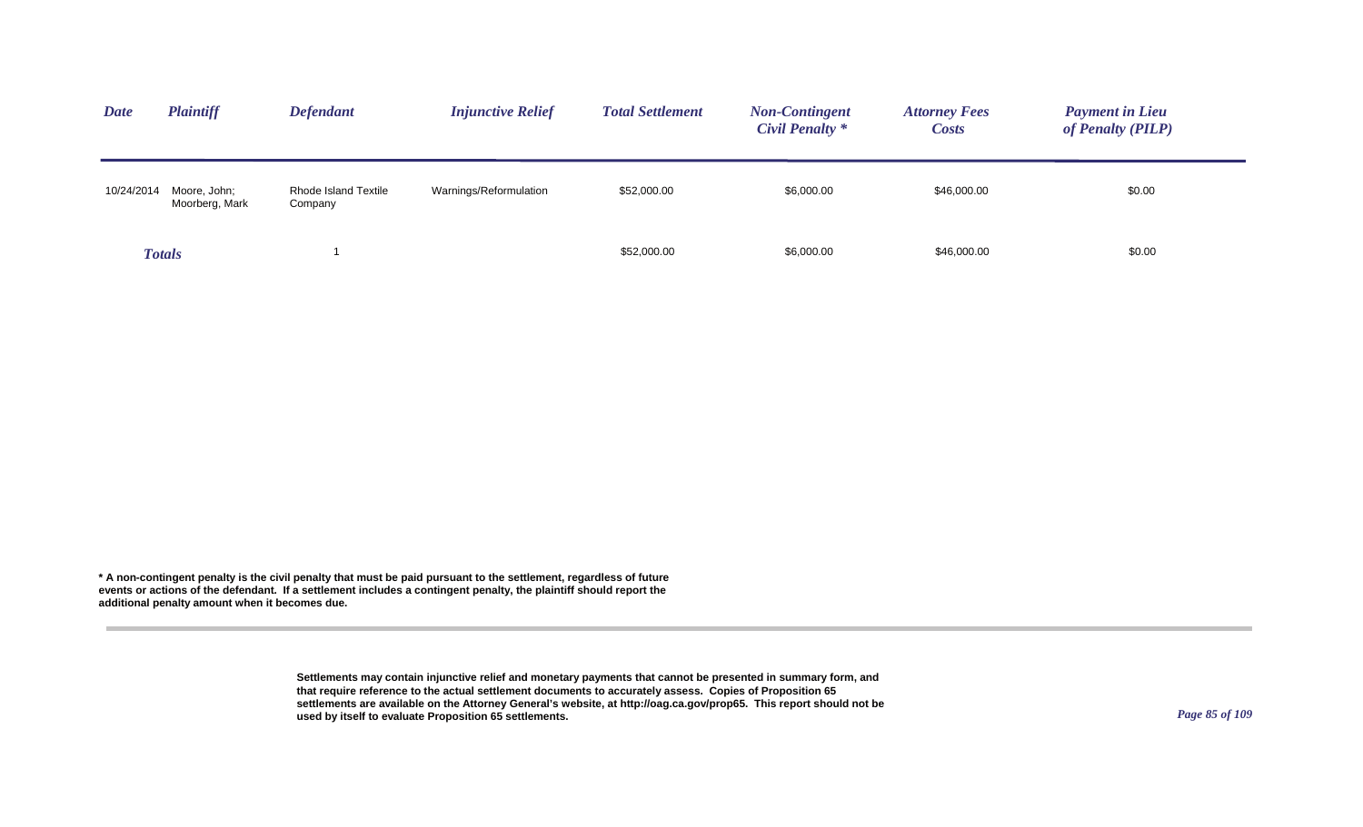| *Date* | *Plaintiff* | *Defendant* | *Injunctive Relief* | *Total Settlement* | *Non-Contingent Civil Penalty \** | *Attorney Fees Costs* | *Payment in Lieu of Penalty (PILP)* |
|---|---|---|---|---|---|---|---|
| 10/24/2014 | Moore, John; Moorberg, Mark | Rhode Island Textile Company | Warnings/Reformulation | $52,000.00 | $6,000.00 | $46,000.00 | $0.00 |
| *Totals* | | 1 | | $52,000.00 | $6,000.00 | $46,000.00 | $0.00 |

**\* A non-contingent penalty is the civil penalty that must be paid pursuant to the settlement, regardless of future events or actions of the defendant. If a settlement includes a contingent penalty, the plaintiff should report the additional penalty amount when it becomes due.**

**Settlements may contain injunctive relief and monetary payments that cannot be presented in summary form, and that require reference to the actual settlement documents to accurately assess. Copies of Proposition 65 settlements are available on the Attorney General's website, at http://oag.ca.gov/prop65. This report should not be used by itself to evaluate Proposition 65 settlements.**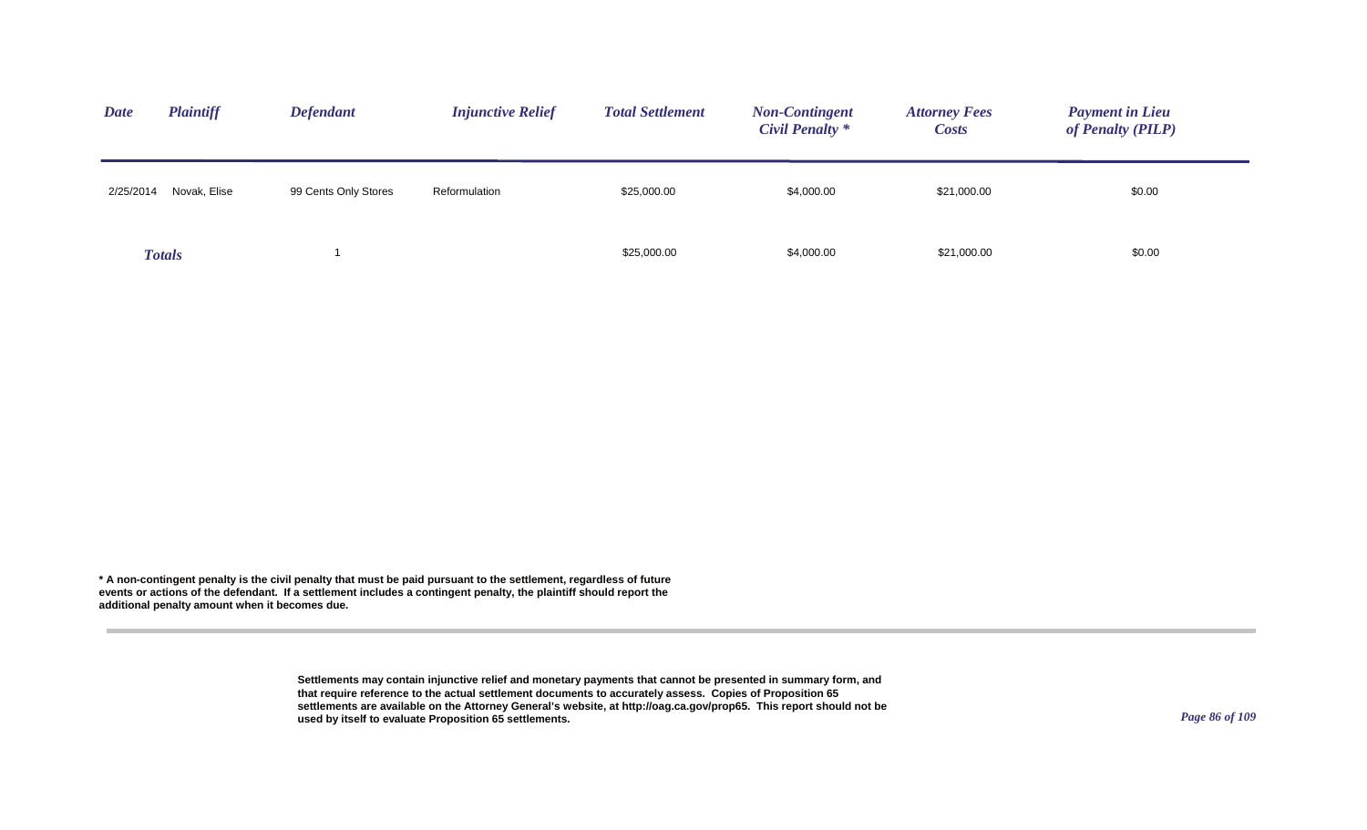| Date | Plaintiff | Defendant | Injunctive Relief | Total Settlement | Non-Contingent Civil Penalty * | Attorney Fees Costs | Payment in Lieu of Penalty (PILP) |
|---|---|---|---|---|---|---|---|
| 2/25/2014 | Novak, Elise | 99 Cents Only Stores | Reformulation | $25,000.00 | $4,000.00 | $21,000.00 | $0.00 |
| **Totals** | | 1 | | $25,000.00 | $4,000.00 | $21,000.00 | $0.00 |

**\* A non-contingent penalty is the civil penalty that must be paid pursuant to the settlement, regardless of future events or actions of the defendant. If a settlement includes a contingent penalty, the plaintiff should report the additional penalty amount when it becomes due.**

**Settlements may contain injunctive relief and monetary payments that cannot be presented in summary form, and that require reference to the actual settlement documents to accurately assess. Copies of Proposition 65 settlements are available on the Attorney General's website, at http://oag.ca.gov/prop65. This report should not be used by itself to evaluate Proposition 65 settlements.**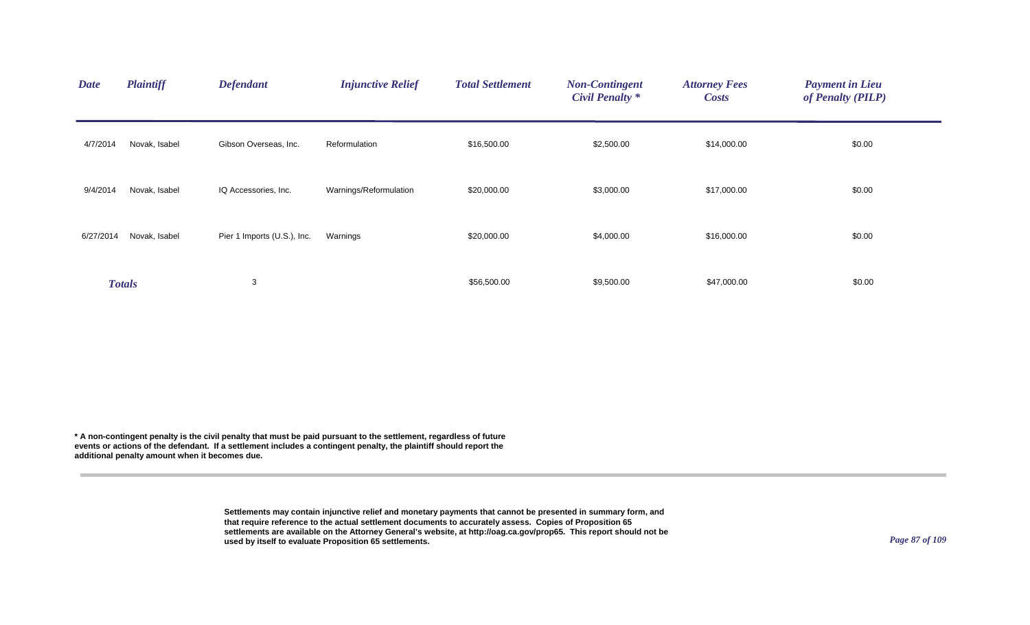| Date | Plaintiff | Defendant | Injunctive Relief | Total Settlement | Non-Contingent Civil Penalty * | Attorney Fees Costs | Payment in Lieu of Penalty (PILP) |
|---|---|---|---|---|---|---|---|
| 4/7/2014 | Novak, Isabel | Gibson Overseas, Inc. | Reformulation | $16,500.00 | $2,500.00 | $14,000.00 | $0.00 |
| 9/4/2014 | Novak, Isabel | IQ Accessories, Inc. | Warnings/Reformulation | $20,000.00 | $3,000.00 | $17,000.00 | $0.00 |
| 6/27/2014 | Novak, Isabel | Pier 1 Imports (U.S.), Inc. | Warnings | $20,000.00 | $4,000.00 | $16,000.00 | $0.00 |
| ***Totals*** | | 3 | | $56,500.00 | $9,500.00 | $47,000.00 | $0.00 |

**\* A non-contingent penalty is the civil penalty that must be paid pursuant to the settlement, regardless of future events or actions of the defendant. If a settlement includes a contingent penalty, the plaintiff should report the additional penalty amount when it becomes due.**

**Settlements may contain injunctive relief and monetary payments that cannot be presented in summary form, and that require reference to the actual settlement documents to accurately assess. Copies of Proposition 65 settlements are available on the Attorney General's website, at http://oag.ca.gov/prop65. This report should not be used by itself to evaluate Proposition 65 settlements.**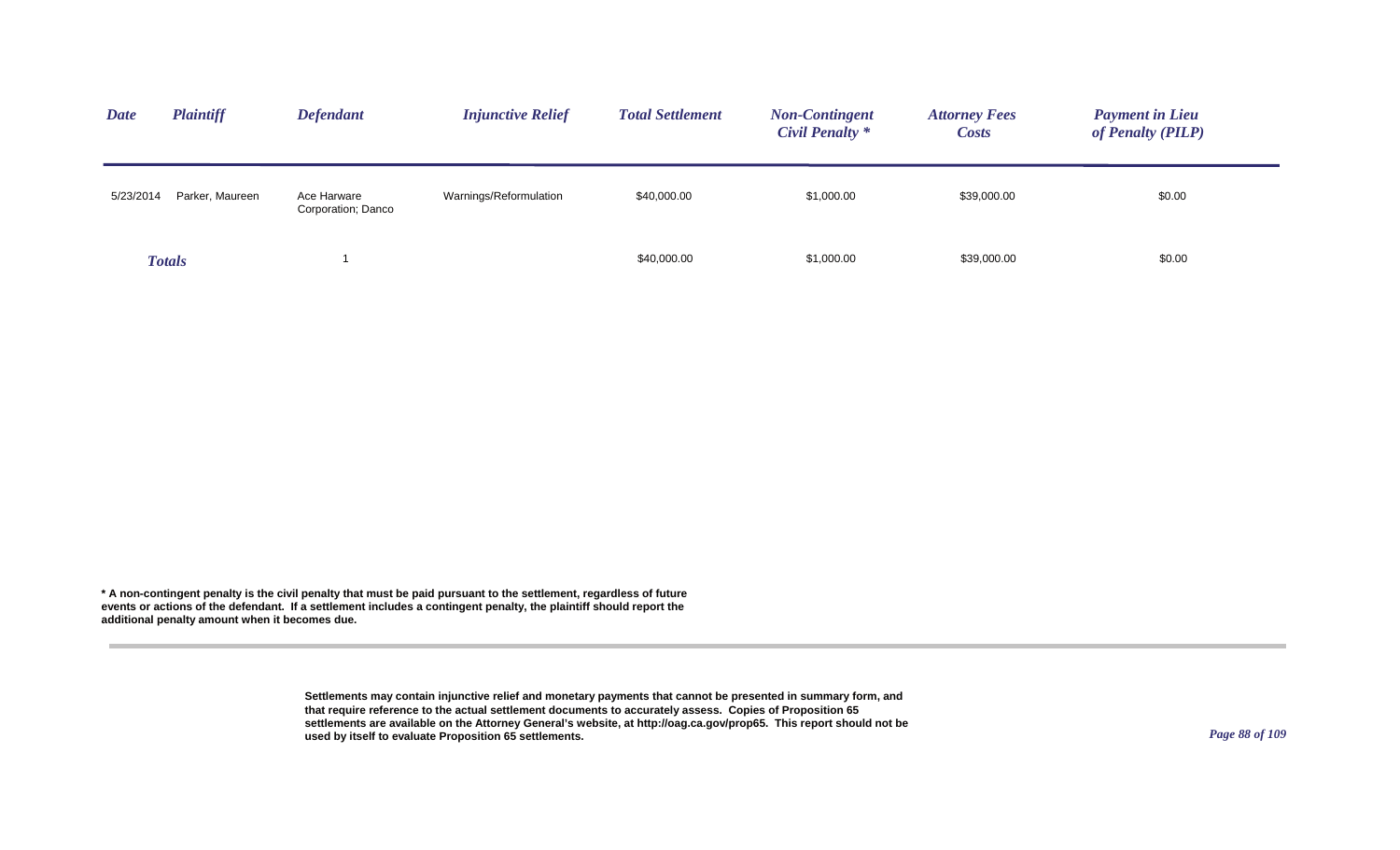| Date | Plaintiff | Defendant | Injunctive Relief | Total Settlement | Non-Contingent Civil Penalty * | Attorney Fees Costs | Payment in Lieu of Penalty (PILP) |
|---|---|---|---|---|---|---|---|
| 5/23/2014 | Parker, Maureen | Ace Harware Corporation; Danco | Warnings/Reformulation | $40,000.00 | $1,000.00 | $39,000.00 | $0.00 |
| ***Totals*** | | 1 | | $40,000.00 | $1,000.00 | $39,000.00 | $0.00 |

**\* A non-contingent penalty is the civil penalty that must be paid pursuant to the settlement, regardless of future events or actions of the defendant. If a settlement includes a contingent penalty, the plaintiff should report the additional penalty amount when it becomes due.**

**Settlements may contain injunctive relief and monetary payments that cannot be presented in summary form, and that require reference to the actual settlement documents to accurately assess. Copies of Proposition 65 settlements are available on the Attorney General's website, at http://oag.ca.gov/prop65. This report should not be used by itself to evaluate Proposition 65 settlements.**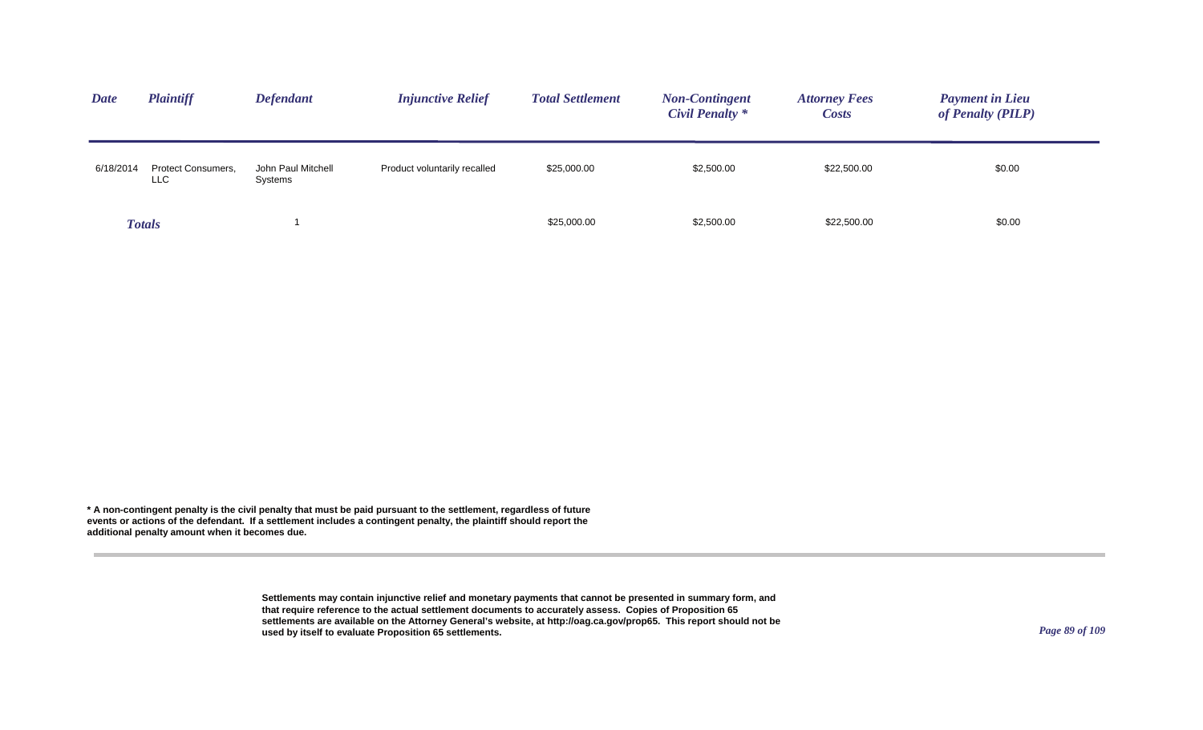| *Date* | *Plaintiff* | *Defendant* | *Injunctive Relief* | *Total Settlement* | *Non-Contingent Civil Penalty ** | *Attorney Fees Costs* | *Payment in Lieu of Penalty (PILP)* |
|---|---|---|---|---|---|---|---|
| 6/18/2014 | Protect Consumers, LLC | John Paul Mitchell Systems | Product voluntarily recalled | $25,000.00 | $2,500.00 | $22,500.00 | $0.00 |
| *Totals* | | 1 | | $25,000.00 | $2,500.00 | $22,500.00 | $0.00 |

**\* A non-contingent penalty is the civil penalty that must be paid pursuant to the settlement, regardless of future events or actions of the defendant. If a settlement includes a contingent penalty, the plaintiff should report the additional penalty amount when it becomes due.**

**Settlements may contain injunctive relief and monetary payments that cannot be presented in summary form, and that require reference to the actual settlement documents to accurately assess. Copies of Proposition 65 settlements are available on the Attorney General's website, at http://oag.ca.gov/prop65. This report should not be used by itself to evaluate Proposition 65 settlements.**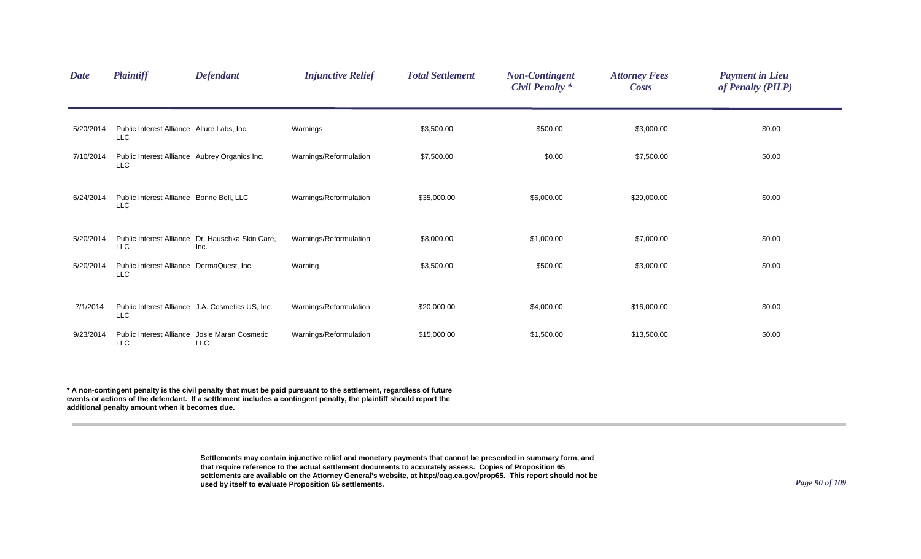| *Date* | *Plaintiff* | *Defendant* | *Injunctive Relief* | *Total Settlement* | *Non-Contingent Civil Penalty \** | *Attorney Fees Costs* | *Payment in Lieu of Penalty (PILP)* |
|---|---|---|---|---|---|---|---|
| 5/20/2014 | Public Interest Alliance LLC | Allure Labs, Inc. | Warnings | $3,500.00 | $500.00 | $3,000.00 | $0.00 |
| 7/10/2014 | Public Interest Alliance LLC | Aubrey Organics Inc. | Warnings/Reformulation | $7,500.00 | $0.00 | $7,500.00 | $0.00 |
| 6/24/2014 | Public Interest Alliance LLC | Bonne Bell, LLC | Warnings/Reformulation | $35,000.00 | $6,000.00 | $29,000.00 | $0.00 |
| 5/20/2014 | Public Interest Alliance LLC | Dr. Hauschka Skin Care, Inc. | Warnings/Reformulation | $8,000.00 | $1,000.00 | $7,000.00 | $0.00 |
| 5/20/2014 | Public Interest Alliance LLC | DermaQuest, Inc. | Warning | $3,500.00 | $500.00 | $3,000.00 | $0.00 |
| 7/1/2014 | Public Interest Alliance LLC | J.A. Cosmetics US, Inc. | Warnings/Reformulation | $20,000.00 | $4,000.00 | $16,000.00 | $0.00 |
| 9/23/2014 | Public Interest Alliance LLC | Josie Maran Cosmetic LLC | Warnings/Reformulation | $15,000.00 | $1,500.00 | $13,500.00 | $0.00 |

**\* A non-contingent penalty is the civil penalty that must be paid pursuant to the settlement, regardless of future events or actions of the defendant. If a settlement includes a contingent penalty, the plaintiff should report the additional penalty amount when it becomes due.**

**Settlements may contain injunctive relief and monetary payments that cannot be presented in summary form, and that require reference to the actual settlement documents to accurately assess. Copies of Proposition 65 settlements are available on the Attorney General's website, at http://oag.ca.gov/prop65. This report should not be used by itself to evaluate Proposition 65 settlements.**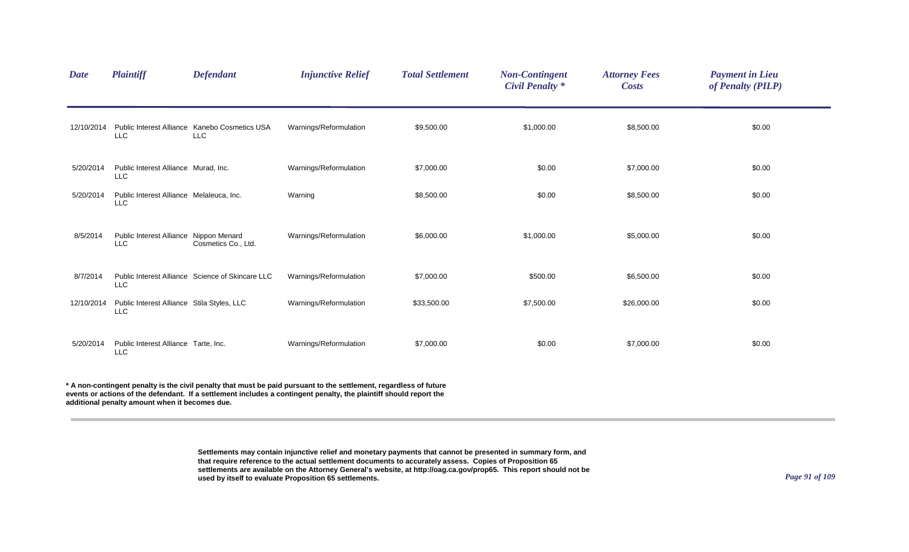| Date | Plaintiff | Defendant | Injunctive Relief | Total Settlement | Non-Contingent Civil Penalty * | Attorney Fees Costs | Payment in Lieu of Penalty (PILP) |
|---|---|---|---|---|---|---|---|
| 12/10/2014 | Public Interest Alliance LLC | Kanebo Cosmetics USA LLC | Warnings/Reformulation | $9,500.00 | $1,000.00 | $8,500.00 | $0.00 |
| 5/20/2014 | Public Interest Alliance LLC | Murad, Inc. | Warnings/Reformulation | $7,000.00 | $0.00 | $7,000.00 | $0.00 |
| 5/20/2014 | Public Interest Alliance LLC | Melaleuca, Inc. | Warning | $8,500.00 | $0.00 | $8,500.00 | $0.00 |
| 8/5/2014 | Public Interest Alliance LLC | Nippon Menard Cosmetics Co., Ltd. | Warnings/Reformulation | $6,000.00 | $1,000.00 | $5,000.00 | $0.00 |
| 8/7/2014 | Public Interest Alliance LLC | Science of Skincare LLC | Warnings/Reformulation | $7,000.00 | $500.00 | $6,500.00 | $0.00 |
| 12/10/2014 | Public Interest Alliance LLC | Stila Styles, LLC | Warnings/Reformulation | $33,500.00 | $7,500.00 | $26,000.00 | $0.00 |
| 5/20/2014 | Public Interest Alliance LLC | Tarte, Inc. | Warnings/Reformulation | $7,000.00 | $0.00 | $7,000.00 | $0.00 |

**\* A non-contingent penalty is the civil penalty that must be paid pursuant to the settlement, regardless of future events or actions of the defendant. If a settlement includes a contingent penalty, the plaintiff should report the additional penalty amount when it becomes due.**

**Settlements may contain injunctive relief and monetary payments that cannot be presented in summary form, and that require reference to the actual settlement documents to accurately assess. Copies of Proposition 65 settlements are available on the Attorney General's website, at http://oag.ca.gov/prop65. This report should not be used by itself to evaluate Proposition 65 settlements.**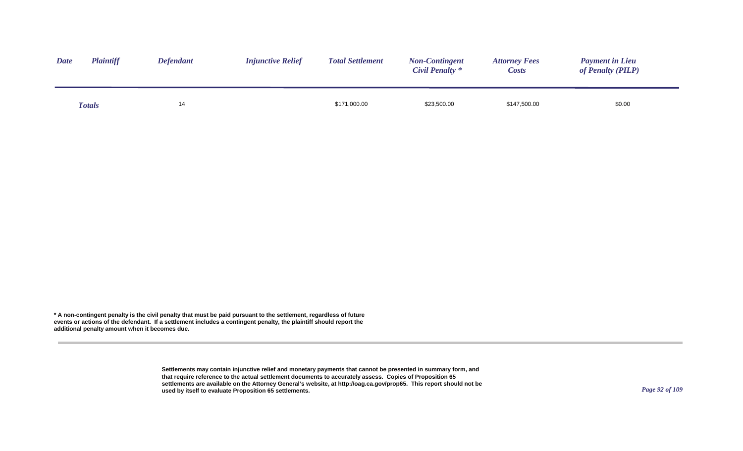| *Date* | *Plaintiff* | *Defendant* | *Injunctive Relief* | *Total Settlement* | *Non-Contingent Civil Penalty \** | *Attorney Fees Costs* | *Payment in Lieu of Penalty (PILP)* |
|---|---|---|---|---|---|---|---|
| *Totals* | | 14 | | $171,000.00 | $23,500.00 | $147,500.00 | $0.00 |

**\* A non-contingent penalty is the civil penalty that must be paid pursuant to the settlement, regardless of future events or actions of the defendant. If a settlement includes a contingent penalty, the plaintiff should report the additional penalty amount when it becomes due.**

**Settlements may contain injunctive relief and monetary payments that cannot be presented in summary form, and that require reference to the actual settlement documents to accurately assess. Copies of Proposition 65 settlements are available on the Attorney General's website, at http://oag.ca.gov/prop65. This report should not be used by itself to evaluate Proposition 65 settlements.**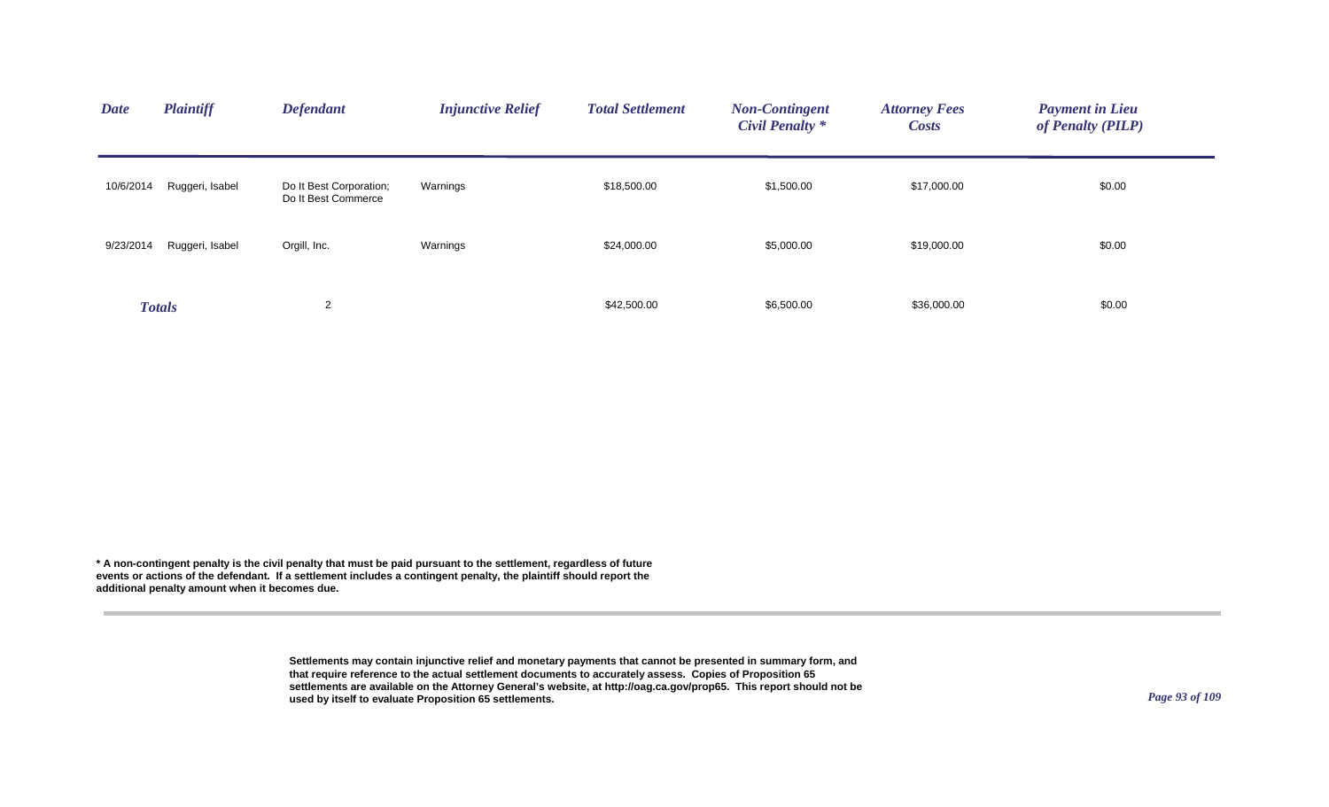| Date | Plaintiff | Defendant | Injunctive Relief | Total Settlement | Non-Contingent Civil Penalty * | Attorney Fees Costs | Payment in Lieu of Penalty (PILP) |
|---|---|---|---|---|---|---|---|
| 10/6/2014 | Ruggeri, Isabel | Do It Best Corporation; Do It Best Commerce | Warnings | $18,500.00 | $1,500.00 | $17,000.00 | $0.00 |
| 9/23/2014 | Ruggeri, Isabel | Orgill, Inc. | Warnings | $24,000.00 | $5,000.00 | $19,000.00 | $0.00 |
| ***Totals*** | | 2 | | $42,500.00 | $6,500.00 | $36,000.00 | $0.00 |

**\* A non-contingent penalty is the civil penalty that must be paid pursuant to the settlement, regardless of future events or actions of the defendant. If a settlement includes a contingent penalty, the plaintiff should report the additional penalty amount when it becomes due.**

**Settlements may contain injunctive relief and monetary payments that cannot be presented in summary form, and that require reference to the actual settlement documents to accurately assess. Copies of Proposition 65 settlements are available on the Attorney General's website, at http://oag.ca.gov/prop65. This report should not be used by itself to evaluate Proposition 65 settlements.**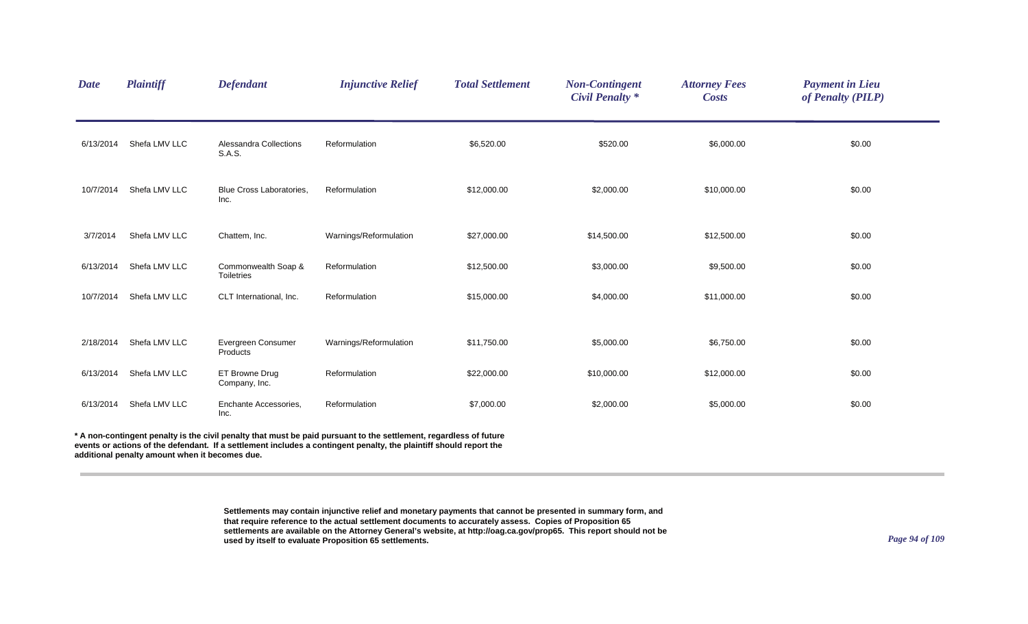| Date | Plaintiff | Defendant | Injunctive Relief | Total Settlement | Non-Contingent Civil Penalty * | Attorney Fees Costs | Payment in Lieu of Penalty (PILP) |
|---|---|---|---|---|---|---|---|
| 6/13/2014 | Shefa LMV LLC | Alessandra Collections S.A.S. | Reformulation | $6,520.00 | $520.00 | $6,000.00 | $0.00 |
| 10/7/2014 | Shefa LMV LLC | Blue Cross Laboratories, Inc. | Reformulation | $12,000.00 | $2,000.00 | $10,000.00 | $0.00 |
| 3/7/2014 | Shefa LMV LLC | Chattem, Inc. | Warnings/Reformulation | $27,000.00 | $14,500.00 | $12,500.00 | $0.00 |
| 6/13/2014 | Shefa LMV LLC | Commonwealth Soap & Toiletries | Reformulation | $12,500.00 | $3,000.00 | $9,500.00 | $0.00 |
| 10/7/2014 | Shefa LMV LLC | CLT International, Inc. | Reformulation | $15,000.00 | $4,000.00 | $11,000.00 | $0.00 |
| 2/18/2014 | Shefa LMV LLC | Evergreen Consumer Products | Warnings/Reformulation | $11,750.00 | $5,000.00 | $6,750.00 | $0.00 |
| 6/13/2014 | Shefa LMV LLC | ET Browne Drug Company, Inc. | Reformulation | $22,000.00 | $10,000.00 | $12,000.00 | $0.00 |
| 6/13/2014 | Shefa LMV LLC | Enchante Accessories, Inc. | Reformulation | $7,000.00 | $2,000.00 | $5,000.00 | $0.00 |

**\* A non-contingent penalty is the civil penalty that must be paid pursuant to the settlement, regardless of future events or actions of the defendant. If a settlement includes a contingent penalty, the plaintiff should report the additional penalty amount when it becomes due.**

**Settlements may contain injunctive relief and monetary payments that cannot be presented in summary form, and that require reference to the actual settlement documents to accurately assess. Copies of Proposition 65 settlements are available on the Attorney General's website, at http://oag.ca.gov/prop65. This report should not be used by itself to evaluate Proposition 65 settlements.**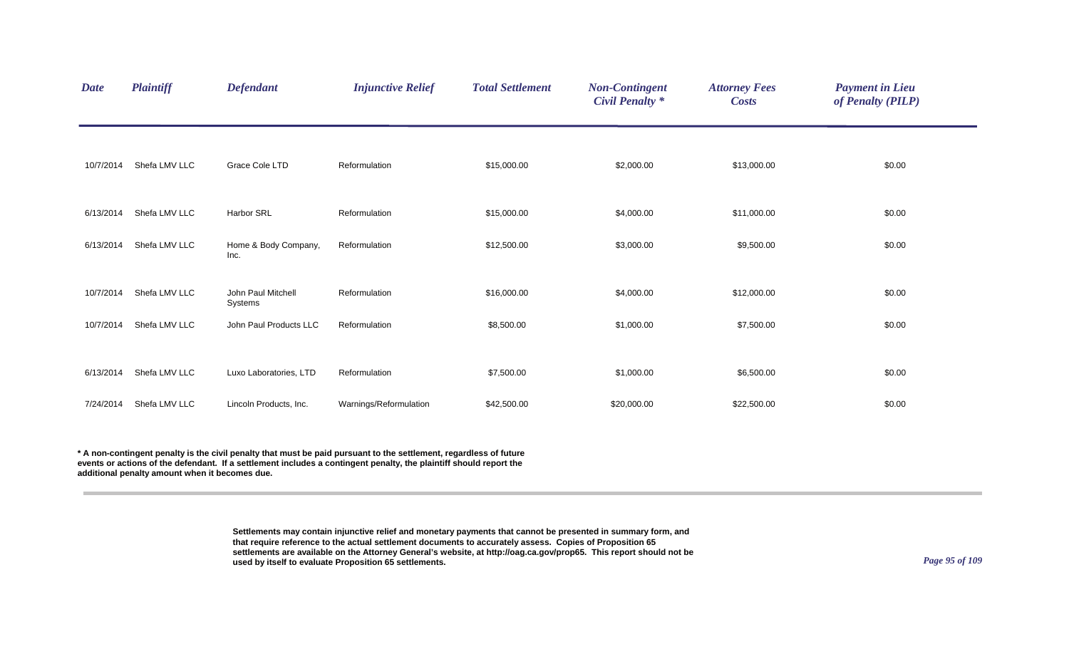| Date | Plaintiff | Defendant | Injunctive Relief | Total Settlement | Non-Contingent Civil Penalty * | Attorney Fees Costs | Payment in Lieu of Penalty (PILP) |
|---|---|---|---|---|---|---|---|
| 10/7/2014 | Shefa LMV LLC | Grace Cole LTD | Reformulation | $15,000.00 | $2,000.00 | $13,000.00 | $0.00 |
| 6/13/2014 | Shefa LMV LLC | Harbor SRL | Reformulation | $15,000.00 | $4,000.00 | $11,000.00 | $0.00 |
| 6/13/2014 | Shefa LMV LLC | Home & Body Company, Inc. | Reformulation | $12,500.00 | $3,000.00 | $9,500.00 | $0.00 |
| 10/7/2014 | Shefa LMV LLC | John Paul Mitchell Systems | Reformulation | $16,000.00 | $4,000.00 | $12,000.00 | $0.00 |
| 10/7/2014 | Shefa LMV LLC | John Paul Products LLC | Reformulation | $8,500.00 | $1,000.00 | $7,500.00 | $0.00 |
| 6/13/2014 | Shefa LMV LLC | Luxo Laboratories, LTD | Reformulation | $7,500.00 | $1,000.00 | $6,500.00 | $0.00 |
| 7/24/2014 | Shefa LMV LLC | Lincoln Products, Inc. | Warnings/Reformulation | $42,500.00 | $20,000.00 | $22,500.00 | $0.00 |

**\* A non-contingent penalty is the civil penalty that must be paid pursuant to the settlement, regardless of future events or actions of the defendant. If a settlement includes a contingent penalty, the plaintiff should report the additional penalty amount when it becomes due.**

**Settlements may contain injunctive relief and monetary payments that cannot be presented in summary form, and that require reference to the actual settlement documents to accurately assess. Copies of Proposition 65 settlements are available on the Attorney General's website, at http://oag.ca.gov/prop65. This report should not be used by itself to evaluate Proposition 65 settlements.**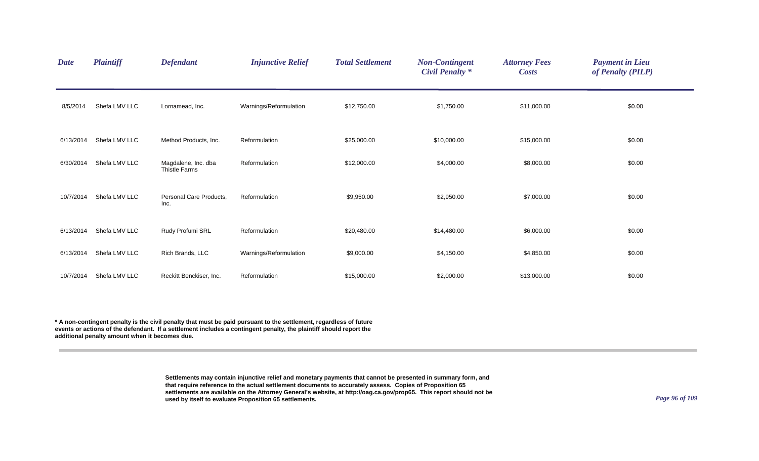| Date | Plaintiff | Defendant | Injunctive Relief | Total Settlement | Non-Contingent Civil Penalty * | Attorney Fees Costs | Payment in Lieu of Penalty (PILP) |
|---|---|---|---|---|---|---|---|
| 8/5/2014 | Shefa LMV LLC | Lornamead, Inc. | Warnings/Reformulation | $12,750.00 | $1,750.00 | $11,000.00 | $0.00 |
| 6/13/2014 | Shefa LMV LLC | Method Products, Inc. | Reformulation | $25,000.00 | $10,000.00 | $15,000.00 | $0.00 |
| 6/30/2014 | Shefa LMV LLC | Magdalene, Inc. dba Thistle Farms | Reformulation | $12,000.00 | $4,000.00 | $8,000.00 | $0.00 |
| 10/7/2014 | Shefa LMV LLC | Personal Care Products, Inc. | Reformulation | $9,950.00 | $2,950.00 | $7,000.00 | $0.00 |
| 6/13/2014 | Shefa LMV LLC | Rudy Profumi SRL | Reformulation | $20,480.00 | $14,480.00 | $6,000.00 | $0.00 |
| 6/13/2014 | Shefa LMV LLC | Rich Brands, LLC | Warnings/Reformulation | $9,000.00 | $4,150.00 | $4,850.00 | $0.00 |
| 10/7/2014 | Shefa LMV LLC | Reckitt Benckiser, Inc. | Reformulation | $15,000.00 | $2,000.00 | $13,000.00 | $0.00 |

**\* A non-contingent penalty is the civil penalty that must be paid pursuant to the settlement, regardless of future events or actions of the defendant. If a settlement includes a contingent penalty, the plaintiff should report the additional penalty amount when it becomes due.**

**Settlements may contain injunctive relief and monetary payments that cannot be presented in summary form, and that require reference to the actual settlement documents to accurately assess. Copies of Proposition 65 settlements are available on the Attorney General's website, at http://oag.ca.gov/prop65. This report should not be used by itself to evaluate Proposition 65 settlements.**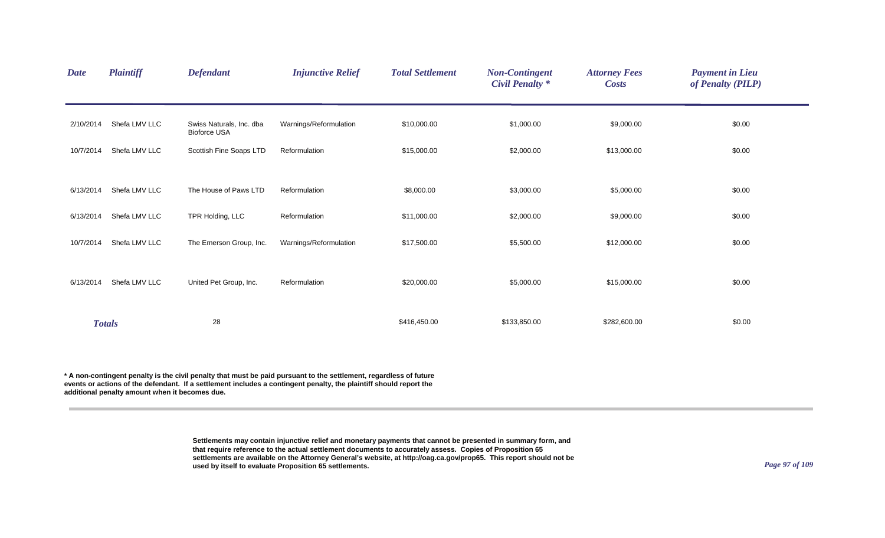| Date | Plaintiff | Defendant | Injunctive Relief | Total Settlement | Non-Contingent Civil Penalty * | Attorney Fees Costs | Payment in Lieu of Penalty (PILP) |
|---|---|---|---|---|---|---|---|
| 2/10/2014 | Shefa LMV LLC | Swiss Naturals, Inc. dba Bioforce USA | Warnings/Reformulation | $10,000.00 | $1,000.00 | $9,000.00 | $0.00 |
| 10/7/2014 | Shefa LMV LLC | Scottish Fine Soaps LTD | Reformulation | $15,000.00 | $2,000.00 | $13,000.00 | $0.00 |
| 6/13/2014 | Shefa LMV LLC | The House of Paws LTD | Reformulation | $8,000.00 | $3,000.00 | $5,000.00 | $0.00 |
| 6/13/2014 | Shefa LMV LLC | TPR Holding, LLC | Reformulation | $11,000.00 | $2,000.00 | $9,000.00 | $0.00 |
| 10/7/2014 | Shefa LMV LLC | The Emerson Group, Inc. | Warnings/Reformulation | $17,500.00 | $5,500.00 | $12,000.00 | $0.00 |
| 6/13/2014 | Shefa LMV LLC | United Pet Group, Inc. | Reformulation | $20,000.00 | $5,000.00 | $15,000.00 | $0.00 |
| **Totals** | | 28 | | $416,450.00 | $133,850.00 | $282,600.00 | $0.00 |

**\* A non-contingent penalty is the civil penalty that must be paid pursuant to the settlement, regardless of future events or actions of the defendant. If a settlement includes a contingent penalty, the plaintiff should report the additional penalty amount when it becomes due.**

**Settlements may contain injunctive relief and monetary payments that cannot be presented in summary form, and that require reference to the actual settlement documents to accurately assess. Copies of Proposition 65 settlements are available on the Attorney General's website, at http://oag.ca.gov/prop65. This report should not be used by itself to evaluate Proposition 65 settlements.**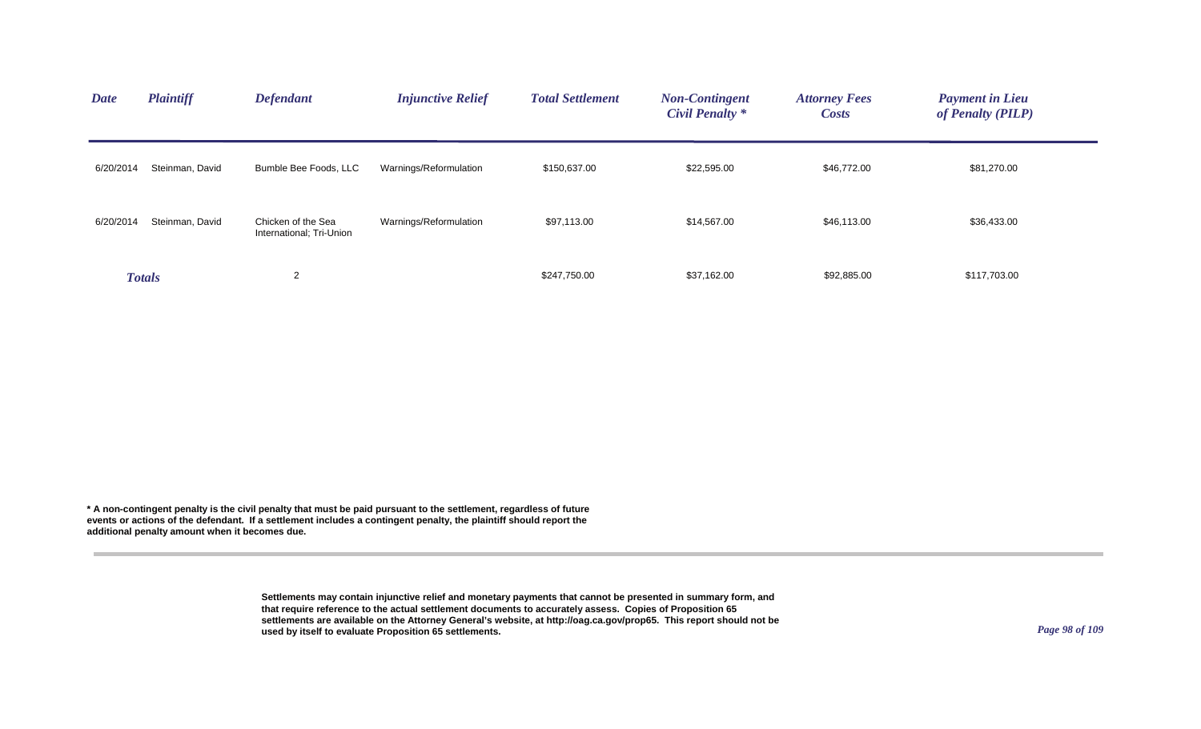| *Date* | *Plaintiff* | *Defendant* | *Injunctive Relief* | *Total Settlement* | *Non-Contingent Civil Penalty \** | *Attorney Fees Costs* | *Payment in Lieu of Penalty (PILP)* |
|---|---|---|---|---|---|---|---|
| 6/20/2014 | Steinman, David | Bumble Bee Foods, LLC | Warnings/Reformulation | $150,637.00 | $22,595.00 | $46,772.00 | $81,270.00 |
| 6/20/2014 | Steinman, David | Chicken of the Sea International; Tri-Union | Warnings/Reformulation | $97,113.00 | $14,567.00 | $46,113.00 | $36,433.00 |
| *Totals* | | 2 | | $247,750.00 | $37,162.00 | $92,885.00 | $117,703.00 |

**\* A non-contingent penalty is the civil penalty that must be paid pursuant to the settlement, regardless of future events or actions of the defendant. If a settlement includes a contingent penalty, the plaintiff should report the additional penalty amount when it becomes due.**

**Settlements may contain injunctive relief and monetary payments that cannot be presented in summary form, and that require reference to the actual settlement documents to accurately assess. Copies of Proposition 65 settlements are available on the Attorney General's website, at http://oag.ca.gov/prop65. This report should not be used by itself to evaluate Proposition 65 settlements.**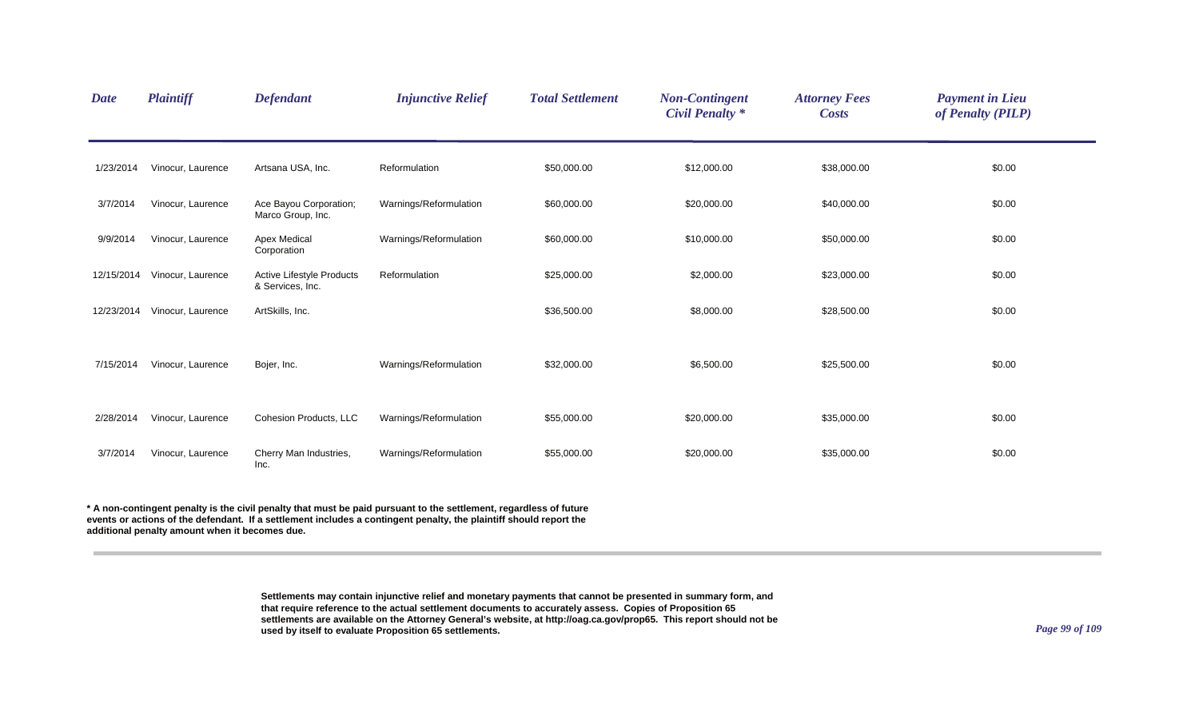| Date | Plaintiff | Defendant | Injunctive Relief | Total Settlement | Non-Contingent Civil Penalty * | Attorney Fees Costs | Payment in Lieu of Penalty (PILP) |
|---|---|---|---|---|---|---|---|
| 1/23/2014 | Vinocur, Laurence | Artsana USA, Inc. | Reformulation | $50,000.00 | $12,000.00 | $38,000.00 | $0.00 |
| 3/7/2014 | Vinocur, Laurence | Ace Bayou Corporation; Marco Group, Inc. | Warnings/Reformulation | $60,000.00 | $20,000.00 | $40,000.00 | $0.00 |
| 9/9/2014 | Vinocur, Laurence | Apex Medical Corporation | Warnings/Reformulation | $60,000.00 | $10,000.00 | $50,000.00 | $0.00 |
| 12/15/2014 | Vinocur, Laurence | Active Lifestyle Products & Services, Inc. | Reformulation | $25,000.00 | $2,000.00 | $23,000.00 | $0.00 |
| 12/23/2014 | Vinocur, Laurence | ArtSkills, Inc. | | $36,500.00 | $8,000.00 | $28,500.00 | $0.00 |
| 7/15/2014 | Vinocur, Laurence | Bojer, Inc. | Warnings/Reformulation | $32,000.00 | $6,500.00 | $25,500.00 | $0.00 |
| 2/28/2014 | Vinocur, Laurence | Cohesion Products, LLC | Warnings/Reformulation | $55,000.00 | $20,000.00 | $35,000.00 | $0.00 |
| 3/7/2014 | Vinocur, Laurence | Cherry Man Industries, Inc. | Warnings/Reformulation | $55,000.00 | $20,000.00 | $35,000.00 | $0.00 |

**\* A non-contingent penalty is the civil penalty that must be paid pursuant to the settlement, regardless of future events or actions of the defendant. If a settlement includes a contingent penalty, the plaintiff should report the additional penalty amount when it becomes due.**

**Settlements may contain injunctive relief and monetary payments that cannot be presented in summary form, and that require reference to the actual settlement documents to accurately assess. Copies of Proposition 65 settlements are available on the Attorney General's website, at http://oag.ca.gov/prop65. This report should not be used by itself to evaluate Proposition 65 settlements.**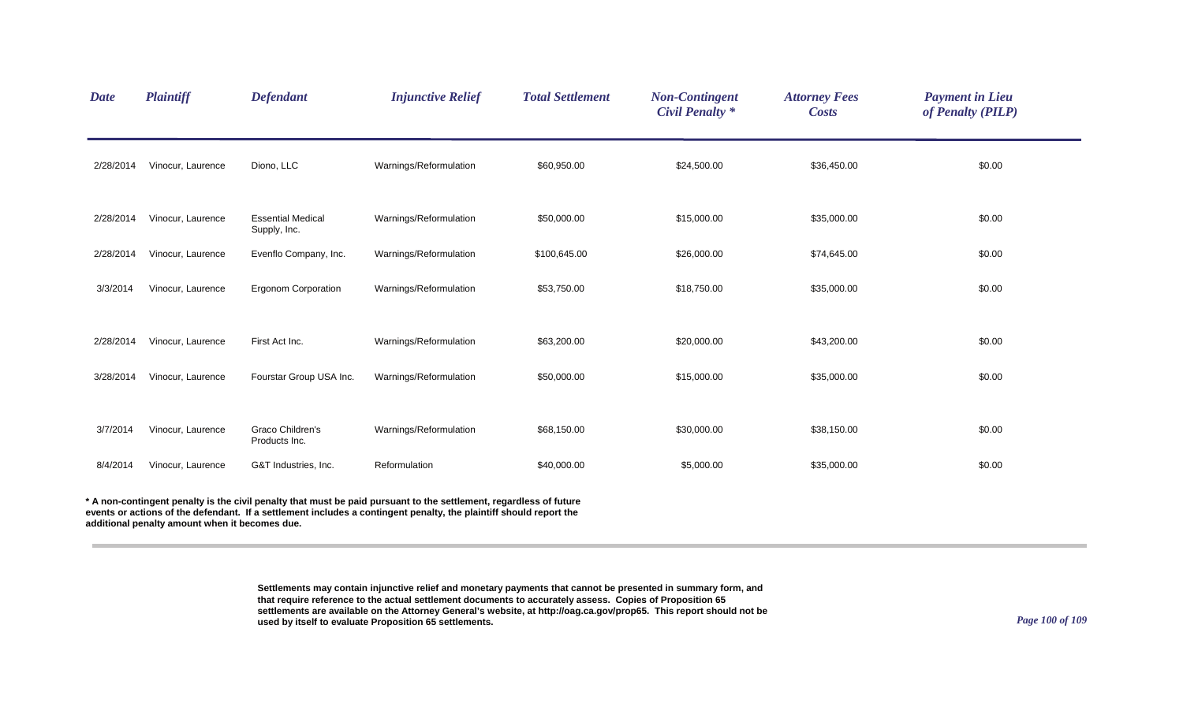| Date | Plaintiff | Defendant | Injunctive Relief | Total Settlement | Non-Contingent Civil Penalty * | Attorney Fees Costs | Payment in Lieu of Penalty (PILP) |
|---|---|---|---|---|---|---|---|
| 2/28/2014 | Vinocur, Laurence | Diono, LLC | Warnings/Reformulation | $60,950.00 | $24,500.00 | $36,450.00 | $0.00 |
| 2/28/2014 | Vinocur, Laurence | Essential Medical Supply, Inc. | Warnings/Reformulation | $50,000.00 | $15,000.00 | $35,000.00 | $0.00 |
| 2/28/2014 | Vinocur, Laurence | Evenflo Company, Inc. | Warnings/Reformulation | $100,645.00 | $26,000.00 | $74,645.00 | $0.00 |
| 3/3/2014 | Vinocur, Laurence | Ergonom Corporation | Warnings/Reformulation | $53,750.00 | $18,750.00 | $35,000.00 | $0.00 |
| 2/28/2014 | Vinocur, Laurence | First Act Inc. | Warnings/Reformulation | $63,200.00 | $20,000.00 | $43,200.00 | $0.00 |
| 3/28/2014 | Vinocur, Laurence | Fourstar Group USA Inc. | Warnings/Reformulation | $50,000.00 | $15,000.00 | $35,000.00 | $0.00 |
| 3/7/2014 | Vinocur, Laurence | Graco Children's Products Inc. | Warnings/Reformulation | $68,150.00 | $30,000.00 | $38,150.00 | $0.00 |
| 8/4/2014 | Vinocur, Laurence | G&T Industries, Inc. | Reformulation | $40,000.00 | $5,000.00 | $35,000.00 | $0.00 |

**\* A non-contingent penalty is the civil penalty that must be paid pursuant to the settlement, regardless of future events or actions of the defendant. If a settlement includes a contingent penalty, the plaintiff should report the additional penalty amount when it becomes due.**

**Settlements may contain injunctive relief and monetary payments that cannot be presented in summary form, and that require reference to the actual settlement documents to accurately assess. Copies of Proposition 65 settlements are available on the Attorney General's website, at http://oag.ca.gov/prop65. This report should not be used by itself to evaluate Proposition 65 settlements.**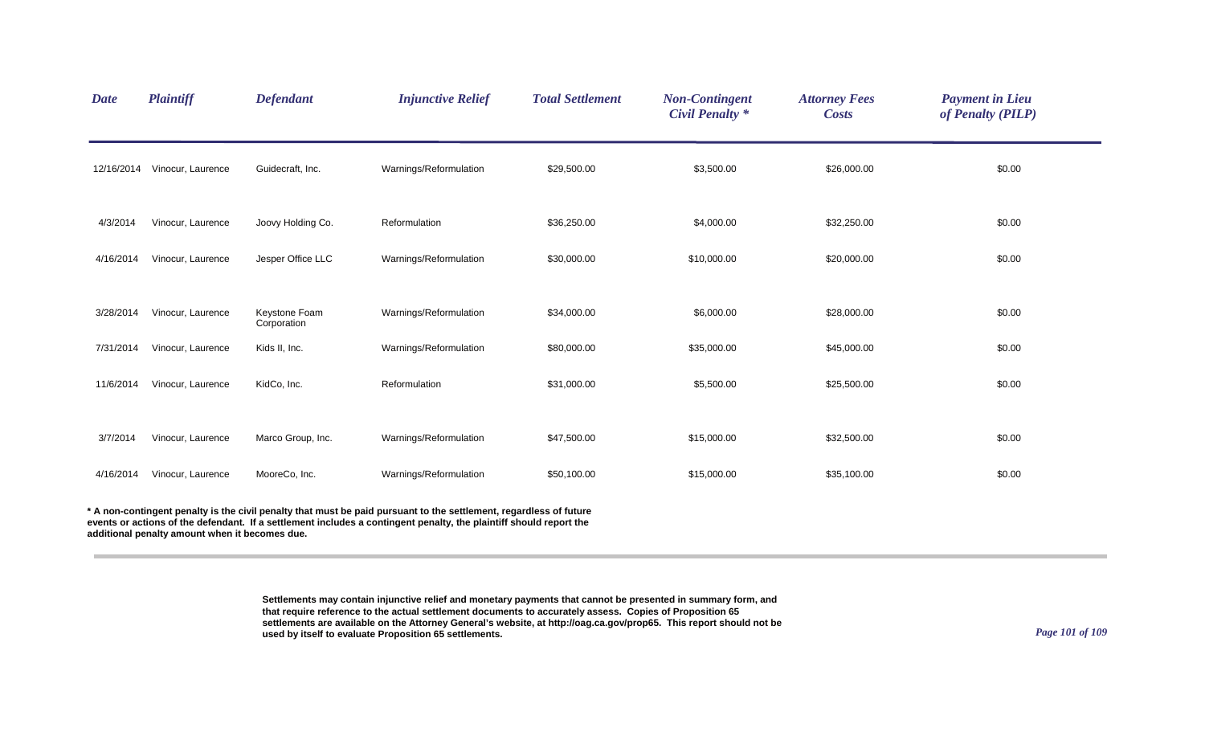| Date | Plaintiff | Defendant | Injunctive Relief | Total Settlement | Non-Contingent Civil Penalty * | Attorney Fees Costs | Payment in Lieu of Penalty (PILP) |
|---|---|---|---|---|---|---|---|
| 12/16/2014 | Vinocur, Laurence | Guidecraft, Inc. | Warnings/Reformulation | $29,500.00 | $3,500.00 | $26,000.00 | $0.00 |
| 4/3/2014 | Vinocur, Laurence | Joovy Holding Co. | Reformulation | $36,250.00 | $4,000.00 | $32,250.00 | $0.00 |
| 4/16/2014 | Vinocur, Laurence | Jesper Office LLC | Warnings/Reformulation | $30,000.00 | $10,000.00 | $20,000.00 | $0.00 |
| 3/28/2014 | Vinocur, Laurence | Keystone Foam Corporation | Warnings/Reformulation | $34,000.00 | $6,000.00 | $28,000.00 | $0.00 |
| 7/31/2014 | Vinocur, Laurence | Kids II, Inc. | Warnings/Reformulation | $80,000.00 | $35,000.00 | $45,000.00 | $0.00 |
| 11/6/2014 | Vinocur, Laurence | KidCo, Inc. | Reformulation | $31,000.00 | $5,500.00 | $25,500.00 | $0.00 |
| 3/7/2014 | Vinocur, Laurence | Marco Group, Inc. | Warnings/Reformulation | $47,500.00 | $15,000.00 | $32,500.00 | $0.00 |
| 4/16/2014 | Vinocur, Laurence | MooreCo, Inc. | Warnings/Reformulation | $50,100.00 | $15,000.00 | $35,100.00 | $0.00 |

**\* A non-contingent penalty is the civil penalty that must be paid pursuant to the settlement, regardless of future events or actions of the defendant. If a settlement includes a contingent penalty, the plaintiff should report the additional penalty amount when it becomes due.**

**Settlements may contain injunctive relief and monetary payments that cannot be presented in summary form, and that require reference to the actual settlement documents to accurately assess. Copies of Proposition 65 settlements are available on the Attorney General's website, at http://oag.ca.gov/prop65. This report should not be used by itself to evaluate Proposition 65 settlements.**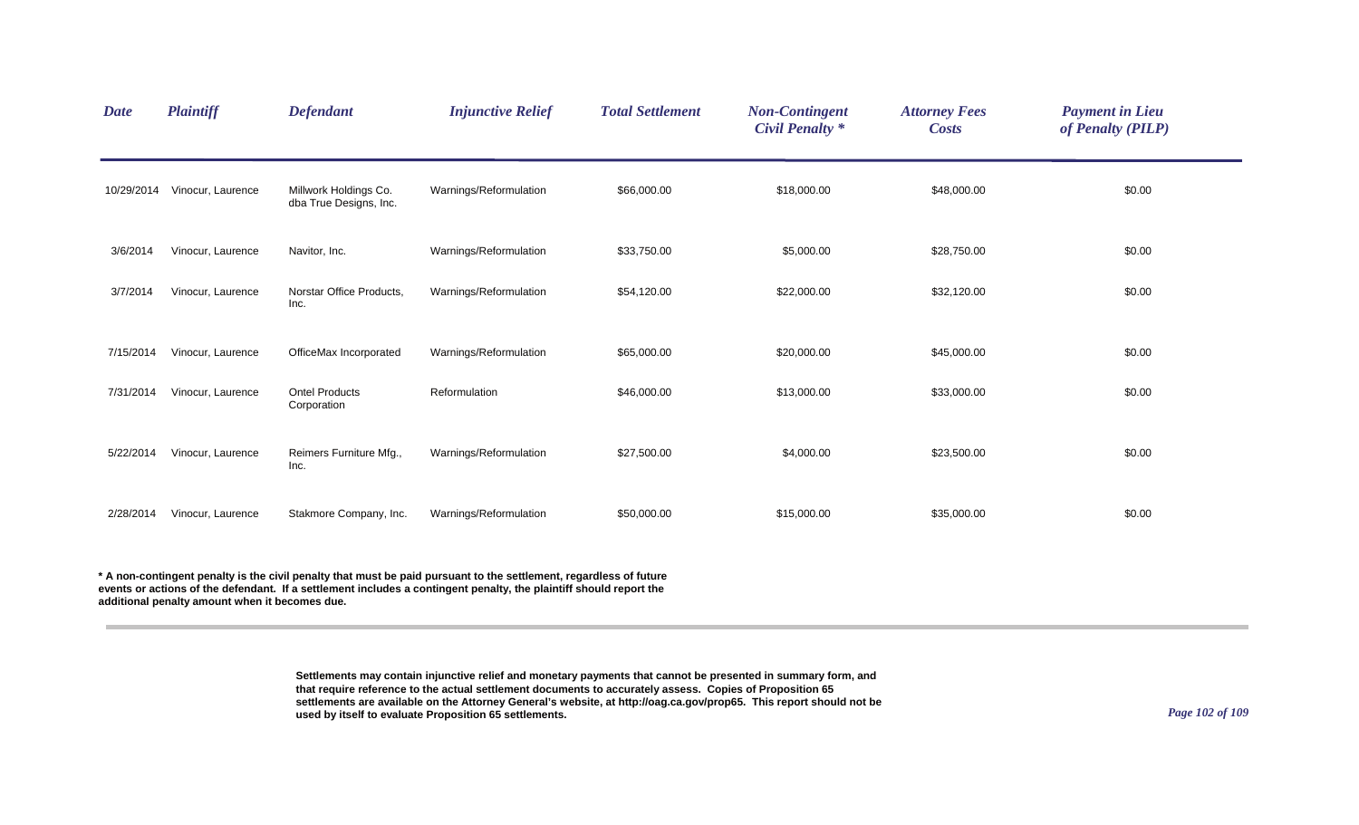| *Date* | *Plaintiff* | *Defendant* | *Injunctive Relief* | *Total Settlement* | *Non-Contingent Civil Penalty \** | *Attorney Fees Costs* | *Payment in Lieu of Penalty (PILP)* |
|---|---|---|---|---|---|---|---|
| 10/29/2014 | Vinocur, Laurence | Millwork Holdings Co. dba True Designs, Inc. | Warnings/Reformulation | $66,000.00 | $18,000.00 | $48,000.00 | $0.00 |
| 3/6/2014 | Vinocur, Laurence | Navitor, Inc. | Warnings/Reformulation | $33,750.00 | $5,000.00 | $28,750.00 | $0.00 |
| 3/7/2014 | Vinocur, Laurence | Norstar Office Products, Inc. | Warnings/Reformulation | $54,120.00 | $22,000.00 | $32,120.00 | $0.00 |
| 7/15/2014 | Vinocur, Laurence | OfficeMax Incorporated | Warnings/Reformulation | $65,000.00 | $20,000.00 | $45,000.00 | $0.00 |
| 7/31/2014 | Vinocur, Laurence | Ontel Products Corporation | Reformulation | $46,000.00 | $13,000.00 | $33,000.00 | $0.00 |
| 5/22/2014 | Vinocur, Laurence | Reimers Furniture Mfg., Inc. | Warnings/Reformulation | $27,500.00 | $4,000.00 | $23,500.00 | $0.00 |
| 2/28/2014 | Vinocur, Laurence | Stakmore Company, Inc. | Warnings/Reformulation | $50,000.00 | $15,000.00 | $35,000.00 | $0.00 |

**\* A non-contingent penalty is the civil penalty that must be paid pursuant to the settlement, regardless of future events or actions of the defendant. If a settlement includes a contingent penalty, the plaintiff should report the additional penalty amount when it becomes due.**

**Settlements may contain injunctive relief and monetary payments that cannot be presented in summary form, and that require reference to the actual settlement documents to accurately assess. Copies of Proposition 65 settlements are available on the Attorney General's website, at http://oag.ca.gov/prop65. This report should not be used by itself to evaluate Proposition 65 settlements.**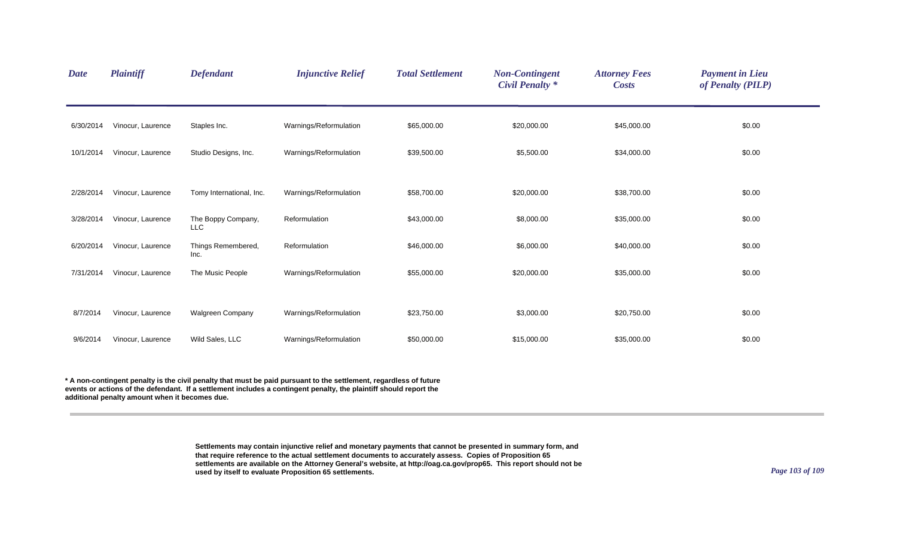| *Date* | *Plaintiff* | *Defendant* | *Injunctive Relief* | *Total Settlement* | *Non-Contingent Civil Penalty ** | *Attorney Fees Costs* | *Payment in Lieu of Penalty (PILP)* |
|---|---|---|---|---|---|---|---|
| 6/30/2014 | Vinocur, Laurence | Staples Inc. | Warnings/Reformulation | $65,000.00 | $20,000.00 | $45,000.00 | $0.00 |
| 10/1/2014 | Vinocur, Laurence | Studio Designs, Inc. | Warnings/Reformulation | $39,500.00 | $5,500.00 | $34,000.00 | $0.00 |
| 2/28/2014 | Vinocur, Laurence | Tomy International, Inc. | Warnings/Reformulation | $58,700.00 | $20,000.00 | $38,700.00 | $0.00 |
| 3/28/2014 | Vinocur, Laurence | The Boppy Company, LLC | Reformulation | $43,000.00 | $8,000.00 | $35,000.00 | $0.00 |
| 6/20/2014 | Vinocur, Laurence | Things Remembered, Inc. | Reformulation | $46,000.00 | $6,000.00 | $40,000.00 | $0.00 |
| 7/31/2014 | Vinocur, Laurence | The Music People | Warnings/Reformulation | $55,000.00 | $20,000.00 | $35,000.00 | $0.00 |
| 8/7/2014 | Vinocur, Laurence | Walgreen Company | Warnings/Reformulation | $23,750.00 | $3,000.00 | $20,750.00 | $0.00 |
| 9/6/2014 | Vinocur, Laurence | Wild Sales, LLC | Warnings/Reformulation | $50,000.00 | $15,000.00 | $35,000.00 | $0.00 |

**\* A non-contingent penalty is the civil penalty that must be paid pursuant to the settlement, regardless of future events or actions of the defendant. If a settlement includes a contingent penalty, the plaintiff should report the additional penalty amount when it becomes due.**

**Settlements may contain injunctive relief and monetary payments that cannot be presented in summary form, and that require reference to the actual settlement documents to accurately assess. Copies of Proposition 65 settlements are available on the Attorney General's website, at http://oag.ca.gov/prop65. This report should not be used by itself to evaluate Proposition 65 settlements.**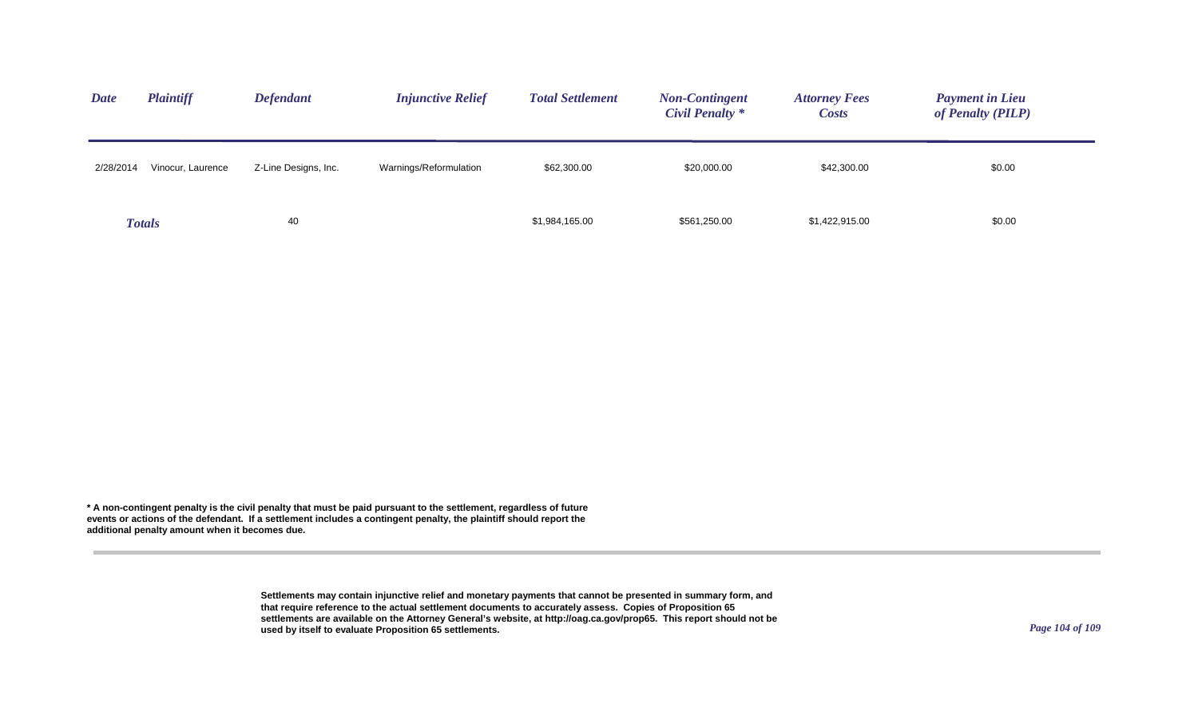| *Date* | *Plaintiff* | *Defendant* | *Injunctive Relief* | *Total Settlement* | *Non-Contingent Civil Penalty \** | *Attorney Fees Costs* | *Payment in Lieu of Penalty (PILP)* |
|---|---|---|---|---|---|---|---|
| 2/28/2014 | Vinocur, Laurence | Z-Line Designs, Inc. | Warnings/Reformulation | $62,300.00 | $20,000.00 | $42,300.00 | $0.00 |
| ***Totals*** | | 40 | | $1,984,165.00 | $561,250.00 | $1,422,915.00 | $0.00 |

**\* A non-contingent penalty is the civil penalty that must be paid pursuant to the settlement, regardless of future events or actions of the defendant. If a settlement includes a contingent penalty, the plaintiff should report the additional penalty amount when it becomes due.**

**Settlements may contain injunctive relief and monetary payments that cannot be presented in summary form, and that require reference to the actual settlement documents to accurately assess. Copies of Proposition 65 settlements are available on the Attorney General's website, at http://oag.ca.gov/prop65. This report should not be used by itself to evaluate Proposition 65 settlements.**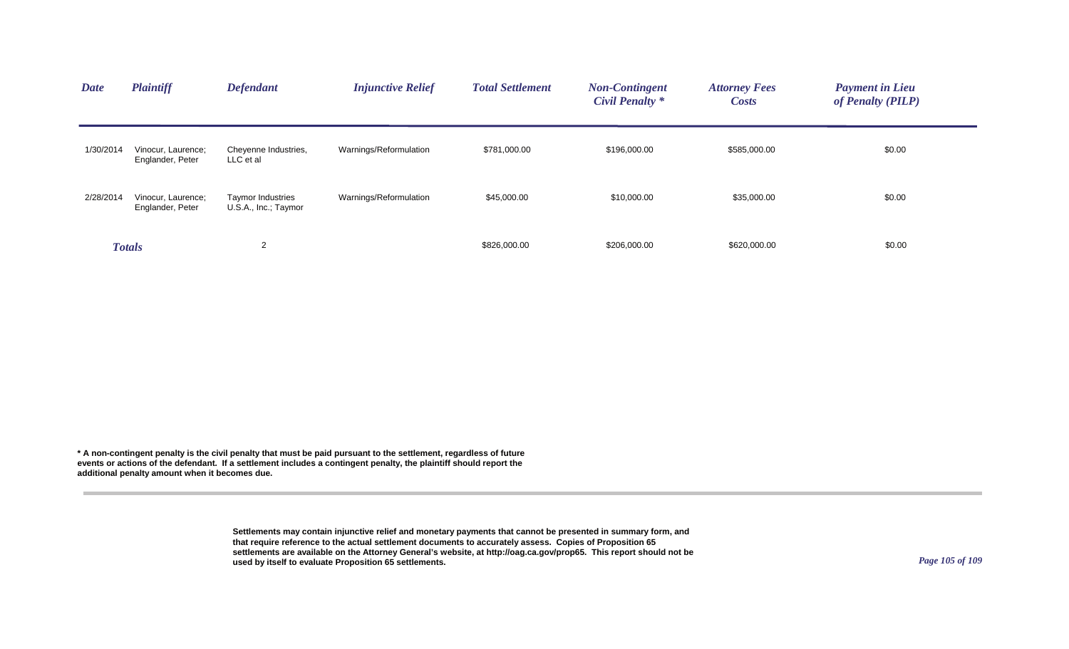| Date | Plaintiff | Defendant | Injunctive Relief | Total Settlement | Non-Contingent Civil Penalty * | Attorney Fees Costs | Payment in Lieu of Penalty (PILP) |
|---|---|---|---|---|---|---|---|
| 1/30/2014 | Vinocur, Laurence; Englander, Peter | Cheyenne Industries, LLC et al | Warnings/Reformulation | $781,000.00 | $196,000.00 | $585,000.00 | $0.00 |
| 2/28/2014 | Vinocur, Laurence; Englander, Peter | Taymor Industries U.S.A., Inc.; Taymor | Warnings/Reformulation | $45,000.00 | $10,000.00 | $35,000.00 | $0.00 |
| ***Totals*** | | 2 | | $826,000.00 | $206,000.00 | $620,000.00 | $0.00 |

**\* A non-contingent penalty is the civil penalty that must be paid pursuant to the settlement, regardless of future events or actions of the defendant. If a settlement includes a contingent penalty, the plaintiff should report the additional penalty amount when it becomes due.**

**Settlements may contain injunctive relief and monetary payments that cannot be presented in summary form, and that require reference to the actual settlement documents to accurately assess. Copies of Proposition 65 settlements are available on the Attorney General's website, at http://oag.ca.gov/prop65. This report should not be used by itself to evaluate Proposition 65 settlements.**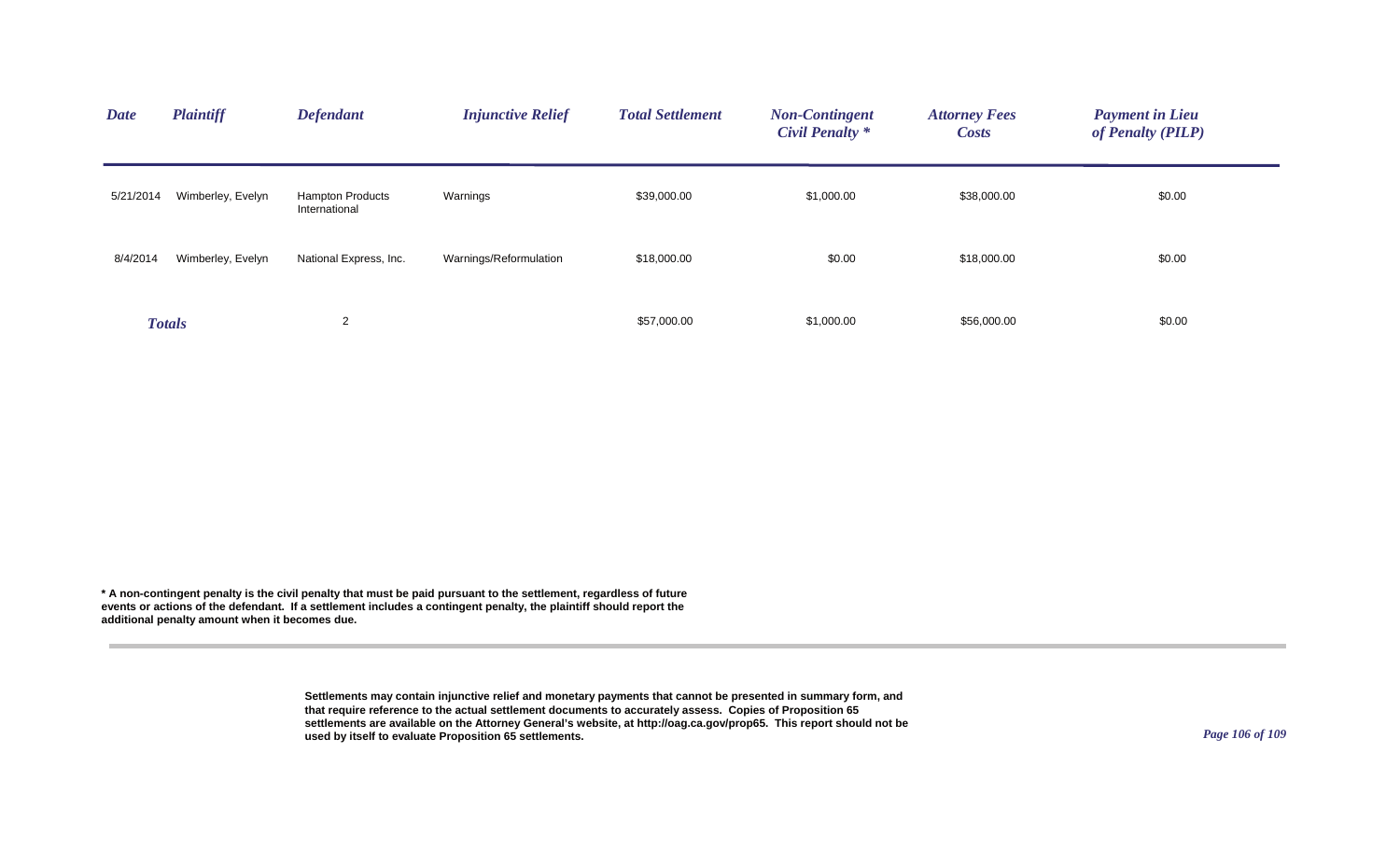| Date | Plaintiff | Defendant | Injunctive Relief | Total Settlement | Non-Contingent Civil Penalty * | Attorney Fees Costs | Payment in Lieu of Penalty (PILP) |
|---|---|---|---|---|---|---|---|
| 5/21/2014 | Wimberley, Evelyn | Hampton Products International | Warnings | $39,000.00 | $1,000.00 | $38,000.00 | $0.00 |
| 8/4/2014 | Wimberley, Evelyn | National Express, Inc. | Warnings/Reformulation | $18,000.00 | $0.00 | $18,000.00 | $0.00 |
| ***Totals*** | | 2 | | $57,000.00 | $1,000.00 | $56,000.00 | $0.00 |

**\* A non-contingent penalty is the civil penalty that must be paid pursuant to the settlement, regardless of future events or actions of the defendant. If a settlement includes a contingent penalty, the plaintiff should report the additional penalty amount when it becomes due.**

**Settlements may contain injunctive relief and monetary payments that cannot be presented in summary form, and that require reference to the actual settlement documents to accurately assess. Copies of Proposition 65 settlements are available on the Attorney General's website, at http://oag.ca.gov/prop65. This report should not be used by itself to evaluate Proposition 65 settlements.**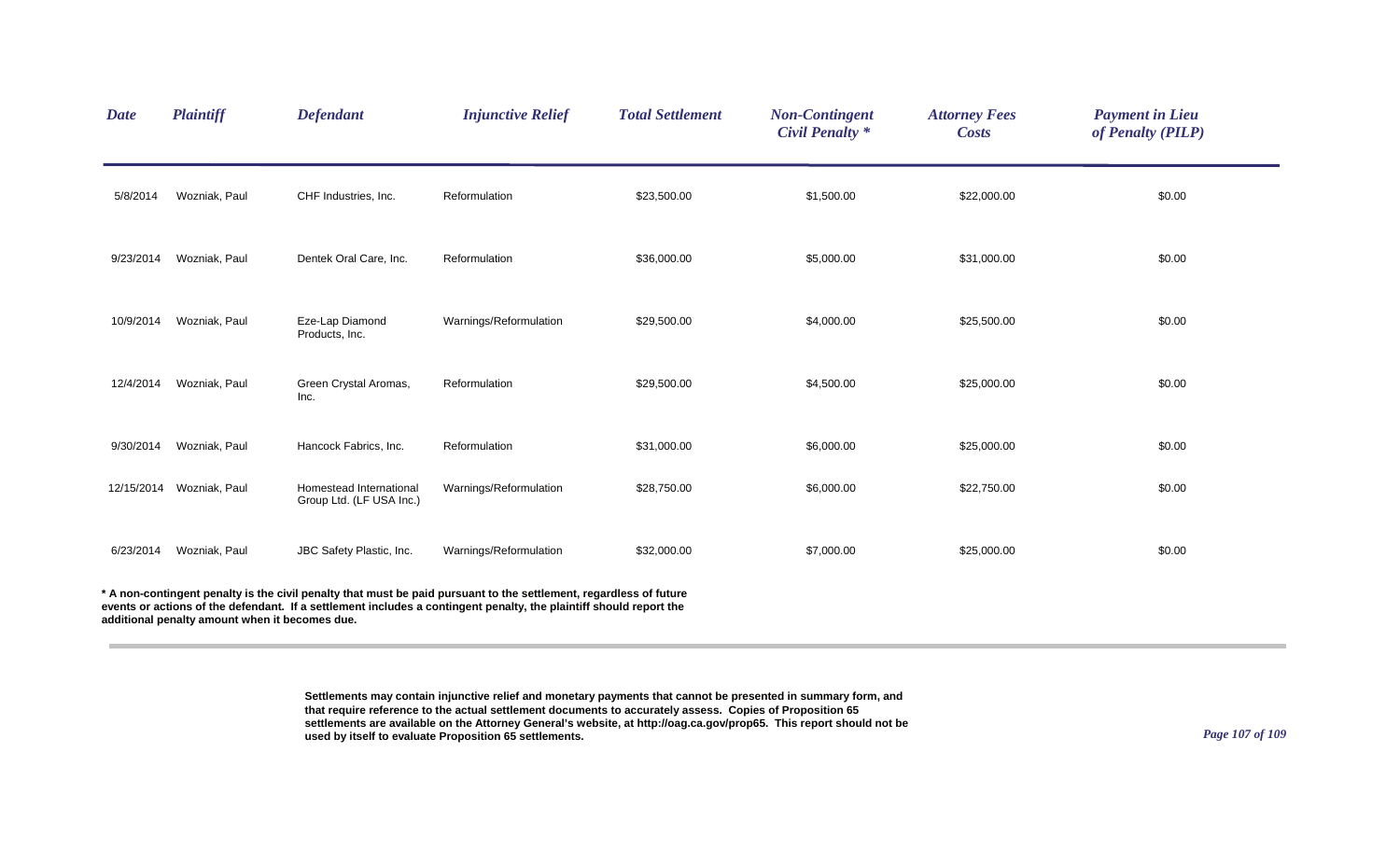| Date | Plaintiff | Defendant | Injunctive Relief | Total Settlement | Non-Contingent Civil Penalty * | Attorney Fees Costs | Payment in Lieu of Penalty (PILP) |
|---|---|---|---|---|---|---|---|
| 5/8/2014 | Wozniak, Paul | CHF Industries, Inc. | Reformulation | $23,500.00 | $1,500.00 | $22,000.00 | $0.00 |
| 9/23/2014 | Wozniak, Paul | Dentek Oral Care, Inc. | Reformulation | $36,000.00 | $5,000.00 | $31,000.00 | $0.00 |
| 10/9/2014 | Wozniak, Paul | Eze-Lap Diamond Products, Inc. | Warnings/Reformulation | $29,500.00 | $4,000.00 | $25,500.00 | $0.00 |
| 12/4/2014 | Wozniak, Paul | Green Crystal Aromas, Inc. | Reformulation | $29,500.00 | $4,500.00 | $25,000.00 | $0.00 |
| 9/30/2014 | Wozniak, Paul | Hancock Fabrics, Inc. | Reformulation | $31,000.00 | $6,000.00 | $25,000.00 | $0.00 |
| 12/15/2014 | Wozniak, Paul | Homestead International Group Ltd. (LF USA Inc.) | Warnings/Reformulation | $28,750.00 | $6,000.00 | $22,750.00 | $0.00 |
| 6/23/2014 | Wozniak, Paul | JBC Safety Plastic, Inc. | Warnings/Reformulation | $32,000.00 | $7,000.00 | $25,000.00 | $0.00 |

**\* A non-contingent penalty is the civil penalty that must be paid pursuant to the settlement, regardless of future events or actions of the defendant. If a settlement includes a contingent penalty, the plaintiff should report the additional penalty amount when it becomes due.**

**Settlements may contain injunctive relief and monetary payments that cannot be presented in summary form, and that require reference to the actual settlement documents to accurately assess. Copies of Proposition 65 settlements are available on the Attorney General's website, at http://oag.ca.gov/prop65. This report should not be used by itself to evaluate Proposition 65 settlements.**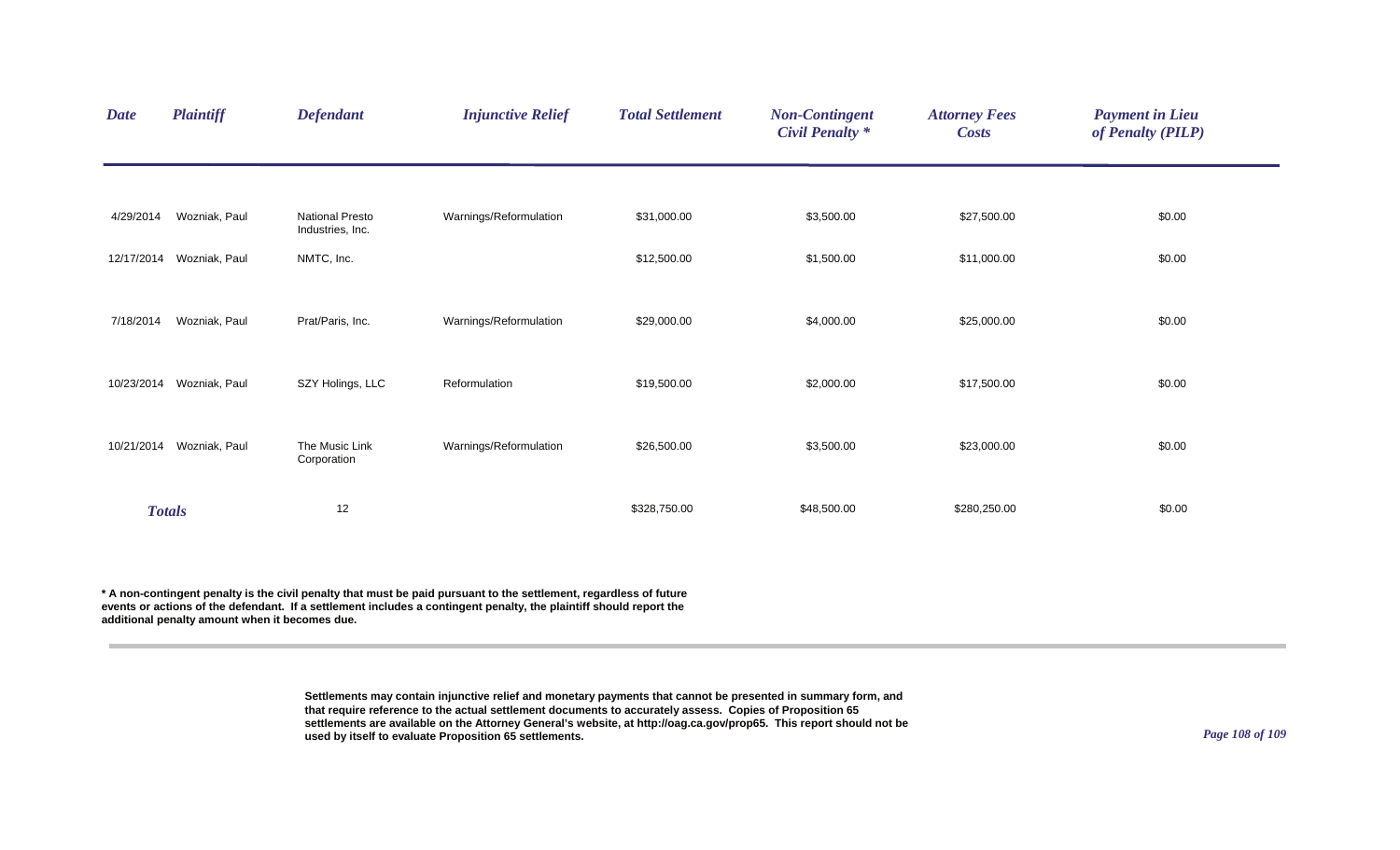| Date | Plaintiff | Defendant | Injunctive Relief | Total Settlement | Non-Contingent Civil Penalty * | Attorney Fees Costs | Payment in Lieu of Penalty (PILP) |
|---|---|---|---|---|---|---|---|
| 4/29/2014 | Wozniak, Paul | National Presto Industries, Inc. | Warnings/Reformulation | $31,000.00 | $3,500.00 | $27,500.00 | $0.00 |
| 12/17/2014 | Wozniak, Paul | NMTC, Inc. | | $12,500.00 | $1,500.00 | $11,000.00 | $0.00 |
| 7/18/2014 | Wozniak, Paul | Prat/Paris, Inc. | Warnings/Reformulation | $29,000.00 | $4,000.00 | $25,000.00 | $0.00 |
| 10/23/2014 | Wozniak, Paul | SZY Holings, LLC | Reformulation | $19,500.00 | $2,000.00 | $17,500.00 | $0.00 |
| 10/21/2014 | Wozniak, Paul | The Music Link Corporation | Warnings/Reformulation | $26,500.00 | $3,500.00 | $23,000.00 | $0.00 |
| **Totals** | | 12 | | $328,750.00 | $48,500.00 | $280,250.00 | $0.00 |

**\* A non-contingent penalty is the civil penalty that must be paid pursuant to the settlement, regardless of future events or actions of the defendant. If a settlement includes a contingent penalty, the plaintiff should report the additional penalty amount when it becomes due.**

**Settlements may contain injunctive relief and monetary payments that cannot be presented in summary form, and that require reference to the actual settlement documents to accurately assess. Copies of Proposition 65 settlements are available on the Attorney General's website, at http://oag.ca.gov/prop65. This report should not be used by itself to evaluate Proposition 65 settlements.**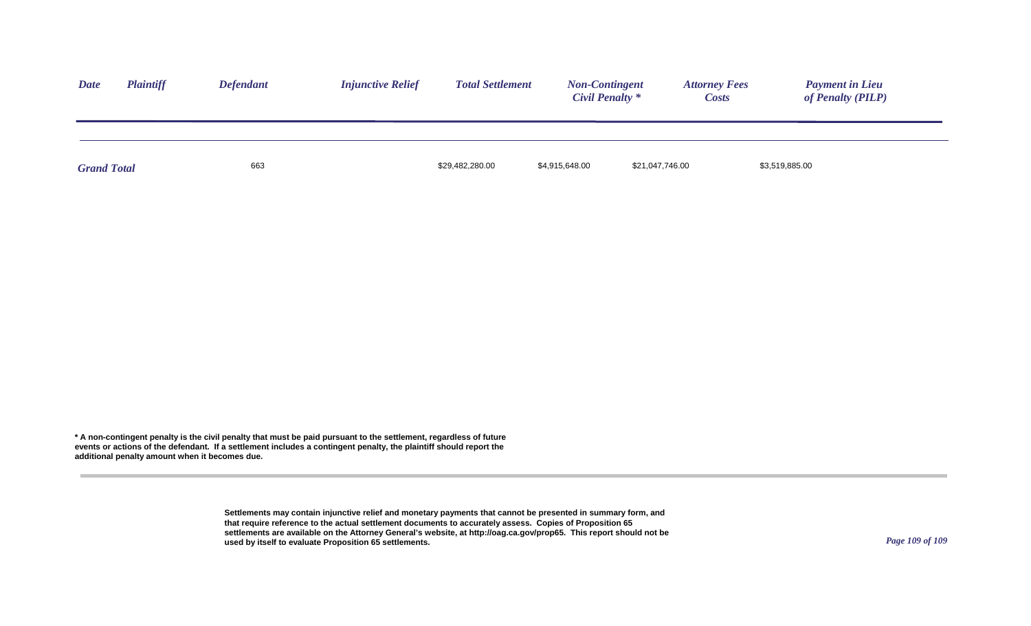| *Date* | *Plaintiff* | *Defendant* | *Injunctive Relief* | *Total Settlement* | *Non-Contingent Civil Penalty ** | *Attorney Fees Costs* | *Payment in Lieu of Penalty (PILP)* |
|---|---|---|---|---|---|---|---|
| ***Grand Total*** | | 663 | | $29,482,280.00 | $4,915,648.00 | $21,047,746.00 | $3,519,885.00 |

**\* A non-contingent penalty is the civil penalty that must be paid pursuant to the settlement, regardless of future events or actions of the defendant. If a settlement includes a contingent penalty, the plaintiff should report the additional penalty amount when it becomes due.**

**Settlements may contain injunctive relief and monetary payments that cannot be presented in summary form, and that require reference to the actual settlement documents to accurately assess. Copies of Proposition 65 settlements are available on the Attorney General's website, at http://oag.ca.gov/prop65. This report should not be used by itself to evaluate Proposition 65 settlements.**